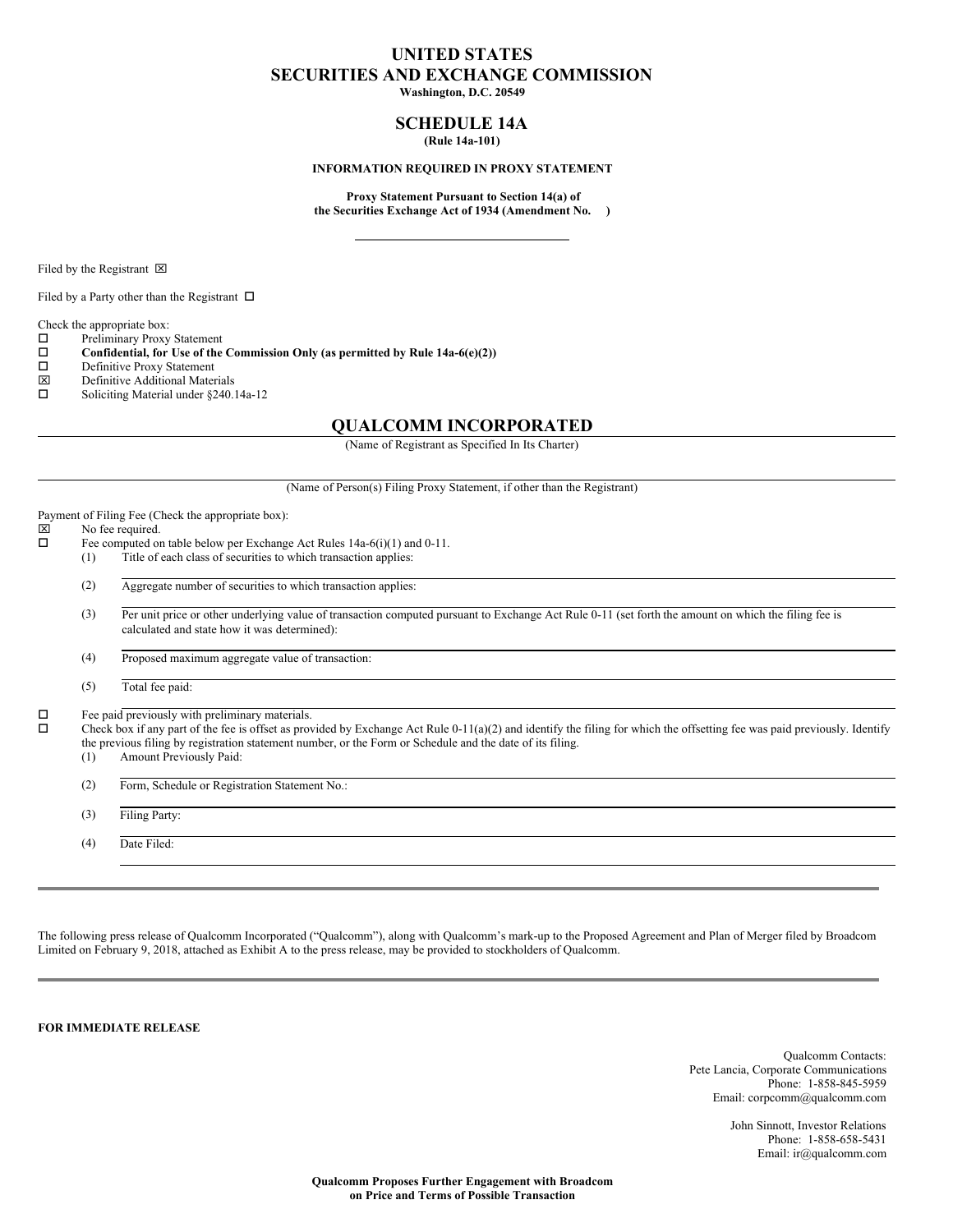# UNITED STATES
# SECURITIES AND EXCHANGE COMMISSION

**Washington, D.C. 20549**

## SCHEDULE 14A

**(Rule 14a-101)**

**INFORMATION REQUIRED IN PROXY STATEMENT**

**Proxy Statement Pursuant to Section 14(a) of the Securities Exchange Act of 1934 (Amendment No. )**

Filed by the Registrant ☒

Filed by a Party other than the Registrant ☐

Check the appropriate box:

☐ Preliminary Proxy Statement
☐ **Confidential, for Use of the Commission Only (as permitted by Rule 14a-6(e)(2))**
☐ Definitive Proxy Statement
☒ Definitive Additional Materials
☐ Soliciting Material under §240.14a-12

## QUALCOMM INCORPORATED

(Name of Registrant as Specified In Its Charter)

(Name of Person(s) Filing Proxy Statement, if other than the Registrant)

Payment of Filing Fee (Check the appropriate box):

☒ No fee required.
☐ Fee computed on table below per Exchange Act Rules 14a-6(i)(1) and 0-11.

(1) Title of each class of securities to which transaction applies:

(2) Aggregate number of securities to which transaction applies:

(3) Per unit price or other underlying value of transaction computed pursuant to Exchange Act Rule 0-11 (set forth the amount on which the filing fee is calculated and state how it was determined):

(4) Proposed maximum aggregate value of transaction:

(5) Total fee paid:

☐ Fee paid previously with preliminary materials.
☐ Check box if any part of the fee is offset as provided by Exchange Act Rule 0-11(a)(2) and identify the filing for which the offsetting fee was paid previously. Identify the previous filing by registration statement number, or the Form or Schedule and the date of its filing.

(1) Amount Previously Paid:

(2) Form, Schedule or Registration Statement No.:

(3) Filing Party:

(4) Date Filed:

---

The following press release of Qualcomm Incorporated ("Qualcomm"), along with Qualcomm's mark-up to the Proposed Agreement and Plan of Merger filed by Broadcom Limited on February 9, 2018, attached as Exhibit A to the press release, may be provided to stockholders of Qualcomm.

---

**FOR IMMEDIATE RELEASE**

Qualcomm Contacts:
Pete Lancia, Corporate Communications
Phone: 1-858-845-5959
Email: corpcomm@qualcomm.com

John Sinnott, Investor Relations
Phone: 1-858-658-5431
Email: ir@qualcomm.com

**Qualcomm Proposes Further Engagement with Broadcom on Price and Terms of Possible Transaction**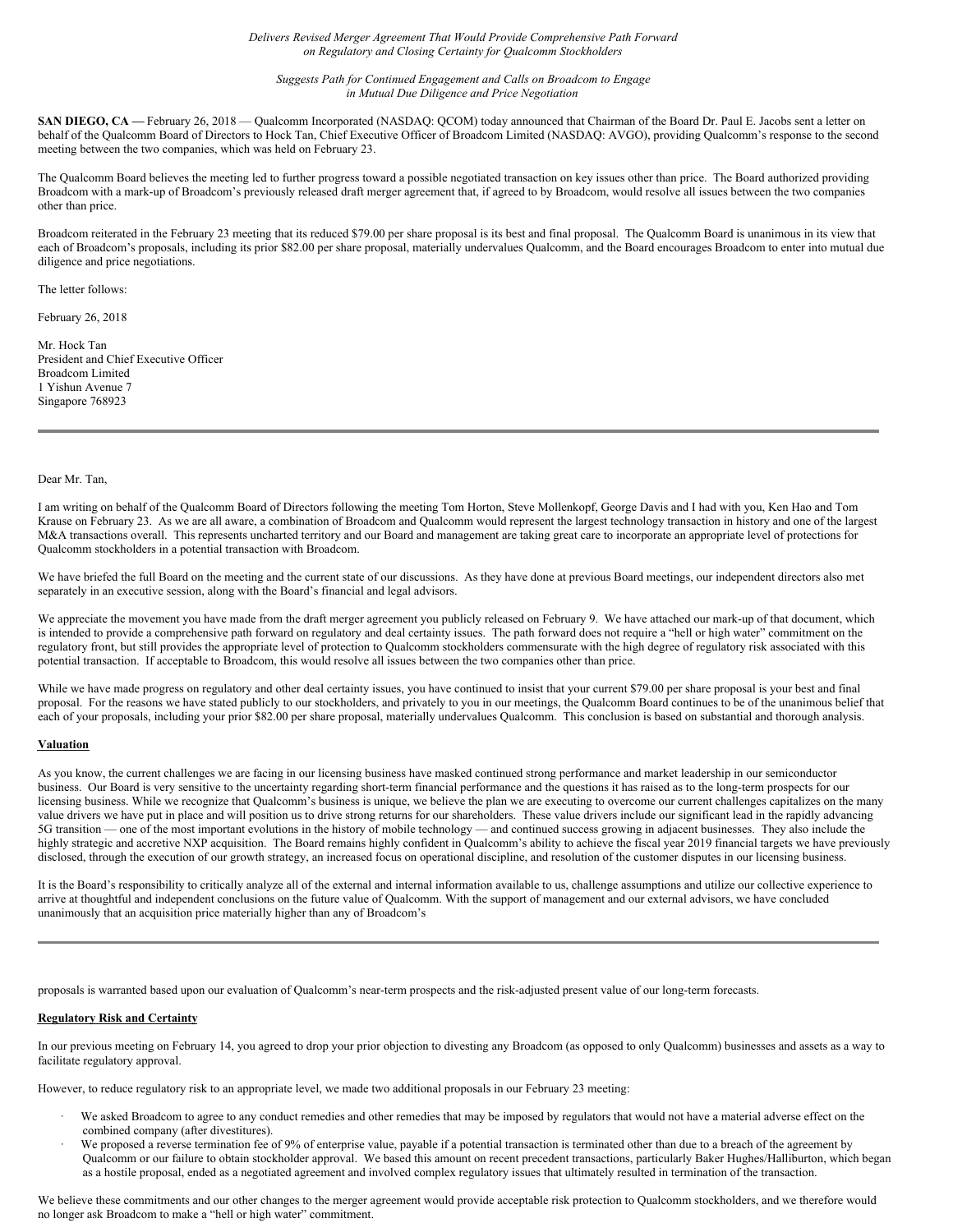*Delivers Revised Merger Agreement That Would Provide Comprehensive Path Forward on Regulatory and Closing Certainty for Qualcomm Stockholders*

*Suggests Path for Continued Engagement and Calls on Broadcom to Engage in Mutual Due Diligence and Price Negotiation*

**SAN DIEGO, CA —** February 26, 2018 — Qualcomm Incorporated (NASDAQ: QCOM) today announced that Chairman of the Board Dr. Paul E. Jacobs sent a letter on behalf of the Qualcomm Board of Directors to Hock Tan, Chief Executive Officer of Broadcom Limited (NASDAQ: AVGO), providing Qualcomm's response to the second meeting between the two companies, which was held on February 23.

The Qualcomm Board believes the meeting led to further progress toward a possible negotiated transaction on key issues other than price. The Board authorized providing Broadcom with a mark-up of Broadcom's previously released draft merger agreement that, if agreed to by Broadcom, would resolve all issues between the two companies other than price.

Broadcom reiterated in the February 23 meeting that its reduced $79.00 per share proposal is its best and final proposal. The Qualcomm Board is unanimous in its view that each of Broadcom's proposals, including its prior $82.00 per share proposal, materially undervalues Qualcomm, and the Board encourages Broadcom to enter into mutual due diligence and price negotiations.

The letter follows:

February 26, 2018

Mr. Hock Tan
President and Chief Executive Officer
Broadcom Limited
1 Yishun Avenue 7
Singapore 768923

---

Dear Mr. Tan,

I am writing on behalf of the Qualcomm Board of Directors following the meeting Tom Horton, Steve Mollenkopf, George Davis and I had with you, Ken Hao and Tom Krause on February 23. As we are all aware, a combination of Broadcom and Qualcomm would represent the largest technology transaction in history and one of the largest M&A transactions overall. This represents uncharted territory and our Board and management are taking great care to incorporate an appropriate level of protections for Qualcomm stockholders in a potential transaction with Broadcom.

We have briefed the full Board on the meeting and the current state of our discussions. As they have done at previous Board meetings, our independent directors also met separately in an executive session, along with the Board's financial and legal advisors.

We appreciate the movement you have made from the draft merger agreement you publicly released on February 9. We have attached our mark-up of that document, which is intended to provide a comprehensive path forward on regulatory and deal certainty issues. The path forward does not require a "hell or high water" commitment on the regulatory front, but still provides the appropriate level of protection to Qualcomm stockholders commensurate with the high degree of regulatory risk associated with this potential transaction. If acceptable to Broadcom, this would resolve all issues between the two companies other than price.

While we have made progress on regulatory and other deal certainty issues, you have continued to insist that your current $79.00 per share proposal is your best and final proposal. For the reasons we have stated publicly to our stockholders, and privately to you in our meetings, the Qualcomm Board continues to be of the unanimous belief that each of your proposals, including your prior $82.00 per share proposal, materially undervalues Qualcomm. This conclusion is based on substantial and thorough analysis.

**Valuation**

As you know, the current challenges we are facing in our licensing business have masked continued strong performance and market leadership in our semiconductor business. Our Board is very sensitive to the uncertainty regarding short-term financial performance and the questions it has raised as to the long-term prospects for our licensing business. While we recognize that Qualcomm's business is unique, we believe the plan we are executing to overcome our current challenges capitalizes on the many value drivers we have put in place and will position us to drive strong returns for our shareholders. These value drivers include our significant lead in the rapidly advancing 5G transition — one of the most important evolutions in the history of mobile technology — and continued success growing in adjacent businesses. They also include the highly strategic and accretive NXP acquisition. The Board remains highly confident in Qualcomm's ability to achieve the fiscal year 2019 financial targets we have previously disclosed, through the execution of our growth strategy, an increased focus on operational discipline, and resolution of the customer disputes in our licensing business.

It is the Board's responsibility to critically analyze all of the external and internal information available to us, challenge assumptions and utilize our collective experience to arrive at thoughtful and independent conclusions on the future value of Qualcomm. With the support of management and our external advisors, we have concluded unanimously that an acquisition price materially higher than any of Broadcom's proposals is warranted based upon our evaluation of Qualcomm's near-term prospects and the risk-adjusted present value of our long-term forecasts.

**Regulatory Risk and Certainty**

In our previous meeting on February 14, you agreed to drop your prior objection to divesting any Broadcom (as opposed to only Qualcomm) businesses and assets as a way to facilitate regulatory approval.

However, to reduce regulatory risk to an appropriate level, we made two additional proposals in our February 23 meeting:

- We asked Broadcom to agree to any conduct remedies and other remedies that may be imposed by regulators that would not have a material adverse effect on the combined company (after divestitures).
- We proposed a reverse termination fee of 9% of enterprise value, payable if a potential transaction is terminated other than due to a breach of the agreement by Qualcomm or our failure to obtain stockholder approval. We based this amount on recent precedent transactions, particularly Baker Hughes/Halliburton, which began as a hostile proposal, ended as a negotiated agreement and involved complex regulatory issues that ultimately resulted in termination of the transaction.

We believe these commitments and our other changes to the merger agreement would provide acceptable risk protection to Qualcomm stockholders, and we therefore would no longer ask Broadcom to make a "hell or high water" commitment.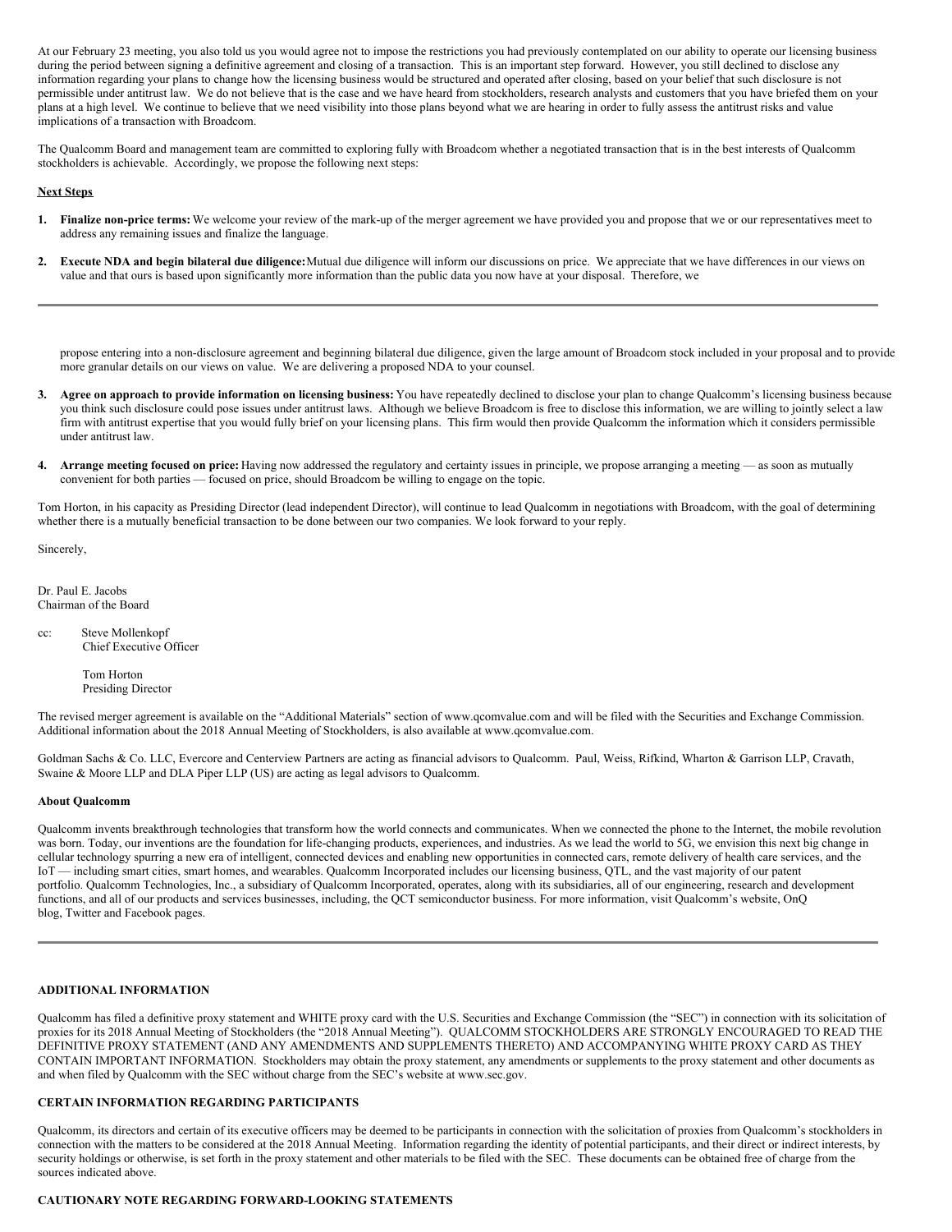At our February 23 meeting, you also told us you would agree not to impose the restrictions you had previously contemplated on our ability to operate our licensing business during the period between signing a definitive agreement and closing of a transaction. This is an important step forward. However, you still declined to disclose any information regarding your plans to change how the licensing business would be structured and operated after closing, based on your belief that such disclosure is not permissible under antitrust law. We do not believe that is the case and we have heard from stockholders, research analysts and customers that you have briefed them on your plans at a high level. We continue to believe that we need visibility into those plans beyond what we are hearing in order to fully assess the antitrust risks and value implications of a transaction with Broadcom.

The Qualcomm Board and management team are committed to exploring fully with Broadcom whether a negotiated transaction that is in the best interests of Qualcomm stockholders is achievable. Accordingly, we propose the following next steps:

**Next Steps**

1. **Finalize non-price terms:** We welcome your review of the mark-up of the merger agreement we have provided you and propose that we or our representatives meet to address any remaining issues and finalize the language.

2. **Execute NDA and begin bilateral due diligence:** Mutual due diligence will inform our discussions on price. We appreciate that we have differences in our views on value and that ours is based upon significantly more information than the public data you now have at your disposal. Therefore, we propose entering into a non-disclosure agreement and beginning bilateral due diligence, given the large amount of Broadcom stock included in your proposal and to provide more granular details on our views on value. We are delivering a proposed NDA to your counsel.

3. **Agree on approach to provide information on licensing business:** You have repeatedly declined to disclose your plan to change Qualcomm's licensing business because you think such disclosure could pose issues under antitrust laws. Although we believe Broadcom is free to disclose this information, we are willing to jointly select a law firm with antitrust expertise that you would fully brief on your licensing plans. This firm would then provide Qualcomm the information which it considers permissible under antitrust law.

4. **Arrange meeting focused on price:** Having now addressed the regulatory and certainty issues in principle, we propose arranging a meeting — as soon as mutually convenient for both parties — focused on price, should Broadcom be willing to engage on the topic.

Tom Horton, in his capacity as Presiding Director (lead independent Director), will continue to lead Qualcomm in negotiations with Broadcom, with the goal of determining whether there is a mutually beneficial transaction to be done between our two companies. We look forward to your reply.

Sincerely,

Dr. Paul E. Jacobs
Chairman of the Board

cc: Steve Mollenkopf
Chief Executive Officer

Tom Horton
Presiding Director

The revised merger agreement is available on the "Additional Materials" section of www.qcomvalue.com and will be filed with the Securities and Exchange Commission. Additional information about the 2018 Annual Meeting of Stockholders, is also available at www.qcomvalue.com.

Goldman Sachs & Co. LLC, Evercore and Centerview Partners are acting as financial advisors to Qualcomm. Paul, Weiss, Rifkind, Wharton & Garrison LLP, Cravath, Swaine & Moore LLP and DLA Piper LLP (US) are acting as legal advisors to Qualcomm.

**About Qualcomm**

Qualcomm invents breakthrough technologies that transform how the world connects and communicates. When we connected the phone to the Internet, the mobile revolution was born. Today, our inventions are the foundation for life-changing products, experiences, and industries. As we lead the world to 5G, we envision this next big change in cellular technology spurring a new era of intelligent, connected devices and enabling new opportunities in connected cars, remote delivery of health care services, and the IoT — including smart cities, smart homes, and wearables. Qualcomm Incorporated includes our licensing business, QTL, and the vast majority of our patent portfolio. Qualcomm Technologies, Inc., a subsidiary of Qualcomm Incorporated, operates, along with its subsidiaries, all of our engineering, research and development functions, and all of our products and services businesses, including, the QCT semiconductor business. For more information, visit Qualcomm's website, OnQ blog, Twitter and Facebook pages.

**ADDITIONAL INFORMATION**

Qualcomm has filed a definitive proxy statement and WHITE proxy card with the U.S. Securities and Exchange Commission (the "SEC") in connection with its solicitation of proxies for its 2018 Annual Meeting of Stockholders (the "2018 Annual Meeting"). QUALCOMM STOCKHOLDERS ARE STRONGLY ENCOURAGED TO READ THE DEFINITIVE PROXY STATEMENT (AND ANY AMENDMENTS AND SUPPLEMENTS THERETO) AND ACCOMPANYING WHITE PROXY CARD AS THEY CONTAIN IMPORTANT INFORMATION. Stockholders may obtain the proxy statement, any amendments or supplements to the proxy statement and other documents as and when filed by Qualcomm with the SEC without charge from the SEC's website at www.sec.gov.

**CERTAIN INFORMATION REGARDING PARTICIPANTS**

Qualcomm, its directors and certain of its executive officers may be deemed to be participants in connection with the solicitation of proxies from Qualcomm's stockholders in connection with the matters to be considered at the 2018 Annual Meeting. Information regarding the identity of potential participants, and their direct or indirect interests, by security holdings or otherwise, is set forth in the proxy statement and other materials to be filed with the SEC. These documents can be obtained free of charge from the sources indicated above.

**CAUTIONARY NOTE REGARDING FORWARD-LOOKING STATEMENTS**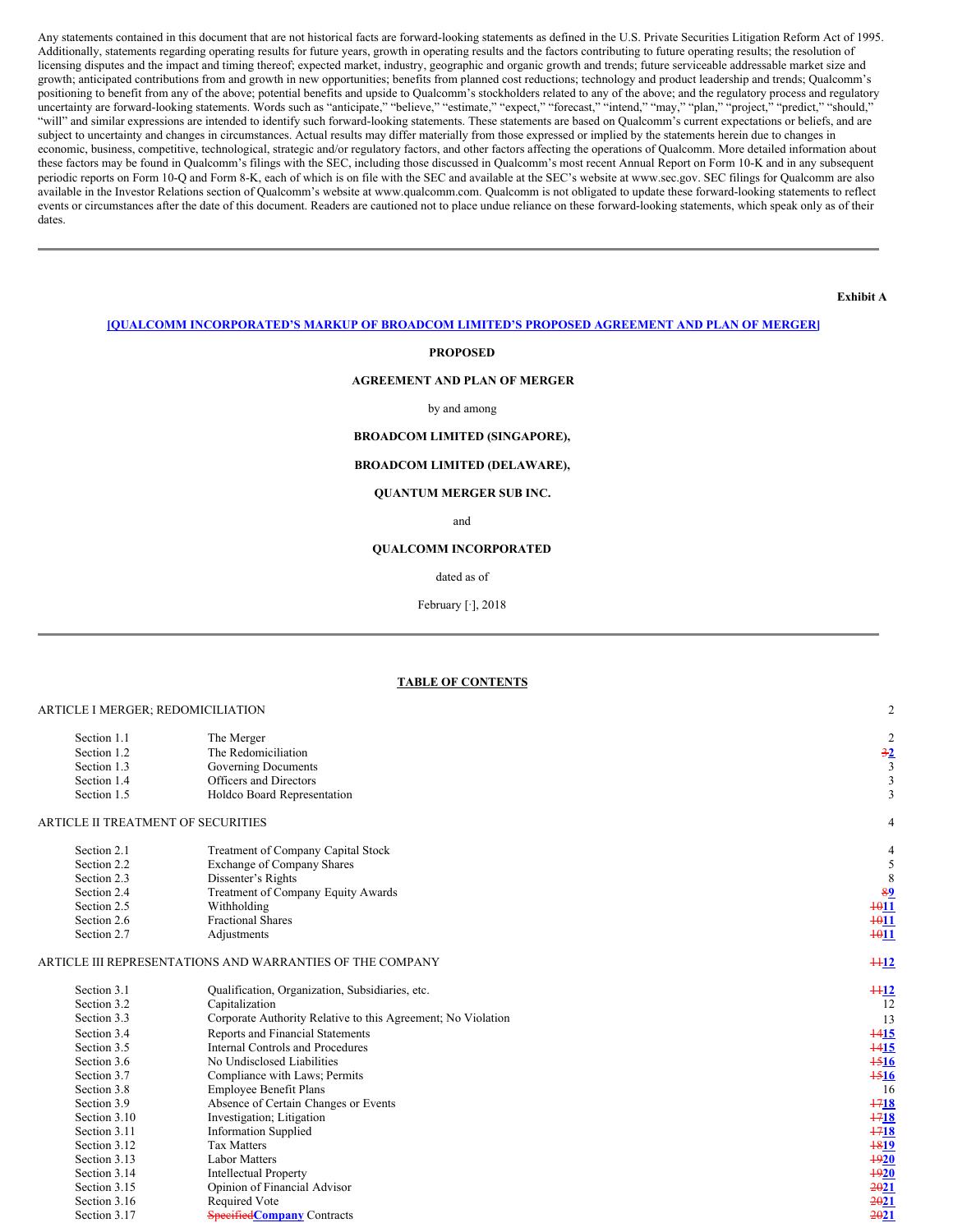Any statements contained in this document that are not historical facts are forward-looking statements as defined in the U.S. Private Securities Litigation Reform Act of 1995. Additionally, statements regarding operating results for future years, growth in operating results and the factors contributing to future operating results; the resolution of licensing disputes and the impact and timing thereof; expected market, industry, geographic and organic growth and trends; future serviceable addressable market size and growth; anticipated contributions from and growth in new opportunities; benefits from planned cost reductions; technology and product leadership and trends; Qualcomm's positioning to benefit from any of the above; potential benefits and upside to Qualcomm's stockholders related to any of the above; and the regulatory process and regulatory uncertainty are forward-looking statements. Words such as "anticipate," "believe," "estimate," "expect," "forecast," "intend," "may," "plan," "project," "predict," "should," "will" and similar expressions are intended to identify such forward-looking statements. These statements are based on Qualcomm's current expectations or beliefs, and are subject to uncertainty and changes in circumstances. Actual results may differ materially from those expressed or implied by the statements herein due to changes in economic, business, competitive, technological, strategic and/or regulatory factors, and other factors affecting the operations of Qualcomm. More detailed information about these factors may be found in Qualcomm's filings with the SEC, including those discussed in Qualcomm's most recent Annual Report on Form 10-K and in any subsequent periodic reports on Form 10-Q and Form 8-K, each of which is on file with the SEC and available at the SEC's website at www.sec.gov. SEC filings for Qualcomm are also available in the Investor Relations section of Qualcomm's website at www.qualcomm.com. Qualcomm is not obligated to update these forward-looking statements to reflect events or circumstances after the date of this document. Readers are cautioned not to place undue reliance on these forward-looking statements, which speak only as of their dates.

---

**Exhibit A**

**[QUALCOMM INCORPORATED'S MARKUP OF BROADCOM LIMITED'S PROPOSED AGREEMENT AND PLAN OF MERGER]**

**PROPOSED**

**AGREEMENT AND PLAN OF MERGER**

by and among

**BROADCOM LIMITED (SINGAPORE),**

**BROADCOM LIMITED (DELAWARE),**

**QUANTUM MERGER SUB INC.**

and

**QUALCOMM INCORPORATED**

dated as of

February [·], 2018

---

**TABLE OF CONTENTS**

| | | |
|---|---|---|
| ARTICLE I MERGER; REDOMICILIATION | | 2 |
| Section 1.1 | The Merger | 2 |
| Section 1.2 | The Redomiciliation | ~~3~~**2** |
| Section 1.3 | Governing Documents | 3 |
| Section 1.4 | Officers and Directors | 3 |
| Section 1.5 | Holdco Board Representation | 3 |
| ARTICLE II TREATMENT OF SECURITIES | | 4 |
| Section 2.1 | Treatment of Company Capital Stock | 4 |
| Section 2.2 | Exchange of Company Shares | 5 |
| Section 2.3 | Dissenter's Rights | 8 |
| Section 2.4 | Treatment of Company Equity Awards | ~~8~~**9** |
| Section 2.5 | Withholding | ~~10~~**11** |
| Section 2.6 | Fractional Shares | ~~10~~**11** |
| Section 2.7 | Adjustments | ~~10~~**11** |
| ARTICLE III REPRESENTATIONS AND WARRANTIES OF THE COMPANY | | ~~11~~**12** |
| Section 3.1 | Qualification, Organization, Subsidiaries, etc. | ~~11~~**12** |
| Section 3.2 | Capitalization | 12 |
| Section 3.3 | Corporate Authority Relative to this Agreement; No Violation | 13 |
| Section 3.4 | Reports and Financial Statements | ~~14~~**15** |
| Section 3.5 | Internal Controls and Procedures | ~~14~~**15** |
| Section 3.6 | No Undisclosed Liabilities | ~~15~~**16** |
| Section 3.7 | Compliance with Laws; Permits | ~~15~~**16** |
| Section 3.8 | Employee Benefit Plans | 16 |
| Section 3.9 | Absence of Certain Changes or Events | ~~17~~**18** |
| Section 3.10 | Investigation; Litigation | ~~17~~**18** |
| Section 3.11 | Information Supplied | ~~17~~**18** |
| Section 3.12 | Tax Matters | ~~18~~**19** |
| Section 3.13 | Labor Matters | ~~19~~**20** |
| Section 3.14 | Intellectual Property | ~~19~~**20** |
| Section 3.15 | Opinion of Financial Advisor | ~~20~~**21** |
| Section 3.16 | Required Vote | ~~20~~**21** |
| Section 3.17 | ~~Specified~~**Company** Contracts | ~~20~~**21** |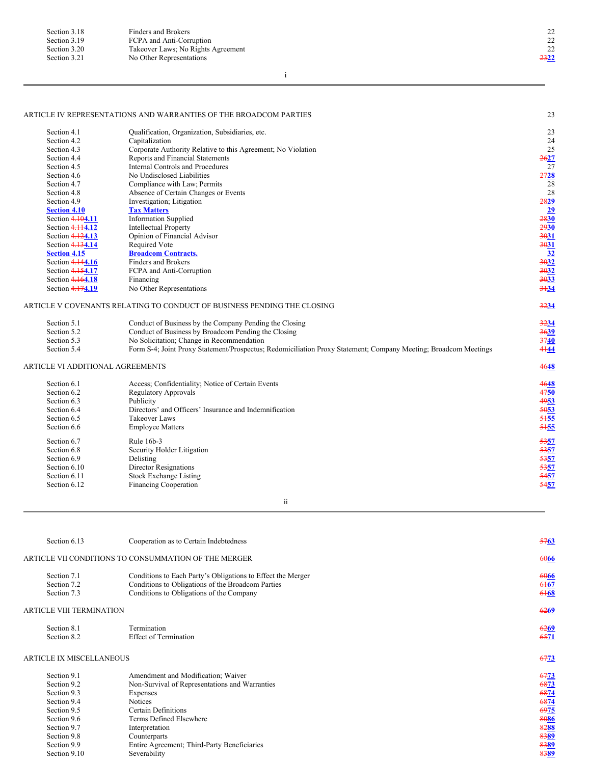| | | |
|---|---|---|
| Section 3.18 | Finders and Brokers | 22 |
| Section 3.19 | FCPA and Anti-Corruption | 22 |
| Section 3.20 | Takeover Laws; No Rights Agreement | 22 |
| Section 3.21 | No Other Representations | ~~23~~**22** |

ARTICLE IV REPRESENTATIONS AND WARRANTIES OF THE BROADCOM PARTIES — 23

| | | |
|---|---|---|
| Section 4.1 | Qualification, Organization, Subsidiaries, etc. | 23 |
| Section 4.2 | Capitalization | 24 |
| Section 4.3 | Corporate Authority Relative to this Agreement; No Violation | 25 |
| Section 4.4 | Reports and Financial Statements | ~~26~~**27** |
| Section 4.5 | Internal Controls and Procedures | 27 |
| Section 4.6 | No Undisclosed Liabilities | ~~27~~**28** |
| Section 4.7 | Compliance with Law; Permits | 28 |
| Section 4.8 | Absence of Certain Changes or Events | 28 |
| Section 4.9 | Investigation; Litigation | ~~28~~**29** |
| **Section 4.10** | **Tax Matters** | **29** |
| Section ~~4.10~~**4.11** | Information Supplied | ~~28~~**30** |
| Section ~~4.11~~**4.12** | Intellectual Property | ~~29~~**30** |
| Section ~~4.12~~**4.13** | Opinion of Financial Advisor | ~~30~~**31** |
| Section ~~4.13~~**4.14** | Required Vote | ~~30~~**31** |
| **Section 4.15** | **Broadcom Contracts.** | **32** |
| Section ~~4.14~~**4.16** | Finders and Brokers | ~~30~~**32** |
| Section ~~4.15~~**4.17** | FCPA and Anti-Corruption | ~~30~~**32** |
| Section ~~4.16~~**4.18** | Financing | ~~30~~**33** |
| Section ~~4.17~~**4.19** | No Other Representations | ~~31~~**34** |

ARTICLE V COVENANTS RELATING TO CONDUCT OF BUSINESS PENDING THE CLOSING — ~~32~~**34**

| | | |
|---|---|---|
| Section 5.1 | Conduct of Business by the Company Pending the Closing | ~~32~~**34** |
| Section 5.2 | Conduct of Business by Broadcom Pending the Closing | ~~36~~**39** |
| Section 5.3 | No Solicitation; Change in Recommendation | ~~37~~**40** |
| Section 5.4 | Form S-4; Joint Proxy Statement/Prospectus; Redomiciliation Proxy Statement; Company Meeting; Broadcom Meetings | ~~41~~**44** |

ARTICLE VI ADDITIONAL AGREEMENTS — ~~46~~**48**

| | | |
|---|---|---|
| Section 6.1 | Access; Confidentiality; Notice of Certain Events | ~~46~~**48** |
| Section 6.2 | Regulatory Approvals | ~~47~~**50** |
| Section 6.3 | Publicity | ~~49~~**53** |
| Section 6.4 | Directors' and Officers' Insurance and Indemnification | ~~50~~**53** |
| Section 6.5 | Takeover Laws | ~~51~~**55** |
| Section 6.6 | Employee Matters | ~~51~~**55** |
| Section 6.7 | Rule 16b-3 | ~~53~~**57** |
| Section 6.8 | Security Holder Litigation | ~~53~~**57** |
| Section 6.9 | Delisting | ~~53~~**57** |
| Section 6.10 | Director Resignations | ~~53~~**57** |
| Section 6.11 | Stock Exchange Listing | ~~54~~**57** |
| Section 6.12 | Financing Cooperation | ~~54~~**57** |
| Section 6.13 | Cooperation as to Certain Indebtedness | ~~57~~**63** |

ARTICLE VII CONDITIONS TO CONSUMMATION OF THE MERGER — ~~60~~**66**

| | | |
|---|---|---|
| Section 7.1 | Conditions to Each Party's Obligations to Effect the Merger | ~~60~~**66** |
| Section 7.2 | Conditions to Obligations of the Broadcom Parties | ~~61~~**67** |
| Section 7.3 | Conditions to Obligations of the Company | ~~61~~**68** |

ARTICLE VIII TERMINATION — ~~62~~**69**

| | | |
|---|---|---|
| Section 8.1 | Termination | ~~62~~**69** |
| Section 8.2 | Effect of Termination | ~~65~~**71** |

ARTICLE IX MISCELLANEOUS — ~~67~~**73**

| | | |
|---|---|---|
| Section 9.1 | Amendment and Modification; Waiver | ~~67~~**73** |
| Section 9.2 | Non-Survival of Representations and Warranties | ~~68~~**73** |
| Section 9.3 | Expenses | ~~68~~**74** |
| Section 9.4 | Notices | ~~68~~**74** |
| Section 9.5 | Certain Definitions | ~~69~~**75** |
| Section 9.6 | Terms Defined Elsewhere | ~~80~~**86** |
| Section 9.7 | Interpretation | ~~82~~**88** |
| Section 9.8 | Counterparts | ~~83~~**89** |
| Section 9.9 | Entire Agreement; Third-Party Beneficiaries | ~~83~~**89** |
| Section 9.10 | Severability | ~~83~~**89** |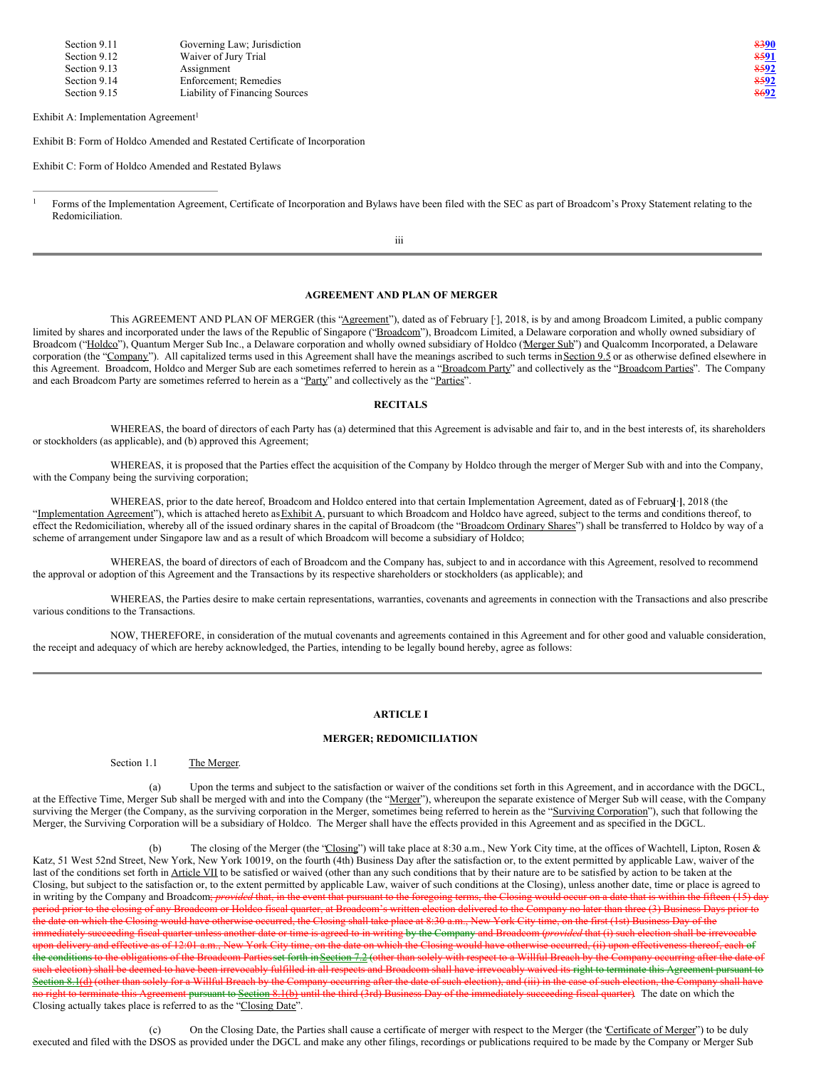| | | |
|---|---|---|
| Section 9.11 | Governing Law; Jurisdiction | ~~83~~90 |
| Section 9.12 | Waiver of Jury Trial | ~~85~~91 |
| Section 9.13 | Assignment | ~~85~~92 |
| Section 9.14 | Enforcement; Remedies | ~~85~~92 |
| Section 9.15 | Liability of Financing Sources | ~~86~~92 |

Exhibit A: Implementation Agreement[1]

Exhibit B: Form of Holdco Amended and Restated Certificate of Incorporation

Exhibit C: Form of Holdco Amended and Restated Bylaws

[1] Forms of the Implementation Agreement, Certificate of Incorporation and Bylaws have been filed with the SEC as part of Broadcom's Proxy Statement relating to the Redomiciliation.

## AGREEMENT AND PLAN OF MERGER

This AGREEMENT AND PLAN OF MERGER (this "Agreement"), dated as of February [·], 2018, is by and among Broadcom Limited, a public company limited by shares and incorporated under the laws of the Republic of Singapore ("Broadcom"), Broadcom Limited, a Delaware corporation and wholly owned subsidiary of Broadcom ("Holdco"), Quantum Merger Sub Inc., a Delaware corporation and wholly owned subsidiary of Holdco ("Merger Sub") and Qualcomm Incorporated, a Delaware corporation (the "Company"). All capitalized terms used in this Agreement shall have the meanings ascribed to such terms in Section 9.5 or as otherwise defined elsewhere in this Agreement. Broadcom, Holdco and Merger Sub are each sometimes referred to herein as a "Broadcom Party" and collectively as the "Broadcom Parties". The Company and each Broadcom Party are sometimes referred to herein as a "Party" and collectively as the "Parties".

### RECITALS

WHEREAS, the board of directors of each Party has (a) determined that this Agreement is advisable and fair to, and in the best interests of, its shareholders or stockholders (as applicable), and (b) approved this Agreement;

WHEREAS, it is proposed that the Parties effect the acquisition of the Company by Holdco through the merger of Merger Sub with and into the Company, with the Company being the surviving corporation;

WHEREAS, prior to the date hereof, Broadcom and Holdco entered into that certain Implementation Agreement, dated as of February [·], 2018 (the "Implementation Agreement"), which is attached hereto as Exhibit A, pursuant to which Broadcom and Holdco have agreed, subject to the terms and conditions thereof, to effect the Redomiciliation, whereby all of the issued ordinary shares in the capital of Broadcom (the "Broadcom Ordinary Shares") shall be transferred to Holdco by way of a scheme of arrangement under Singapore law and as a result of which Broadcom will become a subsidiary of Holdco;

WHEREAS, the board of directors of each of Broadcom and the Company has, subject to and in accordance with this Agreement, resolved to recommend the approval or adoption of this Agreement and the Transactions by its respective shareholders or stockholders (as applicable); and

WHEREAS, the Parties desire to make certain representations, warranties, covenants and agreements in connection with the Transactions and also prescribe various conditions to the Transactions.

NOW, THEREFORE, in consideration of the mutual covenants and agreements contained in this Agreement and for other good and valuable consideration, the receipt and adequacy of which are hereby acknowledged, the Parties, intending to be legally bound hereby, agree as follows:

## ARTICLE I

### MERGER; REDOMICILIATION

Section 1.1 The Merger.

(a) Upon the terms and subject to the satisfaction or waiver of the conditions set forth in this Agreement, and in accordance with the DGCL, at the Effective Time, Merger Sub shall be merged with and into the Company (the "Merger"), whereupon the separate existence of Merger Sub will cease, with the Company surviving the Merger (the Company, as the surviving corporation in the Merger, sometimes being referred to herein as the "Surviving Corporation"), such that following the Merger, the Surviving Corporation will be a subsidiary of Holdco. The Merger shall have the effects provided in this Agreement and as specified in the DGCL.

(b) The closing of the Merger (the "Closing") will take place at 8:30 a.m., New York City time, at the offices of Wachtell, Lipton, Rosen & Katz, 51 West 52nd Street, New York, New York 10019, on the fourth (4th) Business Day after the satisfaction or, to the extent permitted by applicable Law, waiver of the last of the conditions set forth in Article VII to be satisfied or waived (other than any such conditions that by their nature are to be satisfied by action to be taken at the Closing, but subject to the satisfaction or, to the extent permitted by applicable Law, waiver of such conditions at the Closing), unless another date, time or place is agreed to in writing by the Company and Broadcom~~; *provided* that, in the event that pursuant to the foregoing terms, the Closing would occur on a date that is within the fifteen (15) day period prior to the closing of any Broadcom or Holdco fiscal quarter, at Broadcom's written election delivered to the Company no later than three (3) Business Days prior to the date on which the Closing would have otherwise occurred, the Closing shall take place at 8:30 a.m., New York City time, on the first (1st) Business Day of the immediately succeeding fiscal quarter unless another date or time is agreed to in writing by the Company and Broadcom (*provided* that (i) such election shall be irrevocable upon delivery and effective as of 12:01 a.m., New York City time, on the date on which the Closing would have otherwise occurred, (ii) upon effectiveness thereof, each of the conditions to the obligations of the Broadcom Parties set forth in Section 7.2 (other than solely with respect to a Willful Breach by the Company occurring after the date of such election) shall be deemed to have been irrevocably fulfilled in all respects and Broadcom shall have irrevocably waived its right to terminate this Agreement pursuant to Section 8.1(d) (other than solely for a Willful Breach by the Company occurring after the date of such election), and (iii) in the case of such election, the Company shall have no right to terminate this Agreement pursuant to Section 8.1(b) until the third (3rd) Business Day of the immediately succeeding fiscal quarter)~~. The date on which the Closing actually takes place is referred to as the "Closing Date".

(c) On the Closing Date, the Parties shall cause a certificate of merger with respect to the Merger (the "Certificate of Merger") to be duly executed and filed with the DSOS as provided under the DGCL and make any other filings, recordings or publications required to be made by the Company or Merger Sub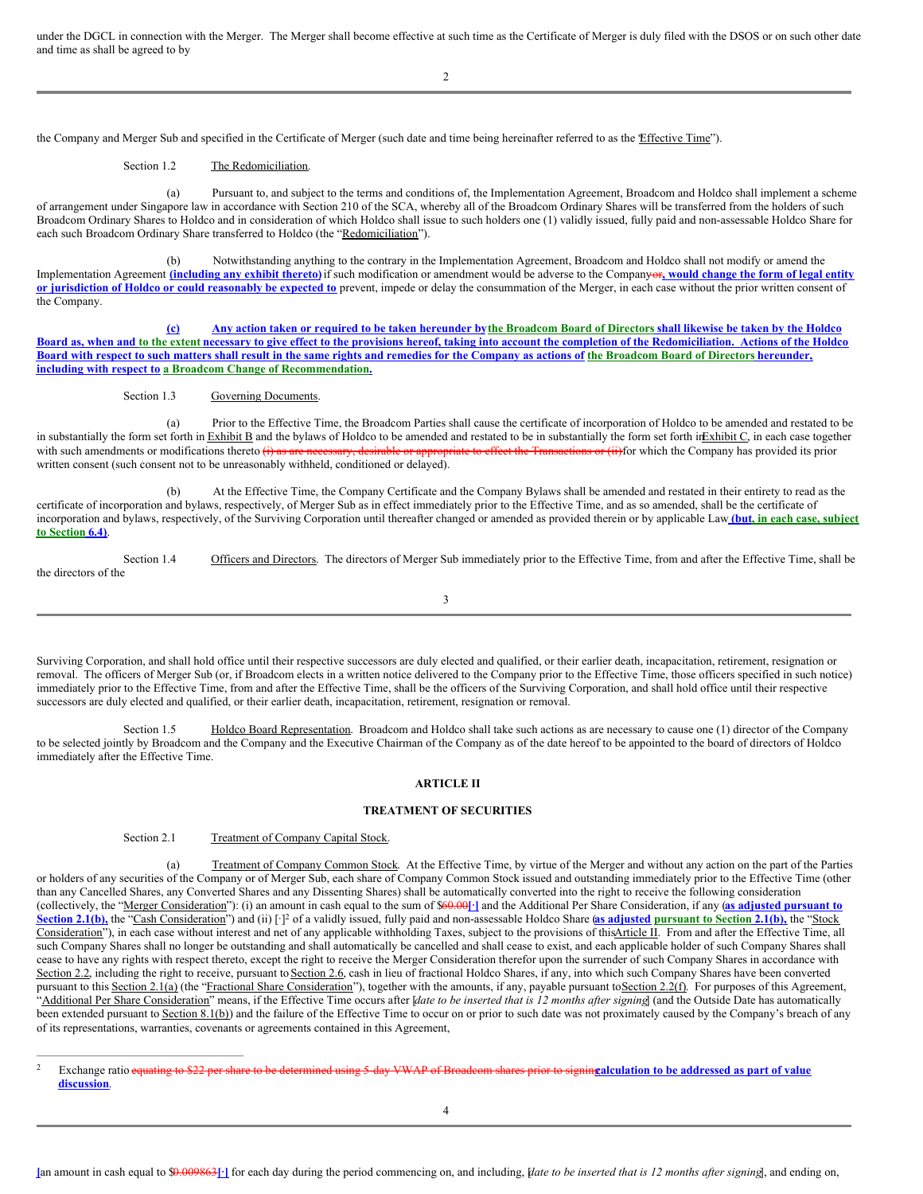under the DGCL in connection with the Merger. The Merger shall become effective at such time as the Certificate of Merger is duly filed with the DSOS or on such other date and time as shall be agreed to by

the Company and Merger Sub and specified in the Certificate of Merger (such date and time being hereinafter referred to as the "Effective Time").

Section 1.2 The Redomiciliation.

(a) Pursuant to, and subject to the terms and conditions of, the Implementation Agreement, Broadcom and Holdco shall implement a scheme of arrangement under Singapore law in accordance with Section 210 of the SCA, whereby all of the Broadcom Ordinary Shares will be transferred from the holders of such Broadcom Ordinary Shares to Holdco and in consideration of which Holdco shall issue to such holders one (1) validly issued, fully paid and non-assessable Holdco Share for each such Broadcom Ordinary Share transferred to Holdco (the "Redomiciliation").

(b) Notwithstanding anything to the contrary in the Implementation Agreement, Broadcom and Holdco shall not modify or amend the Implementation Agreement **(including any exhibit thereto)** if such modification or amendment would be adverse to the Company~~or~~**, would change the form of legal entity or jurisdiction of Holdco or could reasonably be expected to** prevent, impede or delay the consummation of the Merger, in each case without the prior written consent of the Company.

**(c) Any action taken or required to be taken hereunder by the Broadcom Board of Directors shall likewise be taken by the Holdco Board as, when and to the extent necessary to give effect to the provisions hereof, taking into account the completion of the Redomiciliation. Actions of the Holdco Board with respect to such matters shall result in the same rights and remedies for the Company as actions of the Broadcom Board of Directors hereunder, including with respect to a Broadcom Change of Recommendation.**

Section 1.3 Governing Documents.

(a) Prior to the Effective Time, the Broadcom Parties shall cause the certificate of incorporation of Holdco to be amended and restated to be in substantially the form set forth in Exhibit B and the bylaws of Holdco to be amended and restated to be in substantially the form set forth in Exhibit C, in each case together with such amendments or modifications thereto ~~(i) as are necessary, desirable or appropriate to effect the Transactions or (ii)~~ for which the Company has provided its prior written consent (such consent not to be unreasonably withheld, conditioned or delayed).

(b) At the Effective Time, the Company Certificate and the Company Bylaws shall be amended and restated in their entirety to read as the certificate of incorporation and bylaws, respectively, of Merger Sub as in effect immediately prior to the Effective Time, and as so amended, shall be the certificate of incorporation and bylaws, respectively, of the Surviving Corporation until thereafter changed or amended as provided therein or by applicable Law **(but, in each case, subject to Section 6.4)**.

Section 1.4 Officers and Directors. The directors of Merger Sub immediately prior to the Effective Time, from and after the Effective Time, shall be the directors of the

Surviving Corporation, and shall hold office until their respective successors are duly elected and qualified, or their earlier death, incapacitation, retirement, resignation or removal. The officers of Merger Sub (or, if Broadcom elects in a written notice delivered to the Company prior to the Effective Time, those officers specified in such notice) immediately prior to the Effective Time, from and after the Effective Time, shall be the officers of the Surviving Corporation, and shall hold office until their respective successors are duly elected and qualified, or their earlier death, incapacitation, retirement, resignation or removal.

Section 1.5 Holdco Board Representation. Broadcom and Holdco shall take such actions as are necessary to cause one (1) director of the Company to be selected jointly by Broadcom and the Company and the Executive Chairman of the Company as of the date hereof to be appointed to the board of directors of Holdco immediately after the Effective Time.

## ARTICLE II

## TREATMENT OF SECURITIES

Section 2.1 Treatment of Company Capital Stock.

(a) Treatment of Company Common Stock. At the Effective Time, by virtue of the Merger and without any action on the part of the Parties or holders of any securities of the Company or of Merger Sub, each share of Company Common Stock issued and outstanding immediately prior to the Effective Time (other than any Cancelled Shares, any Converted Shares and any Dissenting Shares) shall be automatically converted into the right to receive the following consideration (collectively, the "Merger Consideration"): (i) an amount in cash equal to the sum of $~~60.00~~**[·]** and the Additional Per Share Consideration, if any (**as adjusted pursuant to Section 2.1(b),** the "Cash Consideration") and (ii) [·][2] of a validly issued, fully paid and non-assessable Holdco Share (**as adjusted pursuant to Section 2.1(b),** the "Stock Consideration"), in each case without interest and net of any applicable withholding Taxes, subject to the provisions of this Article II. From and after the Effective Time, all such Company Shares shall no longer be outstanding and shall automatically be cancelled and shall cease to exist, and each applicable holder of such Company Shares shall cease to have any rights with respect thereto, except the right to receive the Merger Consideration therefor upon the surrender of such Company Shares in accordance with Section 2.2, including the right to receive, pursuant to Section 2.6, cash in lieu of fractional Holdco Shares, if any, into which such Company Shares have been converted pursuant to this Section 2.1(a) (the "Fractional Share Consideration"), together with the amounts, if any, payable pursuant to Section 2.2(f). For purposes of this Agreement, "Additional Per Share Consideration" means, if the Effective Time occurs after [*date to be inserted that is 12 months after signing*] (and the Outside Date has automatically been extended pursuant to Section 8.1(b)) and the failure of the Effective Time to occur on or prior to such date was not proximately caused by the Company's breach of any of its representations, warranties, covenants or agreements contained in this Agreement,

[2] Exchange ratio ~~equating to $22 per share to be determined using 5-day VWAP of Broadcom shares prior to signing~~**calculation to be addressed as part of value discussion**.

[an amount in cash equal to $~~0.009863~~**[·]** for each day during the period commencing on, and including, [*date to be inserted that is 12 months after signing*], and ending on,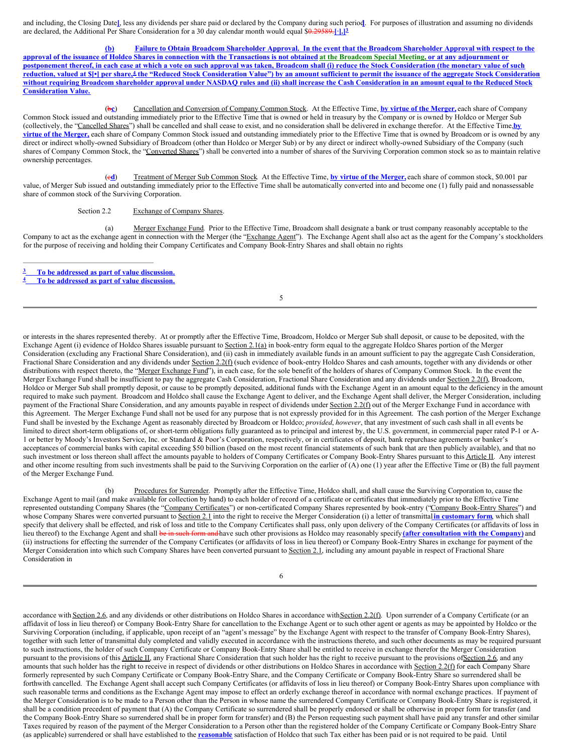and including, the Closing Date[, less any dividends per share paid or declared by the Company during such period]. For purposes of illustration and assuming no dividends are declared, the Additional Per Share Consideration for a 30 day calendar month would equal $0.29589 [·].][3]

**(b) Failure to Obtain Broadcom Shareholder Approval. In the event that the Broadcom Shareholder Approval with respect to the approval of the issuance of Holdco Shares in connection with the Transactions is not obtained at the Broadcom Special Meeting, or at any adjournment or postponement thereof, in each case at which a vote on such approval was taken, Broadcom shall (i) reduce the Stock Consideration (the monetary value of such reduction, valued at $[•] per share,[4] the "Reduced Stock Consideration Value") by an amount sufficient to permit the issuance of the aggregate Stock Consideration without requiring Broadcom shareholder approval under NASDAQ rules and (ii) shall increase the Cash Consideration in an amount equal to the Reduced Stock Consideration Value.**

(bc) Cancellation and Conversion of Company Common Stock. At the Effective Time, **by virtue of the Merger,** each share of Company Common Stock issued and outstanding immediately prior to the Effective Time that is owned or held in treasury by the Company or is owned by Holdco or Merger Sub (collectively, the "Cancelled Shares") shall be cancelled and shall cease to exist, and no consideration shall be delivered in exchange therefor. At the Effective Time, **by virtue of the Merger,** each share of Company Common Stock issued and outstanding immediately prior to the Effective Time that is owned by Broadcom or is owned by any direct or indirect wholly-owned Subsidiary of Broadcom (other than Holdco or Merger Sub) or by any direct or indirect wholly-owned Subsidiary of the Company (such shares of Company Common Stock, the "Converted Shares") shall be converted into a number of shares of the Surviving Corporation common stock so as to maintain relative ownership percentages.

(cd) Treatment of Merger Sub Common Stock. At the Effective Time, **by virtue of the Merger,** each share of common stock, $0.001 par value, of Merger Sub issued and outstanding immediately prior to the Effective Time shall be automatically converted into and become one (1) fully paid and nonassessable share of common stock of the Surviving Corporation.

Section 2.2 Exchange of Company Shares.

(a) Merger Exchange Fund. Prior to the Effective Time, Broadcom shall designate a bank or trust company reasonably acceptable to the Company to act as the exchange agent in connection with the Merger (the "Exchange Agent"). The Exchange Agent shall also act as the agent for the Company's stockholders for the purpose of receiving and holding their Company Certificates and Company Book-Entry Shares and shall obtain no rights

[3] **To be addressed as part of value discussion.**

[4] **To be addressed as part of value discussion.**

or interests in the shares represented thereby. At or promptly after the Effective Time, Broadcom, Holdco or Merger Sub shall deposit, or cause to be deposited, with the Exchange Agent (i) evidence of Holdco Shares issuable pursuant to Section 2.1(a) in book-entry form equal to the aggregate Holdco Shares portion of the Merger Consideration (excluding any Fractional Share Consideration), and (ii) cash in immediately available funds in an amount sufficient to pay the aggregate Cash Consideration, Fractional Share Consideration and any dividends under Section 2.2(f) (such evidence of book-entry Holdco Shares and cash amounts, together with any dividends or other distributions with respect thereto, the "Merger Exchange Fund"), in each case, for the sole benefit of the holders of shares of Company Common Stock. In the event the Merger Exchange Fund shall be insufficient to pay the aggregate Cash Consideration, Fractional Share Consideration and any dividends under Section 2.2(f), Broadcom, Holdco or Merger Sub shall promptly deposit, or cause to be promptly deposited, additional funds with the Exchange Agent in an amount equal to the deficiency in the amount required to make such payment. Broadcom and Holdco shall cause the Exchange Agent to deliver, and the Exchange Agent shall deliver, the Merger Consideration, including payment of the Fractional Share Consideration, and any amounts payable in respect of dividends under Section 2.2(f) out of the Merger Exchange Fund in accordance with this Agreement. The Merger Exchange Fund shall not be used for any purpose that is not expressly provided for in this Agreement. The cash portion of the Merger Exchange Fund shall be invested by the Exchange Agent as reasonably directed by Broadcom or Holdco; *provided*, *however*, that any investment of such cash shall in all events be limited to direct short-term obligations of, or short-term obligations fully guaranteed as to principal and interest by, the U.S. government, in commercial paper rated P-1 or A-1 or better by Moody's Investors Service, Inc. or Standard & Poor's Corporation, respectively, or in certificates of deposit, bank repurchase agreements or banker's acceptances of commercial banks with capital exceeding $50 billion (based on the most recent financial statements of such bank that are then publicly available), and that no such investment or loss thereon shall affect the amounts payable to holders of Company Certificates or Company Book-Entry Shares pursuant to this Article II. Any interest and other income resulting from such investments shall be paid to the Surviving Corporation on the earlier of (A) one (1) year after the Effective Time or (B) the full payment of the Merger Exchange Fund.

(b) Procedures for Surrender. Promptly after the Effective Time, Holdco shall, and shall cause the Surviving Corporation to, cause the Exchange Agent to mail (and make available for collection by hand) to each holder of record of a certificate or certificates that immediately prior to the Effective Time represented outstanding Company Shares (the "Company Certificates") or non-certificated Company Shares represented by book-entry ("Company Book-Entry Shares") and whose Company Shares were converted pursuant to Section 2.1 into the right to receive the Merger Consideration (i) a letter of transmittal **in customary form**, which shall specify that delivery shall be effected, and risk of loss and title to the Company Certificates shall pass, only upon delivery of the Company Certificates (or affidavits of loss in lieu thereof) to the Exchange Agent and shall ~~be in such form and~~ have such other provisions as Holdco may reasonably specify **(after consultation with the Company)** and (ii) instructions for effecting the surrender of the Company Certificates (or affidavits of loss in lieu thereof) or Company Book-Entry Shares in exchange for payment of the Merger Consideration into which such Company Shares have been converted pursuant to Section 2.1, including any amount payable in respect of Fractional Share Consideration in

accordance with Section 2.6, and any dividends or other distributions on Holdco Shares in accordance with Section 2.2(f). Upon surrender of a Company Certificate (or an affidavit of loss in lieu thereof) or Company Book-Entry Share for cancellation to the Exchange Agent or to such other agent or agents as may be appointed by Holdco or the Surviving Corporation (including, if applicable, upon receipt of an "agent's message" by the Exchange Agent with respect to the transfer of Company Book-Entry Shares), together with such letter of transmittal duly completed and validly executed in accordance with the instructions thereto, and such other documents as may be required pursuant to such instructions, the holder of such Company Certificate or Company Book-Entry Share shall be entitled to receive in exchange therefor the Merger Consideration pursuant to the provisions of this Article II, any Fractional Share Consideration that such holder has the right to receive pursuant to the provisions of Section 2.6, and any amounts that such holder has the right to receive in respect of dividends or other distributions on Holdco Shares in accordance with Section 2.2(f) for each Company Share formerly represented by such Company Certificate or Company Book-Entry Share, and the Company Certificate or Company Book-Entry Share so surrendered shall be forthwith cancelled. The Exchange Agent shall accept such Company Certificates (or affidavits of loss in lieu thereof) or Company Book-Entry Shares upon compliance with such reasonable terms and conditions as the Exchange Agent may impose to effect an orderly exchange thereof in accordance with normal exchange practices. If payment of the Merger Consideration is to be made to a Person other than the Person in whose name the surrendered Company Certificate or Company Book-Entry Share is registered, it shall be a condition precedent of payment that (A) the Company Certificate so surrendered shall be properly endorsed or shall be otherwise in proper form for transfer (and the Company Book-Entry Share so surrendered shall be in proper form for transfer) and (B) the Person requesting such payment shall have paid any transfer and other similar Taxes required by reason of the payment of the Merger Consideration to a Person other than the registered holder of the Company Certificate or Company Book-Entry Share (as applicable) surrendered or shall have established to the **reasonable** satisfaction of Holdco that such Tax either has been paid or is not required to be paid. Until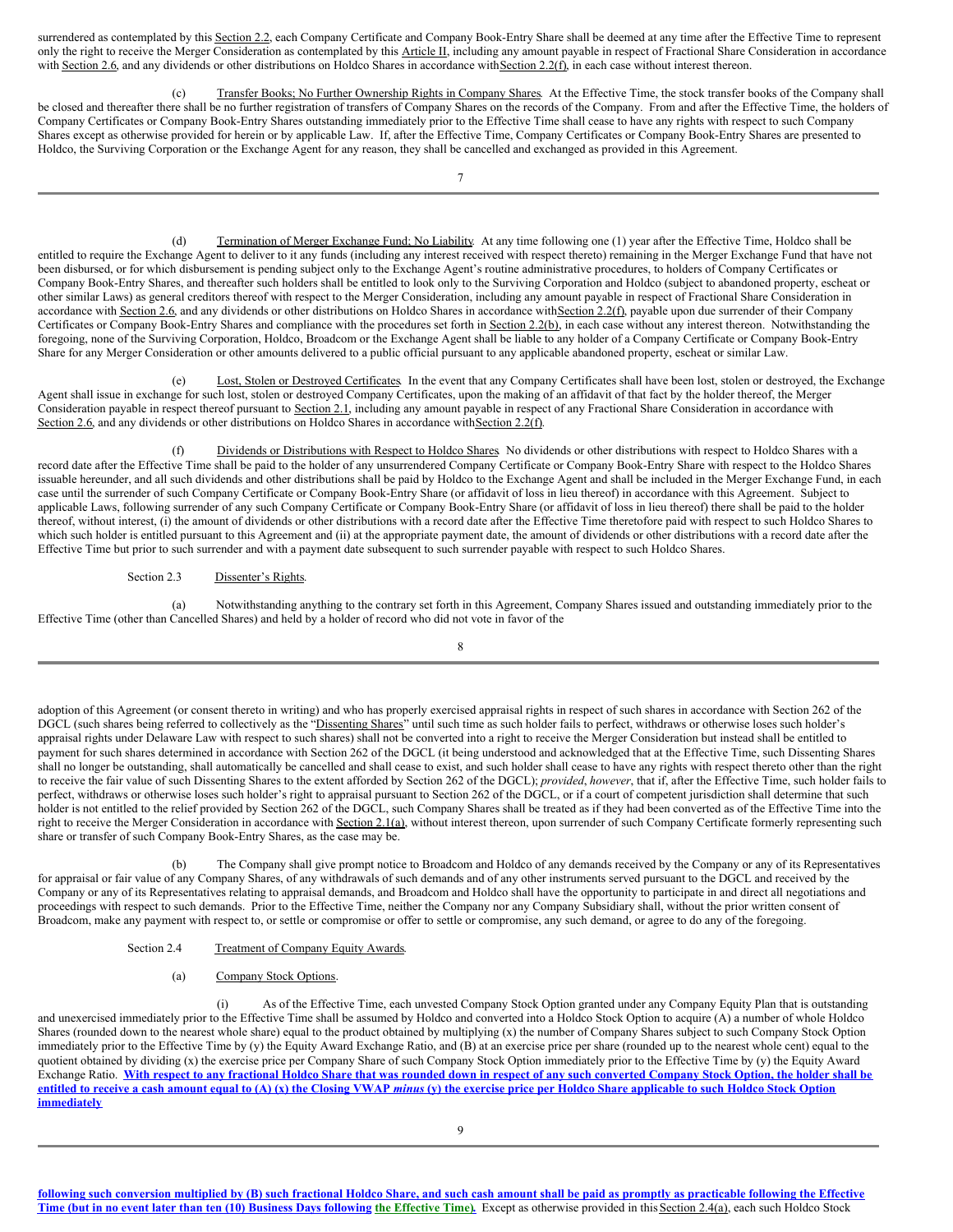surrendered as contemplated by this Section 2.2, each Company Certificate and Company Book-Entry Share shall be deemed at any time after the Effective Time to represent only the right to receive the Merger Consideration as contemplated by this Article II, including any amount payable in respect of Fractional Share Consideration in accordance with Section 2.6, and any dividends or other distributions on Holdco Shares in accordance with Section 2.2(f), in each case without interest thereon.

(c) Transfer Books; No Further Ownership Rights in Company Shares. At the Effective Time, the stock transfer books of the Company shall be closed and thereafter there shall be no further registration of transfers of Company Shares on the records of the Company. From and after the Effective Time, the holders of Company Certificates or Company Book-Entry Shares outstanding immediately prior to the Effective Time shall cease to have any rights with respect to such Company Shares except as otherwise provided for herein or by applicable Law. If, after the Effective Time, Company Certificates or Company Book-Entry Shares are presented to Holdco, the Surviving Corporation or the Exchange Agent for any reason, they shall be cancelled and exchanged as provided in this Agreement.

(d) Termination of Merger Exchange Fund; No Liability. At any time following one (1) year after the Effective Time, Holdco shall be entitled to require the Exchange Agent to deliver to it any funds (including any interest received with respect thereto) remaining in the Merger Exchange Fund that have not been disbursed, or for which disbursement is pending subject only to the Exchange Agent's routine administrative procedures, to holders of Company Certificates or Company Book-Entry Shares, and thereafter such holders shall be entitled to look only to the Surviving Corporation and Holdco (subject to abandoned property, escheat or other similar Laws) as general creditors thereof with respect to the Merger Consideration, including any amount payable in respect of Fractional Share Consideration in accordance with Section 2.6, and any dividends or other distributions on Holdco Shares in accordance with Section 2.2(f), payable upon due surrender of their Company Certificates or Company Book-Entry Shares and compliance with the procedures set forth in Section 2.2(b), in each case without any interest thereon. Notwithstanding the foregoing, none of the Surviving Corporation, Holdco, Broadcom or the Exchange Agent shall be liable to any holder of a Company Certificate or Company Book-Entry Share for any Merger Consideration or other amounts delivered to a public official pursuant to any applicable abandoned property, escheat or similar Law.

(e) Lost, Stolen or Destroyed Certificates. In the event that any Company Certificates shall have been lost, stolen or destroyed, the Exchange Agent shall issue in exchange for such lost, stolen or destroyed Company Certificates, upon the making of an affidavit of that fact by the holder thereof, the Merger Consideration payable in respect thereof pursuant to Section 2.1, including any amount payable in respect of any Fractional Share Consideration in accordance with Section 2.6, and any dividends or other distributions on Holdco Shares in accordance with Section 2.2(f).

(f) Dividends or Distributions with Respect to Holdco Shares. No dividends or other distributions with respect to Holdco Shares with a record date after the Effective Time shall be paid to the holder of any unsurrendered Company Certificate or Company Book-Entry Share with respect to the Holdco Shares issuable hereunder, and all such dividends and other distributions shall be paid by Holdco to the Exchange Agent and shall be included in the Merger Exchange Fund, in each case until the surrender of such Company Certificate or Company Book-Entry Share (or affidavit of loss in lieu thereof) in accordance with this Agreement. Subject to applicable Laws, following surrender of any such Company Certificate or Company Book-Entry Share (or affidavit of loss in lieu thereof) there shall be paid to the holder thereof, without interest, (i) the amount of dividends or other distributions with a record date after the Effective Time theretofore paid with respect to such Holdco Shares to which such holder is entitled pursuant to this Agreement and (ii) at the appropriate payment date, the amount of dividends or other distributions with a record date after the Effective Time but prior to such surrender and with a payment date subsequent to such surrender payable with respect to such Holdco Shares.

Section 2.3 Dissenter's Rights.

(a) Notwithstanding anything to the contrary set forth in this Agreement, Company Shares issued and outstanding immediately prior to the Effective Time (other than Cancelled Shares) and held by a holder of record who did not vote in favor of the adoption of this Agreement (or consent thereto in writing) and who has properly exercised appraisal rights in respect of such shares in accordance with Section 262 of the DGCL (such shares being referred to collectively as the "Dissenting Shares" until such time as such holder fails to perfect, withdraws or otherwise loses such holder's appraisal rights under Delaware Law with respect to such shares) shall not be converted into a right to receive the Merger Consideration but instead shall be entitled to payment for such shares determined in accordance with Section 262 of the DGCL (it being understood and acknowledged that at the Effective Time, such Dissenting Shares shall no longer be outstanding, shall automatically be cancelled and shall cease to exist, and such holder shall cease to have any rights with respect thereto other than the right to receive the fair value of such Dissenting Shares to the extent afforded by Section 262 of the DGCL); *provided*, *however*, that if, after the Effective Time, such holder fails to perfect, withdraws or otherwise loses such holder's right to appraisal pursuant to Section 262 of the DGCL, or if a court of competent jurisdiction shall determine that such holder is not entitled to the relief provided by Section 262 of the DGCL, such Company Shares shall be treated as if they had been converted as of the Effective Time into the right to receive the Merger Consideration in accordance with Section 2.1(a), without interest thereon, upon surrender of such Company Certificate formerly representing such share or transfer of such Company Book-Entry Shares, as the case may be.

(b) The Company shall give prompt notice to Broadcom and Holdco of any demands received by the Company or any of its Representatives for appraisal or fair value of any Company Shares, of any withdrawals of such demands and of any other instruments served pursuant to the DGCL and received by the Company or any of its Representatives relating to appraisal demands, and Broadcom and Holdco shall have the opportunity to participate in and direct all negotiations and proceedings with respect to such demands. Prior to the Effective Time, neither the Company nor any Company Subsidiary shall, without the prior written consent of Broadcom, make any payment with respect to, or settle or compromise or offer to settle or compromise, any such demand, or agree to do any of the foregoing.

Section 2.4 Treatment of Company Equity Awards.

(a) Company Stock Options.

(i) As of the Effective Time, each unvested Company Stock Option granted under any Company Equity Plan that is outstanding and unexercised immediately prior to the Effective Time shall be assumed by Holdco and converted into a Holdco Stock Option to acquire (A) a number of whole Holdco Shares (rounded down to the nearest whole share) equal to the product obtained by multiplying (x) the number of Company Shares subject to such Company Stock Option immediately prior to the Effective Time by (y) the Equity Award Exchange Ratio, and (B) at an exercise price per share (rounded up to the nearest whole cent) equal to the quotient obtained by dividing (x) the exercise price per Company Share of such Company Stock Option immediately prior to the Effective Time by (y) the Equity Award Exchange Ratio. **With respect to any fractional Holdco Share that was rounded down in respect of any such converted Company Stock Option, the holder shall be entitled to receive a cash amount equal to (A) (x) the Closing VWAP *minus* (y) the exercise price per Holdco Share applicable to such Holdco Stock Option immediately following such conversion multiplied by (B) such fractional Holdco Share, and such cash amount shall be paid as promptly as practicable following the Effective Time (but in no event later than ten (10) Business Days following the Effective Time).** Except as otherwise provided in this Section 2.4(a), each such Holdco Stock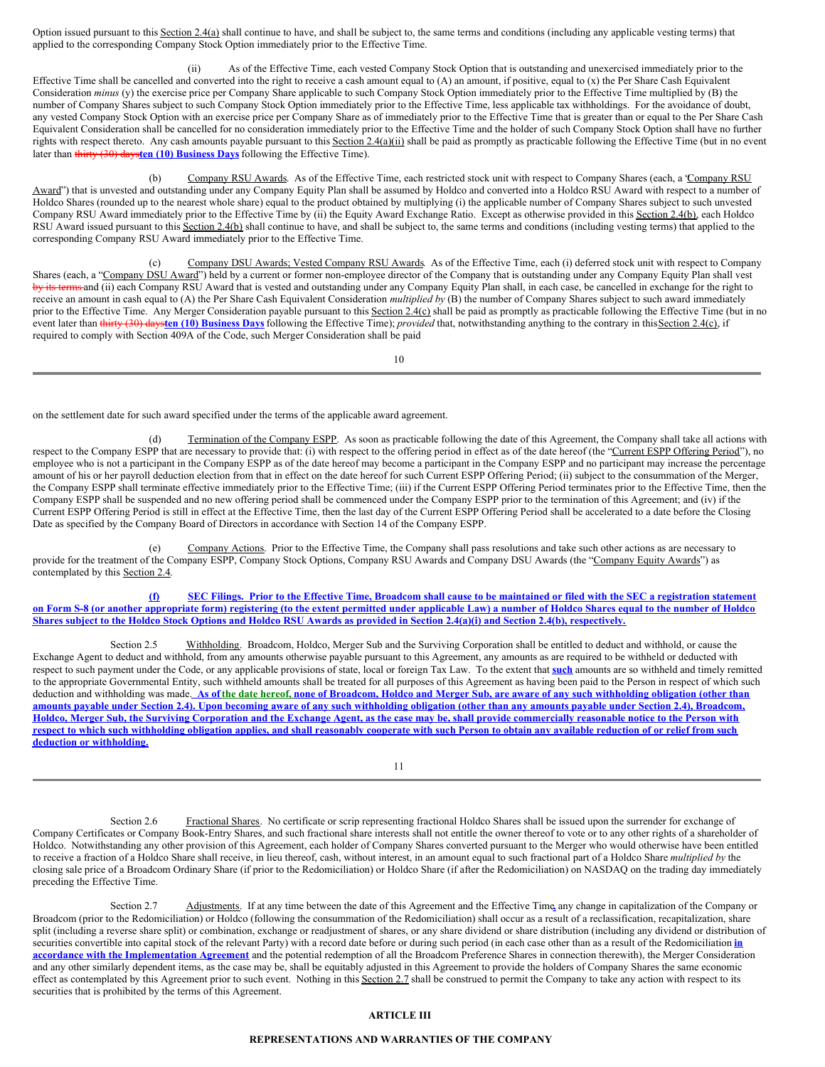Option issued pursuant to this Section 2.4(a) shall continue to have, and shall be subject to, the same terms and conditions (including any applicable vesting terms) that applied to the corresponding Company Stock Option immediately prior to the Effective Time.

(ii) As of the Effective Time, each vested Company Stock Option that is outstanding and unexercised immediately prior to the Effective Time shall be cancelled and converted into the right to receive a cash amount equal to (A) an amount, if positive, equal to (x) the Per Share Cash Equivalent Consideration *minus* (y) the exercise price per Company Share applicable to such Company Stock Option immediately prior to the Effective Time multiplied by (B) the number of Company Shares subject to such Company Stock Option immediately prior to the Effective Time, less applicable tax withholdings. For the avoidance of doubt, any vested Company Stock Option with an exercise price per Company Share as of immediately prior to the Effective Time that is greater than or equal to the Per Share Cash Equivalent Consideration shall be cancelled for no consideration immediately prior to the Effective Time and the holder of such Company Stock Option shall have no further rights with respect thereto. Any cash amounts payable pursuant to this Section 2.4(a)(ii) shall be paid as promptly as practicable following the Effective Time (but in no event later than ~~thirty (30) days~~**ten (10) Business Days** following the Effective Time).

(b) Company RSU Awards. As of the Effective Time, each restricted stock unit with respect to Company Shares (each, a "Company RSU Award") that is unvested and outstanding under any Company Equity Plan shall be assumed by Holdco and converted into a Holdco RSU Award with respect to a number of Holdco Shares (rounded up to the nearest whole share) equal to the product obtained by multiplying (i) the applicable number of Company Shares subject to such unvested Company RSU Award immediately prior to the Effective Time by (ii) the Equity Award Exchange Ratio. Except as otherwise provided in this Section 2.4(b), each Holdco RSU Award issued pursuant to this Section 2.4(b) shall continue to have, and shall be subject to, the same terms and conditions (including vesting terms) that applied to the corresponding Company RSU Award immediately prior to the Effective Time.

(c) Company DSU Awards; Vested Company RSU Awards. As of the Effective Time, each (i) deferred stock unit with respect to Company Shares (each, a "Company DSU Award") held by a current or former non-employee director of the Company that is outstanding under any Company Equity Plan shall vest ~~by its terms~~ and (ii) each Company RSU Award that is vested and outstanding under any Company Equity Plan shall, in each case, be cancelled in exchange for the right to receive an amount in cash equal to (A) the Per Share Cash Equivalent Consideration *multiplied by* (B) the number of Company Shares subject to such award immediately prior to the Effective Time. Any Merger Consideration payable pursuant to this Section 2.4(c) shall be paid as promptly as practicable following the Effective Time (but in no event later than ~~thirty (30) days~~**ten (10) Business Days** following the Effective Time); *provided* that, notwithstanding anything to the contrary in this Section 2.4(c), if required to comply with Section 409A of the Code, such Merger Consideration shall be paid on the settlement date for such award specified under the terms of the applicable award agreement.

(d) Termination of the Company ESPP. As soon as practicable following the date of this Agreement, the Company shall take all actions with respect to the Company ESPP that are necessary to provide that: (i) with respect to the offering period in effect as of the date hereof (the "Current ESPP Offering Period"), no employee who is not a participant in the Company ESPP as of the date hereof may become a participant in the Company ESPP and no participant may increase the percentage amount of his or her payroll deduction election from that in effect on the date hereof for such Current ESPP Offering Period; (ii) subject to the consummation of the Merger, the Company ESPP shall terminate effective immediately prior to the Effective Time; (iii) if the Current ESPP Offering Period terminates prior to the Effective Time, then the Company ESPP shall be suspended and no new offering period shall be commenced under the Company ESPP prior to the termination of this Agreement; and (iv) if the Current ESPP Offering Period is still in effect at the Effective Time, then the last day of the Current ESPP Offering Period shall be accelerated to a date before the Closing Date as specified by the Company Board of Directors in accordance with Section 14 of the Company ESPP.

(e) Company Actions. Prior to the Effective Time, the Company shall pass resolutions and take such other actions as are necessary to provide for the treatment of the Company ESPP, Company Stock Options, Company RSU Awards and Company DSU Awards (the "Company Equity Awards") as contemplated by this Section 2.4.

**(f) SEC Filings. Prior to the Effective Time, Broadcom shall cause to be maintained or filed with the SEC a registration statement on Form S-8 (or another appropriate form) registering (to the extent permitted under applicable Law) a number of Holdco Shares equal to the number of Holdco Shares subject to the Holdco Stock Options and Holdco RSU Awards as provided in Section 2.4(a)(i) and Section 2.4(b), respectively.**

Section 2.5 Withholding. Broadcom, Holdco, Merger Sub and the Surviving Corporation shall be entitled to deduct and withhold, or cause the Exchange Agent to deduct and withhold, from any amounts otherwise payable pursuant to this Agreement, any amounts as are required to be withheld or deducted with respect to such payment under the Code, or any applicable provisions of state, local or foreign Tax Law. To the extent that **such** amounts are so withheld and timely remitted to the appropriate Governmental Entity, such withheld amounts shall be treated for all purposes of this Agreement as having been paid to the Person in respect of which such deduction and withholding was made. **As of the date hereof, none of Broadcom, Holdco and Merger Sub, are aware of any such withholding obligation (other than amounts payable under Section 2.4). Upon becoming aware of any such withholding obligation (other than any amounts payable under Section 2.4), Broadcom, Holdco, Merger Sub, the Surviving Corporation and the Exchange Agent, as the case may be, shall provide commercially reasonable notice to the Person with respect to which such withholding obligation applies, and shall reasonably cooperate with such Person to obtain any available reduction of or relief from such deduction or withholding.**

Section 2.6 Fractional Shares. No certificate or scrip representing fractional Holdco Shares shall be issued upon the surrender for exchange of Company Certificates or Company Book-Entry Shares, and such fractional share interests shall not entitle the owner thereof to vote or to any other rights of a shareholder of Holdco. Notwithstanding any other provision of this Agreement, each holder of Company Shares converted pursuant to the Merger who would otherwise have been entitled to receive a fraction of a Holdco Share shall receive, in lieu thereof, cash, without interest, in an amount equal to such fractional part of a Holdco Share *multiplied by* the closing sale price of a Broadcom Ordinary Share (if prior to the Redomiciliation) or Holdco Share (if after the Redomiciliation) on NASDAQ on the trading day immediately preceding the Effective Time.

Section 2.7 Adjustments. If at any time between the date of this Agreement and the Effective Time**,** any change in capitalization of the Company or Broadcom (prior to the Redomiciliation) or Holdco (following the consummation of the Redomiciliation) shall occur as a result of a reclassification, recapitalization, share split (including a reverse share split) or combination, exchange or readjustment of shares, or any share dividend or share distribution (including any dividend or distribution of securities convertible into capital stock of the relevant Party) with a record date before or during such period (in each case other than as a result of the Redomiciliation **in accordance with the Implementation Agreement** and the potential redemption of all the Broadcom Preference Shares in connection therewith), the Merger Consideration and any other similarly dependent items, as the case may be, shall be equitably adjusted in this Agreement to provide the holders of Company Shares the same economic effect as contemplated by this Agreement prior to such event. Nothing in this Section 2.7 shall be construed to permit the Company to take any action with respect to its securities that is prohibited by the terms of this Agreement.

## ARTICLE III

## REPRESENTATIONS AND WARRANTIES OF THE COMPANY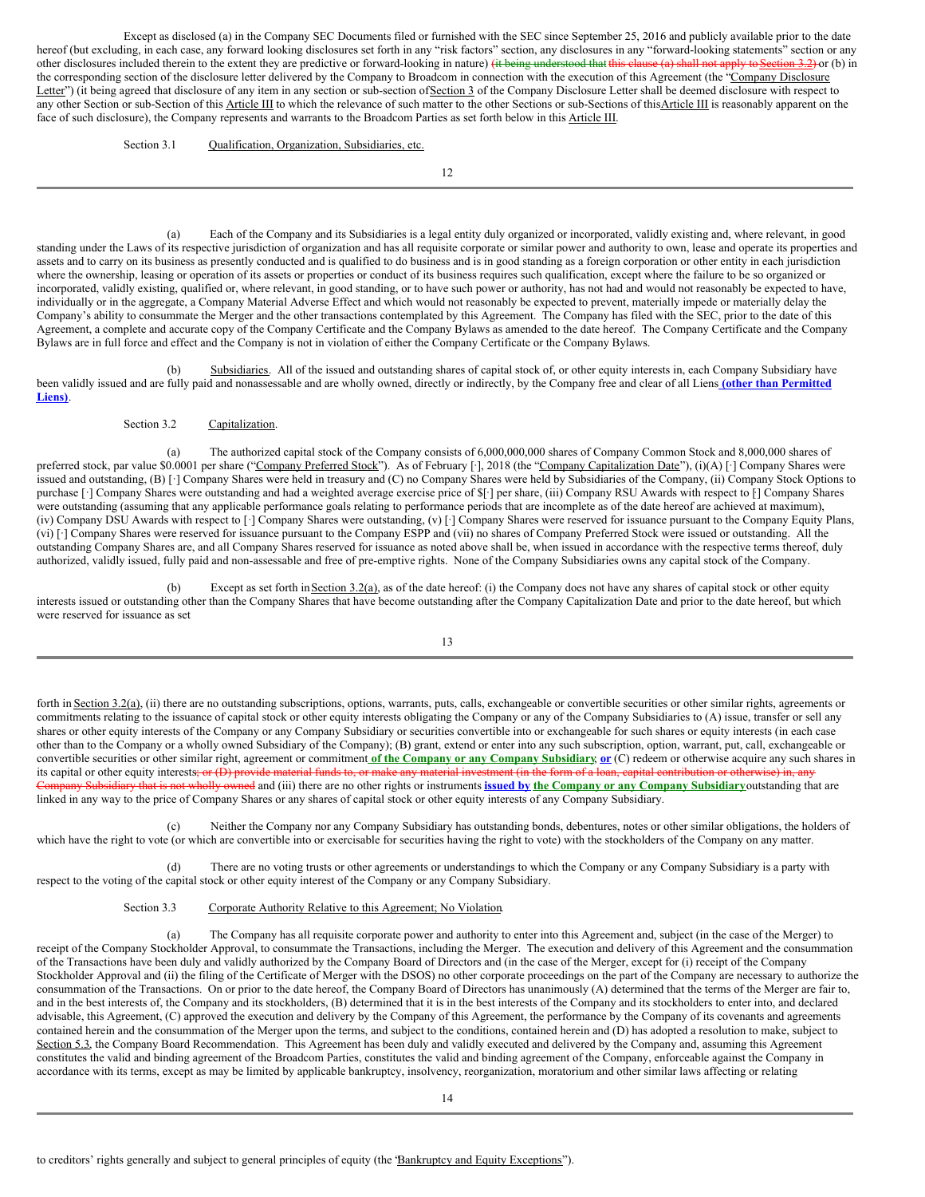Except as disclosed (a) in the Company SEC Documents filed or furnished with the SEC since September 25, 2016 and publicly available prior to the date hereof (but excluding, in each case, any forward looking disclosures set forth in any "risk factors" section, any disclosures in any "forward-looking statements" section or any other disclosures included therein to the extent they are predictive or forward-looking in nature) ~~(it being understood that this clause (a) shall not apply to Section 3.2)~~ or (b) in the corresponding section of the disclosure letter delivered by the Company to Broadcom in connection with the execution of this Agreement (the "Company Disclosure Letter") (it being agreed that disclosure of any item in any section or sub-section of Section 3 of the Company Disclosure Letter shall be deemed disclosure with respect to any other Section or sub-Section of this Article III to which the relevance of such matter to the other Sections or sub-Sections of this Article III is reasonably apparent on the face of such disclosure), the Company represents and warrants to the Broadcom Parties as set forth below in this Article III.

Section 3.1 Qualification, Organization, Subsidiaries, etc.

(a) Each of the Company and its Subsidiaries is a legal entity duly organized or incorporated, validly existing and, where relevant, in good standing under the Laws of its respective jurisdiction of organization and has all requisite corporate or similar power and authority to own, lease and operate its properties and assets and to carry on its business as presently conducted and is qualified to do business and is in good standing as a foreign corporation or other entity in each jurisdiction where the ownership, leasing or operation of its assets or properties or conduct of its business requires such qualification, except where the failure to be so organized or incorporated, validly existing, qualified or, where relevant, in good standing, or to have such power or authority, has not had and would not reasonably be expected to have, individually or in the aggregate, a Company Material Adverse Effect and which would not reasonably be expected to prevent, materially impede or materially delay the Company's ability to consummate the Merger and the other transactions contemplated by this Agreement. The Company has filed with the SEC, prior to the date of this Agreement, a complete and accurate copy of the Company Certificate and the Company Bylaws as amended to the date hereof. The Company Certificate and the Company Bylaws are in full force and effect and the Company is not in violation of either the Company Certificate or the Company Bylaws.

(b) Subsidiaries. All of the issued and outstanding shares of capital stock of, or other equity interests in, each Company Subsidiary have been validly issued and are fully paid and nonassessable and are wholly owned, directly or indirectly, by the Company free and clear of all Liens **(other than Permitted Liens)**.

Section 3.2 Capitalization.

(a) The authorized capital stock of the Company consists of 6,000,000,000 shares of Company Common Stock and 8,000,000 shares of preferred stock, par value $0.0001 per share ("Company Preferred Stock"). As of February [·], 2018 (the "Company Capitalization Date"), (i)(A) [·] Company Shares were issued and outstanding, (B) [·] Company Shares were held in treasury and (C) no Company Shares were held by Subsidiaries of the Company, (ii) Company Stock Options to purchase [·] Company Shares were outstanding and had a weighted average exercise price of $[·] per share, (iii) Company RSU Awards with respect to [·] Company Shares were outstanding (assuming that any applicable performance goals relating to performance periods that are incomplete as of the date hereof are achieved at maximum), (iv) Company DSU Awards with respect to [·] Company Shares were outstanding, (v) [·] Company Shares were reserved for issuance pursuant to the Company Equity Plans, (vi) [·] Company Shares were reserved for issuance pursuant to the Company ESPP and (vii) no shares of Company Preferred Stock were issued or outstanding. All the outstanding Company Shares are, and all Company Shares reserved for issuance as noted above shall be, when issued in accordance with the respective terms thereof, duly authorized, validly issued, fully paid and non-assessable and free of pre-emptive rights. None of the Company Subsidiaries owns any capital stock of the Company.

(b) Except as set forth in Section 3.2(a), as of the date hereof: (i) the Company does not have any shares of capital stock or other equity interests issued or outstanding other than the Company Shares that have become outstanding after the Company Capitalization Date and prior to the date hereof, but which were reserved for issuance as set forth in Section 3.2(a), (ii) there are no outstanding subscriptions, options, warrants, puts, calls, exchangeable or convertible securities or other similar rights, agreements or commitments relating to the issuance of capital stock or other equity interests obligating the Company or any of the Company Subsidiaries to (A) issue, transfer or sell any shares or other equity interests of the Company or any Company Subsidiary or securities convertible into or exchangeable for such shares or equity interests (in each case other than to the Company or a wholly owned Subsidiary of the Company); (B) grant, extend or enter into any such subscription, option, warrant, put, call, exchangeable or convertible securities or other similar right, agreement or commitment **of the Company or any Company Subsidiary**~~;~~ **or** (C) redeem or otherwise acquire any such shares in its capital or other equity interests~~; or (D) provide material funds to, or make any material investment (in the form of a loan, capital contribution or otherwise) in, any Company Subsidiary that is not wholly owned~~ and (iii) there are no other rights or instruments **issued by the Company or any Company Subsidiary** outstanding that are linked in any way to the price of Company Shares or any shares of capital stock or other equity interests of any Company Subsidiary.

(c) Neither the Company nor any Company Subsidiary has outstanding bonds, debentures, notes or other similar obligations, the holders of which have the right to vote (or which are convertible into or exercisable for securities having the right to vote) with the stockholders of the Company on any matter.

(d) There are no voting trusts or other agreements or understandings to which the Company or any Company Subsidiary is a party with respect to the voting of the capital stock or other equity interest of the Company or any Company Subsidiary.

Section 3.3 Corporate Authority Relative to this Agreement; No Violation.

(a) The Company has all requisite corporate power and authority to enter into this Agreement and, subject (in the case of the Merger) to receipt of the Company Stockholder Approval, to consummate the Transactions, including the Merger. The execution and delivery of this Agreement and the consummation of the Transactions have been duly and validly authorized by the Company Board of Directors and (in the case of the Merger, except for (i) receipt of the Company Stockholder Approval and (ii) the filing of the Certificate of Merger with the DSOS) no other corporate proceedings on the part of the Company are necessary to authorize the consummation of the Transactions. On or prior to the date hereof, the Company Board of Directors has unanimously (A) determined that the terms of the Merger are fair to, and in the best interests of, the Company and its stockholders, (B) determined that it is in the best interests of the Company and its stockholders to enter into, and declared advisable, this Agreement, (C) approved the execution and delivery by the Company of this Agreement, the performance by the Company of its covenants and agreements contained herein and the consummation of the Merger upon the terms, and subject to the conditions, contained herein and (D) has adopted a resolution to make, subject to Section 5.3, the Company Board Recommendation. This Agreement has been duly and validly executed and delivered by the Company and, assuming this Agreement constitutes the valid and binding agreement of the Broadcom Parties, constitutes the valid and binding agreement of the Company, enforceable against the Company in accordance with its terms, except as may be limited by applicable bankruptcy, insolvency, reorganization, moratorium and other similar laws affecting or relating to creditors' rights generally and subject to general principles of equity (the "Bankruptcy and Equity Exceptions").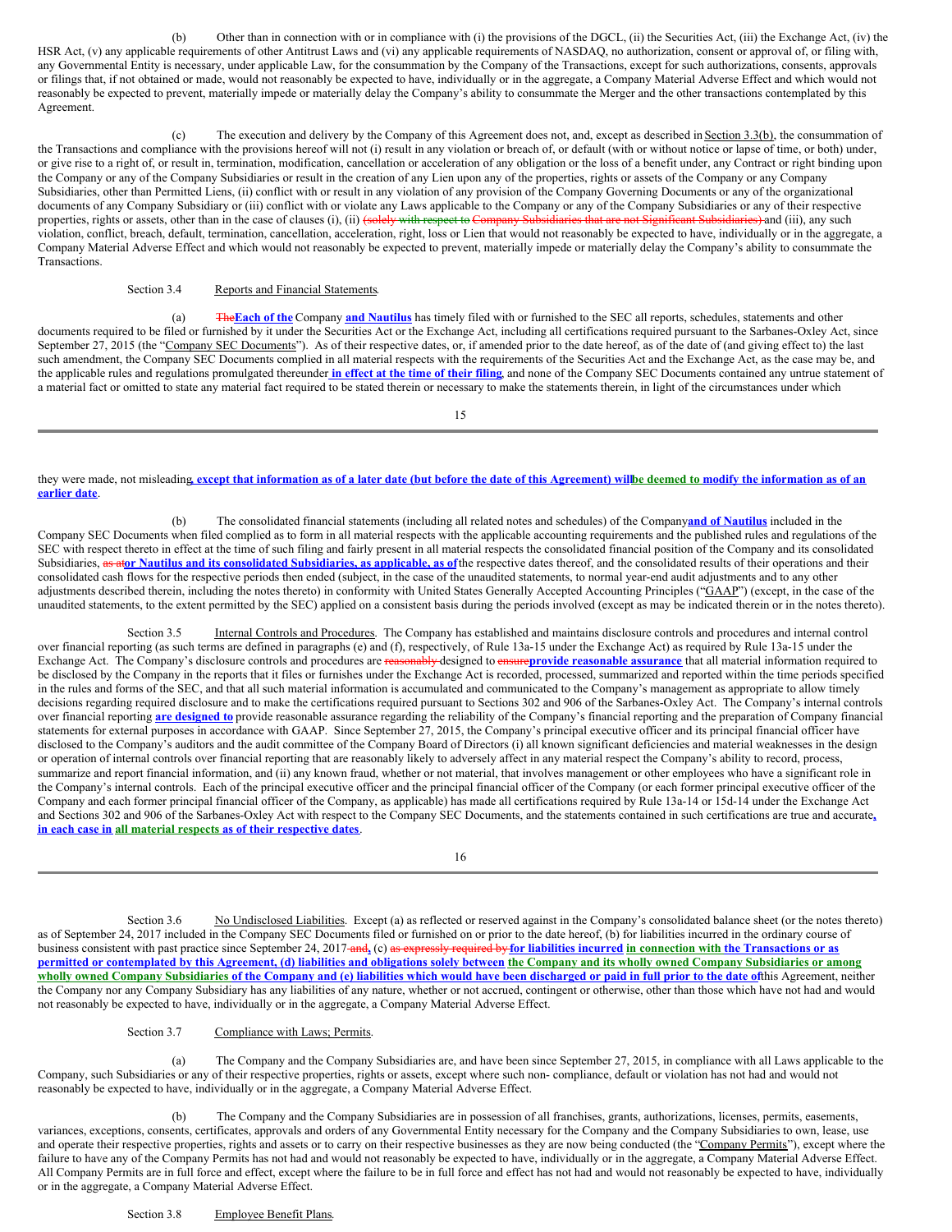(b) Other than in connection with or in compliance with (i) the provisions of the DGCL, (ii) the Securities Act, (iii) the Exchange Act, (iv) the HSR Act, (v) any applicable requirements of other Antitrust Laws and (vi) any applicable requirements of NASDAQ, no authorization, consent or approval of, or filing with, any Governmental Entity is necessary, under applicable Law, for the consummation by the Company of the Transactions, except for such authorizations, consents, approvals or filings that, if not obtained or made, would not reasonably be expected to have, individually or in the aggregate, a Company Material Adverse Effect and which would not reasonably be expected to prevent, materially impede or materially delay the Company's ability to consummate the Merger and the other transactions contemplated by this Agreement.

(c) The execution and delivery by the Company of this Agreement does not, and, except as described in Section 3.3(b), the consummation of the Transactions and compliance with the provisions hereof will not (i) result in any violation or breach of, or default (with or without notice or lapse of time, or both) under, or give rise to a right of, or result in, termination, modification, cancellation or acceleration of any obligation or the loss of a benefit under, any Contract or right binding upon the Company or any of the Company Subsidiaries or result in the creation of any Lien upon any of the properties, rights or assets of the Company or any Company Subsidiaries, other than Permitted Liens, (ii) conflict with or result in any violation of any provision of the Company Governing Documents or any of the organizational documents of any Company Subsidiary or (iii) conflict with or violate any Laws applicable to the Company or any of the Company Subsidiaries or any of their respective properties, rights or assets, other than in the case of clauses (i), (ii) ~~(solely with respect to Company Subsidiaries that are not Significant Subsidiaries)~~ and (iii), any such violation, conflict, breach, default, termination, cancellation, acceleration, right, loss or Lien that would not reasonably be expected to have, individually or in the aggregate, a Company Material Adverse Effect and which would not reasonably be expected to prevent, materially impede or materially delay the Company's ability to consummate the Transactions.

Section 3.4 Reports and Financial Statements.

(a) ~~The~~**Each of the** Company **and Nautilus** has timely filed with or furnished to the SEC all reports, schedules, statements and other documents required to be filed or furnished by it under the Securities Act or the Exchange Act, including all certifications required pursuant to the Sarbanes-Oxley Act, since September 27, 2015 (the "Company SEC Documents"). As of their respective dates, or, if amended prior to the date hereof, as of the date of (and giving effect to) the last such amendment, the Company SEC Documents complied in all material respects with the requirements of the Securities Act and the Exchange Act, as the case may be, and the applicable rules and regulations promulgated thereunder **in effect at the time of their filing**, and none of the Company SEC Documents contained any untrue statement of a material fact or omitted to state any material fact required to be stated therein or necessary to make the statements therein, in light of the circumstances under which they were made, not misleading**, except that information as of a later date (but before the date of this Agreement) will be deemed to modify the information as of an earlier date**.

(b) The consolidated financial statements (including all related notes and schedules) of the Company **and of Nautilus** included in the Company SEC Documents when filed complied as to form in all material respects with the applicable accounting requirements and the published rules and regulations of the SEC with respect thereto in effect at the time of such filing and fairly present in all material respects the consolidated financial position of the Company and its consolidated Subsidiaries, ~~as at~~**or Nautilus and its consolidated Subsidiaries, as applicable, as of** the respective dates thereof, and the consolidated results of their operations and their consolidated cash flows for the respective periods then ended (subject, in the case of the unaudited statements, to normal year-end audit adjustments and to any other adjustments described therein, including the notes thereto) in conformity with United States Generally Accepted Accounting Principles ("GAAP") (except, in the case of the unaudited statements, to the extent permitted by the SEC) applied on a consistent basis during the periods involved (except as may be indicated therein or in the notes thereto).

Section 3.5 Internal Controls and Procedures. The Company has established and maintains disclosure controls and procedures and internal control over financial reporting (as such terms are defined in paragraphs (e) and (f), respectively, of Rule 13a-15 under the Exchange Act) as required by Rule 13a-15 under the Exchange Act. The Company's disclosure controls and procedures are ~~reasonably~~ designed to ~~ensure~~**provide reasonable assurance** that all material information required to be disclosed by the Company in the reports that it files or furnishes under the Exchange Act is recorded, processed, summarized and reported within the time periods specified in the rules and forms of the SEC, and that all such material information is accumulated and communicated to the Company's management as appropriate to allow timely decisions regarding required disclosure and to make the certifications required pursuant to Sections 302 and 906 of the Sarbanes-Oxley Act. The Company's internal controls over financial reporting **are designed to** provide reasonable assurance regarding the reliability of the Company's financial reporting and the preparation of Company financial statements for external purposes in accordance with GAAP. Since September 27, 2015, the Company's principal executive officer and its principal financial officer have disclosed to the Company's auditors and the audit committee of the Company Board of Directors (i) all known significant deficiencies and material weaknesses in the design or operation of internal controls over financial reporting that are reasonably likely to adversely affect in any material respect the Company's ability to record, process, summarize and report financial information, and (ii) any known fraud, whether or not material, that involves management or other employees who have a significant role in the Company's internal controls. Each of the principal executive officer and the principal financial officer of the Company (or each former principal executive officer of the Company and each former principal financial officer of the Company, as applicable) has made all certifications required by Rule 13a-14 or 15d-14 under the Exchange Act and Sections 302 and 906 of the Sarbanes-Oxley Act with respect to the Company SEC Documents, and the statements contained in such certifications are true and accurate**, in each case in all material respects as of their respective dates**.

Section 3.6 No Undisclosed Liabilities. Except (a) as reflected or reserved against in the Company's consolidated balance sheet (or the notes thereto) as of September 24, 2017 included in the Company SEC Documents filed or furnished on or prior to the date hereof, (b) for liabilities incurred in the ordinary course of business consistent with past practice since September 24, 2017~~ and~~**,** (c) ~~as expressly required by~~ **for liabilities incurred in connection with the Transactions or as permitted or contemplated by this Agreement, (d) liabilities and obligations solely between the Company and its wholly owned Company Subsidiaries or among wholly owned Company Subsidiaries of the Company and (e) liabilities which would have been discharged or paid in full prior to the date of** this Agreement, neither the Company nor any Company Subsidiary has any liabilities of any nature, whether or not accrued, contingent or otherwise, other than those which have not had and would not reasonably be expected to have, individually or in the aggregate, a Company Material Adverse Effect.

Section 3.7 Compliance with Laws; Permits.

(a) The Company and the Company Subsidiaries are, and have been since September 27, 2015, in compliance with all Laws applicable to the Company, such Subsidiaries or any of their respective properties, rights or assets, except where such non- compliance, default or violation has not had and would not reasonably be expected to have, individually or in the aggregate, a Company Material Adverse Effect.

(b) The Company and the Company Subsidiaries are in possession of all franchises, grants, authorizations, licenses, permits, easements, variances, exceptions, consents, certificates, approvals and orders of any Governmental Entity necessary for the Company and the Company Subsidiaries to own, lease, use and operate their respective properties, rights and assets or to carry on their respective businesses as they are now being conducted (the "Company Permits"), except where the failure to have any of the Company Permits has not had and would not reasonably be expected to have, individually or in the aggregate, a Company Material Adverse Effect. All Company Permits are in full force and effect, except where the failure to be in full force and effect has not had and would not reasonably be expected to have, individually or in the aggregate, a Company Material Adverse Effect.

Section 3.8 Employee Benefit Plans.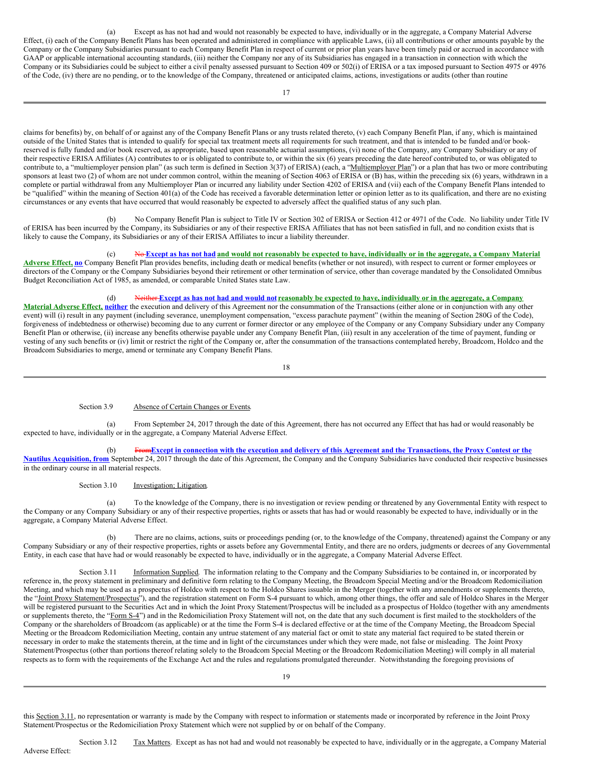(a) Except as has not had and would not reasonably be expected to have, individually or in the aggregate, a Company Material Adverse Effect, (i) each of the Company Benefit Plans has been operated and administered in compliance with applicable Laws, (ii) all contributions or other amounts payable by the Company or the Company Subsidiaries pursuant to each Company Benefit Plan in respect of current or prior plan years have been timely paid or accrued in accordance with GAAP or applicable international accounting standards, (iii) neither the Company nor any of its Subsidiaries has engaged in a transaction in connection with which the Company or its Subsidiaries could be subject to either a civil penalty assessed pursuant to Section 409 or 502(i) of ERISA or a tax imposed pursuant to Section 4975 or 4976 of the Code, (iv) there are no pending, or to the knowledge of the Company, threatened or anticipated claims, actions, investigations or audits (other than routine claims for benefits) by, on behalf of or against any of the Company Benefit Plans or any trusts related thereto, (v) each Company Benefit Plan, if any, which is maintained outside of the United States that is intended to qualify for special tax treatment meets all requirements for such treatment, and that is intended to be funded and/or book-reserved is fully funded and/or book reserved, as appropriate, based upon reasonable actuarial assumptions, (vi) none of the Company, any Company Subsidiary or any of their respective ERISA Affiliates (A) contributes to or is obligated to contribute to, or within the six (6) years preceding the date hereof contributed to, or was obligated to contribute to, a "multiemployer pension plan" (as such term is defined in Section 3(37) of ERISA) (each, a "Multiemployer Plan") or a plan that has two or more contributing sponsors at least two (2) of whom are not under common control, within the meaning of Section 4063 of ERISA or (B) has, within the preceding six (6) years, withdrawn in a complete or partial withdrawal from any Multiemployer Plan or incurred any liability under Section 4202 of ERISA and (vii) each of the Company Benefit Plans intended to be "qualified" within the meaning of Section 401(a) of the Code has received a favorable determination letter or opinion letter as to its qualification, and there are no existing circumstances or any events that have occurred that would reasonably be expected to adversely affect the qualified status of any such plan.

(b) No Company Benefit Plan is subject to Title IV or Section 302 of ERISA or Section 412 or 4971 of the Code. No liability under Title IV of ERISA has been incurred by the Company, its Subsidiaries or any of their respective ERISA Affiliates that has not been satisfied in full, and no condition exists that is likely to cause the Company, its Subsidiaries or any of their ERISA Affiliates to incur a liability thereunder.

(c) ~~No~~ **Except as has not had and would not reasonably be expected to have, individually or in the aggregate, a Company Material Adverse Effect, no** Company Benefit Plan provides benefits, including death or medical benefits (whether or not insured), with respect to current or former employees or directors of the Company or the Company Subsidiaries beyond their retirement or other termination of service, other than coverage mandated by the Consolidated Omnibus Budget Reconciliation Act of 1985, as amended, or comparable United States state Law.

(d) ~~Neither~~ **Except as has not had and would not reasonably be expected to have, individually or in the aggregate, a Company Material Adverse Effect, neither** the execution and delivery of this Agreement nor the consummation of the Transactions (either alone or in conjunction with any other event) will (i) result in any payment (including severance, unemployment compensation, "excess parachute payment" (within the meaning of Section 280G of the Code), forgiveness of indebtedness or otherwise) becoming due to any current or former director or any employee of the Company or any Company Subsidiary under any Company Benefit Plan or otherwise, (ii) increase any benefits otherwise payable under any Company Benefit Plan, (iii) result in any acceleration of the time of payment, funding or vesting of any such benefits or (iv) limit or restrict the right of the Company or, after the consummation of the transactions contemplated hereby, Broadcom, Holdco and the Broadcom Subsidiaries to merge, amend or terminate any Company Benefit Plans.

Section 3.9 Absence of Certain Changes or Events.

(a) From September 24, 2017 through the date of this Agreement, there has not occurred any Effect that has had or would reasonably be expected to have, individually or in the aggregate, a Company Material Adverse Effect.

(b) ~~From~~ **Except in connection with the execution and delivery of this Agreement and the Transactions, the Proxy Contest or the Nautilus Acquisition, from** September 24, 2017 through the date of this Agreement, the Company and the Company Subsidiaries have conducted their respective businesses in the ordinary course in all material respects.

Section 3.10 Investigation; Litigation.

(a) To the knowledge of the Company, there is no investigation or review pending or threatened by any Governmental Entity with respect to the Company or any Company Subsidiary or any of their respective properties, rights or assets that has had or would reasonably be expected to have, individually or in the aggregate, a Company Material Adverse Effect.

(b) There are no claims, actions, suits or proceedings pending (or, to the knowledge of the Company, threatened) against the Company or any Company Subsidiary or any of their respective properties, rights or assets before any Governmental Entity, and there are no orders, judgments or decrees of any Governmental Entity, in each case that have had or would reasonably be expected to have, individually or in the aggregate, a Company Material Adverse Effect.

Section 3.11 Information Supplied. The information relating to the Company and the Company Subsidiaries to be contained in, or incorporated by reference in, the proxy statement in preliminary and definitive form relating to the Company Meeting, the Broadcom Special Meeting and/or the Broadcom Redomiciliation Meeting, and which may be used as a prospectus of Holdco with respect to the Holdco Shares issuable in the Merger (together with any amendments or supplements thereto, the "Joint Proxy Statement/Prospectus"), and the registration statement on Form S-4 pursuant to which, among other things, the offer and sale of Holdco Shares in the Merger will be registered pursuant to the Securities Act and in which the Joint Proxy Statement/Prospectus will be included as a prospectus of Holdco (together with any amendments or supplements thereto, the "Form S-4") and in the Redomiciliation Proxy Statement will not, on the date that any such document is first mailed to the stockholders of the Company or the shareholders of Broadcom (as applicable) or at the time the Form S-4 is declared effective or at the time of the Company Meeting, the Broadcom Special Meeting or the Broadcom Redomiciliation Meeting, contain any untrue statement of any material fact or omit to state any material fact required to be stated therein or necessary in order to make the statements therein, at the time and in light of the circumstances under which they were made, not false or misleading. The Joint Proxy Statement/Prospectus (other than portions thereof relating solely to the Broadcom Special Meeting or the Broadcom Redomiciliation Meeting) will comply in all material respects as to form with the requirements of the Exchange Act and the rules and regulations promulgated thereunder. Notwithstanding the foregoing provisions of this Section 3.11, no representation or warranty is made by the Company with respect to information or statements made or incorporated by reference in the Joint Proxy Statement/Prospectus or the Redomiciliation Proxy Statement which were not supplied by or on behalf of the Company.

Section 3.12 Tax Matters. Except as has not had and would not reasonably be expected to have, individually or in the aggregate, a Company Material Adverse Effect: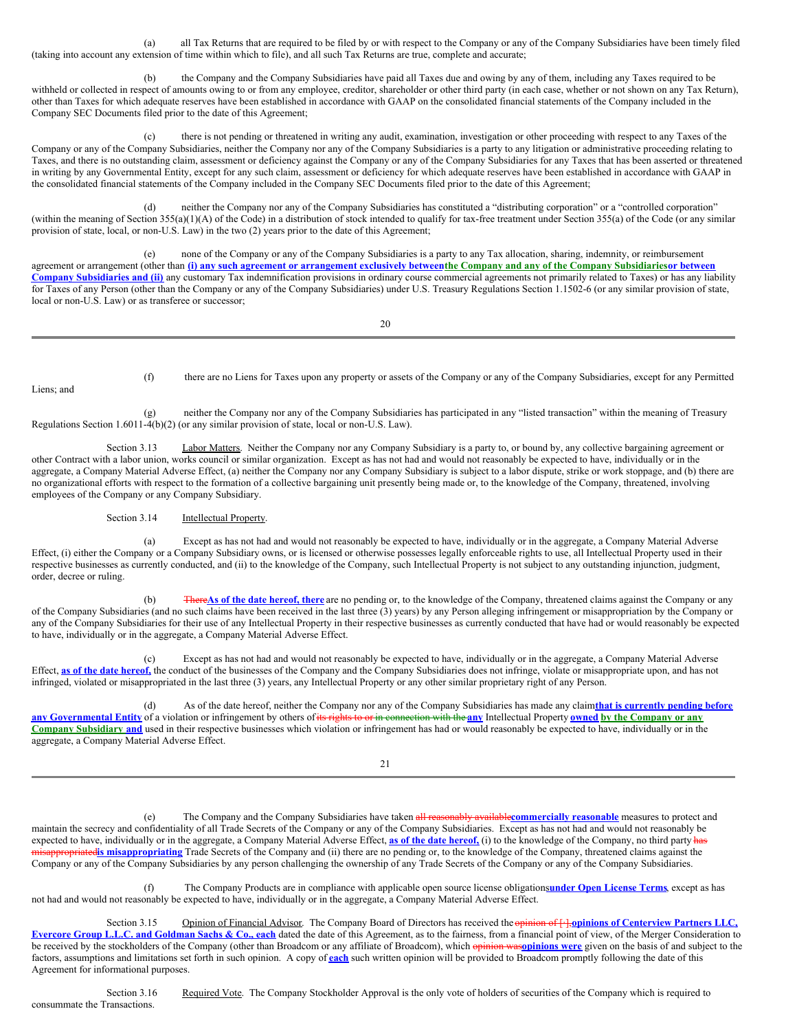(a) all Tax Returns that are required to be filed by or with respect to the Company or any of the Company Subsidiaries have been timely filed (taking into account any extension of time within which to file), and all such Tax Returns are true, complete and accurate;

(b) the Company and the Company Subsidiaries have paid all Taxes due and owing by any of them, including any Taxes required to be withheld or collected in respect of amounts owing to or from any employee, creditor, shareholder or other third party (in each case, whether or not shown on any Tax Return), other than Taxes for which adequate reserves have been established in accordance with GAAP on the consolidated financial statements of the Company included in the Company SEC Documents filed prior to the date of this Agreement;

(c) there is not pending or threatened in writing any audit, examination, investigation or other proceeding with respect to any Taxes of the Company or any of the Company Subsidiaries, neither the Company nor any of the Company Subsidiaries is a party to any litigation or administrative proceeding relating to Taxes, and there is no outstanding claim, assessment or deficiency against the Company or any of the Company Subsidiaries for any Taxes that has been asserted or threatened in writing by any Governmental Entity, except for any such claim, assessment or deficiency for which adequate reserves have been established in accordance with GAAP in the consolidated financial statements of the Company included in the Company SEC Documents filed prior to the date of this Agreement;

(d) neither the Company nor any of the Company Subsidiaries has constituted a "distributing corporation" or a "controlled corporation" (within the meaning of Section 355(a)(1)(A) of the Code) in a distribution of stock intended to qualify for tax-free treatment under Section 355(a) of the Code (or any similar provision of state, local, or non-U.S. Law) in the two (2) years prior to the date of this Agreement;

(e) none of the Company or any of the Company Subsidiaries is a party to any Tax allocation, sharing, indemnity, or reimbursement agreement or arrangement (other than **(i) any such agreement or arrangement exclusively between** **the Company and any of the Company Subsidiaries** **or between Company Subsidiaries and (ii)** any customary Tax indemnification provisions in ordinary course commercial agreements not primarily related to Taxes) or has any liability for Taxes of any Person (other than the Company or any of the Company Subsidiaries) under U.S. Treasury Regulations Section 1.1502-6 (or any similar provision of state, local or non-U.S. Law) or as transferee or successor;

(f) there are no Liens for Taxes upon any property or assets of the Company or any of the Company Subsidiaries, except for any Permitted Liens; and

(g) neither the Company nor any of the Company Subsidiaries has participated in any "listed transaction" within the meaning of Treasury Regulations Section 1.6011-4(b)(2) (or any similar provision of state, local or non-U.S. Law).

Section 3.13 Labor Matters. Neither the Company nor any Company Subsidiary is a party to, or bound by, any collective bargaining agreement or other Contract with a labor union, works council or similar organization. Except as has not had and would not reasonably be expected to have, individually or in the aggregate, a Company Material Adverse Effect, (a) neither the Company nor any Company Subsidiary is subject to a labor dispute, strike or work stoppage, and (b) there are no organizational efforts with respect to the formation of a collective bargaining unit presently being made or, to the knowledge of the Company, threatened, involving employees of the Company or any Company Subsidiary.

Section 3.14 Intellectual Property.

(a) Except as has not had and would not reasonably be expected to have, individually or in the aggregate, a Company Material Adverse Effect, (i) either the Company or a Company Subsidiary owns, or is licensed or otherwise possesses legally enforceable rights to use, all Intellectual Property used in their respective businesses as currently conducted, and (ii) to the knowledge of the Company, such Intellectual Property is not subject to any outstanding injunction, judgment, order, decree or ruling.

(b) ~~There~~**As of the date hereof, there** are no pending or, to the knowledge of the Company, threatened claims against the Company or any of the Company Subsidiaries (and no such claims have been received in the last three (3) years) by any Person alleging infringement or misappropriation by the Company or any of the Company Subsidiaries for their use of any Intellectual Property in their respective businesses as currently conducted that have had or would reasonably be expected to have, individually or in the aggregate, a Company Material Adverse Effect.

(c) Except as has not had and would not reasonably be expected to have, individually or in the aggregate, a Company Material Adverse Effect, **as of the date hereof,** the conduct of the businesses of the Company and the Company Subsidiaries does not infringe, violate or misappropriate upon, and has not infringed, violated or misappropriated in the last three (3) years, any Intellectual Property or any other similar proprietary right of any Person.

(d) As of the date hereof, neither the Company nor any of the Company Subsidiaries has made any claim**that is currently pending before any Governmental Entity** of a violation or infringement by others of~~its rights to or in connection with the~~**any** Intellectual Property **owned** **by the Company or any Company Subsidiary and** used in their respective businesses which violation or infringement has had or would reasonably be expected to have, individually or in the aggregate, a Company Material Adverse Effect.

(e) The Company and the Company Subsidiaries have taken ~~all reasonably available~~**commercially reasonable** measures to protect and maintain the secrecy and confidentiality of all Trade Secrets of the Company or any of the Company Subsidiaries. Except as has not had and would not reasonably be expected to have, individually or in the aggregate, a Company Material Adverse Effect, **as of the date hereof,** (i) to the knowledge of the Company, no third party ~~has misappropriated~~**is misappropriating** Trade Secrets of the Company and (ii) there are no pending or, to the knowledge of the Company, threatened claims against the Company or any of the Company Subsidiaries by any person challenging the ownership of any Trade Secrets of the Company or any of the Company Subsidiaries.

(f) The Company Products are in compliance with applicable open source license obligations**under Open License Terms**, except as has not had and would not reasonably be expected to have, individually or in the aggregate, a Company Material Adverse Effect.

Section 3.15 Opinion of Financial Advisor. The Company Board of Directors has received the ~~opinion of [ ].~~**opinions of Centerview Partners LLC, Evercore Group L.L.C. and Goldman Sachs & Co., each** dated the date of this Agreement, as to the fairness, from a financial point of view, of the Merger Consideration to be received by the stockholders of the Company (other than Broadcom or any affiliate of Broadcom), which ~~opinion was~~**opinions were** given on the basis of and subject to the factors, assumptions and limitations set forth in such opinion. A copy of **each** such written opinion will be provided to Broadcom promptly following the date of this Agreement for informational purposes.

Section 3.16 Required Vote. The Company Stockholder Approval is the only vote of holders of securities of the Company which is required to consummate the Transactions.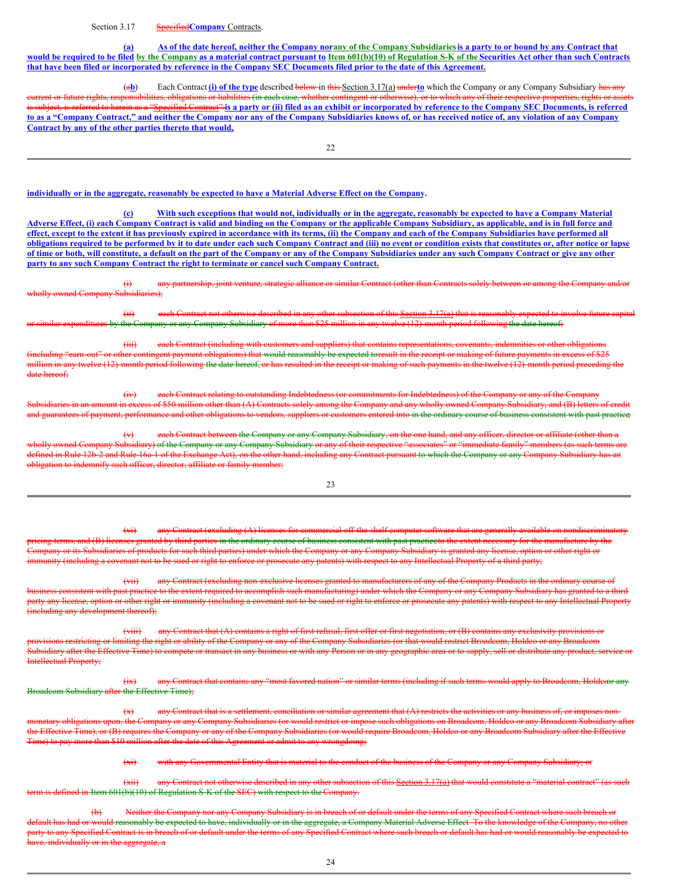Section 3.17 SpecifiedCompany Contracts.

(a) As of the date hereof, neither the Company norany of the Company Subsidiaries is a party to or bound by any Contract that would be required to be filed by the Company as a material contract pursuant to Item 601(b)(10) of Regulation S-K of the Securities Act other than such Contracts that have been filed or incorporated by reference in the Company SEC Documents filed prior to the date of this Agreement.

(ab) Each Contract (i) of the type described below in this Section 3.17(a) underto which the Company or any Company Subsidiary has any current or future rights, responsibilities, obligations or liabilities (in each case, whether contingent or otherwise), or to which any of their respective properties, rights or assets is subject, is referred to herein as a "Specified Contract":is a party or (ii) filed as an exhibit or incorporated by reference to the Company SEC Documents, is referred to as a "Company Contract," and neither the Company nor any of the Company Subsidiaries knows of, or has received notice of, any violation of any Company Contract by any of the other parties thereto that would, individually or in the aggregate, reasonably be expected to have a Material Adverse Effect on the Company.

(c) With such exceptions that would not, individually or in the aggregate, reasonably be expected to have a Company Material Adverse Effect, (i) each Company Contract is valid and binding on the Company or the applicable Company Subsidiary, as applicable, and is in full force and effect, except to the extent it has previously expired in accordance with its terms, (ii) the Company and each of the Company Subsidiaries have performed all obligations required to be performed by it to date under each such Company Contract and (iii) no event or condition exists that constitutes or, after notice or lapse of time or both, will constitute, a default on the part of the Company or any of the Company Subsidiaries under any such Company Contract or give any other party to any such Company Contract the right to terminate or cancel such Company Contract.

(i) any partnership, joint venture, strategic alliance or similar Contract (other than Contracts solely between or among the Company and/or wholly owned Company Subsidiaries);

(ii) each Contract not otherwise described in any other subsection of this Section 3.17(a) that is reasonably expected to involve future capital or similar expenditures by the Company or any Company Subsidiary of more than $25 million in any twelve (12)-month period following the date hereof;

(iii) each Contract (including with customers and suppliers) that contains representations, covenants, indemnities or other obligations (including "earn-out" or other contingent payment obligations) that would reasonably be expected toresult in the receipt or making of future payments in excess of $25 million in any twelve (12)-month period following the date hereof, or has resulted in the receipt or making of such payments in the twelve (12)-month period preceding the date hereof;

(iv) each Contract relating to outstanding Indebtedness (or commitments for Indebtedness) of the Company or any of the Company Subsidiaries in an amount in excess of $50 million other than (A) Contracts solely among the Company and any wholly owned Company Subsidiary, and (B) letters of credit and guarantees of payment, performance and other obligations to vendors, suppliers or customers entered into in the ordinary course of business consistent with past practice;

(v) each Contract between the Company or any Company Subsidiary, on the one hand, and any officer, director or affiliate (other than a wholly owned Company Subsidiary) of the Company or any Company Subsidiary or any of their respective "associates" or "immediate family" members (as such terms are defined in Rule 12b-2 and Rule 16a-1 of the Exchange Act), on the other hand, including any Contract pursuant to which the Company or any Company Subsidiary has an obligation to indemnify such officer, director, affiliate or family member;

(vi) any Contract (excluding (A) licenses for commercial off-the-shelf computer software that are generally available on nondiscriminatory pricing terms, and (B) licenses granted by third parties in the ordinary course of business consistent with past practiceto the extent necessary for the manufacture by the Company or its Subsidiaries of products for such third parties) under which the Company or any Company Subsidiary is granted any license, option or other right or immunity (including a covenant not to be sued or right to enforce or prosecute any patents) with respect to any Intellectual Property of a third party;

(vii) any Contract (excluding non-exclusive licenses granted to manufacturers of any of the Company Products in the ordinary course of business consistent with past practice to the extent required to accomplish such manufacturing) under which the Company or any Company Subsidiary has granted to a third party any license, option or other right or immunity (including a covenant not to be sued or right to enforce or prosecute any patents) with respect to any Intellectual Property (including any development thereof);

(viii) any Contract that (A) contains a right of first refusal, first offer or first negotiation, or (B) contains any exclusivity provisions or provisions restricting or limiting the right or ability of the Company or any of the Company Subsidiaries (or that would restrict Broadcom, Holdco or any Broadcom Subsidiary after the Effective Time) to compete or transact in any business or with any Person or in any geographic area or to supply, sell or distribute any product, service or Intellectual Property;

(ix) any Contract that contains any "most favored nation" or similar terms (including if such terms would apply to Broadcom, Holdcoor any Broadcom Subsidiary after the Effective Time);

(x) any Contract that is a settlement, conciliation or similar agreement that (A) restricts the activities or any business of, or imposes non-monetary obligations upon, the Company or any Company Subsidiaries (or would restrict or impose such obligations on Broadcom, Holdco or any Broadcom Subsidiary after the Effective Time), or (B) requires the Company or any of the Company Subsidiaries (or would require Broadcom, Holdco or any Broadcom Subsidiary after the Effective Time) to pay more than $10 million after the date of this Agreement or admit to any wrongdoing;

(xi) with any Governmental Entity that is material to the conduct of the business of the Company or any Company Subsidiary; or

(xii) any Contract not otherwise described in any other subsection of this Section 3.17(a) that would constitute a "material contract" (as such term is defined in Item 601(b)(10) of Regulation S-K of the SEC) with respect to the Company.

(b) Neither the Company nor any Company Subsidiary is in breach of or default under the terms of any Specified Contract where such breach or default has had or would reasonably be expected to have, individually or in the aggregate, a Company Material Adverse Effect. To the knowledge of the Company, no other party to any Specified Contract is in breach of or default under the terms of any Specified Contract where such breach or default has had or would reasonably be expected to have, individually or in the aggregate, a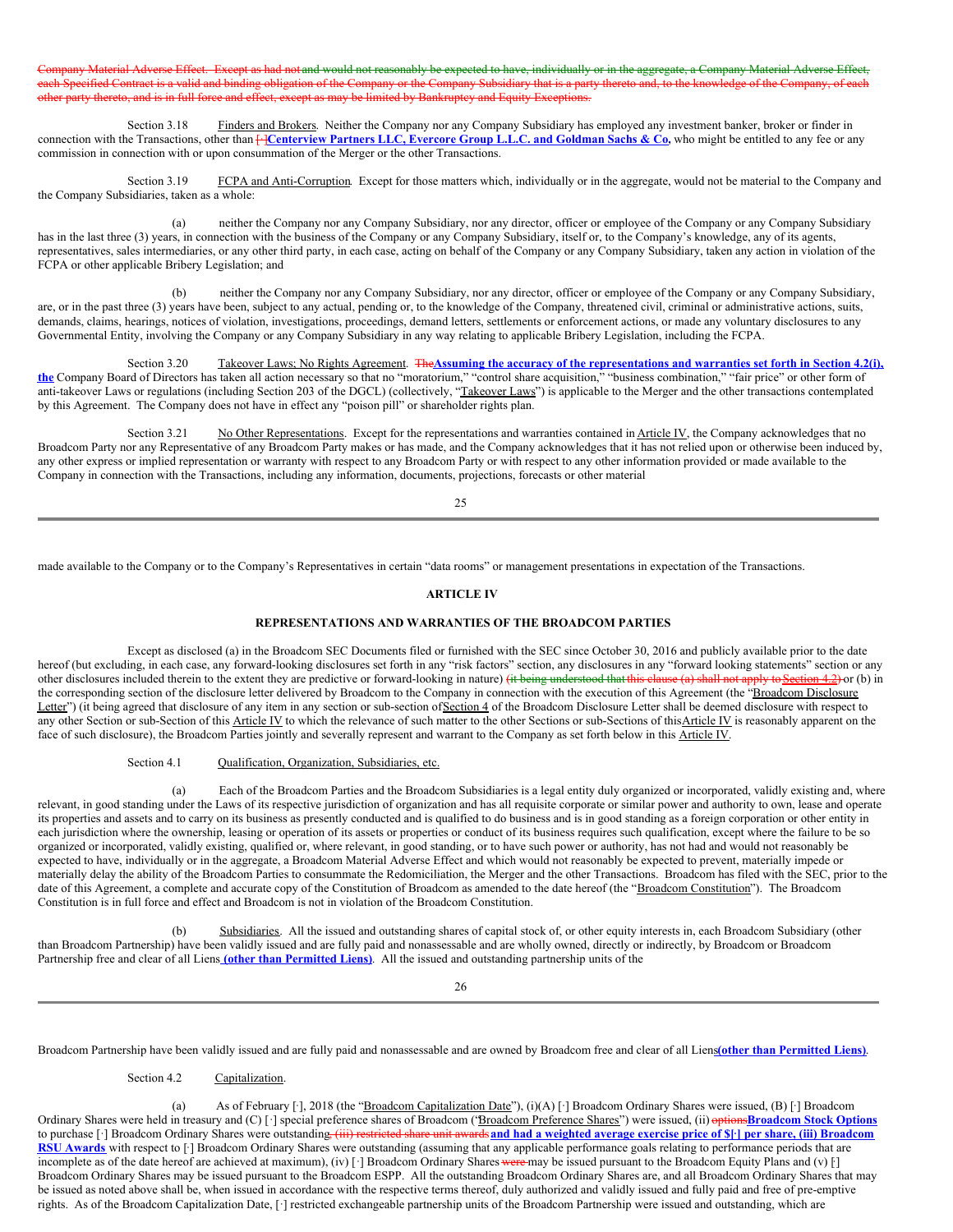Company Material Adverse Effect. Except as had not and would not reasonably be expected to have, individually or in the aggregate, a Company Material Adverse Effect, each Specified Contract is a valid and binding obligation of the Company or the Company Subsidiary that is a party thereto and, to the knowledge of the Company, of each other party thereto, and is in full force and effect, except as may be limited by Bankruptcy and Equity Exceptions.

Section 3.18 Finders and Brokers. Neither the Company nor any Company Subsidiary has employed any investment banker, broker or finder in connection with the Transactions, other than [·]**Centerview Partners LLC, Evercore Group L.L.C. and Goldman Sachs & Co,** who might be entitled to any fee or any commission in connection with or upon consummation of the Merger or the other Transactions.

Section 3.19 FCPA and Anti-Corruption. Except for those matters which, individually or in the aggregate, would not be material to the Company and the Company Subsidiaries, taken as a whole:

(a) neither the Company nor any Company Subsidiary, nor any director, officer or employee of the Company or any Company Subsidiary has in the last three (3) years, in connection with the business of the Company or any Company Subsidiary, itself or, to the Company's knowledge, any of its agents, representatives, sales intermediaries, or any other third party, in each case, acting on behalf of the Company or any Company Subsidiary, taken any action in violation of the FCPA or other applicable Bribery Legislation; and

(b) neither the Company nor any Company Subsidiary, nor any director, officer or employee of the Company or any Company Subsidiary, are, or in the past three (3) years have been, subject to any actual, pending or, to the knowledge of the Company, threatened civil, criminal or administrative actions, suits, demands, claims, hearings, notices of violation, investigations, proceedings, demand letters, settlements or enforcement actions, or made any voluntary disclosures to any Governmental Entity, involving the Company or any Company Subsidiary in any way relating to applicable Bribery Legislation, including the FCPA.

Section 3.20 Takeover Laws; No Rights Agreement. The**Assuming the accuracy of the representations and warranties set forth in Section 4.2(i), the** Company Board of Directors has taken all action necessary so that no "moratorium," "control share acquisition," "business combination," "fair price" or other form of anti-takeover Laws or regulations (including Section 203 of the DGCL) (collectively, "Takeover Laws") is applicable to the Merger and the other transactions contemplated by this Agreement. The Company does not have in effect any "poison pill" or shareholder rights plan.

Section 3.21 No Other Representations. Except for the representations and warranties contained in Article IV, the Company acknowledges that no Broadcom Party nor any Representative of any Broadcom Party makes or has made, and the Company acknowledges that it has not relied upon or otherwise been induced by, any other express or implied representation or warranty with respect to any Broadcom Party or with respect to any other information provided or made available to the Company in connection with the Transactions, including any information, documents, projections, forecasts or other material made available to the Company or to the Company's Representatives in certain "data rooms" or management presentations in expectation of the Transactions.

## ARTICLE IV

## REPRESENTATIONS AND WARRANTIES OF THE BROADCOM PARTIES

Except as disclosed (a) in the Broadcom SEC Documents filed or furnished with the SEC since October 30, 2016 and publicly available prior to the date hereof (but excluding, in each case, any forward-looking disclosures set forth in any "risk factors" section, any disclosures in any "forward looking statements" section or any other disclosures included therein to the extent they are predictive or forward-looking in nature) (it being understood that this clause (a) shall not apply to Section 4.2) or (b) in the corresponding section of the disclosure letter delivered by Broadcom to the Company in connection with the execution of this Agreement (the "Broadcom Disclosure Letter") (it being agreed that disclosure of any item in any section or sub-section of Section 4 of the Broadcom Disclosure Letter shall be deemed disclosure with respect to any other Section or sub-Section of this Article IV to which the relevance of such matter to the other Sections or sub-Sections of this Article IV is reasonably apparent on the face of such disclosure), the Broadcom Parties jointly and severally represent and warrant to the Company as set forth below in this Article IV.

Section 4.1 Qualification, Organization, Subsidiaries, etc.

(a) Each of the Broadcom Parties and the Broadcom Subsidiaries is a legal entity duly organized or incorporated, validly existing and, where relevant, in good standing under the Laws of its respective jurisdiction of organization and has all requisite corporate or similar power and authority to own, lease and operate its properties and assets and to carry on its business as presently conducted and is qualified to do business and is in good standing as a foreign corporation or other entity in each jurisdiction where the ownership, leasing or operation of its assets or properties or conduct of its business requires such qualification, except where the failure to be so organized or incorporated, validly existing, qualified or, where relevant, in good standing, or to have such power or authority, has not had and would not reasonably be expected to have, individually or in the aggregate, a Broadcom Material Adverse Effect and which would not reasonably be expected to prevent, materially impede or materially delay the ability of the Broadcom Parties to consummate the Redomiciliation, the Merger and the other Transactions. Broadcom has filed with the SEC, prior to the date of this Agreement, a complete and accurate copy of the Constitution of Broadcom as amended to the date hereof (the "Broadcom Constitution"). The Broadcom Constitution is in full force and effect and Broadcom is not in violation of the Broadcom Constitution.

(b) Subsidiaries. All the issued and outstanding shares of capital stock of, or other equity interests in, each Broadcom Subsidiary (other than Broadcom Partnership) have been validly issued and are fully paid and nonassessable and are wholly owned, directly or indirectly, by Broadcom or Broadcom Partnership free and clear of all Liens **(other than Permitted Liens)**. All the issued and outstanding partnership units of the Broadcom Partnership have been validly issued and are fully paid and nonassessable and are owned by Broadcom free and clear of all Liens**(other than Permitted Liens)**.

Section 4.2 Capitalization.

(a) As of February [·], 2018 (the "Broadcom Capitalization Date"), (i)(A) [·] Broadcom Ordinary Shares were issued, (B) [·] Broadcom Ordinary Shares were held in treasury and (C) [·] special preference shares of Broadcom ("Broadcom Preference Shares") were issued, (ii) options**Broadcom Stock Options** to purchase [·] Broadcom Ordinary Shares were outstanding, (iii) restricted share unit awards **and had a weighted average exercise price of $[·] per share, (iii) Broadcom RSU Awards** with respect to [·] Broadcom Ordinary Shares were outstanding (assuming that any applicable performance goals relating to performance periods that are incomplete as of the date hereof are achieved at maximum), (iv) [·] Broadcom Ordinary Shares were may be issued pursuant to the Broadcom Equity Plans and (v) [·] Broadcom Ordinary Shares may be issued pursuant to the Broadcom ESPP. All the outstanding Broadcom Ordinary Shares are, and all Broadcom Ordinary Shares that may be issued as noted above shall be, when issued in accordance with the respective terms thereof, duly authorized and validly issued and fully paid and free of pre-emptive rights. As of the Broadcom Capitalization Date, [·] restricted exchangeable partnership units of the Broadcom Partnership were issued and outstanding, which are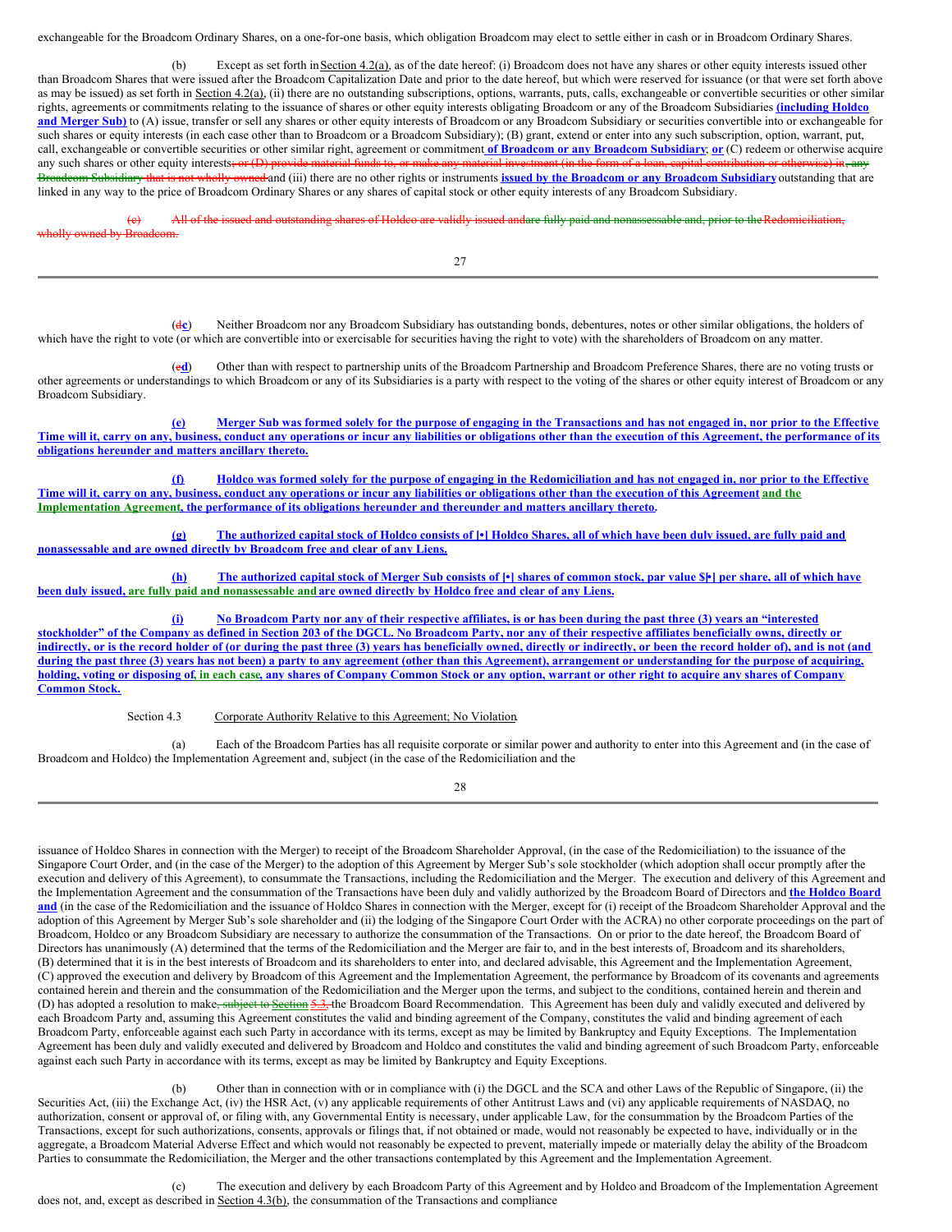exchangeable for the Broadcom Ordinary Shares, on a one-for-one basis, which obligation Broadcom may elect to settle either in cash or in Broadcom Ordinary Shares.

(b) Except as set forth in Section 4.2(a), as of the date hereof: (i) Broadcom does not have any shares or other equity interests issued other than Broadcom Shares that were issued after the Broadcom Capitalization Date and prior to the date hereof, but which were reserved for issuance (or that were set forth above as may be issued) as set forth in Section 4.2(a), (ii) there are no outstanding subscriptions, options, warrants, puts, calls, exchangeable or convertible securities or other similar rights, agreements or commitments relating to the issuance of shares or other equity interests obligating Broadcom or any of the Broadcom Subsidiaries **(including Holdco and Merger Sub)** to (A) issue, transfer or sell any shares or other equity interests of Broadcom or any Broadcom Subsidiary or securities convertible into or exchangeable for such shares or equity interests (in each case other than to Broadcom or a Broadcom Subsidiary); (B) grant, extend or enter into any such subscription, option, warrant, put, call, exchangeable or convertible securities or other similar right, agreement or commitment **of Broadcom or any Broadcom Subsidiary**; **or** (C) redeem or otherwise acquire any such shares or other equity interests~~; or (D) provide material funds to, or make any material investment (in the form of a loan, capital contribution or otherwise) in, any Broadcom Subsidiary that is not wholly owned~~ and (iii) there are no other rights or instruments **issued by the Broadcom or any Broadcom Subsidiary** outstanding that are linked in any way to the price of Broadcom Ordinary Shares or any shares of capital stock or other equity interests of any Broadcom Subsidiary.

~~(c) All of the issued and outstanding shares of Holdco are validly issued and are fully paid and nonassessable and, prior to the Redomiciliation, wholly owned by Broadcom.~~

(~~d~~c) Neither Broadcom nor any Broadcom Subsidiary has outstanding bonds, debentures, notes or other similar obligations, the holders of which have the right to vote (or which are convertible into or exercisable for securities having the right to vote) with the shareholders of Broadcom on any matter.

(~~e~~d) Other than with respect to partnership units of the Broadcom Partnership and Broadcom Preference Shares, there are no voting trusts or other agreements or understandings to which Broadcom or any of its Subsidiaries is a party with respect to the voting of the shares or other equity interest of Broadcom or any Broadcom Subsidiary.

**(e) Merger Sub was formed solely for the purpose of engaging in the Transactions and has not engaged in, nor prior to the Effective Time will it, carry on any, business, conduct any operations or incur any liabilities or obligations other than the execution of this Agreement, the performance of its obligations hereunder and matters ancillary thereto.**

**(f) Holdco was formed solely for the purpose of engaging in the Redomiciliation and has not engaged in, nor prior to the Effective Time will it, carry on any, business, conduct any operations or incur any liabilities or obligations other than the execution of this Agreement and the Implementation Agreement, the performance of its obligations hereunder and thereunder and matters ancillary thereto.**

**(g) The authorized capital stock of Holdco consists of [•] Holdco Shares, all of which have been duly issued, are fully paid and nonassessable and are owned directly by Broadcom free and clear of any Liens.**

**(h) The authorized capital stock of Merger Sub consists of [•] shares of common stock, par value $[•] per share, all of which have been duly issued, are fully paid and nonassessable and are owned directly by Holdco free and clear of any Liens.**

**(i) No Broadcom Party nor any of their respective affiliates, is or has been during the past three (3) years an "interested stockholder" of the Company as defined in Section 203 of the DGCL. No Broadcom Party, nor any of their respective affiliates beneficially owns, directly or indirectly, or is the record holder of (or during the past three (3) years has beneficially owned, directly or indirectly, or been the record holder of), and is not (and during the past three (3) years has not been) a party to any agreement (other than this Agreement), arrangement or understanding for the purpose of acquiring, holding, voting or disposing of, in each case, any shares of Company Common Stock or any option, warrant or other right to acquire any shares of Company Common Stock.**

Section 4.3 Corporate Authority Relative to this Agreement; No Violation.

(a) Each of the Broadcom Parties has all requisite corporate or similar power and authority to enter into this Agreement and (in the case of Broadcom and Holdco) the Implementation Agreement and, subject (in the case of the Redomiciliation and the issuance of Holdco Shares in connection with the Merger) to receipt of the Broadcom Shareholder Approval, (in the case of the Redomiciliation) to the issuance of the Singapore Court Order, and (in the case of the Merger) to the adoption of this Agreement by Merger Sub's sole stockholder (which adoption shall occur promptly after the execution and delivery of this Agreement), to consummate the Transactions, including the Redomiciliation and the Merger. The execution and delivery of this Agreement and the Implementation Agreement and the consummation of the Transactions have been duly and validly authorized by the Broadcom Board of Directors and **the Holdco Board and** (in the case of the Redomiciliation and the issuance of Holdco Shares in connection with the Merger, except for (i) receipt of the Broadcom Shareholder Approval and the adoption of this Agreement by Merger Sub's sole shareholder and (ii) the lodging of the Singapore Court Order with the ACRA) no other corporate proceedings on the part of Broadcom, Holdco or any Broadcom Subsidiary are necessary to authorize the consummation of the Transactions. On or prior to the date hereof, the Broadcom Board of Directors has unanimously (A) determined that the terms of the Redomiciliation and the Merger are fair to, and in the best interests of, Broadcom and its shareholders, (B) determined that it is in the best interests of Broadcom and its shareholders to enter into, and declared advisable, this Agreement and the Implementation Agreement, (C) approved the execution and delivery by Broadcom of this Agreement and the Implementation Agreement, the performance by Broadcom of its covenants and agreements contained herein and therein and the consummation of the Redomiciliation and the Merger upon the terms, and subject to the conditions, contained herein and therein and (D) has adopted a resolution to make~~, subject to Section 5.3,~~ the Broadcom Board Recommendation. This Agreement has been duly and validly executed and delivered by each Broadcom Party and, assuming this Agreement constitutes the valid and binding agreement of the Company, constitutes the valid and binding agreement of each Broadcom Party, enforceable against each such Party in accordance with its terms, except as may be limited by Bankruptcy and Equity Exceptions. The Implementation Agreement has been duly and validly executed and delivered by Broadcom and Holdco and constitutes the valid and binding agreement of such Broadcom Party, enforceable against each such Party in accordance with its terms, except as may be limited by Bankruptcy and Equity Exceptions.

(b) Other than in connection with or in compliance with (i) the DGCL and the SCA and other Laws of the Republic of Singapore, (ii) the Securities Act, (iii) the Exchange Act, (iv) the HSR Act, (v) any applicable requirements of other Antitrust Laws and (vi) any applicable requirements of NASDAQ, no authorization, consent or approval of, or filing with, any Governmental Entity is necessary, under applicable Law, for the consummation by the Broadcom Parties of the Transactions, except for such authorizations, consents, approvals or filings that, if not obtained or made, would not reasonably be expected to have, individually or in the aggregate, a Broadcom Material Adverse Effect and which would not reasonably be expected to prevent, materially impede or materially delay the ability of the Broadcom Parties to consummate the Redomiciliation, the Merger and the other transactions contemplated by this Agreement and the Implementation Agreement.

(c) The execution and delivery by each Broadcom Party of this Agreement and by Holdco and Broadcom of the Implementation Agreement does not, and, except as described in Section 4.3(b), the consummation of the Transactions and compliance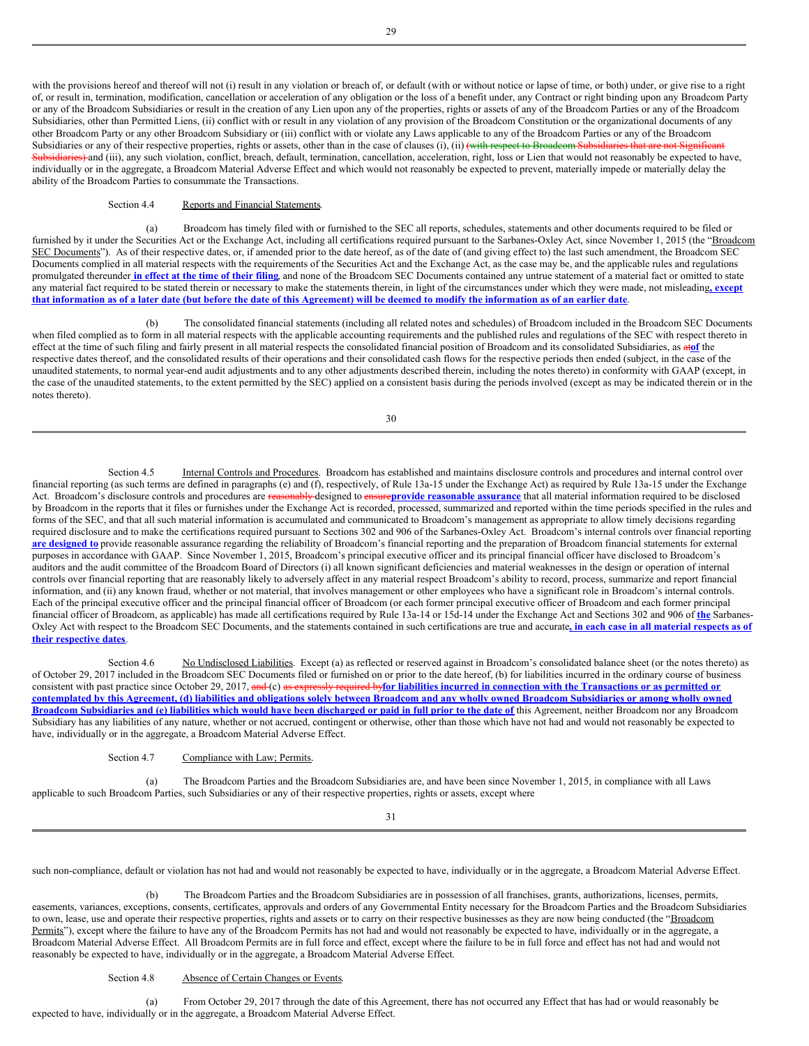with the provisions hereof and thereof will not (i) result in any violation or breach of, or default (with or without notice or lapse of time, or both) under, or give rise to a right of, or result in, termination, modification, cancellation or acceleration of any obligation or the loss of a benefit under, any Contract or right binding upon any Broadcom Party or any of the Broadcom Subsidiaries or result in the creation of any Lien upon any of the properties, rights or assets of any of the Broadcom Parties or any of the Broadcom Subsidiaries, other than Permitted Liens, (ii) conflict with or result in any violation of any provision of the Broadcom Constitution or the organizational documents of any other Broadcom Party or any other Broadcom Subsidiary or (iii) conflict with or violate any Laws applicable to any of the Broadcom Parties or any of the Broadcom Subsidiaries or any of their respective properties, rights or assets, other than in the case of clauses (i), (ii) ~~(with respect to Broadcom Subsidiaries that are not Significant Subsidiaries)~~ and (iii), any such violation, conflict, breach, default, termination, cancellation, acceleration, right, loss or Lien that would not reasonably be expected to have, individually or in the aggregate, a Broadcom Material Adverse Effect and which would not reasonably be expected to prevent, materially impede or materially delay the ability of the Broadcom Parties to consummate the Transactions.

Section 4.4 Reports and Financial Statements.

(a) Broadcom has timely filed with or furnished to the SEC all reports, schedules, statements and other documents required to be filed or furnished by it under the Securities Act or the Exchange Act, including all certifications required pursuant to the Sarbanes-Oxley Act, since November 1, 2015 (the "Broadcom SEC Documents"). As of their respective dates, or, if amended prior to the date hereof, as of the date of (and giving effect to) the last such amendment, the Broadcom SEC Documents complied in all material respects with the requirements of the Securities Act and the Exchange Act, as the case may be, and the applicable rules and regulations promulgated thereunder **in effect at the time of their filing**, and none of the Broadcom SEC Documents contained any untrue statement of a material fact or omitted to state any material fact required to be stated therein or necessary to make the statements therein, in light of the circumstances under which they were made, not misleading**, except that information as of a later date (but before the date of this Agreement) will be deemed to modify the information as of an earlier date**.

(b) The consolidated financial statements (including all related notes and schedules) of Broadcom included in the Broadcom SEC Documents when filed complied as to form in all material respects with the applicable accounting requirements and the published rules and regulations of the SEC with respect thereto in effect at the time of such filing and fairly present in all material respects the consolidated financial position of Broadcom and its consolidated Subsidiaries, as ~~at~~**of** the respective dates thereof, and the consolidated results of their operations and their consolidated cash flows for the respective periods then ended (subject, in the case of the unaudited statements, to normal year-end audit adjustments and to any other adjustments described therein, including the notes thereto) in conformity with GAAP (except, in the case of the unaudited statements, to the extent permitted by the SEC) applied on a consistent basis during the periods involved (except as may be indicated therein or in the notes thereto).

Section 4.5 Internal Controls and Procedures. Broadcom has established and maintains disclosure controls and procedures and internal control over financial reporting (as such terms are defined in paragraphs (e) and (f), respectively, of Rule 13a-15 under the Exchange Act) as required by Rule 13a-15 under the Exchange Act. Broadcom's disclosure controls and procedures are ~~reasonably~~ designed to ~~ensure~~**provide reasonable assurance** that all material information required to be disclosed by Broadcom in the reports that it files or furnishes under the Exchange Act is recorded, processed, summarized and reported within the time periods specified in the rules and forms of the SEC, and that all such material information is accumulated and communicated to Broadcom's management as appropriate to allow timely decisions regarding required disclosure and to make the certifications required pursuant to Sections 302 and 906 of the Sarbanes-Oxley Act. Broadcom's internal controls over financial reporting **are designed to** provide reasonable assurance regarding the reliability of Broadcom's financial reporting and the preparation of Broadcom financial statements for external purposes in accordance with GAAP. Since November 1, 2015, Broadcom's principal executive officer and its principal financial officer have disclosed to Broadcom's auditors and the audit committee of the Broadcom Board of Directors (i) all known significant deficiencies and material weaknesses in the design or operation of internal controls over financial reporting that are reasonably likely to adversely affect in any material respect Broadcom's ability to record, process, summarize and report financial information, and (ii) any known fraud, whether or not material, that involves management or other employees who have a significant role in Broadcom's internal controls. Each of the principal executive officer and the principal financial officer of Broadcom (or each former principal executive officer of Broadcom and each former principal financial officer of Broadcom, as applicable) has made all certifications required by Rule 13a-14 or 15d-14 under the Exchange Act and Sections 302 and 906 of **the** Sarbanes-Oxley Act with respect to the Broadcom SEC Documents, and the statements contained in such certifications are true and accurate**, in each case in all material respects as of their respective dates**.

Section 4.6 No Undisclosed Liabilities. Except (a) as reflected or reserved against in Broadcom's consolidated balance sheet (or the notes thereto) as of October 29, 2017 included in the Broadcom SEC Documents filed or furnished on or prior to the date hereof, (b) for liabilities incurred in the ordinary course of business consistent with past practice since October 29, 2017, ~~and~~ (c) ~~as expressly required by~~**for liabilities incurred in connection with the Transactions or as permitted or contemplated by this Agreement, (d) liabilities and obligations solely between Broadcom and any wholly owned Broadcom Subsidiaries or among wholly owned Broadcom Subsidiaries and (e) liabilities which would have been discharged or paid in full prior to the date of** this Agreement, neither Broadcom nor any Broadcom Subsidiary has any liabilities of any nature, whether or not accrued, contingent or otherwise, other than those which have not had and would not reasonably be expected to have, individually or in the aggregate, a Broadcom Material Adverse Effect.

Section 4.7 Compliance with Law; Permits.

(a) The Broadcom Parties and the Broadcom Subsidiaries are, and have been since November 1, 2015, in compliance with all Laws applicable to such Broadcom Parties, such Subsidiaries or any of their respective properties, rights or assets, except where such non-compliance, default or violation has not had and would not reasonably be expected to have, individually or in the aggregate, a Broadcom Material Adverse Effect.

(b) The Broadcom Parties and the Broadcom Subsidiaries are in possession of all franchises, grants, authorizations, licenses, permits, easements, variances, exceptions, consents, certificates, approvals and orders of any Governmental Entity necessary for the Broadcom Parties and the Broadcom Subsidiaries to own, lease, use and operate their respective properties, rights and assets or to carry on their respective businesses as they are now being conducted (the "Broadcom Permits"), except where the failure to have any of the Broadcom Permits has not had and would not reasonably be expected to have, individually or in the aggregate, a Broadcom Material Adverse Effect. All Broadcom Permits are in full force and effect, except where the failure to be in full force and effect has not had and would not reasonably be expected to have, individually or in the aggregate, a Broadcom Material Adverse Effect.

Section 4.8 Absence of Certain Changes or Events.

(a) From October 29, 2017 through the date of this Agreement, there has not occurred any Effect that has had or would reasonably be expected to have, individually or in the aggregate, a Broadcom Material Adverse Effect.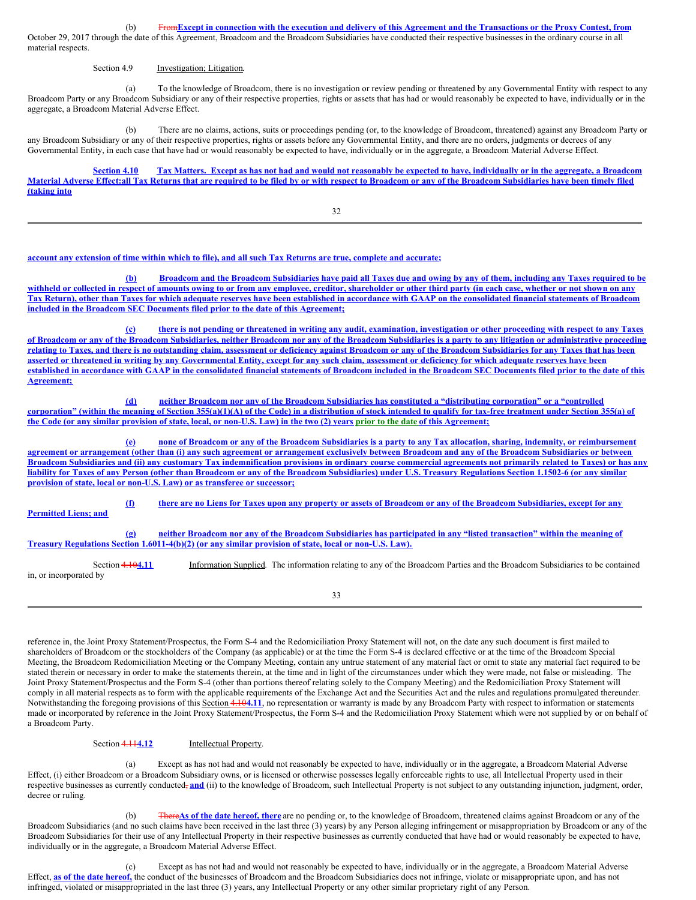(b) ~~From~~**Except in connection with the execution and delivery of this Agreement and the Transactions or the Proxy Contest, from** October 29, 2017 through the date of this Agreement, Broadcom and the Broadcom Subsidiaries have conducted their respective businesses in the ordinary course in all material respects.

Section 4.9 Investigation; Litigation.

(a) To the knowledge of Broadcom, there is no investigation or review pending or threatened by any Governmental Entity with respect to any Broadcom Party or any Broadcom Subsidiary or any of their respective properties, rights or assets that has had or would reasonably be expected to have, individually or in the aggregate, a Broadcom Material Adverse Effect.

(b) There are no claims, actions, suits or proceedings pending (or, to the knowledge of Broadcom, threatened) against any Broadcom Party or any Broadcom Subsidiary or any of their respective properties, rights or assets before any Governmental Entity, and there are no orders, judgments or decrees of any Governmental Entity, in each case that have had or would reasonably be expected to have, individually or in the aggregate, a Broadcom Material Adverse Effect.

**Section 4.10 Tax Matters. Except as has not had and would not reasonably be expected to have, individually or in the aggregate, a Broadcom Material Adverse Effect:all Tax Returns that are required to be filed by or with respect to Broadcom or any of the Broadcom Subsidiaries have been timely filed (taking into account any extension of time within which to file), and all such Tax Returns are true, complete and accurate;**

**(b) Broadcom and the Broadcom Subsidiaries have paid all Taxes due and owing by any of them, including any Taxes required to be withheld or collected in respect of amounts owing to or from any employee, creditor, shareholder or other third party (in each case, whether or not shown on any Tax Return), other than Taxes for which adequate reserves have been established in accordance with GAAP on the consolidated financial statements of Broadcom included in the Broadcom SEC Documents filed prior to the date of this Agreement;**

**(c) there is not pending or threatened in writing any audit, examination, investigation or other proceeding with respect to any Taxes of Broadcom or any of the Broadcom Subsidiaries, neither Broadcom nor any of the Broadcom Subsidiaries is a party to any litigation or administrative proceeding relating to Taxes, and there is no outstanding claim, assessment or deficiency against Broadcom or any of the Broadcom Subsidiaries for any Taxes that has been asserted or threatened in writing by any Governmental Entity, except for any such claim, assessment or deficiency for which adequate reserves have been established in accordance with GAAP in the consolidated financial statements of Broadcom included in the Broadcom SEC Documents filed prior to the date of this Agreement;**

**(d) neither Broadcom nor any of the Broadcom Subsidiaries has constituted a "distributing corporation" or a "controlled corporation" (within the meaning of Section 355(a)(1)(A) of the Code) in a distribution of stock intended to qualify for tax-free treatment under Section 355(a) of the Code (or any similar provision of state, local, or non-U.S. Law) in the two (2) years prior to the date of this Agreement;**

**(e) none of Broadcom or any of the Broadcom Subsidiaries is a party to any Tax allocation, sharing, indemnity, or reimbursement agreement or arrangement (other than (i) any such agreement or arrangement exclusively between Broadcom and any of the Broadcom Subsidiaries or between Broadcom Subsidiaries and (ii) any customary Tax indemnification provisions in ordinary course commercial agreements not primarily related to Taxes) or has any liability for Taxes of any Person (other than Broadcom or any of the Broadcom Subsidiaries) under U.S. Treasury Regulations Section 1.1502-6 (or any similar provision of state, local or non-U.S. Law) or as transferee or successor;**

**(f) there are no Liens for Taxes upon any property or assets of Broadcom or any of the Broadcom Subsidiaries, except for any Permitted Liens; and**

**(g) neither Broadcom nor any of the Broadcom Subsidiaries has participated in any "listed transaction" within the meaning of Treasury Regulations Section 1.6011-4(b)(2) (or any similar provision of state, local or non-U.S. Law).**

Section ~~4.10~~**4.11** Information Supplied. The information relating to any of the Broadcom Parties and the Broadcom Subsidiaries to be contained in, or incorporated by reference in, the Joint Proxy Statement/Prospectus, the Form S-4 and the Redomiciliation Proxy Statement will not, on the date any such document is first mailed to shareholders of Broadcom or the stockholders of the Company (as applicable) or at the time the Form S-4 is declared effective or at the time of the Broadcom Special Meeting, the Broadcom Redomiciliation Meeting or the Company Meeting, contain any untrue statement of any material fact or omit to state any material fact required to be stated therein or necessary in order to make the statements therein, at the time and in light of the circumstances under which they were made, not false or misleading. The Joint Proxy Statement/Prospectus and the Form S-4 (other than portions thereof relating solely to the Company Meeting) and the Redomiciliation Proxy Statement will comply in all material respects as to form with the applicable requirements of the Exchange Act and the Securities Act and the rules and regulations promulgated thereunder. Notwithstanding the foregoing provisions of this Section ~~4.10~~**4.11**, no representation or warranty is made by any Broadcom Party with respect to information or statements made or incorporated by reference in the Joint Proxy Statement/Prospectus, the Form S-4 and the Redomiciliation Proxy Statement which were not supplied by or on behalf of a Broadcom Party.

Section ~~4.11~~**4.12** Intellectual Property.

(a) Except as has not had and would not reasonably be expected to have, individually or in the aggregate, a Broadcom Material Adverse Effect, (i) either Broadcom or a Broadcom Subsidiary owns, or is licensed or otherwise possesses legally enforceable rights to use, all Intellectual Property used in their respective businesses as currently conducted~~,~~ **and** (ii) to the knowledge of Broadcom, such Intellectual Property is not subject to any outstanding injunction, judgment, order, decree or ruling.

(b) ~~There~~**As of the date hereof, there** are no pending or, to the knowledge of Broadcom, threatened claims against Broadcom or any of the Broadcom Subsidiaries (and no such claims have been received in the last three (3) years) by any Person alleging infringement or misappropriation by Broadcom or any of the Broadcom Subsidiaries for their use of any Intellectual Property in their respective businesses as currently conducted that have had or would reasonably be expected to have, individually or in the aggregate, a Broadcom Material Adverse Effect.

(c) Except as has not had and would not reasonably be expected to have, individually or in the aggregate, a Broadcom Material Adverse Effect, **as of the date hereof,** the conduct of the businesses of Broadcom and the Broadcom Subsidiaries does not infringe, violate or misappropriate upon, and has not infringed, violated or misappropriated in the last three (3) years, any Intellectual Property or any other similar proprietary right of any Person.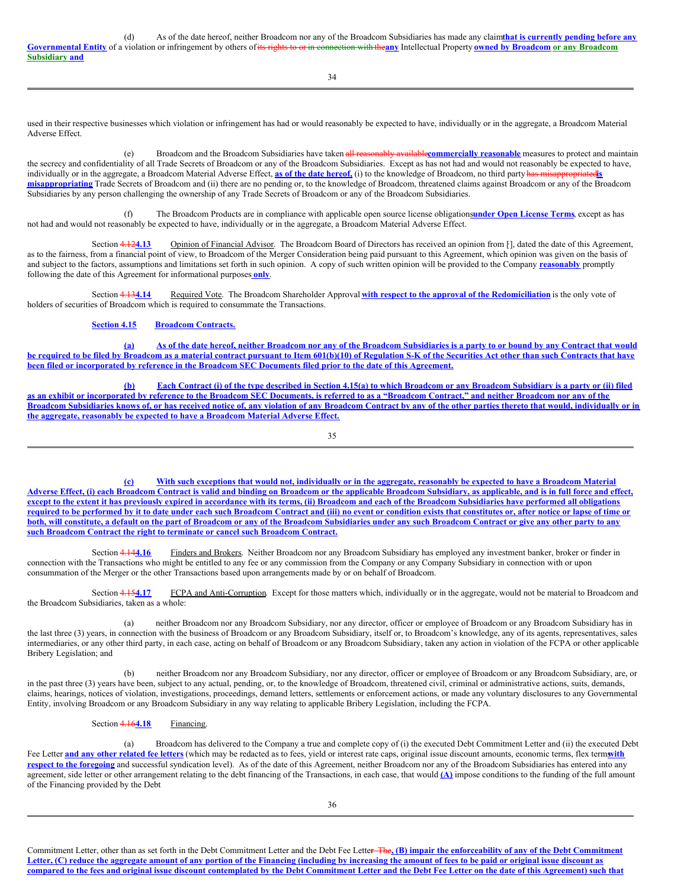(d) As of the date hereof, neither Broadcom nor any of the Broadcom Subsidiaries has made any claim~~that is currently pending before any Governmental Entity~~ of a violation or infringement by others of ~~its rights to or in connection with the~~**any** Intellectual Property **owned by Broadcom or any Broadcom Subsidiary and** used in their respective businesses which violation or infringement has had or would reasonably be expected to have, individually or in the aggregate, a Broadcom Material Adverse Effect.

(e) Broadcom and the Broadcom Subsidiaries have taken ~~all reasonably available~~**commercially reasonable** measures to protect and maintain the secrecy and confidentiality of all Trade Secrets of Broadcom or any of the Broadcom Subsidiaries. Except as has not had and would not reasonably be expected to have, individually or in the aggregate, a Broadcom Material Adverse Effect, **as of the date hereof,** (i) to the knowledge of Broadcom, no third party ~~has misappropriated~~**is misappropriating** Trade Secrets of Broadcom and (ii) there are no pending or, to the knowledge of Broadcom, threatened claims against Broadcom or any of the Broadcom Subsidiaries by any person challenging the ownership of any Trade Secrets of Broadcom or any of the Broadcom Subsidiaries.

(f) The Broadcom Products are in compliance with applicable open source license obligations**under Open License Terms**, except as has not had and would not reasonably be expected to have, individually or in the aggregate, a Broadcom Material Adverse Effect.

Section ~~4.12~~**4.13** Opinion of Financial Advisor. The Broadcom Board of Directors has received an opinion from [], dated the date of this Agreement, as to the fairness, from a financial point of view, to Broadcom of the Merger Consideration being paid pursuant to this Agreement, which opinion was given on the basis of and subject to the factors, assumptions and limitations set forth in such opinion. A copy of such written opinion will be provided to the Company **reasonably** promptly following the date of this Agreement for informational purposes **only**.

Section ~~4.13~~**4.14** Required Vote. The Broadcom Shareholder Approval **with respect to the approval of the Redomiciliation** is the only vote of holders of securities of Broadcom which is required to consummate the Transactions.

**Section 4.15 Broadcom Contracts.**

**(a) As of the date hereof, neither Broadcom nor any of the Broadcom Subsidiaries is a party to or bound by any Contract that would be required to be filed by Broadcom as a material contract pursuant to Item 601(b)(10) of Regulation S-K of the Securities Act other than such Contracts that have been filed or incorporated by reference in the Broadcom SEC Documents filed prior to the date of this Agreement.**

**(b) Each Contract (i) of the type described in Section 4.15(a) to which Broadcom or any Broadcom Subsidiary is a party or (ii) filed as an exhibit or incorporated by reference to the Broadcom SEC Documents, is referred to as a "Broadcom Contract," and neither Broadcom nor any of the Broadcom Subsidiaries knows of, or has received notice of, any violation of any Broadcom Contract by any of the other parties thereto that would, individually or in the aggregate, reasonably be expected to have a Broadcom Material Adverse Effect.**

**(c) With such exceptions that would not, individually or in the aggregate, reasonably be expected to have a Broadcom Material Adverse Effect, (i) each Broadcom Contract is valid and binding on Broadcom or the applicable Broadcom Subsidiary, as applicable, and is in full force and effect, except to the extent it has previously expired in accordance with its terms, (ii) Broadcom and each of the Broadcom Subsidiaries have performed all obligations required to be performed by it to date under each such Broadcom Contract and (iii) no event or condition exists that constitutes or, after notice or lapse of time or both, will constitute, a default on the part of Broadcom or any of the Broadcom Subsidiaries under any such Broadcom Contract or give any other party to any such Broadcom Contract the right to terminate or cancel such Broadcom Contract.**

Section ~~4.14~~**4.16** Finders and Brokers. Neither Broadcom nor any Broadcom Subsidiary has employed any investment banker, broker or finder in connection with the Transactions who might be entitled to any fee or any commission from the Company or any Company Subsidiary in connection with or upon consummation of the Merger or the other Transactions based upon arrangements made by or on behalf of Broadcom.

Section ~~4.15~~**4.17** FCPA and Anti-Corruption. Except for those matters which, individually or in the aggregate, would not be material to Broadcom and the Broadcom Subsidiaries, taken as a whole:

(a) neither Broadcom nor any Broadcom Subsidiary, nor any director, officer or employee of Broadcom or any Broadcom Subsidiary has in the last three (3) years, in connection with the business of Broadcom or any Broadcom Subsidiary, itself or, to Broadcom's knowledge, any of its agents, representatives, sales intermediaries, or any other third party, in each case, acting on behalf of Broadcom or any Broadcom Subsidiary, taken any action in violation of the FCPA or other applicable Bribery Legislation; and

(b) neither Broadcom nor any Broadcom Subsidiary, nor any director, officer or employee of Broadcom or any Broadcom Subsidiary, are, or in the past three (3) years have been, subject to any actual, pending, or, to the knowledge of Broadcom, threatened civil, criminal or administrative actions, suits, demands, claims, hearings, notices of violation, investigations, proceedings, demand letters, settlements or enforcement actions, or made any voluntary disclosures to any Governmental Entity, involving Broadcom or any Broadcom Subsidiary in any way relating to applicable Bribery Legislation, including the FCPA.

Section ~~4.16~~**4.18** Financing.

(a) Broadcom has delivered to the Company a true and complete copy of (i) the executed Debt Commitment Letter and (ii) the executed Debt Fee Letter **and any other related fee letters** (which may be redacted as to fees, yield or interest rate caps, original issue discount amounts, economic terms, flex terms**with respect to the foregoing** and successful syndication level). As of the date of this Agreement, neither Broadcom nor any of the Broadcom Subsidiaries has entered into any agreement, side letter or other arrangement relating to the debt financing of the Transactions, in each case, that would **(A)** impose conditions to the funding of the full amount of the Financing provided by the Debt Commitment Letter, other than as set forth in the Debt Commitment Letter and the Debt Fee Letter~~. The~~**, (B) impair the enforceability of any of the Debt Commitment Letter, (C) reduce the aggregate amount of any portion of the Financing (including by increasing the amount of fees to be paid or original issue discount as compared to the fees and original issue discount contemplated by the Debt Commitment Letter and the Debt Fee Letter on the date of this Agreement) such that**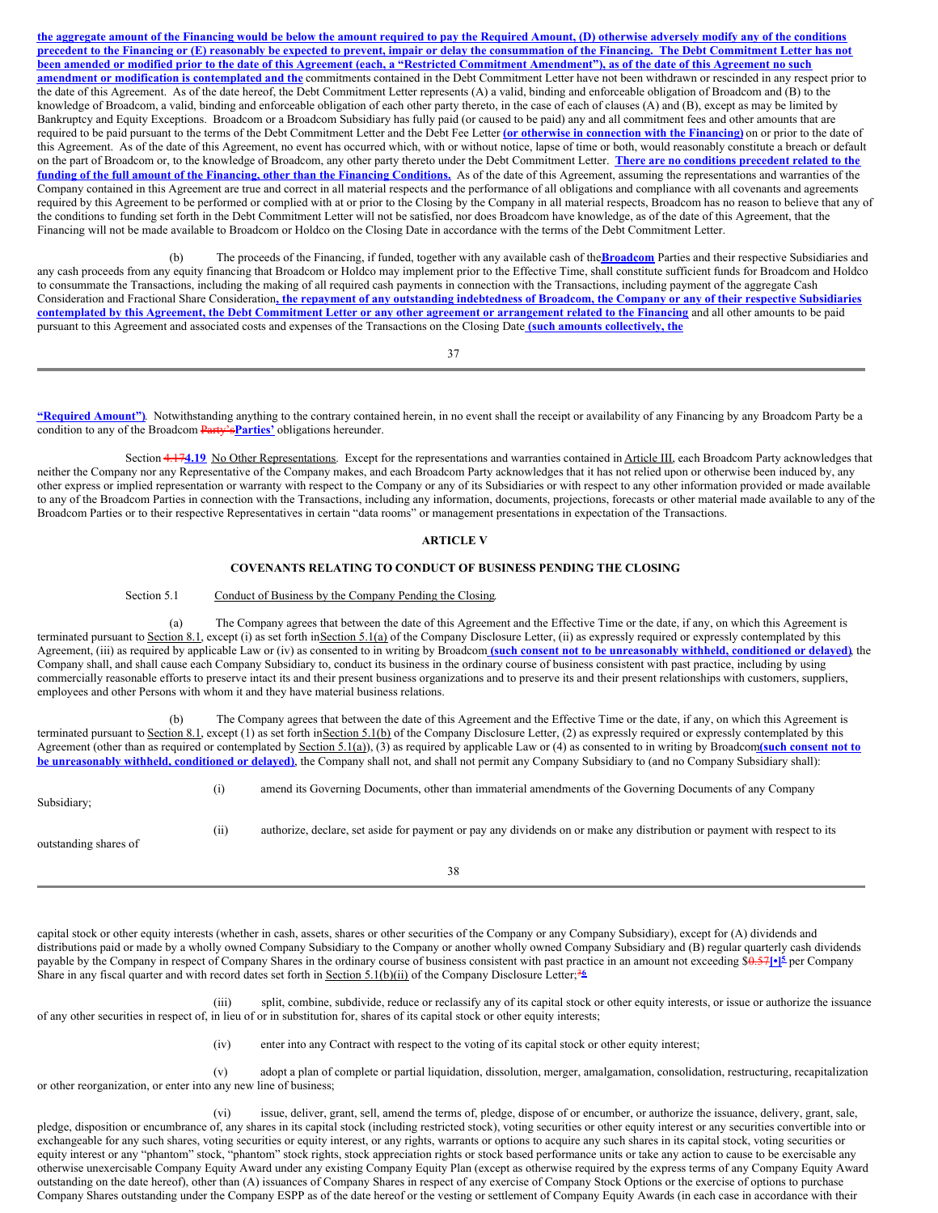**the aggregate amount of the Financing would be below the amount required to pay the Required Amount, (D) otherwise adversely modify any of the conditions precedent to the Financing or (E) reasonably be expected to prevent, impair or delay the consummation of the Financing. The Debt Commitment Letter has not been amended or modified prior to the date of this Agreement (each, a "Restricted Commitment Amendment"), as of the date of this Agreement no such amendment or modification is contemplated and the** commitments contained in the Debt Commitment Letter have not been withdrawn or rescinded in any respect prior to the date of this Agreement. As of the date hereof, the Debt Commitment Letter represents (A) a valid, binding and enforceable obligation of Broadcom and (B) to the knowledge of Broadcom, a valid, binding and enforceable obligation of each other party thereto, in the case of each of clauses (A) and (B), except as may be limited by Bankruptcy and Equity Exceptions. Broadcom or a Broadcom Subsidiary has fully paid (or caused to be paid) any and all commitment fees and other amounts that are required to be paid pursuant to the terms of the Debt Commitment Letter and the Debt Fee Letter **(or otherwise in connection with the Financing)** on or prior to the date of this Agreement. As of the date of this Agreement, no event has occurred which, with or without notice, lapse of time or both, would reasonably constitute a breach or default on the part of Broadcom or, to the knowledge of Broadcom, any other party thereto under the Debt Commitment Letter. **There are no conditions precedent related to the funding of the full amount of the Financing, other than the Financing Conditions.** As of the date of this Agreement, assuming the representations and warranties of the Company contained in this Agreement are true and correct in all material respects and the performance of all obligations and compliance with all covenants and agreements required by this Agreement to be performed or complied with at or prior to the Closing by the Company in all material respects, Broadcom has no reason to believe that any of the conditions to funding set forth in the Debt Commitment Letter will not be satisfied, nor does Broadcom have knowledge, as of the date of this Agreement, that the Financing will not be made available to Broadcom or Holdco on the Closing Date in accordance with the terms of the Debt Commitment Letter.

(b) The proceeds of the Financing, if funded, together with any available cash of the **Broadcom** Parties and their respective Subsidiaries and any cash proceeds from any equity financing that Broadcom or Holdco may implement prior to the Effective Time, shall constitute sufficient funds for Broadcom and Holdco to consummate the Transactions, including the making of all required cash payments in connection with the Transactions, including payment of the aggregate Cash Consideration and Fractional Share Consideration**, the repayment of any outstanding indebtedness of Broadcom, the Company or any of their respective Subsidiaries contemplated by this Agreement, the Debt Commitment Letter or any other agreement or arrangement related to the Financing** and all other amounts to be paid pursuant to this Agreement and associated costs and expenses of the Transactions on the Closing Date **(such amounts collectively, the "Required Amount")**. Notwithstanding anything to the contrary contained herein, in no event shall the receipt or availability of any Financing by any Broadcom Party be a condition to any of the Broadcom ~~Party's~~**Parties'** obligations hereunder.

Section ~~4.17~~**4.19** No Other Representations. Except for the representations and warranties contained in Article III, each Broadcom Party acknowledges that neither the Company nor any Representative of the Company makes, and each Broadcom Party acknowledges that it has not relied upon or otherwise been induced by, any other express or implied representation or warranty with respect to the Company or any of its Subsidiaries or with respect to any other information provided or made available to any of the Broadcom Parties in connection with the Transactions, including any information, documents, projections, forecasts or other material made available to any of the Broadcom Parties or to their respective Representatives in certain "data rooms" or management presentations in expectation of the Transactions.

## ARTICLE V

## COVENANTS RELATING TO CONDUCT OF BUSINESS PENDING THE CLOSING

Section 5.1 Conduct of Business by the Company Pending the Closing.

(a) The Company agrees that between the date of this Agreement and the Effective Time or the date, if any, on which this Agreement is terminated pursuant to Section 8.1, except (i) as set forth in Section 5.1(a) of the Company Disclosure Letter, (ii) as expressly required or expressly contemplated by this Agreement, (iii) as required by applicable Law or (iv) as consented to in writing by Broadcom **(such consent not to be unreasonably withheld, conditioned or delayed)**, the Company shall, and shall cause each Company Subsidiary to, conduct its business in the ordinary course of business consistent with past practice, including by using commercially reasonable efforts to preserve intact its and their present business organizations and to preserve its and their present relationships with customers, suppliers, employees and other Persons with whom it and they have material business relations.

(b) The Company agrees that between the date of this Agreement and the Effective Time or the date, if any, on which this Agreement is terminated pursuant to Section 8.1, except (1) as set forth in Section 5.1(b) of the Company Disclosure Letter, (2) as expressly required or expressly contemplated by this Agreement (other than as required or contemplated by Section 5.1(a)), (3) as required by applicable Law or (4) as consented to in writing by Broadcom **(such consent not to be unreasonably withheld, conditioned or delayed)**, the Company shall not, and shall not permit any Company Subsidiary to (and no Company Subsidiary shall):

(i) amend its Governing Documents, other than immaterial amendments of the Governing Documents of any Company Subsidiary;

(ii) authorize, declare, set aside for payment or pay any dividends on or make any distribution or payment with respect to its outstanding shares of capital stock or other equity interests (whether in cash, assets, shares or other securities of the Company or any Company Subsidiary), except for (A) dividends and distributions paid or made by a wholly owned Company Subsidiary to the Company or another wholly owned Company Subsidiary and (B) regular quarterly cash dividends payable by the Company in respect of Company Shares in the ordinary course of business consistent with past practice in an amount not exceeding $~~0.57~~**[•]**[5] per Company Share in any fiscal quarter and with record dates set forth in Section 5.1(b)(ii) of the Company Disclosure Letter;~~5~~**6**

(iii) split, combine, subdivide, reduce or reclassify any of its capital stock or other equity interests, or issue or authorize the issuance of any other securities in respect of, in lieu of or in substitution for, shares of its capital stock or other equity interests;

(iv) enter into any Contract with respect to the voting of its capital stock or other equity interest;

(v) adopt a plan of complete or partial liquidation, dissolution, merger, amalgamation, consolidation, restructuring, recapitalization or other reorganization, or enter into any new line of business;

(vi) issue, deliver, grant, sell, amend the terms of, pledge, dispose of or encumber, or authorize the issuance, delivery, grant, sale, pledge, disposition or encumbrance of, any shares in its capital stock (including restricted stock), voting securities or other equity interest or any securities convertible into or exchangeable for any such shares, voting securities or equity interest, or any rights, warrants or options to acquire any such shares in its capital stock, voting securities or equity interest or any "phantom" stock, "phantom" stock rights, stock appreciation rights or stock based performance units or take any action to cause to be exercisable any otherwise unexercisable Company Equity Award under any existing Company Equity Plan (except as otherwise required by the express terms of any Company Equity Award outstanding on the date hereof), other than (A) issuances of Company Shares in respect of any exercise of Company Stock Options or the exercise of options to purchase Company Shares outstanding under the Company ESPP as of the date hereof or the vesting or settlement of Company Equity Awards (in each case in accordance with their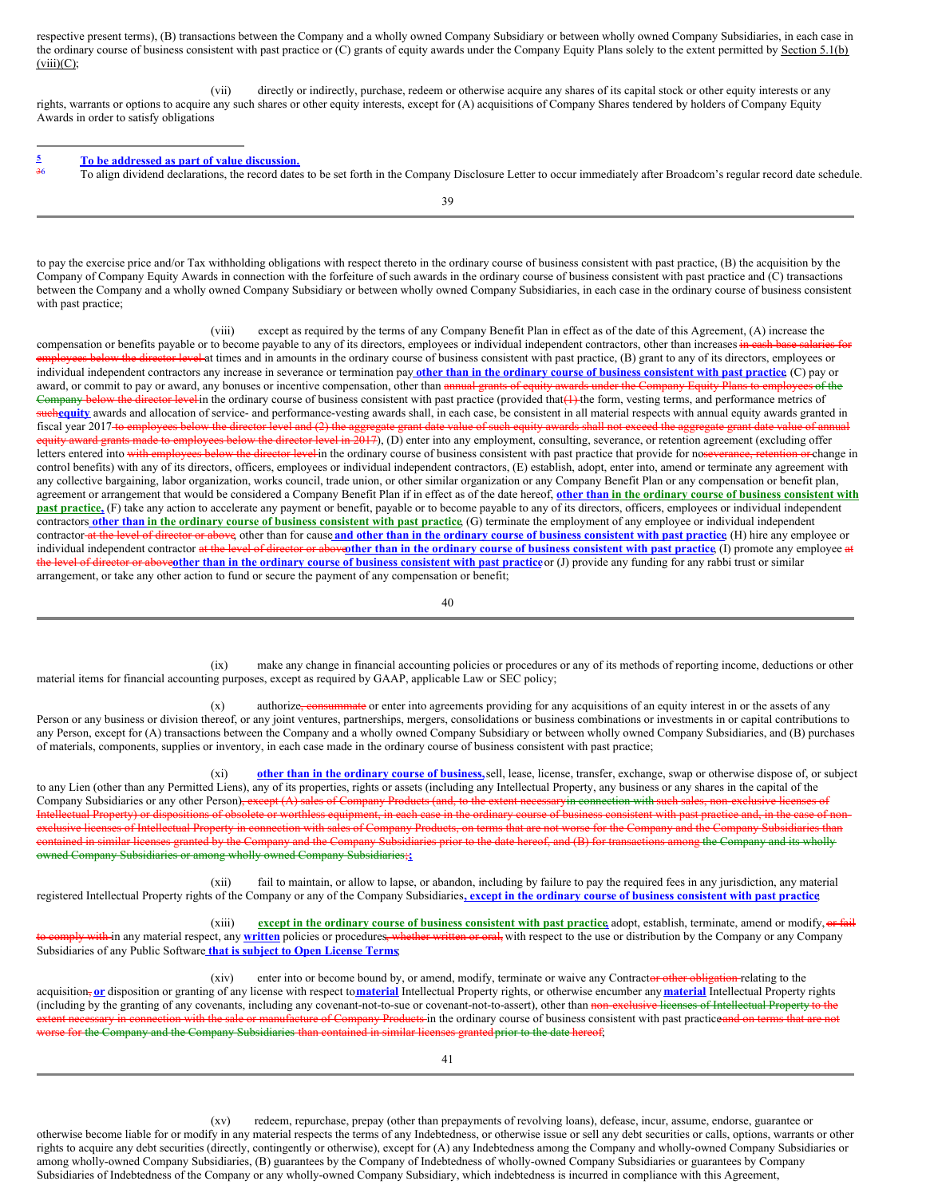respective present terms), (B) transactions between the Company and a wholly owned Company Subsidiary or between wholly owned Company Subsidiaries, in each case in the ordinary course of business consistent with past practice or (C) grants of equity awards under the Company Equity Plans solely to the extent permitted by Section 5.1(b)(viii)(C);

(vii) directly or indirectly, purchase, redeem or otherwise acquire any shares of its capital stock or other equity interests or any rights, warrants or options to acquire any such shares or other equity interests, except for (A) acquisitions of Company Shares tendered by holders of Company Equity Awards in order to satisfy obligations

---

[5] **To be addressed as part of value discussion.**

[36] To align dividend declarations, the record dates to be set forth in the Company Disclosure Letter to occur immediately after Broadcom's regular record date schedule.

to pay the exercise price and/or Tax withholding obligations with respect thereto in the ordinary course of business consistent with past practice, (B) the acquisition by the Company of Company Equity Awards in connection with the forfeiture of such awards in the ordinary course of business consistent with past practice and (C) transactions between the Company and a wholly owned Company Subsidiary or between wholly owned Company Subsidiaries, in each case in the ordinary course of business consistent with past practice;

(viii) except as required by the terms of any Company Benefit Plan in effect as of the date of this Agreement, (A) increase the compensation or benefits payable or to become payable to any of its directors, employees or individual independent contractors, other than increases ~~in each base salaries for employees below the director level~~ at times and in amounts in the ordinary course of business consistent with past practice, (B) grant to any of its directors, employees or individual independent contractors any increase in severance or termination pay **other than in the ordinary course of business consistent with past practice**, (C) pay or award, or commit to pay or award, any bonuses or incentive compensation, other than ~~annual grants of equity awards under the Company Equity Plans to employees of the Company below the director level~~ in the ordinary course of business consistent with past practice (provided that ~~(1)~~ the form, vesting terms, and performance metrics of ~~such~~**equity** awards and allocation of service- and performance-vesting awards shall, in each case, be consistent in all material respects with annual equity awards granted in fiscal year 2017 ~~to employees below the director level and (2) the aggregate grant date value of such equity awards shall not exceed the aggregate grant date value of annual equity award grants made to employees below the director level in 2017~~), (D) enter into any employment, consulting, severance, or retention agreement (excluding offer letters entered into ~~with employees below the director level~~ in the ordinary course of business consistent with past practice that provide for no ~~severance, retention or~~ change in control benefits) with any of its directors, officers, employees or individual independent contractors, (E) establish, adopt, enter into, amend or terminate any agreement with any collective bargaining, labor organization, works council, trade union, or other similar organization or any Company Benefit Plan or any compensation or benefit plan, agreement or arrangement that would be considered a Company Benefit Plan if in effect as of the date hereof, **other than in the ordinary course of business consistent with past practice,** (F) take any action to accelerate any payment or benefit, payable or to become payable to any of its directors, officers, employees or individual independent contractors **other than in the ordinary course of business consistent with past practice**, (G) terminate the employment of any employee or individual independent contractor ~~at the level of director or above~~, other than for cause **and other than in the ordinary course of business consistent with past practice**, (H) hire any employee or individual independent contractor ~~at the level of director or above~~**other than in the ordinary course of business consistent with past practice**, (I) promote any employee ~~at the level of director or above~~**other than in the ordinary course of business consistent with past practice** or (J) provide any funding for any rabbi trust or similar arrangement, or take any other action to fund or secure the payment of any compensation or benefit;

(ix) make any change in financial accounting policies or procedures or any of its methods of reporting income, deductions or other material items for financial accounting purposes, except as required by GAAP, applicable Law or SEC policy;

(x) authorize~~, consummate~~ or enter into agreements providing for any acquisitions of an equity interest in or the assets of any Person or any business or division thereof, or any joint ventures, partnerships, mergers, consolidations or business combinations or investments in or capital contributions to any Person, except for (A) transactions between the Company and a wholly owned Company Subsidiary or between wholly owned Company Subsidiaries, and (B) purchases of materials, components, supplies or inventory, in each case made in the ordinary course of business consistent with past practice;

(xi) **other than in the ordinary course of business,** sell, lease, license, transfer, exchange, swap or otherwise dispose of, or subject to any Lien (other than any Permitted Liens), any of its properties, rights or assets (including any Intellectual Property, any business or any shares in the capital of the Company Subsidiaries or any other Person)~~, except (A) sales of Company Products (and, to the extent necessary in connection with such sales, non-exclusive licenses of Intellectual Property) or dispositions of obsolete or worthless equipment, in each case in the ordinary course of business consistent with past practice and, in the case of non-exclusive licenses of Intellectual Property in connection with sales of Company Products, on terms that are not worse for the Company and the Company Subsidiaries than contained in similar licenses granted by the Company and the Company Subsidiaries prior to the date hereof, and (B) for transactions among the Company and its wholly owned Company Subsidiaries or among wholly owned Company Subsidiaries;~~**;**

(xii) fail to maintain, or allow to lapse, or abandon, including by failure to pay the required fees in any jurisdiction, any material registered Intellectual Property rights of the Company or any of the Company Subsidiaries**, except in the ordinary course of business consistent with past practice**;

(xiii) **except in the ordinary course of business consistent with past practice**, adopt, establish, terminate, amend or modify, ~~or fail to comply with~~ in any material respect, any **written** policies or procedures~~, whether written or oral,~~ with respect to the use or distribution by the Company or any Company Subsidiaries of any Public Software **that is subject to Open License Terms**;

(xiv) enter into or become bound by, or amend, modify, terminate or waive any Contract~~or other obligation~~ relating to the acquisition~~,~~ **or** disposition or granting of any license with respect to **material** Intellectual Property rights, or otherwise encumber any **material** Intellectual Property rights (including by the granting of any covenants, including any covenant-not-to-sue or covenant-not-to-assert), other than ~~non-exclusive licenses of Intellectual Property to the extent necessary in connection with the sale or manufacture of Company Products~~ in the ordinary course of business consistent with past practice~~and on terms that are not worse for the Company and the Company Subsidiaries than contained in similar licenses granted prior to the date hereof~~;

(xv) redeem, repurchase, prepay (other than prepayments of revolving loans), defease, incur, assume, endorse, guarantee or otherwise become liable for or modify in any material respects the terms of any Indebtedness, or otherwise issue or sell any debt securities or calls, options, warrants or other rights to acquire any debt securities (directly, contingently or otherwise), except for (A) any Indebtedness among the Company and wholly-owned Company Subsidiaries or among wholly-owned Company Subsidiaries, (B) guarantees by the Company of Indebtedness of wholly-owned Company Subsidiaries or guarantees by Company Subsidiaries of Indebtedness of the Company or any wholly-owned Company Subsidiary, which indebtedness is incurred in compliance with this Agreement,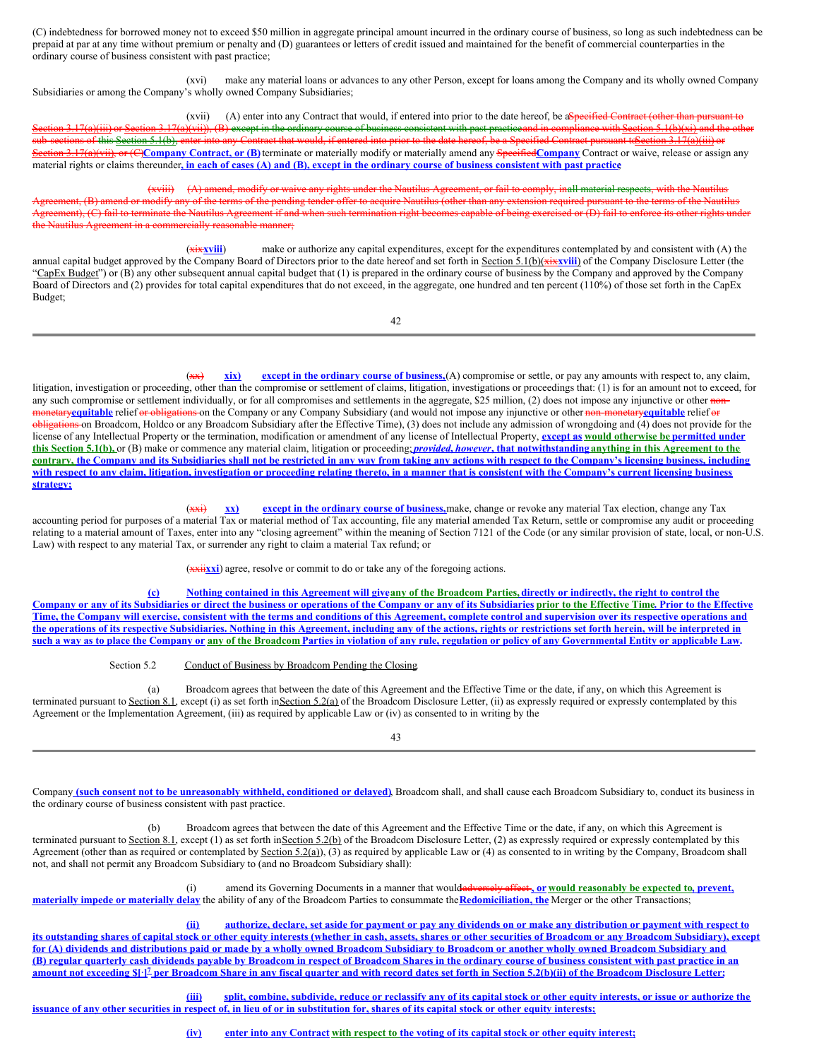(C) indebtedness for borrowed money not to exceed $50 million in aggregate principal amount incurred in the ordinary course of business, so long as such indebtedness can be prepaid at par at any time without premium or penalty and (D) guarantees or letters of credit issued and maintained for the benefit of commercial counterparties in the ordinary course of business consistent with past practice;

(xvi) make any material loans or advances to any other Person, except for loans among the Company and its wholly owned Company Subsidiaries or among the Company's wholly owned Company Subsidiaries;

(xvii) (A) enter into any Contract that would, if entered into prior to the date hereof, be a~~Specified Contract (other than pursuant to Section 3.17(a)(iii) or Section 3.17(a)(vii)), (B) except in the ordinary course of business consistent with past practiceand in compliance with Section 5.1(b)(xi) and the other sub-sections of this Section 5.1(b), enter into any Contract that would, if entered into prior to the date hereof, be a Specified Contract pursuant toSection 3.17(a)(iii) or Section 3.17(a)(vii), or (C)~~**Company Contract, or (B)** terminate or materially modify or materially amend any ~~Specified~~**Company** Contract or waive, release or assign any material rights or claims thereunder**, in each of cases (A) and (B), except in the ordinary course of business consistent with past practice**;

~~(xviii) (A) amend, modify or waive any rights under the Nautilus Agreement, or fail to comply, inall material respects, with the Nautilus Agreement, (B) amend or modify any of the terms of the pending tender offer to acquire Nautilus (other than any extension required pursuant to the terms of the Nautilus Agreement), (C) fail to terminate the Nautilus Agreement if and when such termination right becomes capable of being exercised or (D) fail to enforce its other rights under the Nautilus Agreement in a commercially reasonable manner;~~

(~~xix~~**xviii**) make or authorize any capital expenditures, except for the expenditures contemplated by and consistent with (A) the annual capital budget approved by the Company Board of Directors prior to the date hereof and set forth in Section 5.1(b)(~~xix~~**xviii**) of the Company Disclosure Letter (the "CapEx Budget") or (B) any other subsequent annual capital budget that (1) is prepared in the ordinary course of business by the Company and approved by the Company Board of Directors and (2) provides for total capital expenditures that do not exceed, in the aggregate, one hundred and ten percent (110%) of those set forth in the CapEx Budget;

(~~xx~~) **xix) except in the ordinary course of business,** (A) compromise or settle, or pay any amounts with respect to, any claim, litigation, investigation or proceeding, other than the compromise or settlement of claims, litigation, investigations or proceedings that: (1) is for an amount not to exceed, for any such compromise or settlement individually, or for all compromises and settlements in the aggregate, $25 million, (2) does not impose any injunctive or other ~~non-monetary~~**equitable** relief ~~or obligations~~ on the Company or any Company Subsidiary (and would not impose any injunctive or other ~~non-monetary~~**equitable** relief ~~or obligations~~ on Broadcom, Holdco or any Broadcom Subsidiary after the Effective Time), (3) does not include any admission of wrongdoing and (4) does not provide for the license of any Intellectual Property or the termination, modification or amendment of any license of Intellectual Property, **except as would otherwise be permitted under this Section 5.1(b),** or (B) make or commence any material claim, litigation or proceeding; ***provided, however*, that notwithstanding anything in this Agreement to the contrary, the Company and its Subsidiaries shall not be restricted in any way from taking any actions with respect to the Company's licensing business, including with respect to any claim, litigation, investigation or proceeding relating thereto, in a manner that is consistent with the Company's current licensing business strategy;**

(~~xxi~~) **xx) except in the ordinary course of business,** make, change or revoke any material Tax election, change any Tax accounting period for purposes of a material Tax or material method of Tax accounting, file any material amended Tax Return, settle or compromise any audit or proceeding relating to a material amount of Taxes, enter into any "closing agreement" within the meaning of Section 7121 of the Code (or any similar provision of state, local, or non-U.S. Law) with respect to any material Tax, or surrender any right to claim a material Tax refund; or

(~~xxii~~**xxi**) agree, resolve or commit to do or take any of the foregoing actions.

**(c) Nothing contained in this Agreement will give any of the Broadcom Parties, directly or indirectly, the right to control the Company or any of its Subsidiaries or direct the business or operations of the Company or any of its Subsidiaries prior to the Effective Time. Prior to the Effective Time, the Company will exercise, consistent with the terms and conditions of this Agreement, complete control and supervision over its respective operations and the operations of its respective Subsidiaries. Nothing in this Agreement, including any of the actions, rights or restrictions set forth herein, will be interpreted in such a way as to place the Company or any of the Broadcom Parties in violation of any rule, regulation or policy of any Governmental Entity or applicable Law.**

Section 5.2 Conduct of Business by Broadcom Pending the Closing

(a) Broadcom agrees that between the date of this Agreement and the Effective Time or the date, if any, on which this Agreement is terminated pursuant to Section 8.1, except (i) as set forth in Section 5.2(a) of the Broadcom Disclosure Letter, (ii) as expressly required or expressly contemplated by this Agreement or the Implementation Agreement, (iii) as required by applicable Law or (iv) as consented to in writing by the Company **(such consent not to be unreasonably withheld, conditioned or delayed)**, Broadcom shall, and shall cause each Broadcom Subsidiary to, conduct its business in the ordinary course of business consistent with past practice.

(b) Broadcom agrees that between the date of this Agreement and the Effective Time or the date, if any, on which this Agreement is terminated pursuant to Section 8.1, except (1) as set forth in Section 5.2(b) of the Broadcom Disclosure Letter, (2) as expressly required or expressly contemplated by this Agreement (other than as required or contemplated by Section 5.2(a)), (3) as required by applicable Law or (4) as consented to in writing by the Company, Broadcom shall not, and shall not permit any Broadcom Subsidiary to (and no Broadcom Subsidiary shall):

(i) amend its Governing Documents in a manner that would~~adversely affect~~**, or would reasonably be expected to, prevent, materially impede or materially delay** the ability of any of the Broadcom Parties to consummate the **Redomiciliation, the** Merger or the other Transactions;

**(ii) authorize, declare, set aside for payment or pay any dividends on or make any distribution or payment with respect to its outstanding shares of capital stock or other equity interests (whether in cash, assets, shares or other securities of Broadcom or any Broadcom Subsidiary), except for (A) dividends and distributions paid or made by a wholly owned Broadcom Subsidiary to Broadcom or another wholly owned Broadcom Subsidiary and (B) regular quarterly cash dividends payable by Broadcom in respect of Broadcom Shares in the ordinary course of business consistent with past practice in an amount not exceeding $[·][7] per Broadcom Share in any fiscal quarter and with record dates set forth in Section 5.2(b)(ii) of the Broadcom Disclosure Letter;**

**(iii) split, combine, subdivide, reduce or reclassify any of its capital stock or other equity interests, or issue or authorize the issuance of any other securities in respect of, in lieu of or in substitution for, shares of its capital stock or other equity interests;**

**(iv) enter into any Contract with respect to the voting of its capital stock or other equity interest;**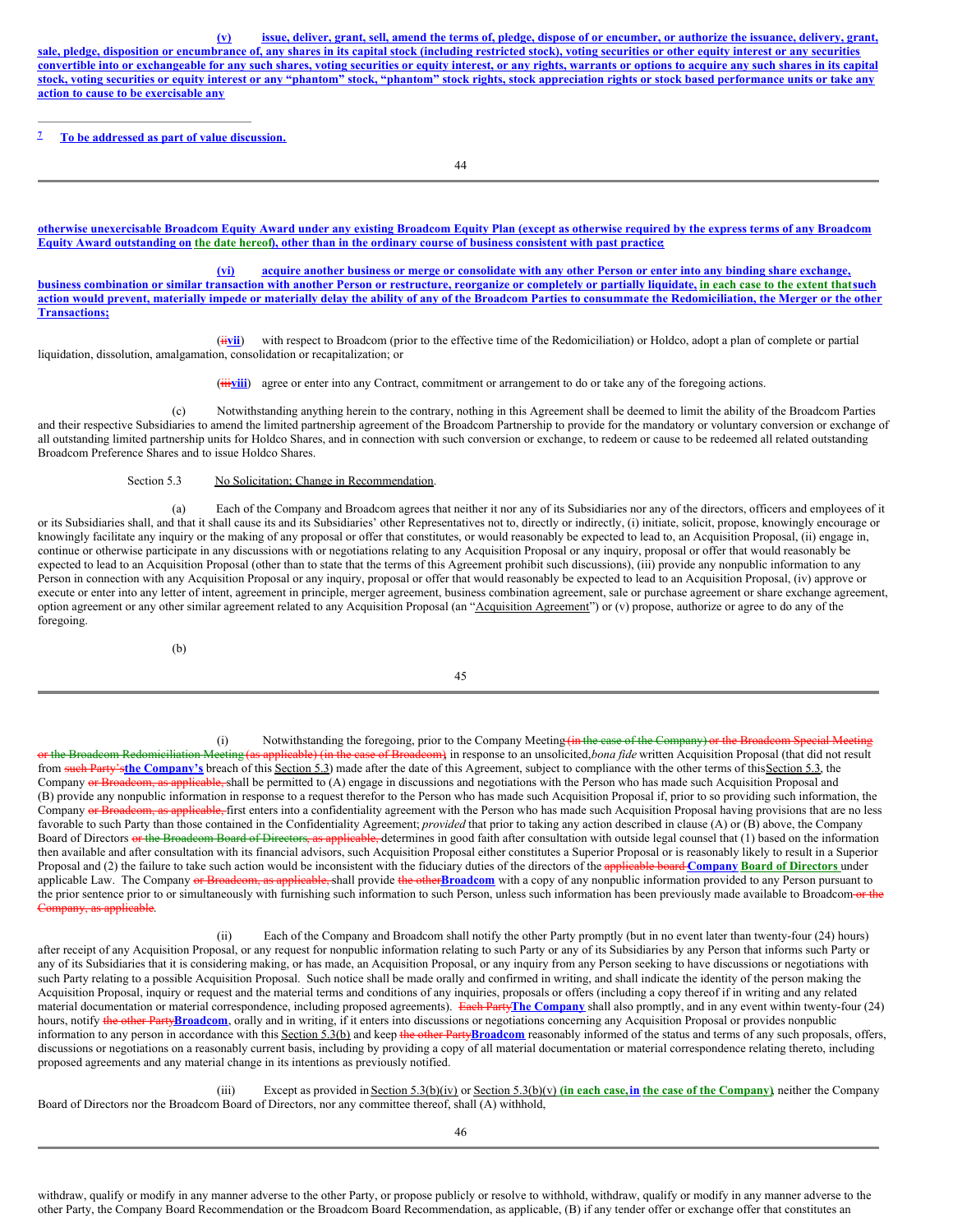(v) issue, deliver, grant, sell, amend the terms of, pledge, dispose of or encumber, or authorize the issuance, delivery, grant, sale, pledge, disposition or encumbrance of, any shares in its capital stock (including restricted stock), voting securities or other equity interest or any securities convertible into or exchangeable for any such shares, voting securities or equity interest, or any rights, warrants or options to acquire any such shares in its capital stock, voting securities or equity interest or any "phantom" stock, "phantom" stock rights, stock appreciation rights or stock based performance units or take any action to cause to be exercisable any

[7] To be addressed as part of value discussion.

otherwise unexercisable Broadcom Equity Award under any existing Broadcom Equity Plan (except as otherwise required by the express terms of any Broadcom Equity Award outstanding on the date hereof), other than in the ordinary course of business consistent with past practice;

(vi) acquire another business or merge or consolidate with any other Person or enter into any binding share exchange, business combination or similar transaction with another Person or restructure, reorganize or completely or partially liquidate, in each case to the extent thatsuch action would prevent, materially impede or materially delay the ability of any of the Broadcom Parties to consummate the Redomiciliation, the Merger or the other Transactions;

(~~ii~~vii) with respect to Broadcom (prior to the effective time of the Redomiciliation) or Holdco, adopt a plan of complete or partial liquidation, dissolution, amalgamation, consolidation or recapitalization; or

(~~iii~~viii) agree or enter into any Contract, commitment or arrangement to do or take any of the foregoing actions.

(c) Notwithstanding anything herein to the contrary, nothing in this Agreement shall be deemed to limit the ability of the Broadcom Parties and their respective Subsidiaries to amend the limited partnership agreement of the Broadcom Partnership to provide for the mandatory or voluntary conversion or exchange of all outstanding limited partnership units for Holdco Shares, and in connection with such conversion or exchange, to redeem or cause to be redeemed all related outstanding Broadcom Preference Shares and to issue Holdco Shares.

Section 5.3 No Solicitation; Change in Recommendation.

(a) Each of the Company and Broadcom agrees that neither it nor any of its Subsidiaries nor any of the directors, officers and employees of it or its Subsidiaries shall, and that it shall cause its and its Subsidiaries' other Representatives not to, directly or indirectly, (i) initiate, solicit, propose, knowingly encourage or knowingly facilitate any inquiry or the making of any proposal or offer that constitutes, or would reasonably be expected to lead to, an Acquisition Proposal, (ii) engage in, continue or otherwise participate in any discussions with or negotiations relating to any Acquisition Proposal or any inquiry, proposal or offer that would reasonably be expected to lead to an Acquisition Proposal (other than to state that the terms of this Agreement prohibit such discussions), (iii) provide any nonpublic information to any Person in connection with any Acquisition Proposal or any inquiry, proposal or offer that would reasonably be expected to lead to an Acquisition Proposal, (iv) approve or execute or enter into any letter of intent, agreement in principle, merger agreement, business combination agreement, sale or purchase agreement or share exchange agreement, option agreement or any other similar agreement related to any Acquisition Proposal (an "Acquisition Agreement") or (v) propose, authorize or agree to do any of the foregoing.

(b)

(i) Notwithstanding the foregoing, prior to the Company Meeting ~~(in the case of the Company) or the Broadcom Special Meeting or the Broadcom Redomiciliation Meeting (as applicable) (in the case of Broadcom)~~ in response to an unsolicited, *bona fide* written Acquisition Proposal (that did not result from ~~such Party's~~**the Company's** breach of this Section 5.3) made after the date of this Agreement, subject to compliance with the other terms of this Section 5.3, the Company ~~or Broadcom, as applicable,~~ shall be permitted to (A) engage in discussions and negotiations with the Person who has made such Acquisition Proposal and (B) provide any nonpublic information in response to a request therefor to the Person who has made such Acquisition Proposal if, prior to so providing such information, the Company ~~or the Broadcom, as applicable,~~ first enters into a confidentiality agreement with the Person who has made such Acquisition Proposal having provisions that are no less favorable to such Party than those contained in the Confidentiality Agreement; *provided* that prior to taking any action described in clause (A) or (B) above, the Company Board of Directors ~~or the Broadcom Board of Directors, as applicable,~~ determines in good faith after consultation with outside legal counsel that (1) based on the information then available and after consultation with its financial advisors, such Acquisition Proposal either constitutes a Superior Proposal or is reasonably likely to result in a Superior Proposal and (2) the failure to take such action would be inconsistent with the fiduciary duties of the directors of the ~~applicable board~~ **Company Board of Directors** under applicable Law. The Company ~~or Broadcom, as applicable,~~ shall provide ~~the other~~**Broadcom** with a copy of any nonpublic information provided to any Person pursuant to the prior sentence prior to or simultaneously with furnishing such information to such Person, unless such information has been previously made available to Broadcom ~~or the Company, as applicable~~.

(ii) Each of the Company and Broadcom shall notify the other Party promptly (but in no event later than twenty-four (24) hours) after receipt of any Acquisition Proposal, or any request for nonpublic information relating to such Party or any of its Subsidiaries by any Person that informs such Party or any of its Subsidiaries that it is considering making, or has made, an Acquisition Proposal, or any inquiry from any Person seeking to have discussions or negotiations with such Party relating to a possible Acquisition Proposal. Such notice shall be made orally and confirmed in writing, and shall indicate the identity of the person making the Acquisition Proposal, inquiry or request and the material terms and conditions of any inquiries, proposals or offers (including a copy thereof if in writing and any related material documentation or material correspondence, including proposed agreements). ~~Each Party~~**The Company** shall also promptly, and in any event within twenty-four (24) hours, notify ~~the other Party~~**Broadcom**, orally and in writing, if it enters into discussions or negotiations concerning any Acquisition Proposal or provides nonpublic information to any person in accordance with this Section 5.3(b) and keep ~~the other Party~~**Broadcom** reasonably informed of the status and terms of any such proposals, offers, discussions or negotiations on a reasonably current basis, including by providing a copy of all material documentation or material correspondence relating thereto, including proposed agreements and any material change in its intentions as previously notified.

(iii) Except as provided in Section 5.3(b)(iv) or Section 5.3(b)(v) **(in each case, in the case of the Company)**, neither the Company Board of Directors nor the Broadcom Board of Directors, nor any committee thereof, shall (A) withhold,

withdraw, qualify or modify in any manner adverse to the other Party, or propose publicly or resolve to withhold, withdraw, qualify or modify in any manner adverse to the other Party, the Company Board Recommendation or the Broadcom Board Recommendation, as applicable, (B) if any tender offer or exchange offer that constitutes an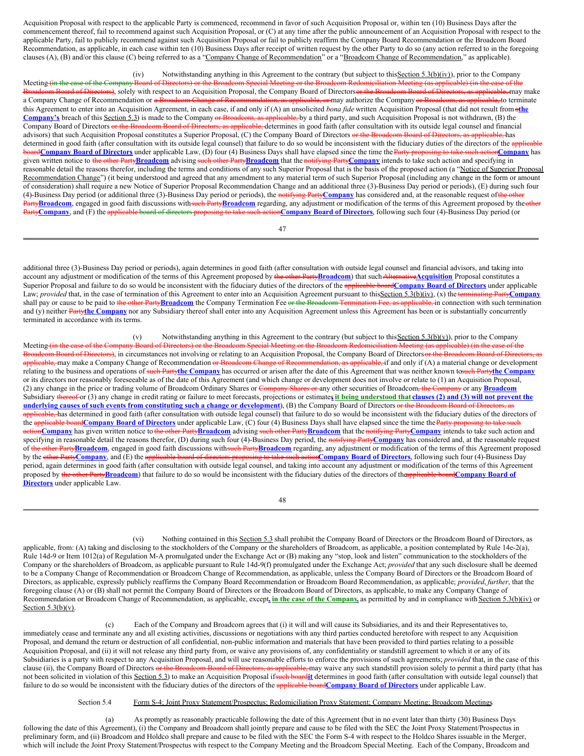Acquisition Proposal with respect to the applicable Party is commenced, recommend in favor of such Acquisition Proposal or, within ten (10) Business Days after the commencement thereof, fail to recommend against such Acquisition Proposal, or (C) at any time after the public announcement of an Acquisition Proposal with respect to the applicable Party, fail to publicly recommend against such Acquisition Proposal or fail to publicly reaffirm the Company Board Recommendation or the Broadcom Board Recommendation, as applicable, in each case within ten (10) Business Days after receipt of written request by the other Party to do so (any action referred to in the foregoing clauses (A), (B) and/or this clause (C) being referred to as a "Company Change of Recommendation" or a "Broadcom Change of Recommendation," as applicable).

(iv) Notwithstanding anything in this Agreement to the contrary (but subject to this Section 5.3(b)(iv)), prior to the Company Meeting ~~(in the case of the Company Board of Directors) or the Broadcom Special Meeting or the Broadcom Redomiciliation Meeting (as applicable) (in the case of the Broadcom Board of Directors)~~, solely with respect to an Acquisition Proposal, the Company Board of Directors ~~or the Broadcom Board of Directors, as applicable,~~ may make a Company Change of Recommendation or ~~a Broadcom Change of Recommendation, as applicable, or~~ may authorize the Company ~~or Broadcom, as applicable,~~ to terminate this Agreement to enter into an Acquisition Agreement, in each case, if and only if (A) an unsolicited *bona fide* written Acquisition Proposal (that did not result from ~~a~~**the Company's** breach of this Section 5.3) is made to the Company ~~or Broadcom, as applicable,~~ by a third party, and such Acquisition Proposal is not withdrawn, (B) the Company Board of Directors ~~or the Broadcom Board of Directors, as applicable,~~ determines in good faith (after consultation with its outside legal counsel and financial advisors) that such Acquisition Proposal constitutes a Superior Proposal, (C) the Company Board of Directors ~~or the Broadcom Board of Directors, as applicable,~~ has determined in good faith (after consultation with its outside legal counsel) that failure to do so would be inconsistent with the fiduciary duties of the directors of the ~~applicable board~~**Company Board of Directors** under applicable Law, (D) four (4) Business Days shall have elapsed since the time the ~~Party proposing to take such action~~**Company** has given notice to ~~the other Party~~**Broadcom** advising ~~such other Party~~**Broadcom** that the ~~notifying Party~~**Company** intends to take such action and specifying in reasonable detail the reasons therefor, including the terms and conditions of any such Superior Proposal that is the basis of the proposed action (a "Notice of Superior Proposal Recommendation Change") (it being understood and agreed that any amendment to any material term of such Superior Proposal (including any change in the form or amount of consideration) shall require a new Notice of Superior Proposal Recommendation Change and an additional three (3)-Business Day period or periods), (E) during such four (4)-Business Day period (or additional three (3)-Business Day period or periods), the ~~notifying Party~~**Company** has considered and, at the reasonable request of ~~the other Party~~**Broadcom**, engaged in good faith discussions with ~~such Party~~**Broadcom** regarding, any adjustment or modification of the terms of this Agreement proposed by the ~~other Party~~**Company**, and (F) the ~~applicable board of directors proposing to take such action~~**Company Board of Directors**, following such four (4)-Business Day period (or additional three (3)-Business Day period or periods), again determines in good faith (after consultation with outside legal counsel and financial advisors, and taking into account any adjustment or modification of the terms of this Agreement proposed by ~~the other Party~~**Broadcom**) that such ~~Alternative~~**Acquisition** Proposal constitutes a Superior Proposal and failure to do so would be inconsistent with the fiduciary duties of the directors of the ~~applicable board~~**Company Board of Directors** under applicable Law; *provided* that, in the case of termination of this Agreement to enter into an Acquisition Agreement pursuant to this Section 5.3(b)(iv), (x) the ~~terminating Party~~**Company** shall pay or cause to be paid to ~~the other Party~~**Broadcom** the Company Termination Fee ~~or the Broadcom Termination Fee, as applicable,~~ in connection with such termination and (y) neither ~~Party~~**the Company** nor any Subsidiary thereof shall enter into any Acquisition Agreement unless this Agreement has been or is substantially concurrently terminated in accordance with its terms.

(v) Notwithstanding anything in this Agreement to the contrary (but subject to this Section 5.3(b)(v)), prior to the Company Meeting ~~(in the case of the Company Board of Directors) or the Broadcom Special Meeting or the Broadcom Redomiciliation Meeting (as applicable) (in the case of the Broadcom Board of Directors)~~, in circumstances not involving or relating to an Acquisition Proposal, the Company Board of Directors ~~or the Broadcom Board of Directors, as applicable,~~ may make a Company Change of Recommendation ~~or Broadcom Change of Recommendation, as applicable,~~ if and only if (A) a material change or development relating to the business and operations of ~~such Party~~**the Company** has occurred or arisen after the date of this Agreement that was neither known to ~~such Party~~**the Company** or its directors nor reasonably foreseeable as of the date of this Agreement (and which change or development does not involve or relate to (1) an Acquisition Proposal, (2) any change in the price or trading volume of Broadcom Ordinary Shares or ~~Company Shares or~~ any other securities of Broadcom~~, the Company~~ or any **Broadcom** Subsidiary ~~thereof~~ or (3) any change in credit rating or failure to meet forecasts, projections or estimates**, it being understood that clauses (2) and (3) will not prevent the underlying causes of such events from constituting such a change or development**), (B) the Company Board of Directors ~~or the Broadcom Board of Directors, as applicable,~~ has determined in good faith (after consultation with outside legal counsel) that failure to do so would be inconsistent with the fiduciary duties of directors of the ~~applicable board~~**Company Board of Directors** under applicable Law, (C) four (4) Business Days shall have elapsed since the time the ~~Party proposing to take such action~~**Company** has given written notice to ~~the other Party~~**Broadcom** advising ~~such other Party~~**Broadcom** that the ~~notifying Party~~**Company** intends to take such action and specifying in reasonable detail the reasons therefor, (D) during such four (4)-Business Day period, the ~~notifying Party~~**Company** has considered and, at the reasonable request of ~~the other Party~~**Broadcom**, engaged in good faith discussions with ~~such Party~~**Broadcom** regarding, any adjustment or modification of the terms of this Agreement proposed by the ~~other Party~~**Company**, and (E) the ~~applicable board of directors proposing to take such action~~**Company Board of Directors**, following such four (4)-Business Day period, again determines in good faith (after consultation with outside legal counsel, and taking into account any adjustment or modification of the terms of this Agreement proposed by ~~the other Party~~**Broadcom**) that failure to do so would be inconsistent with the fiduciary duties of the directors of the ~~applicable board~~**Company Board of Directors** under applicable Law.

(vi) Nothing contained in this Section 5.3 shall prohibit the Company Board of Directors or the Broadcom Board of Directors, as applicable, from: (A) taking and disclosing to the stockholders of the Company or the shareholders of Broadcom, as applicable, a position contemplated by Rule 14e-2(a), Rule 14d-9 or Item 1012(a) of Regulation M-A promulgated under the Exchange Act or (B) making any "stop, look and listen" communication to the stockholders of the Company or the shareholders of Broadcom, as applicable pursuant to Rule 14d-9(f) promulgated under the Exchange Act; *provided* that any such disclosure shall be deemed to be a Company Change of Recommendation or Broadcom Change of Recommendation, as applicable, unless the Company Board of Directors or the Broadcom Board of Directors, as applicable, expressly publicly reaffirms the Company Board Recommendation or Broadcom Board Recommendation, as applicable; *provided*, *further*, that the foregoing clause (A) or (B) shall not permit the Company Board of Directors or the Broadcom Board of Directors, as applicable, to make any Company Change of Recommendation or Broadcom Change of Recommendation, as applicable, except**, in the case of the Company,** as permitted by and in compliance with Section 5.3(b)(iv) or Section 5.3(b)(v).

(c) Each of the Company and Broadcom agrees that (i) it will and will cause its Subsidiaries, and its and their Representatives to, immediately cease and terminate any and all existing activities, discussions or negotiations with any third parties conducted heretofore with respect to any Acquisition Proposal, and demand the return or destruction of all confidential, non-public information and materials that have been provided to third parties relating to a possible Acquisition Proposal, and (ii) it will not release any third party from, or waive any provisions of, any confidentiality or standstill agreement to which it or any of its Subsidiaries is a party with respect to any Acquisition Proposal, and will use reasonable efforts to enforce the provisions of such agreements; *provided* that, in the case of this clause (ii), the Company Board of Directors ~~or the Broadcom Board of Directors, as applicable,~~ may waive any such standstill provision solely to permit a third party (that has not been solicited in violation of this Section 5.3) to make an Acquisition Proposal if ~~such board~~**it** determines in good faith (after consultation with outside legal counsel) that failure to do so would be inconsistent with the fiduciary duties of the directors of the ~~applicable board~~**Company Board of Directors** under applicable Law.

Section 5.4 Form S-4; Joint Proxy Statement/Prospectus; Redomiciliation Proxy Statement; Company Meeting; Broadcom Meetings

(a) As promptly as reasonably practicable following the date of this Agreement (but in no event later than thirty (30) Business Days following the date of this Agreement), (i) the Company and Broadcom shall jointly prepare and cause to be filed with the SEC the Joint Proxy Statement/Prospectus in preliminary form, and (ii) Broadcom and Holdco shall prepare and cause to be filed with the SEC the Form S-4 with respect to the Holdco Shares issuable in the Merger, which will include the Joint Proxy Statement/Prospectus with respect to the Company Meeting and the Broadcom Special Meeting. Each of the Company, Broadcom and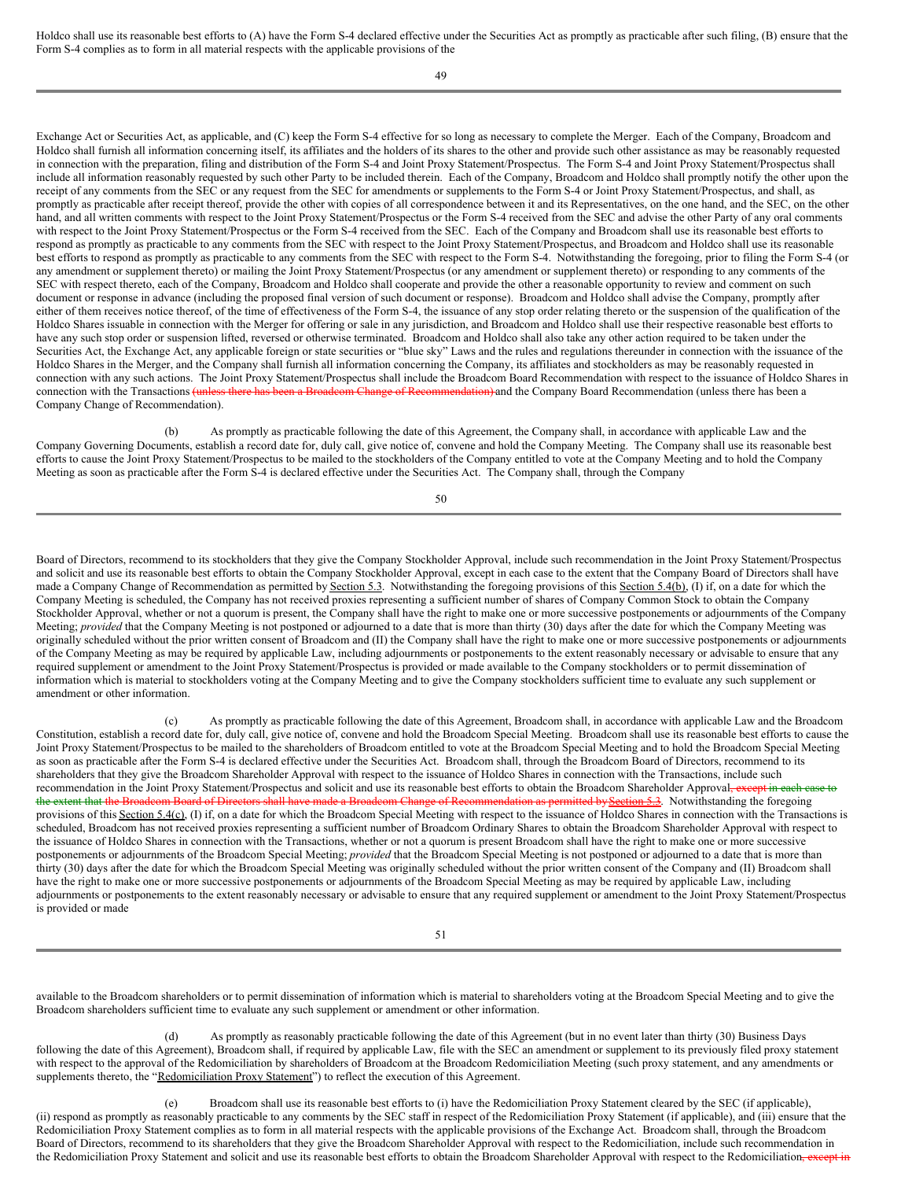Holdco shall use its reasonable best efforts to (A) have the Form S-4 declared effective under the Securities Act as promptly as practicable after such filing, (B) ensure that the Form S-4 complies as to form in all material respects with the applicable provisions of the Exchange Act or Securities Act, as applicable, and (C) keep the Form S-4 effective for so long as necessary to complete the Merger. Each of the Company, Broadcom and Holdco shall furnish all information concerning itself, its affiliates and the holders of its shares to the other and provide such other assistance as may be reasonably requested in connection with the preparation, filing and distribution of the Form S-4 and Joint Proxy Statement/Prospectus. The Form S-4 and Joint Proxy Statement/Prospectus shall include all information reasonably requested by such other Party to be included therein. Each of the Company, Broadcom and Holdco shall promptly notify the other upon the receipt of any comments from the SEC or any request from the SEC for amendments or supplements to the Form S-4 or Joint Proxy Statement/Prospectus, and shall, as promptly as practicable after receipt thereof, provide the other with copies of all correspondence between it and its Representatives, on the one hand, and the SEC, on the other hand, and all written comments with respect to the Joint Proxy Statement/Prospectus or the Form S-4 received from the SEC and advise the other Party of any oral comments with respect to the Joint Proxy Statement/Prospectus or the Form S-4 received from the SEC. Each of the Company and Broadcom shall use its reasonable best efforts to respond as promptly as practicable to any comments from the SEC with respect to the Joint Proxy Statement/Prospectus, and Broadcom and Holdco shall use its reasonable best efforts to respond as promptly as practicable to any comments from the SEC with respect to the Form S-4. Notwithstanding the foregoing, prior to filing the Form S-4 (or any amendment or supplement thereto) or mailing the Joint Proxy Statement/Prospectus (or any amendment or supplement thereto) or responding to any comments of the SEC with respect thereto, each of the Company, Broadcom and Holdco shall cooperate and provide the other a reasonable opportunity to review and comment on such document or response in advance (including the proposed final version of such document or response). Broadcom and Holdco shall advise the Company, promptly after either of them receives notice thereof, of the time of effectiveness of the Form S-4, the issuance of any stop order relating thereto or the suspension of the qualification of the Holdco Shares issuable in connection with the Merger for offering or sale in any jurisdiction, and Broadcom and Holdco shall use their respective reasonable best efforts to have any such stop order or suspension lifted, reversed or otherwise terminated. Broadcom and Holdco shall also take any other action required to be taken under the Securities Act, the Exchange Act, any applicable foreign or state securities or "blue sky" Laws and the rules and regulations thereunder in connection with the issuance of the Holdco Shares in the Merger, and the Company shall furnish all information concerning the Company, its affiliates and stockholders as may be reasonably requested in connection with any such actions. The Joint Proxy Statement/Prospectus shall include the Broadcom Board Recommendation with respect to the issuance of Holdco Shares in connection with the Transactions ~~(unless there has been a Broadcom Change of Recommendation)~~ and the Company Board Recommendation (unless there has been a Company Change of Recommendation).

(b) As promptly as practicable following the date of this Agreement, the Company shall, in accordance with applicable Law and the Company Governing Documents, establish a record date for, duly call, give notice of, convene and hold the Company Meeting. The Company shall use its reasonable best efforts to cause the Joint Proxy Statement/Prospectus to be mailed to the stockholders of the Company entitled to vote at the Company Meeting and to hold the Company Meeting as soon as practicable after the Form S-4 is declared effective under the Securities Act. The Company shall, through the Company Board of Directors, recommend to its stockholders that they give the Company Stockholder Approval, include such recommendation in the Joint Proxy Statement/Prospectus and solicit and use its reasonable best efforts to obtain the Company Stockholder Approval, except in each case to the extent that the Company Board of Directors shall have made a Company Change of Recommendation as permitted by Section 5.3. Notwithstanding the foregoing provisions of this Section 5.4(b), (I) if, on a date for which the Company Meeting is scheduled, the Company has not received proxies representing a sufficient number of shares of Company Common Stock to obtain the Company Stockholder Approval, whether or not a quorum is present, the Company shall have the right to make one or more successive postponements or adjournments of the Company Meeting; *provided* that the Company Meeting is not postponed or adjourned to a date that is more than thirty (30) days after the date for which the Company Meeting was originally scheduled without the prior written consent of Broadcom and (II) the Company shall have the right to make one or more successive postponements or adjournments of the Company Meeting as may be required by applicable Law, including adjournments or postponements to the extent reasonably necessary or advisable to ensure that any required supplement or amendment to the Joint Proxy Statement/Prospectus is provided or made available to the Company stockholders or to permit dissemination of information which is material to stockholders voting at the Company Meeting and to give the Company stockholders sufficient time to evaluate any such supplement or amendment or other information.

(c) As promptly as practicable following the date of this Agreement, Broadcom shall, in accordance with applicable Law and the Broadcom Constitution, establish a record date for, duly call, give notice of, convene and hold the Broadcom Special Meeting. Broadcom shall use its reasonable best efforts to cause the Joint Proxy Statement/Prospectus to be mailed to the shareholders of Broadcom entitled to vote at the Broadcom Special Meeting and to hold the Broadcom Special Meeting as soon as practicable after the Form S-4 is declared effective under the Securities Act. Broadcom shall, through the Broadcom Board of Directors, recommend to its shareholders that they give the Broadcom Shareholder Approval with respect to the issuance of Holdco Shares in connection with the Transactions, include such recommendation in the Joint Proxy Statement/Prospectus and solicit and use its reasonable best efforts to obtain the Broadcom Shareholder Approval~~, except in each case to the extent that the Broadcom Board of Directors shall have made a Broadcom Change of Recommendation as permitted by Section 5.3~~. Notwithstanding the foregoing provisions of this Section 5.4(c), (I) if, on a date for which the Broadcom Special Meeting with respect to the issuance of Holdco Shares in connection with the Transactions is scheduled, Broadcom has not received proxies representing a sufficient number of Broadcom Ordinary Shares to obtain the Broadcom Shareholder Approval with respect to the issuance of Holdco Shares in connection with the Transactions, whether or not a quorum is present Broadcom shall have the right to make one or more successive postponements or adjournments of the Broadcom Special Meeting; *provided* that the Broadcom Special Meeting is not postponed or adjourned to a date that is more than thirty (30) days after the date for which the Broadcom Special Meeting was originally scheduled without the prior written consent of the Company and (II) Broadcom shall have the right to make one or more successive postponements or adjournments of the Broadcom Special Meeting as may be required by applicable Law, including adjournments or postponements to the extent reasonably necessary or advisable to ensure that any required supplement or amendment to the Joint Proxy Statement/Prospectus is provided or made available to the Broadcom shareholders or to permit dissemination of information which is material to shareholders voting at the Broadcom Special Meeting and to give the Broadcom shareholders sufficient time to evaluate any such supplement or amendment or other information.

(d) As promptly as reasonably practicable following the date of this Agreement (but in no event later than thirty (30) Business Days following the date of this Agreement), Broadcom shall, if required by applicable Law, file with the SEC an amendment or supplement to its previously filed proxy statement with respect to the approval of the Redomiciliation by shareholders of Broadcom at the Broadcom Redomiciliation Meeting (such proxy statement, and any amendments or supplements thereto, the "Redomiciliation Proxy Statement") to reflect the execution of this Agreement.

(e) Broadcom shall use its reasonable best efforts to (i) have the Redomiciliation Proxy Statement cleared by the SEC (if applicable), (ii) respond as promptly as reasonably practicable to any comments by the SEC staff in respect of the Redomiciliation Proxy Statement (if applicable), and (iii) ensure that the Redomiciliation Proxy Statement complies as to form in all material respects with the applicable provisions of the Exchange Act. Broadcom shall, through the Broadcom Board of Directors, recommend to its shareholders that they give the Broadcom Shareholder Approval with respect to the Redomiciliation, include such recommendation in the Redomiciliation Proxy Statement and solicit and use its reasonable best efforts to obtain the Broadcom Shareholder Approval with respect to the Redomiciliation~~, except in~~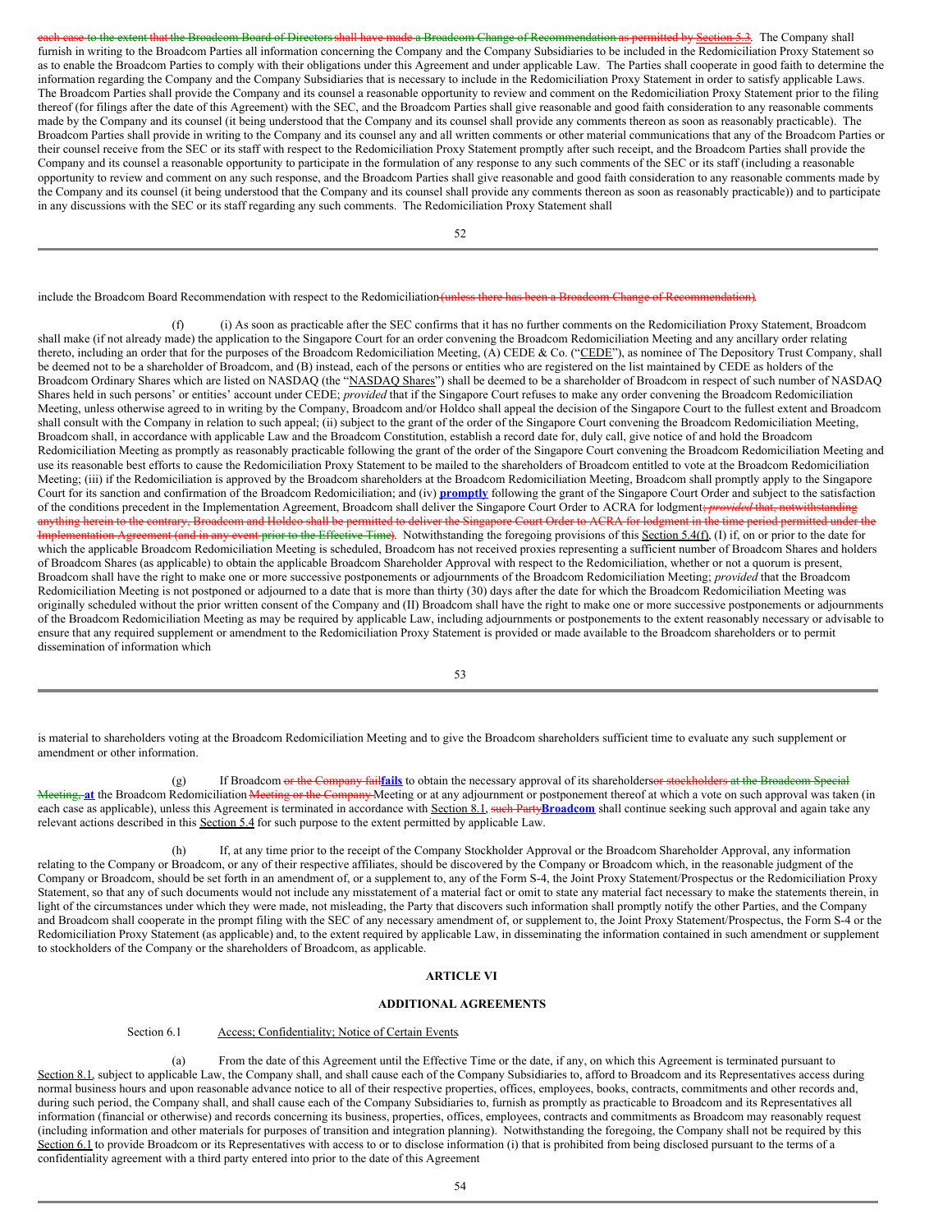each case to the extent that the Broadcom Board of Directors shall have made a Broadcom Change of Recommendation as permitted by Section 5.3. The Company shall furnish in writing to the Broadcom Parties all information concerning the Company and the Company Subsidiaries to be included in the Redomiciliation Proxy Statement so as to enable the Broadcom Parties to comply with their obligations under this Agreement and under applicable Law. The Parties shall cooperate in good faith to determine the information regarding the Company and the Company Subsidiaries that is necessary to include in the Redomiciliation Proxy Statement in order to satisfy applicable Laws. The Broadcom Parties shall provide the Company and its counsel a reasonable opportunity to review and comment on the Redomiciliation Proxy Statement prior to the filing thereof (for filings after the date of this Agreement) with the SEC, and the Broadcom Parties shall give reasonable and good faith consideration to any reasonable comments made by the Company and its counsel (it being understood that the Company and its counsel shall provide any comments thereon as soon as reasonably practicable). The Broadcom Parties shall provide in writing to the Company and its counsel any and all written comments or other material communications that any of the Broadcom Parties or their counsel receive from the SEC or its staff with respect to the Redomiciliation Proxy Statement promptly after such receipt, and the Broadcom Parties shall provide the Company and its counsel a reasonable opportunity to participate in the formulation of any response to any such comments of the SEC or its staff (including a reasonable opportunity to review and comment on any such response, and the Broadcom Parties shall give reasonable and good faith consideration to any reasonable comments made by the Company and its counsel (it being understood that the Company and its counsel shall provide any comments thereon as soon as reasonably practicable)) and to participate in any discussions with the SEC or its staff regarding any such comments. The Redomiciliation Proxy Statement shall

include the Broadcom Board Recommendation with respect to the Redomiciliation (unless there has been a Broadcom Change of Recommendation).

(f) (i) As soon as practicable after the SEC confirms that it has no further comments on the Redomiciliation Proxy Statement, Broadcom shall make (if not already made) the application to the Singapore Court for an order convening the Broadcom Redomiciliation Meeting and any ancillary order relating thereto, including an order that for the purposes of the Broadcom Redomiciliation Meeting, (A) CEDE & Co. ("CEDE"), as nominee of The Depository Trust Company, shall be deemed not to be a shareholder of Broadcom, and (B) instead, each of the persons or entities who are registered on the list maintained by CEDE as holders of the Broadcom Ordinary Shares which are listed on NASDAQ (the "NASDAQ Shares") shall be deemed to be a shareholder of Broadcom in respect of such number of NASDAQ Shares held in such persons' or entities' account under CEDE; *provided* that if the Singapore Court refuses to make any order convening the Broadcom Redomiciliation Meeting, unless otherwise agreed to in writing by the Company, Broadcom and/or Holdco shall appeal the decision of the Singapore Court to the fullest extent and Broadcom shall consult with the Company in relation to such appeal; (ii) subject to the grant of the order of the Singapore Court convening the Broadcom Redomiciliation Meeting, Broadcom shall, in accordance with applicable Law and the Broadcom Constitution, establish a record date for, duly call, give notice of and hold the Broadcom Redomiciliation Meeting as promptly as reasonably practicable following the grant of the order of the Singapore Court convening the Broadcom Redomiciliation Meeting and use its reasonable best efforts to cause the Redomiciliation Proxy Statement to be mailed to the shareholders of Broadcom entitled to vote at the Broadcom Redomiciliation Meeting; (iii) if the Redomiciliation is approved by the Broadcom shareholders at the Broadcom Redomiciliation Meeting, Broadcom shall promptly apply to the Singapore Court for its sanction and confirmation of the Broadcom Redomiciliation; and (iv) **promptly** following the grant of the Singapore Court Order and subject to the satisfaction of the conditions precedent in the Implementation Agreement, Broadcom shall deliver the Singapore Court Order to ACRA for lodgment; *provided* that, notwithstanding anything herein to the contrary, Broadcom and Holdco shall be permitted to deliver the Singapore Court Order to ACRA for lodgment in the time period permitted under the Implementation Agreement (and in any event prior to the Effective Time). Notwithstanding the foregoing provisions of this Section 5.4(f), (I) if, on or prior to the date for which the applicable Broadcom Redomiciliation Meeting is scheduled, Broadcom has not received proxies representing a sufficient number of Broadcom Shares and holders of Broadcom Shares (as applicable) to obtain the applicable Broadcom Shareholder Approval with respect to the Redomiciliation, whether or not a quorum is present, Broadcom shall have the right to make one or more successive postponements or adjournments of the Broadcom Redomiciliation Meeting; *provided* that the Broadcom Redomiciliation Meeting is not postponed or adjourned to a date that is more than thirty (30) days after the date for which the Broadcom Redomiciliation Meeting was originally scheduled without the prior written consent of the Company and (II) Broadcom shall have the right to make one or more successive postponements or adjournments of the Broadcom Redomiciliation Meeting as may be required by applicable Law, including adjournments or postponements to the extent reasonably necessary or advisable to ensure that any required supplement or amendment to the Redomiciliation Proxy Statement is provided or made available to the Broadcom shareholders or to permit dissemination of information which

is material to shareholders voting at the Broadcom Redomiciliation Meeting and to give the Broadcom shareholders sufficient time to evaluate any such supplement or amendment or other information.

(g) If Broadcom or the Company fail**fails** to obtain the necessary approval of its shareholdersor stockholders at the Broadcom Special Meeting, **at** the Broadcom Redomiciliation Meeting or the Company Meeting or at any adjournment or postponement thereof at which a vote on such approval was taken (in each case as applicable), unless this Agreement is terminated in accordance with Section 8.1, such Party**Broadcom** shall continue seeking such approval and again take any relevant actions described in this Section 5.4 for such purpose to the extent permitted by applicable Law.

(h) If, at any time prior to the receipt of the Company Stockholder Approval or the Broadcom Shareholder Approval, any information relating to the Company or Broadcom, or any of their respective affiliates, should be discovered by the Company or Broadcom which, in the reasonable judgment of the Company or Broadcom, should be set forth in an amendment of, or a supplement to, any of the Form S-4, the Joint Proxy Statement/Prospectus or the Redomiciliation Proxy Statement, so that any of such documents would not include any misstatement of a material fact or omit to state any material fact necessary to make the statements therein, in light of the circumstances under which they were made, not misleading, the Party that discovers such information shall promptly notify the other Parties, and the Company and Broadcom shall cooperate in the prompt filing with the SEC of any necessary amendment of, or supplement to, the Joint Proxy Statement/Prospectus, the Form S-4 or the Redomiciliation Proxy Statement (as applicable) and, to the extent required by applicable Law, in disseminating the information contained in such amendment or supplement to stockholders of the Company or the shareholders of Broadcom, as applicable.

## ARTICLE VI

## ADDITIONAL AGREEMENTS

Section 6.1 Access; Confidentiality; Notice of Certain Events.

(a) From the date of this Agreement until the Effective Time or the date, if any, on which this Agreement is terminated pursuant to Section 8.1, subject to applicable Law, the Company shall, and shall cause each of the Company Subsidiaries to, afford to Broadcom and its Representatives access during normal business hours and upon reasonable advance notice to all of their respective properties, offices, employees, books, contracts, commitments and other records and, during such period, the Company shall, and shall cause each of the Company Subsidiaries to, furnish as promptly as practicable to Broadcom and its Representatives all information (financial or otherwise) and records concerning its business, properties, offices, employees, contracts and commitments as Broadcom may reasonably request (including information and other materials for purposes of transition and integration planning). Notwithstanding the foregoing, the Company shall not be required by this Section 6.1 to provide Broadcom or its Representatives with access to or to disclose information (i) that is prohibited from being disclosed pursuant to the terms of a confidentiality agreement with a third party entered into prior to the date of this Agreement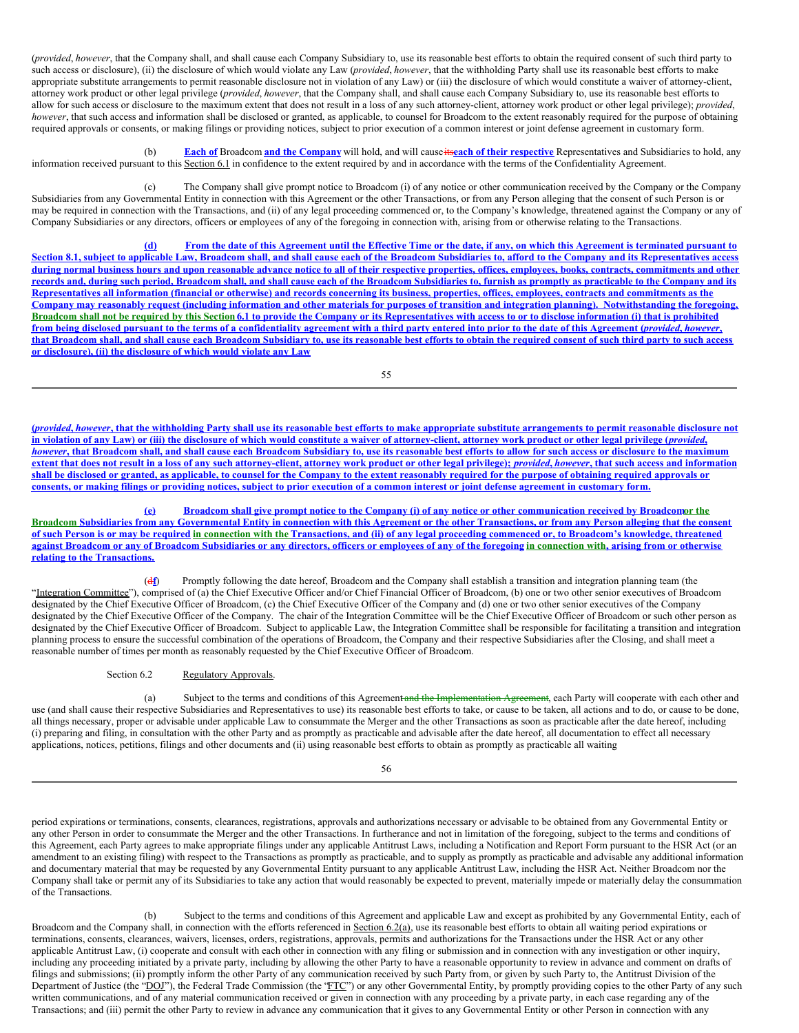(*provided*, *however*, that the Company shall, and shall cause each Company Subsidiary to, use its reasonable best efforts to obtain the required consent of such third party to such access or disclosure), (ii) the disclosure of which would violate any Law (*provided*, *however*, that the withholding Party shall use its reasonable best efforts to make appropriate substitute arrangements to permit reasonable disclosure not in violation of any Law) or (iii) the disclosure of which would constitute a waiver of attorney-client, attorney work product or other legal privilege (*provided*, *however*, that the Company shall, and shall cause each Company Subsidiary to, use its reasonable best efforts to allow for such access or disclosure to the maximum extent that does not result in a loss of any such attorney-client, attorney work product or other legal privilege); *provided*, *however*, that such access and information shall be disclosed or granted, as applicable, to counsel for Broadcom to the extent reasonably required for the purpose of obtaining required approvals or consents, or making filings or providing notices, subject to prior execution of a common interest or joint defense agreement in customary form.

(b) **Each of** Broadcom **and the Company** will hold, and will cause ~~its~~**each of their respective** Representatives and Subsidiaries to hold, any information received pursuant to this Section 6.1 in confidence to the extent required by and in accordance with the terms of the Confidentiality Agreement.

(c) The Company shall give prompt notice to Broadcom (i) of any notice or other communication received by the Company or the Company Subsidiaries from any Governmental Entity in connection with this Agreement or the other Transactions, or from any Person alleging that the consent of such Person is or may be required in connection with the Transactions, and (ii) of any legal proceeding commenced or, to the Company's knowledge, threatened against the Company or any of Company Subsidiaries or any directors, officers or employees of any of the foregoing in connection with, arising from or otherwise relating to the Transactions.

**(d) From the date of this Agreement until the Effective Time or the date, if any, on which this Agreement is terminated pursuant to Section 8.1, subject to applicable Law, Broadcom shall, and shall cause each of the Broadcom Subsidiaries to, afford to the Company and its Representatives access during normal business hours and upon reasonable advance notice to all of their respective properties, offices, employees, books, contracts, commitments and other records and, during such period, Broadcom shall, and shall cause each of the Broadcom Subsidiaries to, furnish as promptly as practicable to the Company and its Representatives all information (financial or otherwise) and records concerning its business, properties, offices, employees, contracts and commitments as the Company may reasonably request (including information and other materials for purposes of transition and integration planning). Notwithstanding the foregoing, Broadcom shall not be required by this Section 6.1 to provide the Company or its Representatives with access to or to disclose information (i) that is prohibited from being disclosed pursuant to the terms of a confidentiality agreement with a third party entered into prior to the date of this Agreement (*provided*, *however*, that Broadcom shall, and shall cause each Broadcom Subsidiary to, use its reasonable best efforts to obtain the required consent of such third party to such access or disclosure), (ii) the disclosure of which would violate any Law (*provided*, *however*, that the withholding Party shall use its reasonable best efforts to make appropriate substitute arrangements to permit reasonable disclosure not in violation of any Law) or (iii) the disclosure of which would constitute a waiver of attorney-client, attorney work product or other legal privilege (*provided*, *however*, that Broadcom shall, and shall cause each Broadcom Subsidiary to, use its reasonable best efforts to allow for such access or disclosure to the maximum extent that does not result in a loss of any such attorney-client, attorney work product or other legal privilege); *provided*, *however*, that such access and information shall be disclosed or granted, as applicable, to counsel for the Company to the extent reasonably required for the purpose of obtaining required approvals or consents, or making filings or providing notices, subject to prior execution of a common interest or joint defense agreement in customary form.**

**(e) Broadcom shall give prompt notice to the Company (i) of any notice or other communication received by Broadcom or the Broadcom Subsidiaries from any Governmental Entity in connection with this Agreement or the other Transactions, or from any Person alleging that the consent of such Person is or may be required in connection with the Transactions, and (ii) of any legal proceeding commenced or, to Broadcom's knowledge, threatened against Broadcom or any of Broadcom Subsidiaries or any directors, officers or employees of any of the foregoing in connection with, arising from or otherwise relating to the Transactions.**

(~~d~~**f**) Promptly following the date hereof, Broadcom and the Company shall establish a transition and integration planning team (the "Integration Committee"), comprised of (a) the Chief Executive Officer and/or Chief Financial Officer of Broadcom, (b) one or two other senior executives of Broadcom designated by the Chief Executive Officer of Broadcom, (c) the Chief Executive Officer of the Company and (d) one or two other senior executives of the Company designated by the Chief Executive Officer of the Company. The chair of the Integration Committee will be the Chief Executive Officer of Broadcom or such other person as designated by the Chief Executive Officer of Broadcom. Subject to applicable Law, the Integration Committee shall be responsible for facilitating a transition and integration planning process to ensure the successful combination of the operations of Broadcom, the Company and their respective Subsidiaries after the Closing, and shall meet a reasonable number of times per month as reasonably requested by the Chief Executive Officer of Broadcom.

Section 6.2 Regulatory Approvals.

(a) Subject to the terms and conditions of this Agreement~~and the Implementation Agreement~~, each Party will cooperate with each other and use (and shall cause their respective Subsidiaries and Representatives to use) its reasonable best efforts to take, or cause to be taken, all actions and to do, or cause to be done, all things necessary, proper or advisable under applicable Law to consummate the Merger and the other Transactions as soon as practicable after the date hereof, including (i) preparing and filing, in consultation with the other Party and as promptly as practicable and advisable after the date hereof, all documentation to effect all necessary applications, notices, petitions, filings and other documents and (ii) using reasonable best efforts to obtain as promptly as practicable all waiting period expirations or terminations, consents, clearances, registrations, approvals and authorizations necessary or advisable to be obtained from any Governmental Entity or any other Person in order to consummate the Merger and the other Transactions. In furtherance and not in limitation of the foregoing, subject to the terms and conditions of this Agreement, each Party agrees to make appropriate filings under any applicable Antitrust Laws, including a Notification and Report Form pursuant to the HSR Act (or an amendment to an existing filing) with respect to the Transactions as promptly as practicable, and to supply as promptly as practicable and advisable any additional information and documentary material that may be requested by any Governmental Entity pursuant to any applicable Antitrust Law, including the HSR Act. Neither Broadcom nor the Company shall take or permit any of its Subsidiaries to take any action that would reasonably be expected to prevent, materially impede or materially delay the consummation of the Transactions.

(b) Subject to the terms and conditions of this Agreement and applicable Law and except as prohibited by any Governmental Entity, each of Broadcom and the Company shall, in connection with the efforts referenced in Section 6.2(a), use its reasonable best efforts to obtain all waiting period expirations or terminations, consents, clearances, waivers, licenses, orders, registrations, approvals, permits and authorizations for the Transactions under the HSR Act or any other applicable Antitrust Law, (i) cooperate and consult with each other in connection with any filing or submission and in connection with any investigation or other inquiry, including any proceeding initiated by a private party, including by allowing the other Party to have a reasonable opportunity to review in advance and comment on drafts of filings and submissions; (ii) promptly inform the other Party of any communication received by such Party from, or given by such Party to, the Antitrust Division of the Department of Justice (the "DOJ"), the Federal Trade Commission (the "FTC") or any other Governmental Entity, by promptly providing copies to the other Party of any such written communications, and of any material communication received or given in connection with any proceeding by a private party, in each case regarding any of the Transactions; and (iii) permit the other Party to review in advance any communication that it gives to any Governmental Entity or other Person in connection with any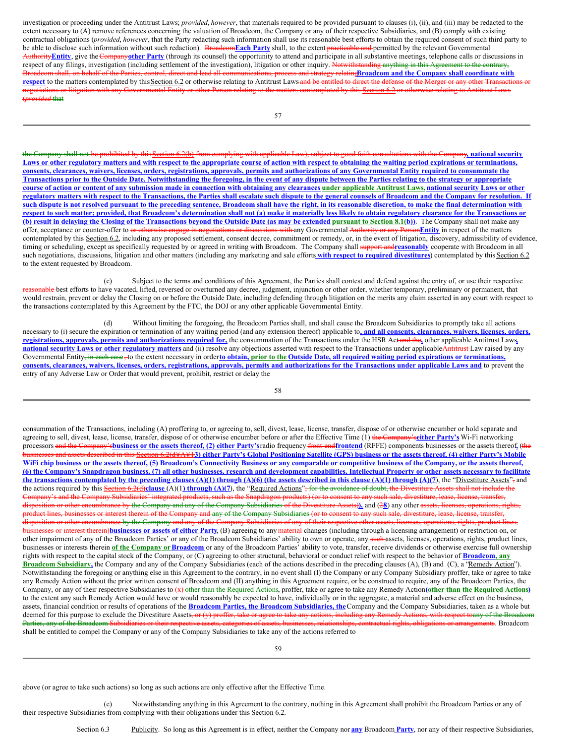investigation or proceeding under the Antitrust Laws; *provided*, *however*, that materials required to be provided pursuant to clauses (i), (ii), and (iii) may be redacted to the extent necessary to (A) remove references concerning the valuation of Broadcom, the Company or any of their respective Subsidiaries, and (B) comply with existing contractual obligations (*provided*, *however*, that the Party redacting such information shall use its reasonable best efforts to obtain the required consent of such third party to be able to disclose such information without such redaction). ~~Broadcom~~**Each Party** shall, to the extent ~~practicable and~~ permitted by the relevant Governmental ~~Authority~~**Entity**, give the ~~Company~~**other Party** (through its counsel) the opportunity to attend and participate in all substantive meetings, telephone calls or discussions in respect of any filings, investigation (including settlement of the investigation), litigation or other inquiry. ~~Notwithstanding anything in this Agreement to the contrary, Broadcom shall, on behalf of the Parties, control, direct and lead all communications, process and strategy relating~~**Broadcom and the Company shall coordinate with respect** to the matters contemplated by this Section 6.2 or otherwise relating to Antitrust Laws~~and be entitled to direct the defense of the Merger or any other Transactions or negotiations or litigation with any Governmental Entity or other Person relating to the matters contemplated by this Section 6.2 or otherwise relating to Antitrust Laws (*provided* that the Company shall not be prohibited by this Section 6.2(b) from complying with applicable Law), subject to good faith consultations with the Company~~**, national security Laws or other regulatory matters and with respect to the appropriate course of action with respect to obtaining the waiting period expirations or terminations, consents, clearances, waivers, licenses, orders, registrations, approvals, permits and authorizations of any Governmental Entity required to consummate the Transactions prior to the Outside Date. Notwithstanding the foregoing, in the event of any dispute between the Parties relating to the strategy or appropriate course of action or content of any submission made in connection with obtaining any clearances under applicable Antitrust Laws, national security Laws or other regulatory matters with respect to the Transactions, the Parties shall escalate such dispute to the general counsels of Broadcom and the Company for resolution. If such dispute is not resolved pursuant to the preceding sentence, Broadcom shall have the right, in its reasonable discretion, to make the final determination with respect to such matter; provided, that Broadcom's determination shall not (a) make it materially less likely to obtain regulatory clearance for the Transactions or (b) result in delaying the Closing of the Transactions beyond the Outside Date (as may be extended pursuant to Section 8.1(b))**. The Company shall not make any offer, acceptance or counter-offer to ~~or otherwise engage in negotiations or discussions with~~ any Governmental ~~Authority or any Person~~**Entity** in respect of the matters contemplated by this Section 6.2, including any proposed settlement, consent decree, commitment or remedy, or, in the event of litigation, discovery, admissibility of evidence, timing or scheduling, except as specifically requested by or agreed in writing with Broadcom. The Company shall ~~support and~~**reasonably** cooperate with Broadcom in all such negotiations, discussions, litigation and other matters (including any marketing and sale efforts **with respect to required divestitures**) contemplated by this Section 6.2 to the extent requested by Broadcom.

(c) Subject to the terms and conditions of this Agreement, the Parties shall contest and defend against the entry of, or use their respective ~~reasonable~~ best efforts to have vacated, lifted, reversed or overturned any decree, judgment, injunction or other order, whether temporary, preliminary or permanent, that would restrain, prevent or delay the Closing on or before the Outside Date, including defending through litigation on the merits any claim asserted in any court with respect to the transactions contemplated by this Agreement by the FTC, the DOJ or any other applicable Governmental Entity.

(d) Without limiting the foregoing, the Broadcom Parties shall, and shall cause the Broadcom Subsidiaries to promptly take all actions necessary to (i) secure the expiration or termination of any waiting period (and any extension thereof) applicable to**, and all consents, clearances, waivers, licenses, orders, registrations, approvals, permits and authorizations required for,** the consummation of the Transactions under the HSR Act~~and the~~**,** other applicable Antitrust Laws**, national security Laws or other regulatory matters** and (ii) resolve any objections asserted with respect to the Transactions under applicable ~~Antitrust~~ Law raised by any Governmental Entity~~, in each case~~ ~~,~~ to the extent necessary in order **to obtain, prior to the Outside Date, all required waiting period expirations or terminations, consents, clearances, waivers, licenses, orders, registrations, approvals, permits and authorizations for the Transactions under applicable Laws and** to prevent the entry of any Adverse Law or Order that would prevent, prohibit, restrict or delay the consummation of the Transactions, including (A) proffering to, or agreeing to, sell, divest, lease, license, transfer, dispose of or otherwise encumber or hold separate and agreeing to sell, divest, lease, license, transfer, dispose of or otherwise encumber before or after the Effective Time (1) ~~the Company's~~**either Party's** Wi-Fi networking processors ~~and the Company's~~**business or the assets thereof, (2) either Party's** radio frequency ~~front-end~~**frontend** (RFFE) components businesses or the assets thereof**,** ~~(the businesses and assets described in this Section 6.2(d)(A)(1~~**3) either Party's Global Positioning Satellite (GPS) business or the assets thereof, (4) either Party's Mobile WiFi chip business or the assets thereof, (5) Broadcom's Connectivity Business or any comparable or competitive business of the Company, or the assets thereof, (6) the Company's Snapdragon business, (7) all other businesses, research and development capabilities, Intellectual Property or other assets necessary to facilitate the transactions contemplated by the preceding clauses (A)(1) through (A)(6) (the assets described in this clause (A)(1) through (A)(7**), the "Divestiture Assets"~~,~~ and the actions required by this ~~Section 6.2(d)~~**clause** (A)(1**) through (A)(7**), the "Required Actions"~~; for the avoidance of doubt, the Divestiture Assets shall not include the Company's and the Company Subsidiaries' integrated products, such as the Snapdragon products) (or to consent to any such sale, divestiture, lease, license, transfer, disposition or other encumbrance by the Company and any of the Company Subsidiaries of the Divestiture Assets)~~**),** and (~~2~~**8**) any other ~~assets, licenses, operations, rights, product lines, businesses or interest therein of the Company and any of the Company Subsidiaries (or to consent to any such sale, divestiture, lease, license, transfer, disposition or other encumbrance by the Company and any of the Company Subsidiaries of any of their respective other assets, licenses, operations, rights, product lines, businesses or interest therein)~~**businesses or assets of either Party**, (B) agreeing to any ~~material~~ changes (including through a licensing arrangement) or restriction on, or other impairment of any of the Broadcom Parties' or any of the Broadcom Subsidiaries' ability to own or operate, any ~~such~~ assets, licenses, operations, rights, product lines, businesses or interests therein **of the Company or Broadcom** or any of the Broadcom Parties' ability to vote, transfer, receive dividends or otherwise exercise full ownership rights with respect to the capital stock of the Company, or (C) agreeing to other structural, behavioral or conduct relief with respect to the behavior of **Broadcom, any Broadcom Subsidiary,** the Company and any of the Company Subsidiaries (each of the actions described in the preceding clauses (A), (B) and (C), a "Remedy Action"). Notwithstanding the foregoing or anything else in this Agreement to the contrary, in no event shall (I) the Company or any Company Subsidiary proffer, take or agree to take any Remedy Action without the prior written consent of Broadcom and (II) anything in this Agreement require, or be construed to require, any of the Broadcom Parties, the Company, or any of their respective Subsidiaries to ~~(x) other than the Required Actions~~, proffer, take or agree to take any Remedy Action **(other than the Required Actions)** to the extent any such Remedy Action would have or would reasonably be expected to have, individually or in the aggregate, a material and adverse effect on the business, assets, financial condition or results of operations of the **Broadcom Parties, the Broadcom Subsidiaries, the** Company and the Company Subsidiaries, taken as a whole but deemed for this purpose to exclude the Divestiture Assets~~, or (y) proffer, take or agree to take any actions, including any Remedy Actions, with respect to any of the Broadcom Parties, any of the Broadcom Subsidiaries or their respective assets, categories of assets, businesses, relationships, contractual rights, obligations or arrangements~~. Broadcom shall be entitled to compel the Company or any of the Company Subsidiaries to take any of the actions referred to above (or agree to take such actions) so long as such actions are only effective after the Effective Time.

(e) Notwithstanding anything in this Agreement to the contrary, nothing in this Agreement shall prohibit the Broadcom Parties or any of their respective Subsidiaries from complying with their obligations under this Section 6.2.

Section 6.3 Publicity. So long as this Agreement is in effect, neither the Company nor **any** Broadcom **Party**, nor any of their respective Subsidiaries,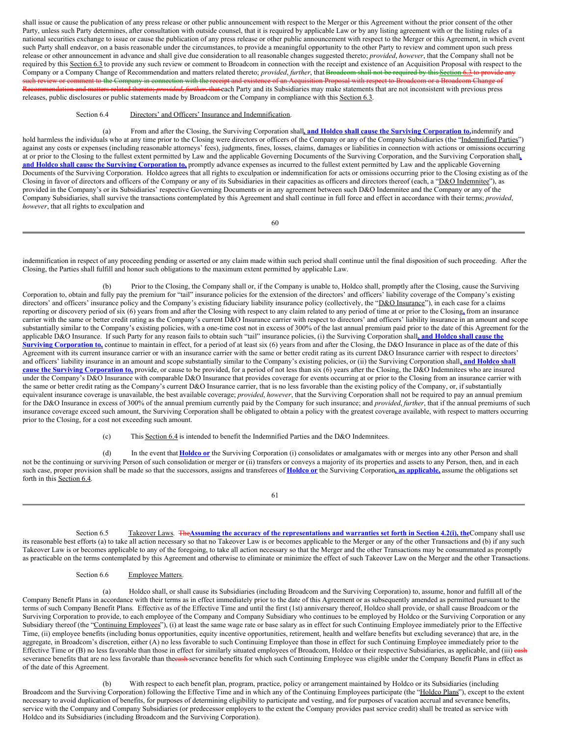shall issue or cause the publication of any press release or other public announcement with respect to the Merger or this Agreement without the prior consent of the other Party, unless such Party determines, after consultation with outside counsel, that it is required by applicable Law or by any listing agreement with or the listing rules of a national securities exchange to issue or cause the publication of any press release or other public announcement with respect to the Merger or this Agreement, in which event such Party shall endeavor, on a basis reasonable under the circumstances, to provide a meaningful opportunity to the other Party to review and comment upon such press release or other announcement in advance and shall give due consideration to all reasonable changes suggested thereto; *provided*, *however*, that the Company shall not be required by this Section 6.3 to provide any such review or comment to Broadcom in connection with the receipt and existence of an Acquisition Proposal with respect to the Company or a Company Change of Recommendation and matters related thereto; *provided*, *further*, that ~~Broadcom shall not be required by this Section 6.3 to provide any such review or comment to the Company in connection with the receipt and existence of an Acquisition Proposal with respect to Broadcom or a Broadcom Change of Recommendation and matters related thereto; *provided*, *further*, that~~ each Party and its Subsidiaries may make statements that are not inconsistent with previous press releases, public disclosures or public statements made by Broadcom or the Company in compliance with this Section 6.3.

Section 6.4 Directors' and Officers' Insurance and Indemnification.

(a) From and after the Closing, the Surviving Corporation shall**, and Holdco shall cause the Surviving Corporation to,** indemnify and hold harmless the individuals who at any time prior to the Closing were directors or officers of the Company or any of the Company Subsidiaries (the "Indemnified Parties") against any costs or expenses (including reasonable attorneys' fees), judgments, fines, losses, claims, damages or liabilities in connection with actions or omissions occurring at or prior to the Closing to the fullest extent permitted by Law and the applicable Governing Documents of the Surviving Corporation, and the Surviving Corporation shall**, and Holdco shall cause the Surviving Corporation to,** promptly advance expenses as incurred to the fullest extent permitted by Law and the applicable Governing Documents of the Surviving Corporation. Holdco agrees that all rights to exculpation or indemnification for acts or omissions occurring prior to the Closing existing as of the Closing in favor of directors and officers of the Company or any of its Subsidiaries in their capacities as officers and directors thereof (each, a "D&O Indemnitee"), as provided in the Company's or its Subsidiaries' respective Governing Documents or in any agreement between such D&O Indemnitee and the Company or any of the Company Subsidiaries, shall survive the transactions contemplated by this Agreement and shall continue in full force and effect in accordance with their terms; *provided*, *however*, that all rights to exculpation and indemnification in respect of any proceeding pending or asserted or any claim made within such period shall continue until the final disposition of such proceeding. After the Closing, the Parties shall fulfill and honor such obligations to the maximum extent permitted by applicable Law.

(b) Prior to the Closing, the Company shall or, if the Company is unable to, Holdco shall, promptly after the Closing, cause the Surviving Corporation to, obtain and fully pay the premium for "tail" insurance policies for the extension of the directors' and officers' liability coverage of the Company's existing directors' and officers' insurance policy and the Company's existing fiduciary liability insurance policy (collectively, the "D&O Insurance"), in each case for a claims reporting or discovery period of six (6) years from and after the Closing with respect to any claim related to any period of time at or prior to the Closing**,** from an insurance carrier with the same or better credit rating as the Company's current D&O Insurance carrier with respect to directors' and officers' liability insurance in an amount and scope substantially similar to the Company's existing policies, with a one-time cost not in excess of 300% of the last annual premium paid prior to the date of this Agreement for the applicable D&O Insurance. If such Party for any reason fails to obtain such "tail" insurance policies, (i) the Surviving Corporation shall**, and Holdco shall cause the Surviving Corporation to,** continue to maintain in effect, for a period of at least six (6) years from and after the Closing, the D&O Insurance in place as of the date of this Agreement with its current insurance carrier or with an insurance carrier with the same or better credit rating as its current D&O Insurance carrier with respect to directors' and officers' liability insurance in an amount and scope substantially similar to the Company's existing policies, or (ii) the Surviving Corporation shall**, and Holdco shall cause the Surviving Corporation to,** provide, or cause to be provided, for a period of not less than six (6) years after the Closing, the D&O Indemnitees who are insured under the Company's D&O Insurance with comparable D&O Insurance that provides coverage for events occurring at or prior to the Closing from an insurance carrier with the same or better credit rating as the Company's current D&O Insurance carrier, that is no less favorable than the existing policy of the Company, or, if substantially equivalent insurance coverage is unavailable, the best available coverage; *provided*, *however*, that the Surviving Corporation shall not be required to pay an annual premium for the D&O Insurance in excess of 300% of the annual premium currently paid by the Company for such insurance; and *provided*, *further*, that if the annual premiums of such insurance coverage exceed such amount, the Surviving Corporation shall be obligated to obtain a policy with the greatest coverage available, with respect to matters occurring prior to the Closing, for a cost not exceeding such amount.

(c) This Section 6.4 is intended to benefit the Indemnified Parties and the D&O Indemnitees.

(d) In the event that **Holdco or** the Surviving Corporation (i) consolidates or amalgamates with or merges into any other Person and shall not be the continuing or surviving Person of such consolidation or merger or (ii) transfers or conveys a majority of its properties and assets to any Person, then, and in each such case, proper provision shall be made so that the successors, assigns and transferees of **Holdco or** the Surviving Corporation**, as applicable,** assume the obligations set forth in this Section 6.4.

Section 6.5 Takeover Laws. ~~The~~**Assuming the accuracy of the representations and warranties set forth in Section 4.2(i), the** Company shall use its reasonable best efforts (a) to take all action necessary so that no Takeover Law is or becomes applicable to the Merger or any of the other Transactions and (b) if any such Takeover Law is or becomes applicable to any of the foregoing, to take all action necessary so that the Merger and the other Transactions may be consummated as promptly as practicable on the terms contemplated by this Agreement and otherwise to eliminate or minimize the effect of such Takeover Law on the Merger and the other Transactions.

Section 6.6 Employee Matters.

(a) Holdco shall, or shall cause its Subsidiaries (including Broadcom and the Surviving Corporation) to, assume, honor and fulfill all of the Company Benefit Plans in accordance with their terms as in effect immediately prior to the date of this Agreement or as subsequently amended as permitted pursuant to the terms of such Company Benefit Plans. Effective as of the Effective Time and until the first (1st) anniversary thereof, Holdco shall provide, or shall cause Broadcom or the Surviving Corporation to provide, to each employee of the Company and Company Subsidiary who continues to be employed by Holdco or the Surviving Corporation or any Subsidiary thereof (the "Continuing Employees"), (i) at least the same wage rate or base salary as in effect for such Continuing Employee immediately prior to the Effective Time, (ii) employee benefits (including bonus opportunities, equity incentive opportunities, retirement, health and welfare benefits but excluding severance) that are, in the aggregate, in Broadcom's discretion, either (A) no less favorable to such Continuing Employee than those in effect for such Continuing Employee immediately prior to the Effective Time or (B) no less favorable than those in effect for similarly situated employees of Broadcom, Holdco or their respective Subsidiaries, as applicable, and (iii) ~~cash~~ severance benefits that are no less favorable than the ~~cash~~ severance benefits for which such Continuing Employee was eligible under the Company Benefit Plans in effect as of the date of this Agreement.

(b) With respect to each benefit plan, program, practice, policy or arrangement maintained by Holdco or its Subsidiaries (including Broadcom and the Surviving Corporation) following the Effective Time and in which any of the Continuing Employees participate (the "Holdco Plans"), except to the extent necessary to avoid duplication of benefits, for purposes of determining eligibility to participate and vesting, and for purposes of vacation accrual and severance benefits, service with the Company and Company Subsidiaries (or predecessor employers to the extent the Company provides past service credit) shall be treated as service with Holdco and its Subsidiaries (including Broadcom and the Surviving Corporation).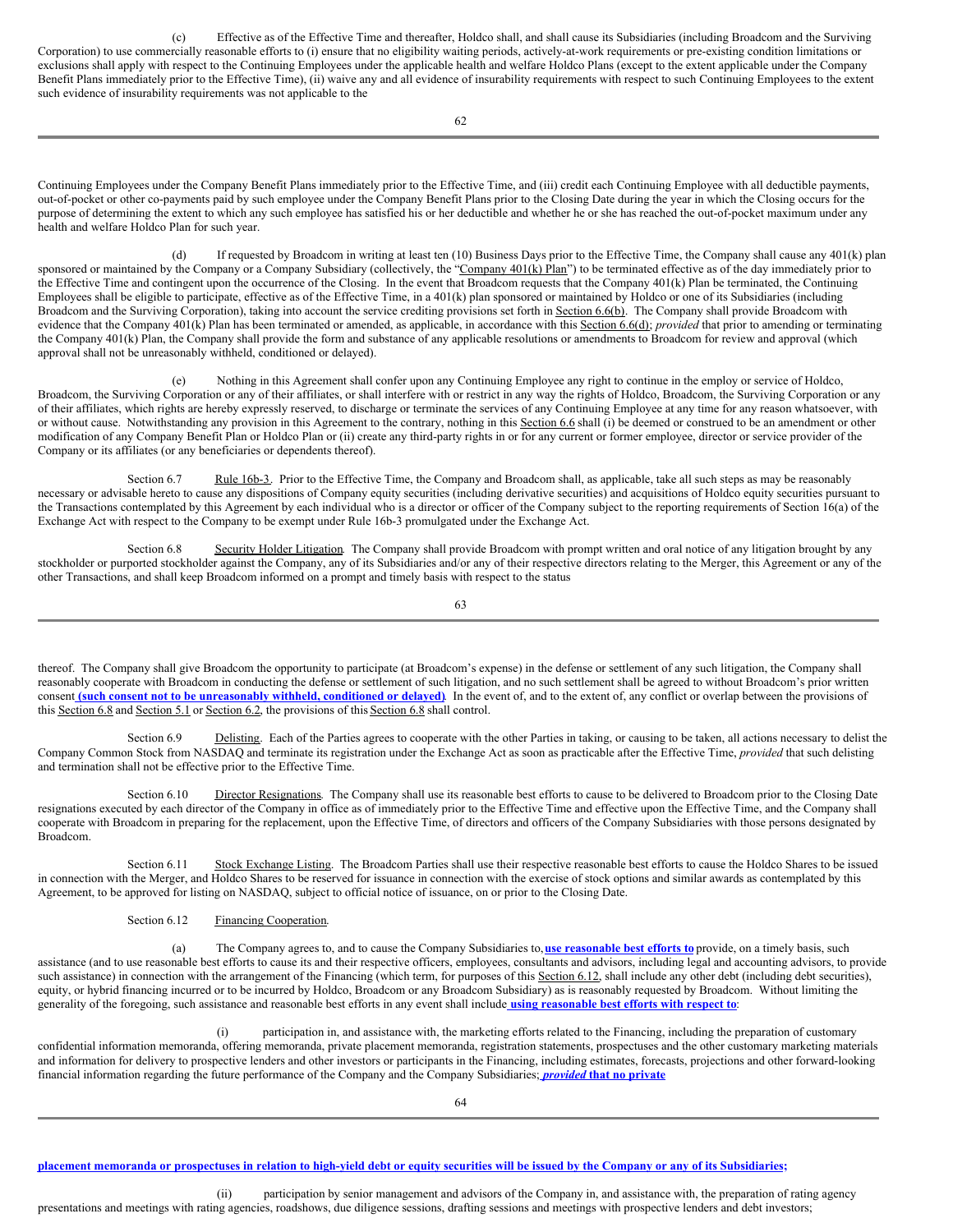(c) Effective as of the Effective Time and thereafter, Holdco shall, and shall cause its Subsidiaries (including Broadcom and the Surviving Corporation) to use commercially reasonable efforts to (i) ensure that no eligibility waiting periods, actively-at-work requirements or pre-existing condition limitations or exclusions shall apply with respect to the Continuing Employees under the applicable health and welfare Holdco Plans (except to the extent applicable under the Company Benefit Plans immediately prior to the Effective Time), (ii) waive any and all evidence of insurability requirements with respect to such Continuing Employees to the extent such evidence of insurability requirements was not applicable to the Continuing Employees under the Company Benefit Plans immediately prior to the Effective Time, and (iii) credit each Continuing Employee with all deductible payments, out-of-pocket or other co-payments paid by such employee under the Company Benefit Plans prior to the Closing Date during the year in which the Closing occurs for the purpose of determining the extent to which any such employee has satisfied his or her deductible and whether he or she has reached the out-of-pocket maximum under any health and welfare Holdco Plan for such year.

(d) If requested by Broadcom in writing at least ten (10) Business Days prior to the Effective Time, the Company shall cause any 401(k) plan sponsored or maintained by the Company or a Company Subsidiary (collectively, the "Company 401(k) Plan") to be terminated effective as of the day immediately prior to the Effective Time and contingent upon the occurrence of the Closing. In the event that Broadcom requests that the Company 401(k) Plan be terminated, the Continuing Employees shall be eligible to participate, effective as of the Effective Time, in a 401(k) plan sponsored or maintained by Holdco or one of its Subsidiaries (including Broadcom and the Surviving Corporation), taking into account the service crediting provisions set forth in Section 6.6(b). The Company shall provide Broadcom with evidence that the Company 401(k) Plan has been terminated or amended, as applicable, in accordance with this Section 6.6(d); *provided* that prior to amending or terminating the Company 401(k) Plan, the Company shall provide the form and substance of any applicable resolutions or amendments to Broadcom for review and approval (which approval shall not be unreasonably withheld, conditioned or delayed).

(e) Nothing in this Agreement shall confer upon any Continuing Employee any right to continue in the employ or service of Holdco, Broadcom, the Surviving Corporation or any of their affiliates, or shall interfere with or restrict in any way the rights of Holdco, Broadcom, the Surviving Corporation or any of their affiliates, which rights are hereby expressly reserved, to discharge or terminate the services of any Continuing Employee at any time for any reason whatsoever, with or without cause. Notwithstanding any provision in this Agreement to the contrary, nothing in this Section 6.6 shall (i) be deemed or construed to be an amendment or other modification of any Company Benefit Plan or Holdco Plan or (ii) create any third-party rights in or for any current or former employee, director or service provider of the Company or its affiliates (or any beneficiaries or dependents thereof).

Section 6.7 Rule 16b-3. Prior to the Effective Time, the Company and Broadcom shall, as applicable, take all such steps as may be reasonably necessary or advisable hereto to cause any dispositions of Company equity securities (including derivative securities) and acquisitions of Holdco equity securities pursuant to the Transactions contemplated by this Agreement by each individual who is a director or officer of the Company subject to the reporting requirements of Section 16(a) of the Exchange Act with respect to the Company to be exempt under Rule 16b-3 promulgated under the Exchange Act.

Section 6.8 Security Holder Litigation. The Company shall provide Broadcom with prompt written and oral notice of any litigation brought by any stockholder or purported stockholder against the Company, any of its Subsidiaries and/or any of their respective directors relating to the Merger, this Agreement or any of the other Transactions, and shall keep Broadcom informed on a prompt and timely basis with respect to the status thereof. The Company shall give Broadcom the opportunity to participate (at Broadcom's expense) in the defense or settlement of any such litigation, the Company shall reasonably cooperate with Broadcom in conducting the defense or settlement of such litigation, and no such settlement shall be agreed to without Broadcom's prior written consent **(such consent not to be unreasonably withheld, conditioned or delayed)**. In the event of, and to the extent of, any conflict or overlap between the provisions of this Section 6.8 and Section 5.1 or Section 6.2, the provisions of this Section 6.8 shall control.

Section 6.9 Delisting. Each of the Parties agrees to cooperate with the other Parties in taking, or causing to be taken, all actions necessary to delist the Company Common Stock from NASDAQ and terminate its registration under the Exchange Act as soon as practicable after the Effective Time, *provided* that such delisting and termination shall not be effective prior to the Effective Time.

Section 6.10 Director Resignations. The Company shall use its reasonable best efforts to cause to be delivered to Broadcom prior to the Closing Date resignations executed by each director of the Company in office as of immediately prior to the Effective Time and effective upon the Effective Time, and the Company shall cooperate with Broadcom in preparing for the replacement, upon the Effective Time, of directors and officers of the Company Subsidiaries with those persons designated by Broadcom.

Section 6.11 Stock Exchange Listing. The Broadcom Parties shall use their respective reasonable best efforts to cause the Holdco Shares to be issued in connection with the Merger, and Holdco Shares to be reserved for issuance in connection with the exercise of stock options and similar awards as contemplated by this Agreement, to be approved for listing on NASDAQ, subject to official notice of issuance, on or prior to the Closing Date.

Section 6.12 Financing Cooperation.

(a) The Company agrees to, and to cause the Company Subsidiaries to, **use reasonable best efforts to** provide, on a timely basis, such assistance (and to use reasonable best efforts to cause its and their respective officers, employees, consultants and advisors, including legal and accounting advisors, to provide such assistance) in connection with the arrangement of the Financing (which term, for purposes of this Section 6.12, shall include any other debt (including debt securities), equity, or hybrid financing incurred or to be incurred by Holdco, Broadcom or any Broadcom Subsidiary) as is reasonably requested by Broadcom. Without limiting the generality of the foregoing, such assistance and reasonable best efforts in any event shall include **using reasonable best efforts with respect to**:

(i) participation in, and assistance with, the marketing efforts related to the Financing, including the preparation of customary confidential information memoranda, offering memoranda, private placement memoranda, registration statements, prospectuses and the other customary marketing materials and information for delivery to prospective lenders and other investors or participants in the Financing, including estimates, forecasts, projections and other forward-looking financial information regarding the future performance of the Company and the Company Subsidiaries; ***provided* that no private placement memoranda or prospectuses in relation to high-yield debt or equity securities will be issued by the Company or any of its Subsidiaries;**

(ii) participation by senior management and advisors of the Company in, and assistance with, the preparation of rating agency presentations and meetings with rating agencies, roadshows, due diligence sessions, drafting sessions and meetings with prospective lenders and debt investors;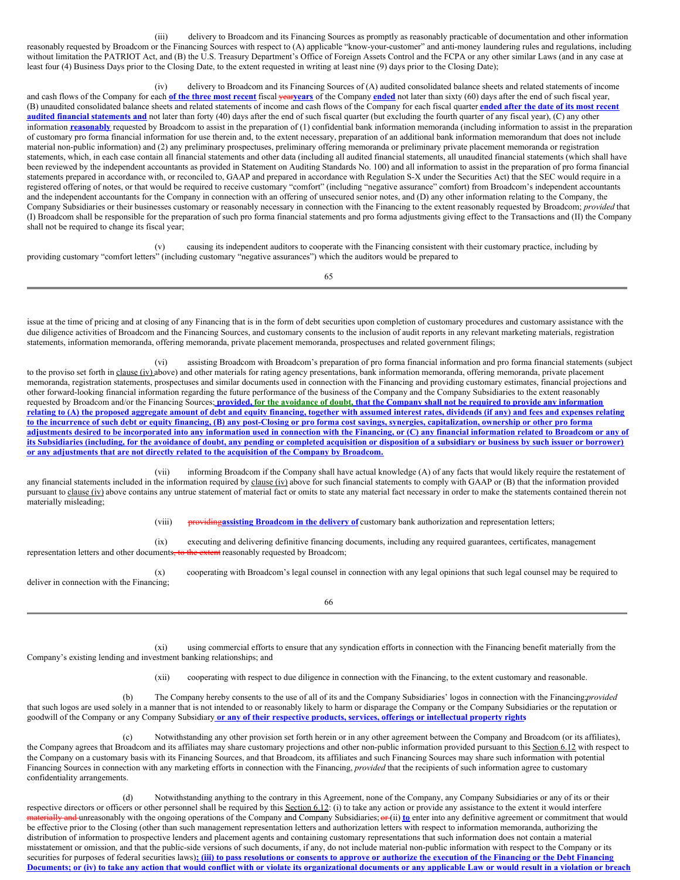(iii) delivery to Broadcom and its Financing Sources as promptly as reasonably practicable of documentation and other information reasonably requested by Broadcom or the Financing Sources with respect to (A) applicable "know-your-customer" and anti-money laundering rules and regulations, including without limitation the PATRIOT Act, and (B) the U.S. Treasury Department's Office of Foreign Assets Control and the FCPA or any other similar Laws (and in any case at least four (4) Business Days prior to the Closing Date, to the extent requested in writing at least nine (9) days prior to the Closing Date);

(iv) delivery to Broadcom and its Financing Sources of (A) audited consolidated balance sheets and related statements of income and cash flows of the Company for each **of the three most recent** fiscal ~~year~~**years** of the Company **ended** not later than sixty (60) days after the end of such fiscal year, (B) unaudited consolidated balance sheets and related statements of income and cash flows of the Company for each fiscal quarter **ended after the date of its most recent audited financial statements and** not later than forty (40) days after the end of such fiscal quarter (but excluding the fourth quarter of any fiscal year), (C) any other information **reasonably** requested by Broadcom to assist in the preparation of (1) confidential bank information memoranda (including information to assist in the preparation of customary pro forma financial information for use therein and, to the extent necessary, preparation of an additional bank information memorandum that does not include material non-public information) and (2) any preliminary prospectuses, preliminary offering memoranda or preliminary private placement memoranda or registration statements, which, in each case contain all financial statements and other data (including all audited financial statements, all unaudited financial statements (which shall have been reviewed by the independent accountants as provided in Statement on Auditing Standards No. 100) and all information to assist in the preparation of pro forma financial statements prepared in accordance with, or reconciled to, GAAP and prepared in accordance with Regulation S-X under the Securities Act) that the SEC would require in a registered offering of notes, or that would be required to receive customary "comfort" (including "negative assurance" comfort) from Broadcom's independent accountants and the independent accountants for the Company in connection with an offering of unsecured senior notes, and (D) any other information relating to the Company, the Company Subsidiaries or their businesses customary or reasonably necessary in connection with the Financing to the extent reasonably requested by Broadcom; *provided* that (I) Broadcom shall be responsible for the preparation of such pro forma financial statements and pro forma adjustments giving effect to the Transactions and (II) the Company shall not be required to change its fiscal year;

(v) causing its independent auditors to cooperate with the Financing consistent with their customary practice, including by providing customary "comfort letters" (including customary "negative assurances") which the auditors would be prepared to issue at the time of pricing and at closing of any Financing that is in the form of debt securities upon completion of customary procedures and customary assistance with the due diligence activities of Broadcom and the Financing Sources, and customary consents to the inclusion of audit reports in any relevant marketing materials, registration statements, information memoranda, offering memoranda, private placement memoranda, prospectuses and related government filings;

(vi) assisting Broadcom with Broadcom's preparation of pro forma financial information and pro forma financial statements (subject to the proviso set forth in clause (iv) above) and other materials for rating agency presentations, bank information memoranda, offering memoranda, private placement memoranda, registration statements, prospectuses and similar documents used in connection with the Financing and providing customary estimates, financial projections and other forward-looking financial information regarding the future performance of the business of the Company and the Company Subsidiaries to the extent reasonably requested by Broadcom and/or the Financing Sources**; provided, for the avoidance of doubt, that the Company shall not be required to provide any information relating to (A) the proposed aggregate amount of debt and equity financing, together with assumed interest rates, dividends (if any) and fees and expenses relating to the incurrence of such debt or equity financing, (B) any post-Closing or pro forma cost savings, synergies, capitalization, ownership or other pro forma adjustments desired to be incorporated into any information used in connection with the Financing, or (C) any financial information related to Broadcom or any of its Subsidiaries (including, for the avoidance of doubt, any pending or completed acquisition or disposition of a subsidiary or business by such issuer or borrower) or any adjustments that are not directly related to the acquisition of the Company by Broadcom.**

(vii) informing Broadcom if the Company shall have actual knowledge (A) of any facts that would likely require the restatement of any financial statements included in the information required by clause (iv) above for such financial statements to comply with GAAP or (B) that the information provided pursuant to clause (iv) above contains any untrue statement of material fact or omits to state any material fact necessary in order to make the statements contained therein not materially misleading;

(viii) ~~providing~~**assisting Broadcom in the delivery of** customary bank authorization and representation letters;

(ix) executing and delivering definitive financing documents, including any required guarantees, certificates, management representation letters and other documents~~, to the extent~~ reasonably requested by Broadcom;

(x) cooperating with Broadcom's legal counsel in connection with any legal opinions that such legal counsel may be required to deliver in connection with the Financing;

(xi) using commercial efforts to ensure that any syndication efforts in connection with the Financing benefit materially from the Company's existing lending and investment banking relationships; and

(xii) cooperating with respect to due diligence in connection with the Financing, to the extent customary and reasonable.

(b) The Company hereby consents to the use of all of its and the Company Subsidiaries' logos in connection with the Financing;*provided* that such logos are used solely in a manner that is not intended to or reasonably likely to harm or disparage the Company or the Company Subsidiaries or the reputation or goodwill of the Company or any Company Subsidiary **or any of their respective products, services, offerings or intellectual property rights**

(c) Notwithstanding any other provision set forth herein or in any other agreement between the Company and Broadcom (or its affiliates), the Company agrees that Broadcom and its affiliates may share customary projections and other non-public information provided pursuant to this Section 6.12 with respect to the Company on a customary basis with its Financing Sources, and that Broadcom, its affiliates and such Financing Sources may share such information with potential Financing Sources in connection with any marketing efforts in connection with the Financing, *provided* that the recipients of such information agree to customary confidentiality arrangements.

(d) Notwithstanding anything to the contrary in this Agreement, none of the Company, any Company Subsidiaries or any of its or their respective directors or officers or other personnel shall be required by this Section 6.12: (i) to take any action or provide any assistance to the extent it would interfere ~~materially and~~ unreasonably with the ongoing operations of the Company and Company Subsidiaries; ~~or~~ (ii) **to** enter into any definitive agreement or commitment that would be effective prior to the Closing (other than such management representation letters and authorization letters with respect to information memoranda, authorizing the distribution of information to prospective lenders and placement agents and containing customary representations that such information does not contain a material misstatement or omission, and that the public-side versions of such documents, if any, do not include material non-public information with respect to the Company or its securities for purposes of federal securities laws)**; (iii) to pass resolutions or consents to approve or authorize the execution of the Financing or the Debt Financing Documents; or (iv) to take any action that would conflict with or violate its organizational documents or any applicable Law or would result in a violation or breach**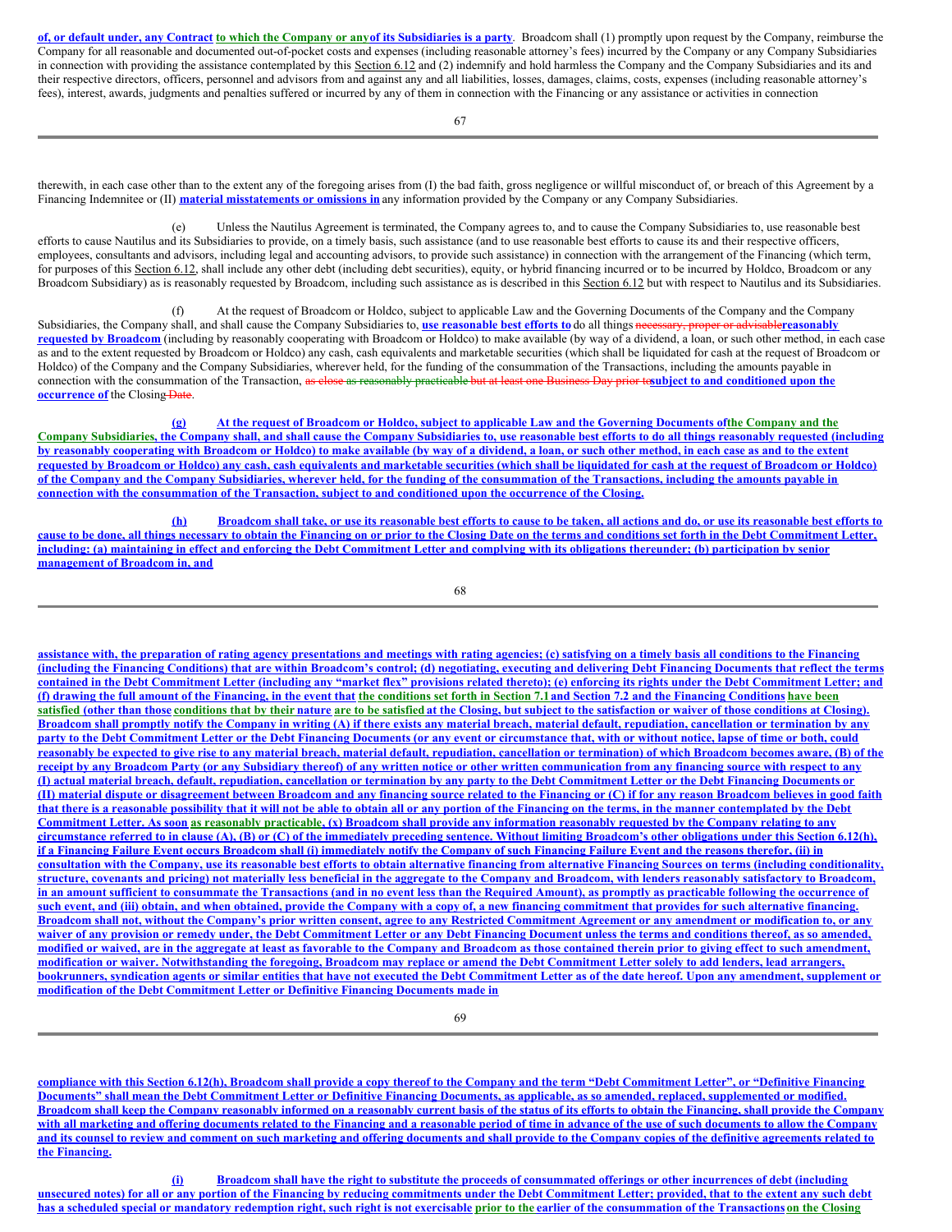**of, or default under, any Contract to which the Company or anyof its Subsidiaries is a party**. Broadcom shall (1) promptly upon request by the Company, reimburse the Company for all reasonable and documented out-of-pocket costs and expenses (including reasonable attorney's fees) incurred by the Company or any Company Subsidiaries in connection with providing the assistance contemplated by this Section 6.12 and (2) indemnify and hold harmless the Company and the Company Subsidiaries and its and their respective directors, officers, personnel and advisors from and against any and all liabilities, losses, damages, claims, costs, expenses (including reasonable attorney's fees), interest, awards, judgments and penalties suffered or incurred by any of them in connection with the Financing or any assistance or activities in connection therewith, in each case other than to the extent any of the foregoing arises from (I) the bad faith, gross negligence or willful misconduct of, or breach of this Agreement by a Financing Indemnitee or (II) **material misstatements or omissions in** any information provided by the Company or any Company Subsidiaries.

(e) Unless the Nautilus Agreement is terminated, the Company agrees to, and to cause the Company Subsidiaries to, use reasonable best efforts to cause Nautilus and its Subsidiaries to provide, on a timely basis, such assistance (and to use reasonable best efforts to cause its and their respective officers, employees, consultants and advisors, including legal and accounting advisors, to provide such assistance) in connection with the arrangement of the Financing (which term, for purposes of this Section 6.12, shall include any other debt (including debt securities), equity, or hybrid financing incurred or to be incurred by Holdco, Broadcom or any Broadcom Subsidiary) as is reasonably requested by Broadcom, including such assistance as is described in this Section 6.12 but with respect to Nautilus and its Subsidiaries.

(f) At the request of Broadcom or Holdco, subject to applicable Law and the Governing Documents of the Company and the Company Subsidiaries, the Company shall, and shall cause the Company Subsidiaries to, **use reasonable best efforts to** do all things ~~necessary, proper or advisable~~**reasonably requested by Broadcom** (including by reasonably cooperating with Broadcom or Holdco) to make available (by way of a dividend, a loan, or such other method, in each case as and to the extent requested by Broadcom or Holdco) any cash, cash equivalents and marketable securities (which shall be liquidated for cash at the request of Broadcom or Holdco) of the Company and the Company Subsidiaries, wherever held, for the funding of the consummation of the Transactions, including the amounts payable in connection with the consummation of the Transaction, ~~as close as reasonably practicable but at least one Business Day prior to~~**subject to and conditioned upon the occurrence of** the Closing ~~Date~~.

**(g) At the request of Broadcom or Holdco, subject to applicable Law and the Governing Documents ofthe Company and the Company Subsidiaries, the Company shall, and shall cause the Company Subsidiaries to, use reasonable best efforts to do all things reasonably requested (including by reasonably cooperating with Broadcom or Holdco) to make available (by way of a dividend, a loan, or such other method, in each case as and to the extent requested by Broadcom or Holdco) any cash, cash equivalents and marketable securities (which shall be liquidated for cash at the request of Broadcom or Holdco) of the Company and the Company Subsidiaries, wherever held, for the funding of the consummation of the Transactions, including the amounts payable in connection with the consummation of the Transaction, subject to and conditioned upon the occurrence of the Closing.**

**(h) Broadcom shall take, or use its reasonable best efforts to cause to be taken, all actions and do, or use its reasonable best efforts to cause to be done, all things necessary to obtain the Financing on or prior to the Closing Date on the terms and conditions set forth in the Debt Commitment Letter, including: (a) maintaining in effect and enforcing the Debt Commitment Letter and complying with its obligations thereunder; (b) participation by senior management of Broadcom in, and assistance with, the preparation of rating agency presentations and meetings with rating agencies; (c) satisfying on a timely basis all conditions to the Financing (including the Financing Conditions) that are within Broadcom's control; (d) negotiating, executing and delivering Debt Financing Documents that reflect the terms contained in the Debt Commitment Letter (including any "market flex" provisions related thereto); (e) enforcing its rights under the Debt Commitment Letter; and (f) drawing the full amount of the Financing, in the event that the conditions set forth in Section 7.1 and Section 7.2 and the Financing Conditions have been satisfied (other than those conditions that by their nature are to be satisfied at the Closing, but subject to the satisfaction or waiver of those conditions at Closing). Broadcom shall promptly notify the Company in writing (A) if there exists any material breach, material default, repudiation, cancellation or termination by any party to the Debt Commitment Letter or the Debt Financing Documents (or any event or circumstance that, with or without notice, lapse of time or both, could reasonably be expected to give rise to any material breach, material default, repudiation, cancellation or termination) of which Broadcom becomes aware, (B) of the receipt by any Broadcom Party (or any Subsidiary thereof) of any written notice or other written communication from any financing source with respect to any (I) actual material breach, default, repudiation, cancellation or termination by any party to the Debt Commitment Letter or the Debt Financing Documents or (II) material dispute or disagreement between Broadcom and any financing source related to the Financing or (C) if for any reason Broadcom believes in good faith that there is a reasonable possibility that it will not be able to obtain all or any portion of the Financing on the terms, in the manner contemplated by the Debt Commitment Letter. As soon as reasonably practicable, (x) Broadcom shall provide any information reasonably requested by the Company relating to any circumstance referred to in clause (A), (B) or (C) of the immediately preceding sentence. Without limiting Broadcom's other obligations under this Section 6.12(h), if a Financing Failure Event occurs Broadcom shall (i) immediately notify the Company of such Financing Failure Event and the reasons therefor, (ii) in consultation with the Company, use its reasonable best efforts to obtain alternative financing from alternative Financing Sources on terms (including conditionality, structure, covenants and pricing) not materially less beneficial in the aggregate to the Company and Broadcom, with lenders reasonably satisfactory to Broadcom, in an amount sufficient to consummate the Transactions (and in no event less than the Required Amount), as promptly as practicable following the occurrence of such event, and (iii) obtain, and when obtained, provide the Company with a copy of, a new financing commitment that provides for such alternative financing. Broadcom shall not, without the Company's prior written consent, agree to any Restricted Commitment Agreement or any amendment or modification to, or any waiver of any provision or remedy under, the Debt Commitment Letter or any Debt Financing Document unless the terms and conditions thereof, as so amended, modified or waived, are in the aggregate at least as favorable to the Company and Broadcom as those contained therein prior to giving effect to such amendment, modification or waiver. Notwithstanding the foregoing, Broadcom may replace or amend the Debt Commitment Letter solely to add lenders, lead arrangers, bookrunners, syndication agents or similar entities that have not executed the Debt Commitment Letter as of the date hereof. Upon any amendment, supplement or modification of the Debt Commitment Letter or Definitive Financing Documents made in compliance with this Section 6.12(h), Broadcom shall provide a copy thereof to the Company and the term "Debt Commitment Letter", or "Definitive Financing Documents" shall mean the Debt Commitment Letter or Definitive Financing Documents, as applicable, as so amended, replaced, supplemented or modified. Broadcom shall keep the Company reasonably informed on a reasonably current basis of the status of its efforts to obtain the Financing, shall provide the Company with all marketing and offering documents related to the Financing and a reasonable period of time in advance of the use of such documents to allow the Company and its counsel to review and comment on such marketing and offering documents and shall provide to the Company copies of the definitive agreements related to the Financing.**

**(i) Broadcom shall have the right to substitute the proceeds of consummated offerings or other incurrences of debt (including unsecured notes) for all or any portion of the Financing by reducing commitments under the Debt Commitment Letter; provided, that to the extent any such debt has a scheduled special or mandatory redemption right, such right is not exercisable prior to the earlier of the consummation of the Transactions on the Closing**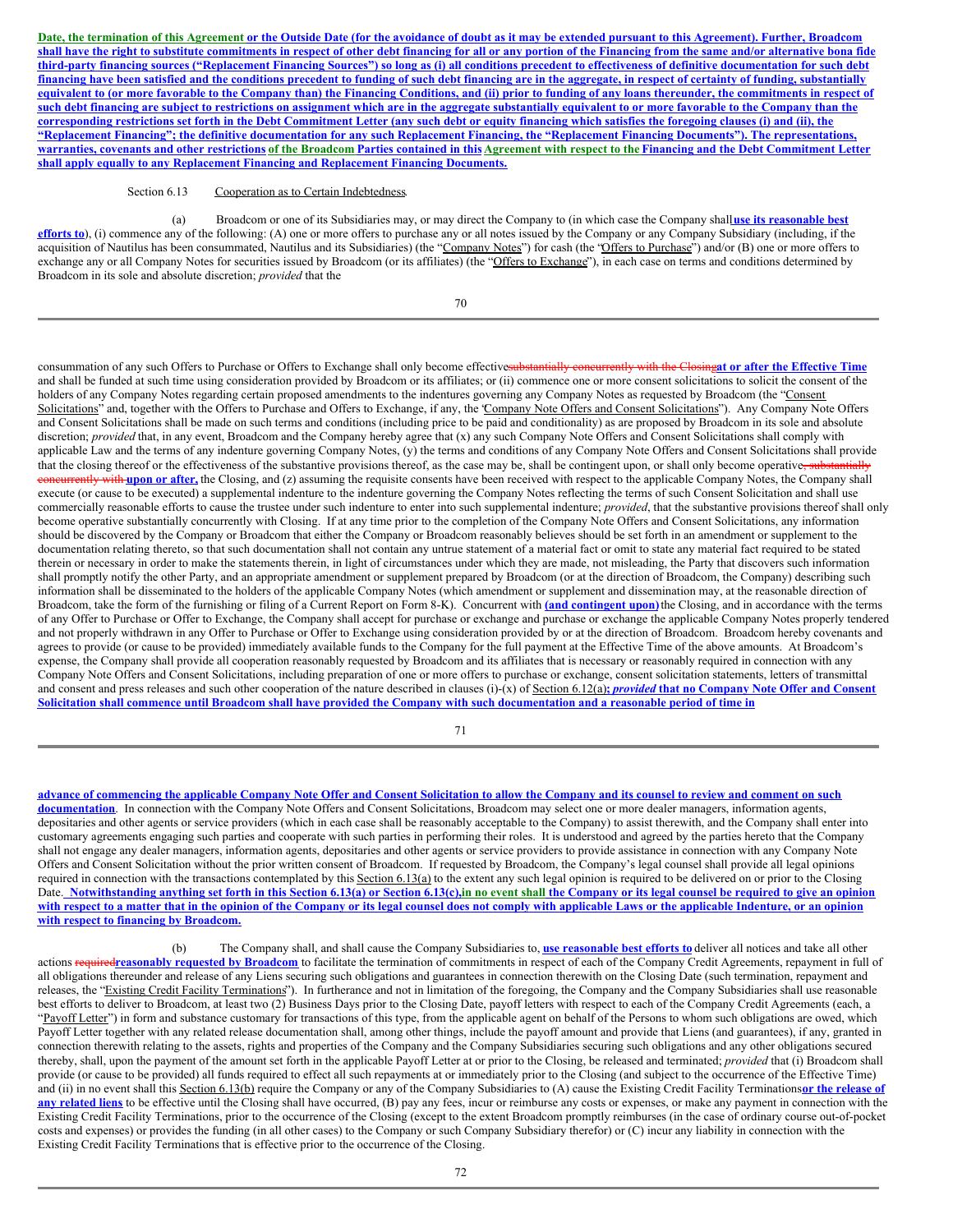**Date, the termination of this Agreement or the Outside Date (for the avoidance of doubt as it may be extended pursuant to this Agreement). Further, Broadcom shall have the right to substitute commitments in respect of other debt financing for all or any portion of the Financing from the same and/or alternative bona fide third-party financing sources ("Replacement Financing Sources") so long as (i) all conditions precedent to effectiveness of definitive documentation for such debt financing have been satisfied and the conditions precedent to funding of such debt financing are in the aggregate, in respect of certainty of funding, substantially equivalent to (or more favorable to the Company than) the Financing Conditions, and (ii) prior to funding of any loans thereunder, the commitments in respect of such debt financing are subject to restrictions on assignment which are in the aggregate substantially equivalent to or more favorable to the Company than the corresponding restrictions set forth in the Debt Commitment Letter (any such debt or equity financing which satisfies the foregoing clauses (i) and (ii), the "Replacement Financing"; the definitive documentation for any such Replacement Financing, the "Replacement Financing Documents"). The representations, warranties, covenants and other restrictions of the Broadcom Parties contained in this Agreement with respect to the Financing and the Debt Commitment Letter shall apply equally to any Replacement Financing and Replacement Financing Documents.**

Section 6.13 Cooperation as to Certain Indebtedness.

(a) Broadcom or one of its Subsidiaries may, or may direct the Company to (in which case the Company shall **use its reasonable best efforts to**), (i) commence any of the following: (A) one or more offers to purchase any or all notes issued by the Company or any Company Subsidiary (including, if the acquisition of Nautilus has been consummated, Nautilus and its Subsidiaries) (the "Company Notes") for cash (the "Offers to Purchase") and/or (B) one or more offers to exchange any or all Company Notes for securities issued by Broadcom (or its affiliates) (the "Offers to Exchange"), in each case on terms and conditions determined by Broadcom in its sole and absolute discretion; *provided* that the consummation of any such Offers to Purchase or Offers to Exchange shall only become effective~~substantially concurrently with the Closing~~**at or after the Effective Time** and shall be funded at such time using consideration provided by Broadcom or its affiliates; or (ii) commence one or more consent solicitations to solicit the consent of the holders of any Company Notes regarding certain proposed amendments to the indentures governing any Company Notes as requested by Broadcom (the "Consent Solicitations" and, together with the Offers to Purchase and Offers to Exchange, if any, the "Company Note Offers and Consent Solicitations"). Any Company Note Offers and Consent Solicitations shall be made on such terms and conditions (including price to be paid and conditionality) as are proposed by Broadcom in its sole and absolute discretion; *provided* that, in any event, Broadcom and the Company hereby agree that (x) any such Company Note Offers and Consent Solicitations shall comply with applicable Law and the terms of any indenture governing Company Notes, (y) the terms and conditions of any Company Note Offers and Consent Solicitations shall provide that the closing thereof or the effectiveness of the substantive provisions thereof, as the case may be, shall be contingent upon, or shall only become operative~~, substantially concurrently with~~ **upon or after,** the Closing, and (z) assuming the requisite consents have been received with respect to the applicable Company Notes, the Company shall execute (or cause to be executed) a supplemental indenture to the indenture governing the Company Notes reflecting the terms of such Consent Solicitation and shall use commercially reasonable efforts to cause the trustee under such indenture to enter into such supplemental indenture; *provided*, that the substantive provisions thereof shall only become operative substantially concurrently with Closing. If at any time prior to the completion of the Company Note Offers and Consent Solicitations, any information should be discovered by the Company or Broadcom that either the Company or Broadcom reasonably believes should be set forth in an amendment or supplement to the documentation relating thereto, so that such documentation shall not contain any untrue statement of a material fact or omit to state any material fact required to be stated therein or necessary in order to make the statements therein, in light of circumstances under which they are made, not misleading, the Party that discovers such information shall promptly notify the other Party, and an appropriate amendment or supplement prepared by Broadcom (or at the direction of Broadcom, the Company) describing such information shall be disseminated to the holders of the applicable Company Notes (which amendment or supplement and dissemination may, at the reasonable direction of Broadcom, take the form of the furnishing or filing of a Current Report on Form 8-K). Concurrent with **(and contingent upon)** the Closing, and in accordance with the terms of any Offer to Purchase or Offer to Exchange, the Company shall accept for purchase or exchange and purchase or exchange the applicable Company Notes properly tendered and not properly withdrawn in any Offer to Purchase or Offer to Exchange using consideration provided by or at the direction of Broadcom. Broadcom hereby covenants and agrees to provide (or cause to be provided) immediately available funds to the Company for the full payment at the Effective Time of the above amounts. At Broadcom's expense, the Company shall provide all cooperation reasonably requested by Broadcom and its affiliates that is necessary or reasonably required in connection with any Company Note Offers and Consent Solicitations, including preparation of one or more offers to purchase or exchange, consent solicitation statements, letters of transmittal and consent and press releases and such other cooperation of the nature described in clauses (i)-(x) of Section 6.12(a)**; *provided* that no Company Note Offer and Consent Solicitation shall commence until Broadcom shall have provided the Company with such documentation and a reasonable period of time in advance of commencing the applicable Company Note Offer and Consent Solicitation to allow the Company and its counsel to review and comment on such documentation**. In connection with the Company Note Offers and Consent Solicitations, Broadcom may select one or more dealer managers, information agents, depositaries and other agents or service providers (which in each case shall be reasonably acceptable to the Company) to assist therewith, and the Company shall enter into customary agreements engaging such parties and cooperate with such parties in performing their roles. It is understood and agreed by the parties hereto that the Company shall not engage any dealer managers, information agents, depositaries and other agents or service providers to provide assistance in connection with any Company Note Offers and Consent Solicitation without the prior written consent of Broadcom. If requested by Broadcom, the Company's legal counsel shall provide all legal opinions required in connection with the transactions contemplated by this Section 6.13(a) to the extent any such legal opinion is required to be delivered on or prior to the Closing Date. **Notwithstanding anything set forth in this Section 6.13(a) or Section 6.13(c), in no event shall the Company or its legal counsel be required to give an opinion with respect to a matter that in the opinion of the Company or its legal counsel does not comply with applicable Laws or the applicable Indenture, or an opinion with respect to financing by Broadcom.**

(b) The Company shall, and shall cause the Company Subsidiaries to, **use reasonable best efforts to** deliver all notices and take all other actions ~~required~~**reasonably requested by Broadcom** to facilitate the termination of commitments in respect of each of the Company Credit Agreements, repayment in full of all obligations thereunder and release of any Liens securing such obligations and guarantees in connection therewith on the Closing Date (such termination, repayment and releases, the "Existing Credit Facility Terminations"). In furtherance and not in limitation of the foregoing, the Company and the Company Subsidiaries shall use reasonable best efforts to deliver to Broadcom, at least two (2) Business Days prior to the Closing Date, payoff letters with respect to each of the Company Credit Agreements (each, a "Payoff Letter") in form and substance customary for transactions of this type, from the applicable agent on behalf of the Persons to whom such obligations are owed, which Payoff Letter together with any related release documentation shall, among other things, include the payoff amount and provide that Liens (and guarantees), if any, granted in connection therewith relating to the assets, rights and properties of the Company and the Company Subsidiaries securing such obligations and any other obligations secured thereby, shall, upon the payment of the amount set forth in the applicable Payoff Letter at or prior to the Closing, be released and terminated; *provided* that (i) Broadcom shall provide (or cause to be provided) all funds required to effect all such repayments at or immediately prior to the Closing (and subject to the occurrence of the Effective Time) and (ii) in no event shall this Section 6.13(b) require the Company or any of the Company Subsidiaries to (A) cause the Existing Credit Facility Terminations **or the release of any related liens** to be effective until the Closing shall have occurred, (B) pay any fees, incur or reimburse any costs or expenses, or make any payment in connection with the Existing Credit Facility Terminations, prior to the occurrence of the Closing (except to the extent Broadcom promptly reimburses (in the case of ordinary course out-of-pocket costs and expenses) or provides the funding (in all other cases) to the Company or such Company Subsidiary therefor) or (C) incur any liability in connection with the Existing Credit Facility Terminations that is effective prior to the occurrence of the Closing.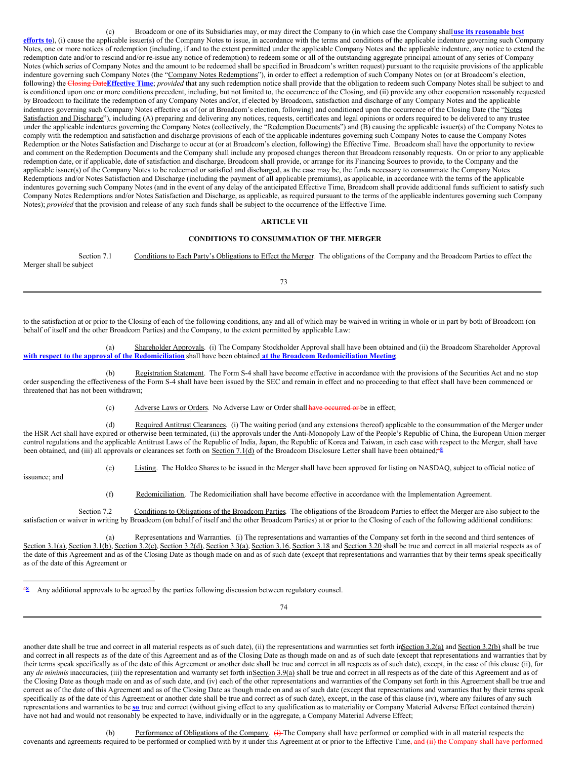(c) Broadcom or one of its Subsidiaries may, or may direct the Company to (in which case the Company shall **use its reasonable best efforts to**), (i) cause the applicable issuer(s) of the Company Notes to issue, in accordance with the terms and conditions of the applicable indenture governing such Company Notes, one or more notices of redemption (including, if and to the extent permitted under the applicable Company Notes and the applicable indenture, any notice to extend the redemption date and/or to rescind and/or re-issue any notice of redemption) to redeem some or all of the outstanding aggregate principal amount of any series of Company Notes (which series of Company Notes and the amount to be redeemed shall be specified in Broadcom's written request) pursuant to the requisite provisions of the applicable indenture governing such Company Notes (the "Company Notes Redemptions"), in order to effect a redemption of such Company Notes on (or at Broadcom's election, following) the ~~Closing Date~~**Effective Time**; *provided* that any such redemption notice shall provide that the obligation to redeem such Company Notes shall be subject to and is conditioned upon one or more conditions precedent, including, but not limited to, the occurrence of the Closing, and (ii) provide any other cooperation reasonably requested by Broadcom to facilitate the redemption of any Company Notes and/or, if elected by Broadcom, satisfaction and discharge of any Company Notes and the applicable indentures governing such Company Notes effective as of (or at Broadcom's election, following) and conditioned upon the occurrence of the Closing Date (the "Notes Satisfaction and Discharge"), including (A) preparing and delivering any notices, requests, certificates and legal opinions or orders required to be delivered to any trustee under the applicable indentures governing the Company Notes (collectively, the "Redemption Documents") and (B) causing the applicable issuer(s) of the Company Notes to comply with the redemption and satisfaction and discharge provisions of each of the applicable indentures governing such Company Notes to cause the Company Notes Redemption or the Notes Satisfaction and Discharge to occur at (or at Broadcom's election, following) the Effective Time. Broadcom shall have the opportunity to review and comment on the Redemption Documents and the Company shall include any proposed changes thereon that Broadcom reasonably requests. On or prior to any applicable redemption date, or if applicable, date of satisfaction and discharge, Broadcom shall provide, or arrange for its Financing Sources to provide, to the Company and the applicable issuer(s) of the Company Notes to be redeemed or satisfied and discharged, as the case may be, the funds necessary to consummate the Company Notes Redemptions and/or Notes Satisfaction and Discharge (including the payment of all applicable premiums), as applicable, in accordance with the terms of the applicable indentures governing such Company Notes (and in the event of any delay of the anticipated Effective Time, Broadcom shall provide additional funds sufficient to satisfy such Company Notes Redemptions and/or Notes Satisfaction and Discharge, as applicable, as required pursuant to the terms of the applicable indentures governing such Company Notes); *provided* that the provision and release of any such funds shall be subject to the occurrence of the Effective Time.

## ARTICLE VII

## CONDITIONS TO CONSUMMATION OF THE MERGER

Section 7.1 Conditions to Each Party's Obligations to Effect the Merger. The obligations of the Company and the Broadcom Parties to effect the Merger shall be subject to the satisfaction at or prior to the Closing of each of the following conditions, any and all of which may be waived in writing in whole or in part by both of Broadcom (on behalf of itself and the other Broadcom Parties) and the Company, to the extent permitted by applicable Law:

(a) Shareholder Approvals. (i) The Company Stockholder Approval shall have been obtained and (ii) the Broadcom Shareholder Approval **with respect to the approval of the Redomiciliation** shall have been obtained **at the Broadcom Redomiciliation Meeting**;

(b) Registration Statement. The Form S-4 shall have become effective in accordance with the provisions of the Securities Act and no stop order suspending the effectiveness of the Form S-4 shall have been issued by the SEC and remain in effect and no proceeding to that effect shall have been commenced or threatened that has not been withdrawn;

(c) Adverse Laws or Orders. No Adverse Law or Order shall ~~have occurred or~~ be in effect;

(d) Required Antitrust Clearances. (i) The waiting period (and any extensions thereof) applicable to the consummation of the Merger under the HSR Act shall have expired or otherwise been terminated, (ii) the approvals under the Anti-Monopoly Law of the People's Republic of China, the European Union merger control regulations and the applicable Antitrust Laws of the Republic of India, Japan, the Republic of Korea and Taiwan, in each case with respect to the Merger, shall have been obtained, and (iii) all approvals or clearances set forth on Section 7.1(d) of the Broadcom Disclosure Letter shall have been obtained;~~[7]~~**[8]**

(e) Listing. The Holdco Shares to be issued in the Merger shall have been approved for listing on NASDAQ, subject to official notice of issuance; and

(f) Redomiciliation. The Redomiciliation shall have become effective in accordance with the Implementation Agreement.

Section 7.2 Conditions to Obligations of the Broadcom Parties. The obligations of the Broadcom Parties to effect the Merger are also subject to the satisfaction or waiver in writing by Broadcom (on behalf of itself and the other Broadcom Parties) at or prior to the Closing of each of the following additional conditions:

(a) Representations and Warranties. (i) The representations and warranties of the Company set forth in the second and third sentences of Section 3.1(a), Section 3.1(b), Section 3.2(c), Section 3.2(d), Section 3.3(a), Section 3.16, Section 3.18 and Section 3.20 shall be true and correct in all material respects as of the date of this Agreement and as of the Closing Date as though made on and as of such date (except that representations and warranties that by their terms speak specifically as of the date of this Agreement or another date shall be true and correct in all material respects as of such date), (ii) the representations and warranties set forth in Section 3.2(a) and Section 3.2(b) shall be true and correct in all respects as of the date of this Agreement and as of the Closing Date as though made on and as of such date (except that representations and warranties that by their terms speak specifically as of the date of this Agreement or another date shall be true and correct in all respects as of such date), except, in the case of this clause (ii), for any *de minimis* inaccuracies, (iii) the representation and warranty set forth in Section 3.9(a) shall be true and correct in all respects as of the date of this Agreement and as of the Closing Date as though made on and as of such date, and (iv) each of the other representations and warranties of the Company set forth in this Agreement shall be true and correct as of the date of this Agreement and as of the Closing Date as though made on and as of such date (except that representations and warranties that by their terms speak specifically as of the date of this Agreement or another date shall be true and correct as of such date), except, in the case of this clause (iv), where any failures of any such representations and warranties to be **so** true and correct (without giving effect to any qualification as to materiality or Company Material Adverse Effect contained therein) have not had and would not reasonably be expected to have, individually or in the aggregate, a Company Material Adverse Effect;

(b) Performance of Obligations of the Company. ~~(i)~~ The Company shall have performed or complied with in all material respects the covenants and agreements required to be performed or complied with by it under this Agreement at or prior to the Effective Time~~, and (ii) the Company shall have performed~~

---

~~[7]~~**[8]** Any additional approvals to be agreed by the parties following discussion between regulatory counsel.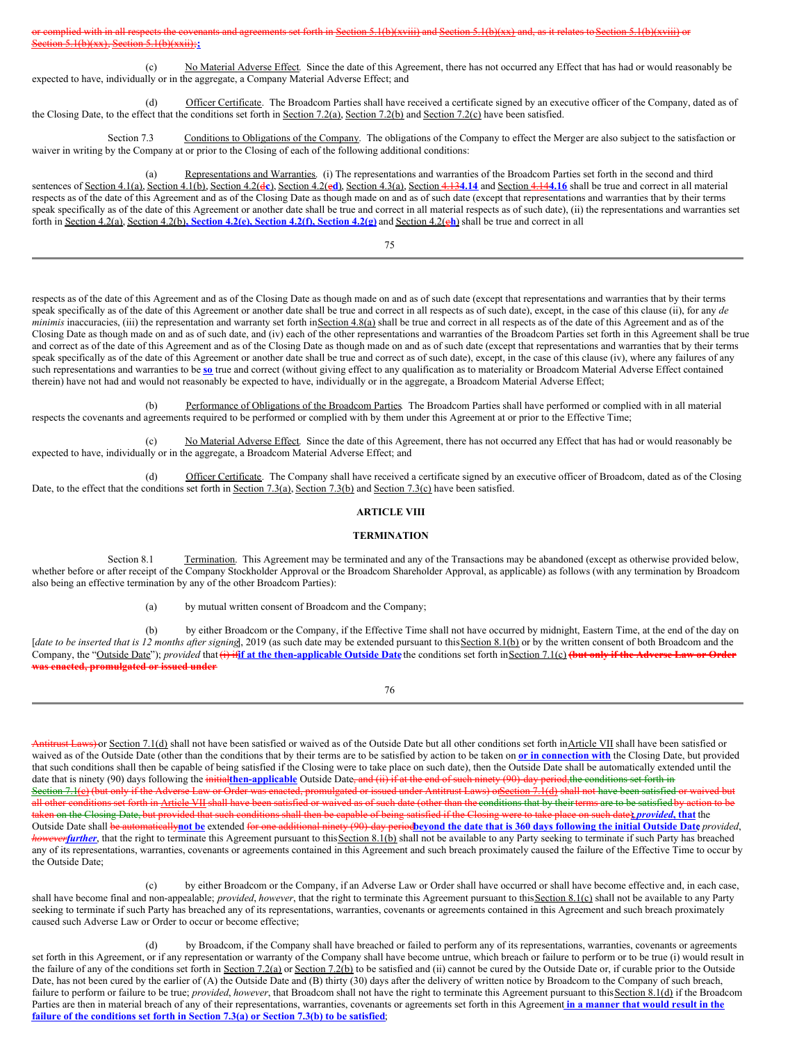or complied with in all respects the covenants and agreements set forth in Section 5.1(b)(xviii) and Section 5.1(b)(xx) and, as it relates to Section 5.1(b)(xviii) or Section 5.1(b)(xx), Section 5.1(b)(xxii);**;**

(c) No Material Adverse Effect. Since the date of this Agreement, there has not occurred any Effect that has had or would reasonably be expected to have, individually or in the aggregate, a Company Material Adverse Effect; and

(d) Officer Certificate. The Broadcom Parties shall have received a certificate signed by an executive officer of the Company, dated as of the Closing Date, to the effect that the conditions set forth in Section 7.2(a), Section 7.2(b) and Section 7.2(c) have been satisfied.

Section 7.3 Conditions to Obligations of the Company. The obligations of the Company to effect the Merger are also subject to the satisfaction or waiver in writing by the Company at or prior to the Closing of each of the following additional conditions:

(a) Representations and Warranties. (i) The representations and warranties of the Broadcom Parties set forth in the second and third sentences of Section 4.1(a), Section 4.1(b), Section 4.2(d**c**), Section 4.2(e**d**), Section 4.3(a), Section 4.13**4.14** and Section 4.14**4.16** shall be true and correct in all material respects as of the date of this Agreement and as of the Closing Date as though made on and as of such date (except that representations and warranties that by their terms speak specifically as of the date of this Agreement or another date shall be true and correct in all material respects as of such date), (ii) the representations and warranties set forth in Section 4.2(a), Section 4.2(b)**, Section 4.2(e), Section 4.2(f), Section 4.2(g)** and Section 4.2(c**h**) shall be true and correct in all respects as of the date of this Agreement and as of the Closing Date as though made on and as of such date (except that representations and warranties that by their terms speak specifically as of the date of this Agreement or another date shall be true and correct in all respects as of such date), except, in the case of this clause (ii), for any *de minimis* inaccuracies, (iii) the representation and warranty set forth in Section 4.8(a) shall be true and correct in all respects as of the date of this Agreement and as of the Closing Date as though made on and as of such date, and (iv) each of the other representations and warranties of the Broadcom Parties set forth in this Agreement shall be true and correct as of the date of this Agreement and as of the Closing Date as though made on and as of such date (except that representations and warranties that by their terms speak specifically as of the date of this Agreement or another date shall be true and correct as of such date), except, in the case of this clause (iv), where any failures of any such representations and warranties to be **so** true and correct (without giving effect to any qualification as to materiality or Broadcom Material Adverse Effect contained therein) have not had and would not reasonably be expected to have, individually or in the aggregate, a Broadcom Material Adverse Effect;

(b) Performance of Obligations of the Broadcom Parties. The Broadcom Parties shall have performed or complied with in all material respects the covenants and agreements required to be performed or complied with by them under this Agreement at or prior to the Effective Time;

(c) No Material Adverse Effect. Since the date of this Agreement, there has not occurred any Effect that has had or would reasonably be expected to have, individually or in the aggregate, a Broadcom Material Adverse Effect; and

(d) Officer Certificate. The Company shall have received a certificate signed by an executive officer of Broadcom, dated as of the Closing Date, to the effect that the conditions set forth in Section 7.3(a), Section 7.3(b) and Section 7.3(c) have been satisfied.

## ARTICLE VIII

## TERMINATION

Section 8.1 Termination. This Agreement may be terminated and any of the Transactions may be abandoned (except as otherwise provided below, whether before or after receipt of the Company Stockholder Approval or the Broadcom Shareholder Approval, as applicable) as follows (with any termination by Broadcom also being an effective termination by any of the other Broadcom Parties):

(a) by mutual written consent of Broadcom and the Company;

(b) by either Broadcom or the Company, if the Effective Time shall not have occurred by midnight, Eastern Time, at the end of the day on [*date to be inserted that is 12 months after signing*], 2019 (as such date may be extended pursuant to this Section 8.1(b) or by the written consent of both Broadcom and the Company, the "Outside Date"); *provided* that (i) if**if at the then-applicable Outside Date** the conditions set forth in Section 7.1(c) (but only if the Adverse Law or Order was enacted, promulgated or issued under Antitrust Laws) or Section 7.1(d) shall not have been satisfied or waived as of the Outside Date but all other conditions set forth in Article VII shall have been satisfied or waived as of the Outside Date (other than the conditions that by their terms are to be satisfied by action to be taken on **or in connection with** the Closing Date, but provided that such conditions shall then be capable of being satisfied if the Closing were to take place on such date), then the Outside Date shall be automatically extended until the date that is ninety (90) days following the initial**then-applicable** Outside Date, and (ii) if at the end of such ninety (90)-day period, the conditions set forth in Section 7.1(c) (but only if the Adverse Law or Order was enacted, promulgated or issued under Antitrust Laws) or Section 7.1(d) shall not have been satisfied or waived but all other conditions set forth in Article VII shall have been satisfied or waived as of such date (other than the conditions that by their terms are to be satisfied by action to be taken on the Closing Date, but provided that such conditions shall then be capable of being satisfied if the Closing were to take place on such date), ***provided*, that** the Outside Date shall be automatically**not be** extended for one additional ninety (90)-day period**beyond the date that is 360 days following the initial Outside Date**; *provided*, *however**further***, that the right to terminate this Agreement pursuant to this Section 8.1(b) shall not be available to any Party seeking to terminate if such Party has breached any of its representations, warranties, covenants or agreements contained in this Agreement and such breach proximately caused the failure of the Effective Time to occur by the Outside Date;

(c) by either Broadcom or the Company, if an Adverse Law or Order shall have occurred or shall have become effective and, in each case, shall have become final and non-appealable; *provided*, *however*, that the right to terminate this Agreement pursuant to this Section 8.1(c) shall not be available to any Party seeking to terminate if such Party has breached any of its representations, warranties, covenants or agreements contained in this Agreement and such breach proximately caused such Adverse Law or Order to occur or become effective;

(d) by Broadcom, if the Company shall have breached or failed to perform any of its representations, warranties, covenants or agreements set forth in this Agreement, or if any representation or warranty of the Company shall have become untrue, which breach or failure to perform or to be true (i) would result in the failure of any of the conditions set forth in Section 7.2(a) or Section 7.2(b) to be satisfied and (ii) cannot be cured by the Outside Date or, if curable prior to the Outside Date, has not been cured by the earlier of (A) the Outside Date and (B) thirty (30) days after the delivery of written notice by Broadcom to the Company of such breach, failure to perform or failure to be true; *provided*, *however*, that Broadcom shall not have the right to terminate this Agreement pursuant to this Section 8.1(d) if the Broadcom Parties are then in material breach of any of their representations, warranties, covenants or agreements set forth in this Agreement **in a manner that would result in the failure of the conditions set forth in Section 7.3(a) or Section 7.3(b) to be satisfied**;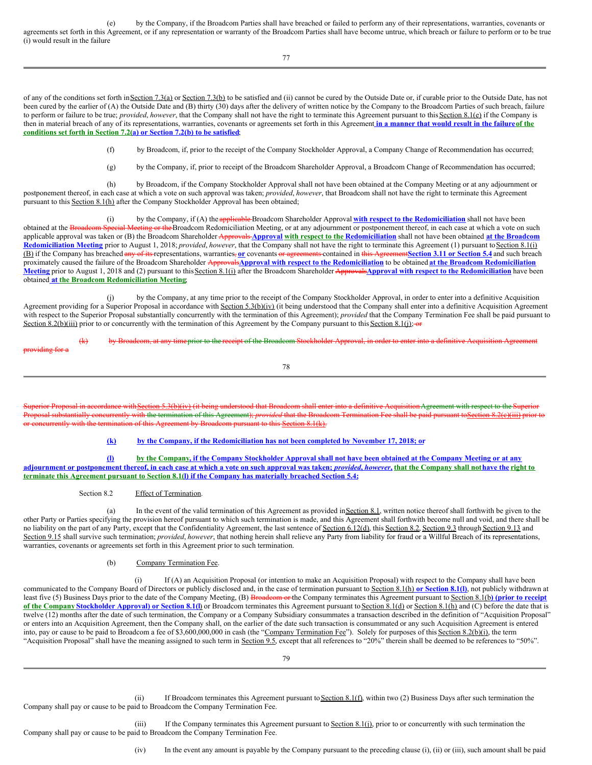(e) by the Company, if the Broadcom Parties shall have breached or failed to perform any of their representations, warranties, covenants or agreements set forth in this Agreement, or if any representation or warranty of the Broadcom Parties shall have become untrue, which breach or failure to perform or to be true (i) would result in the failure of any of the conditions set forth in Section 7.3(a) or Section 7.3(b) to be satisfied and (ii) cannot be cured by the Outside Date or, if curable prior to the Outside Date, has not been cured by the earlier of (A) the Outside Date and (B) thirty (30) days after the delivery of written notice by the Company to the Broadcom Parties of such breach, failure to perform or failure to be true; *provided*, *however*, that the Company shall not have the right to terminate this Agreement pursuant to this Section 8.1(e) if the Company is then in material breach of any of its representations, warranties, covenants or agreements set forth in this Agreement **in a manner that would result in the failure of the conditions set forth in Section 7.2(a) or Section 7.2(b) to be satisfied**;

(f) by Broadcom, if, prior to the receipt of the Company Stockholder Approval, a Company Change of Recommendation has occurred;

(g) by the Company, if, prior to receipt of the Broadcom Shareholder Approval, a Broadcom Change of Recommendation has occurred;

(h) by Broadcom, if the Company Stockholder Approval shall not have been obtained at the Company Meeting or at any adjournment or postponement thereof, in each case at which a vote on such approval was taken; *provided*, *however*, that Broadcom shall not have the right to terminate this Agreement pursuant to this Section 8.1(h) after the Company Stockholder Approval has been obtained;

(i) by the Company, if (A) the ~~applicable~~ Broadcom Shareholder Approval **with respect to the Redomiciliation** shall not have been obtained at the ~~Broadcom Special Meeting or the~~ Broadcom Redomiciliation Meeting, or at any adjournment or postponement thereof, in each case at which a vote on such applicable approval was taken or (B) the Broadcom Shareholder ~~Approvals~~ **Approval with respect to the Redomiciliation** shall not have been obtained **at the Broadcom Redomiciliation Meeting** prior to August 1, 2018; *provided*, *however*, that the Company shall not have the right to terminate this Agreement (1) pursuant to Section 8.1(i)(B) if the Company has breached ~~any of its~~ representations, warranties~~,~~ **or** covenants ~~or agreements~~ contained in ~~this Agreement~~ **Section 3.11 or Section 5.4** and such breach proximately caused the failure of the Broadcom Shareholder ~~Approvals~~ **Approval with respect to the Redomiciliation** to be obtained **at the Broadcom Redomiciliation Meeting** prior to August 1, 2018 and (2) pursuant to this Section 8.1(i) after the Broadcom Shareholder ~~Approvals~~ **Approval with respect to the Redomiciliation** have been obtained **at the Broadcom Redomiciliation Meeting**;

(j) by the Company, at any time prior to the receipt of the Company Stockholder Approval, in order to enter into a definitive Acquisition Agreement providing for a Superior Proposal in accordance with Section 5.3(b)(iv) (it being understood that the Company shall enter into a definitive Acquisition Agreement with respect to the Superior Proposal substantially concurrently with the termination of this Agreement); *provided* that the Company Termination Fee shall be paid pursuant to Section 8.2(b)(iii) prior to or concurrently with the termination of this Agreement by the Company pursuant to this Section 8.1(j); ~~or~~

~~(k) by Broadcom, at any time prior to the receipt of the Broadcom Stockholder Approval, in order to enter into a definitive Acquisition Agreement providing for a Superior Proposal in accordance with Section 5.3(b)(iv) (it being understood that Broadcom shall enter into a definitive Acquisition Agreement with respect to the Superior Proposal substantially concurrently with the termination of this Agreement); *provided* that the Broadcom Termination Fee shall be paid pursuant to Section 8.2(c)(iii) prior to or concurrently with the termination of this Agreement by Broadcom pursuant to this Section 8.1(k).~~

**(k) by the Company, if the Redomiciliation has not been completed by November 17, 2018; or**

**(l) by the Company, if the Company Stockholder Approval shall not have been obtained at the Company Meeting or at any adjournment or postponement thereof, in each case at which a vote on such approval was taken; *provided*, *however*, that the Company shall not have the right to terminate this Agreement pursuant to Section 8.1(l) if the Company has materially breached Section 5.4;**

Section 8.2 Effect of Termination.

(a) In the event of the valid termination of this Agreement as provided in Section 8.1, written notice thereof shall forthwith be given to the other Party or Parties specifying the provision hereof pursuant to which such termination is made, and this Agreement shall forthwith become null and void, and there shall be no liability on the part of any Party, except that the Confidentiality Agreement, the last sentence of Section 6.12(d), this Section 8.2, Section 9.3 through Section 9.13 and Section 9.15 shall survive such termination; *provided*, *however*, that nothing herein shall relieve any Party from liability for fraud or a Willful Breach of its representations, warranties, covenants or agreements set forth in this Agreement prior to such termination.

(b) Company Termination Fee.

(i) If (A) an Acquisition Proposal (or intention to make an Acquisition Proposal) with respect to the Company shall have been communicated to the Company Board of Directors or publicly disclosed and, in the case of termination pursuant to Section 8.1(h) **or Section 8.1(l)**, not publicly withdrawn at least five (5) Business Days prior to the date of the Company Meeting, (B) ~~Broadcom or~~ the Company terminates this Agreement pursuant to Section 8.1(b) **(prior to receipt of the Company Stockholder Approval) or Section 8.1(l)** or Broadcom terminates this Agreement pursuant to Section 8.1(d) or Section 8.1(h) and (C) before the date that is twelve (12) months after the date of such termination, the Company or a Company Subsidiary consummates a transaction described in the definition of "Acquisition Proposal" or enters into an Acquisition Agreement, then the Company shall, on the earlier of the date such transaction is consummated or any such Acquisition Agreement is entered into, pay or cause to be paid to Broadcom a fee of $3,600,000,000 in cash (the "Company Termination Fee"). Solely for purposes of this Section 8.2(b)(i), the term "Acquisition Proposal" shall have the meaning assigned to such term in Section 9.5, except that all references to "20%" therein shall be deemed to be references to "50%".

(ii) If Broadcom terminates this Agreement pursuant to Section 8.1(f), within two (2) Business Days after such termination the Company shall pay or cause to be paid to Broadcom the Company Termination Fee.

(iii) If the Company terminates this Agreement pursuant to Section 8.1(j), prior to or concurrently with such termination the Company shall pay or cause to be paid to Broadcom the Company Termination Fee.

(iv) In the event any amount is payable by the Company pursuant to the preceding clause (i), (ii) or (iii), such amount shall be paid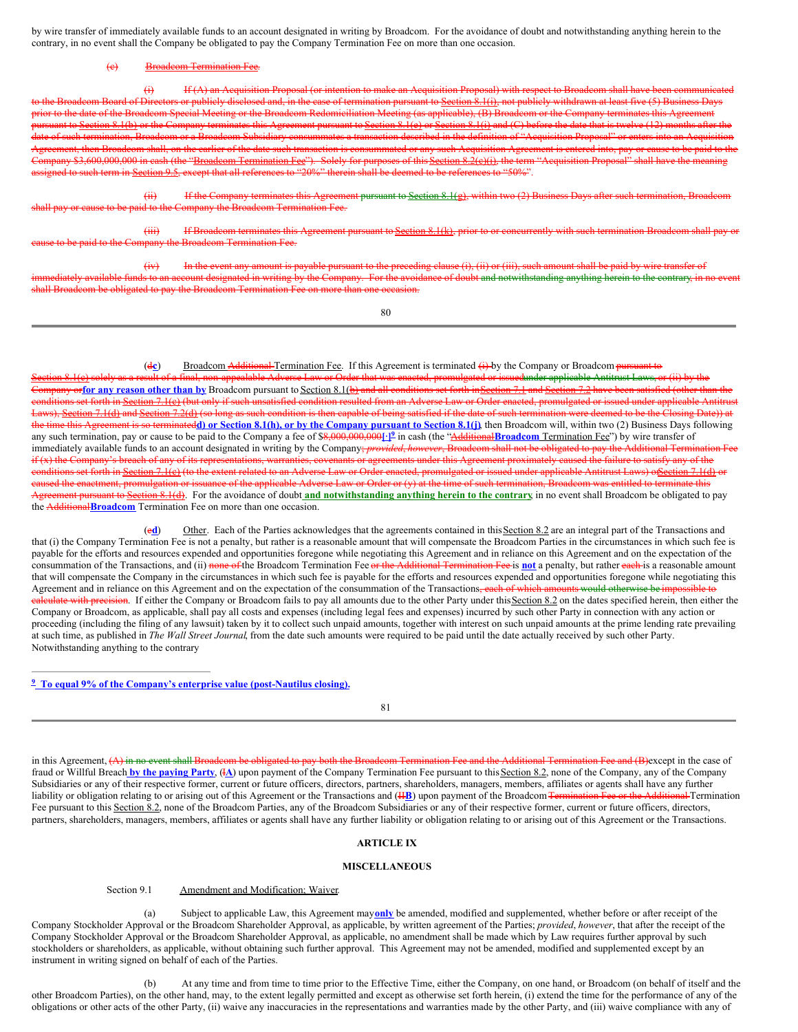by wire transfer of immediately available funds to an account designated in writing by Broadcom. For the avoidance of doubt and notwithstanding anything herein to the contrary, in no event shall the Company be obligated to pay the Company Termination Fee on more than one occasion.

~~(c) Broadcom Termination Fee.~~

~~(i) If (A) an Acquisition Proposal (or intention to make an Acquisition Proposal) with respect to Broadcom shall have been communicated to the Broadcom Board of Directors or publicly disclosed and, in the case of termination pursuant to Section 8.1(i), not publicly withdrawn at least five (5) Business Days prior to the date of the Broadcom Special Meeting or the Broadcom Redomiciliation Meeting (as applicable), (B) Broadcom or the Company terminates this Agreement pursuant to Section 8.1(b) or the Company terminates this Agreement pursuant to Section 8.1(e) or Section 8.1(i) and (C) before the date that is twelve (12) months after the date of such termination, Broadcom or a Broadcom Subsidiary consummates a transaction described in the definition of "Acquisition Proposal" or enters into an Acquisition Agreement, then Broadcom shall, on the earlier of the date such transaction is consummated or any such Acquisition Agreement is entered into, pay or cause to be paid to the Company $3,600,000,000 in cash (the "Broadcom Termination Fee"). Solely for purposes of this Section 8.2(c)(i), the term "Acquisition Proposal" shall have the meaning assigned to such term in Section 9.5, except that all references to "20%" therein shall be deemed to be references to "50%".~~

~~(ii) If the Company terminates this Agreement pursuant to Section 8.1(g), within two (2) Business Days after such termination, Broadcom shall pay or cause to be paid to the Company the Broadcom Termination Fee.~~

~~(iii) If Broadcom terminates this Agreement pursuant to Section 8.1(k), prior to or concurrently with such termination Broadcom shall pay or cause to be paid to the Company the Broadcom Termination Fee.~~

~~(iv) In the event any amount is payable pursuant to the preceding clause (i), (ii) or (iii), such amount shall be paid by wire transfer of immediately available funds to an account designated in writing by the Company. For the avoidance of doubt and notwithstanding anything herein to the contrary, in no event shall Broadcom be obligated to pay the Broadcom Termination Fee on more than one occasion.~~

(~~d~~**c**) Broadcom ~~Additional~~ Termination Fee. If this Agreement is terminated ~~(i)~~ by the Company or Broadcom ~~pursuant to Section 8.1(c) solely as a result of a final, non-appealable Adverse Law or Order that was enacted, promulgated or issued under applicable Antitrust Laws, or (ii) by the Company or~~**for any reason other than by** Broadcom pursuant to Section 8.1(~~b) and all conditions set forth in Section 7.1 and Section 7.2 have been satisfied (other than the conditions set forth in Section 7.1(c) (but only if such unsatisfied condition resulted from an Adverse Law or Order enacted, promulgated or issued under applicable Antitrust Laws), Section 7.1(d) and Section 7.2(d) (so long as such condition is then capable of being satisfied if the date of such termination were deemed to be the Closing Date)) at the time this Agreement is so terminated~~**d) or Section 8.1(h), or by the Company pursuant to Section 8.1(j)**, then Broadcom will, within two (2) Business Days following any such termination, pay or cause to be paid to the Company a fee of $~~8,000,000,000~~**[·]**[9] in cash (the "~~Additional~~**Broadcom** Termination Fee") by wire transfer of immediately available funds to an account designated in writing by the Company~~; *provided*, *however*, Broadcom shall not be obligated to pay the Additional Termination Fee if (x) the Company's breach of any of its representations, warranties, covenants or agreements under this Agreement proximately caused the failure to satisfy any of the conditions set forth in Section 7.1(c) (to the extent related to an Adverse Law or Order enacted, promulgated or issued under applicable Antitrust Laws) or Section 7.1(d) or caused the enactment, promulgation or issuance of the applicable Adverse Law or Order or (y) at the time of such termination, Broadcom was entitled to terminate this Agreement pursuant to Section 8.1(d)~~. For the avoidance of doubt **and notwithstanding anything herein to the contrary**, in no event shall Broadcom be obligated to pay the ~~Additional~~**Broadcom** Termination Fee on more than one occasion.

(~~e~~**d**) Other. Each of the Parties acknowledges that the agreements contained in this Section 8.2 are an integral part of the Transactions and that (i) the Company Termination Fee is not a penalty, but rather is a reasonable amount that will compensate the Broadcom Parties in the circumstances in which such fee is payable for the efforts and resources expended and opportunities foregone while negotiating this Agreement and in reliance on this Agreement and on the expectation of the consummation of the Transactions, and (ii) ~~none of~~ the Broadcom Termination Fee ~~or the Additional Termination Fee~~ is **not** a penalty, but rather ~~each~~ is a reasonable amount that will compensate the Company in the circumstances in which such fee is payable for the efforts and resources expended and opportunities foregone while negotiating this Agreement and in reliance on this Agreement and on the expectation of the consummation of the Transactions~~, each of which amounts would otherwise be impossible to calculate with precision~~. If either the Company or Broadcom fails to pay all amounts due to the other Party under this Section 8.2 on the dates specified herein, then either the Company or Broadcom, as applicable, shall pay all costs and expenses (including legal fees and expenses) incurred by such other Party in connection with any action or proceeding (including the filing of any lawsuit) taken by it to collect such unpaid amounts, together with interest on such unpaid amounts at the prime lending rate prevailing at such time, as published in *The Wall Street Journal*, from the date such amounts were required to be paid until the date actually received by such other Party. Notwithstanding anything to the contrary

[9] **To equal 9% of the Company's enterprise value (post-Nautilus closing).**

in this Agreement, ~~(A) in no event shall Broadcom be obligated to pay both the Broadcom Termination Fee and the Additional Termination Fee and (B)~~ except in the case of fraud or Willful Breach **by the paying Party**, (~~I~~**A**) upon payment of the Company Termination Fee pursuant to this Section 8.2, none of the Company, any of the Company Subsidiaries or any of their respective former, current or future officers, directors, partners, shareholders, managers, members, affiliates or agents shall have any further liability or obligation relating to or arising out of this Agreement or the Transactions and (~~II~~**B**) upon payment of the Broadcom ~~Termination Fee or the Additional~~ Termination Fee pursuant to this Section 8.2, none of the Broadcom Parties, any of the Broadcom Subsidiaries or any of their respective former, current or future officers, directors, partners, shareholders, managers, members, affiliates or agents shall have any further liability or obligation relating to or arising out of this Agreement or the Transactions.

## ARTICLE IX

## MISCELLANEOUS

Section 9.1 Amendment and Modification; Waiver.

(a) Subject to applicable Law, this Agreement may **only** be amended, modified and supplemented, whether before or after receipt of the Company Stockholder Approval or the Broadcom Shareholder Approval, as applicable, by written agreement of the Parties; *provided*, *however*, that after the receipt of the Company Stockholder Approval or the Broadcom Shareholder Approval, as applicable, no amendment shall be made which by Law requires further approval by such stockholders or shareholders, as applicable, without obtaining such further approval. This Agreement may not be amended, modified and supplemented except by an instrument in writing signed on behalf of each of the Parties.

(b) At any time and from time to time prior to the Effective Time, either the Company, on one hand, or Broadcom (on behalf of itself and the other Broadcom Parties), on the other hand, may, to the extent legally permitted and except as otherwise set forth herein, (i) extend the time for the performance of any of the obligations or other acts of the other Party, (ii) waive any inaccuracies in the representations and warranties made by the other Party, and (iii) waive compliance with any of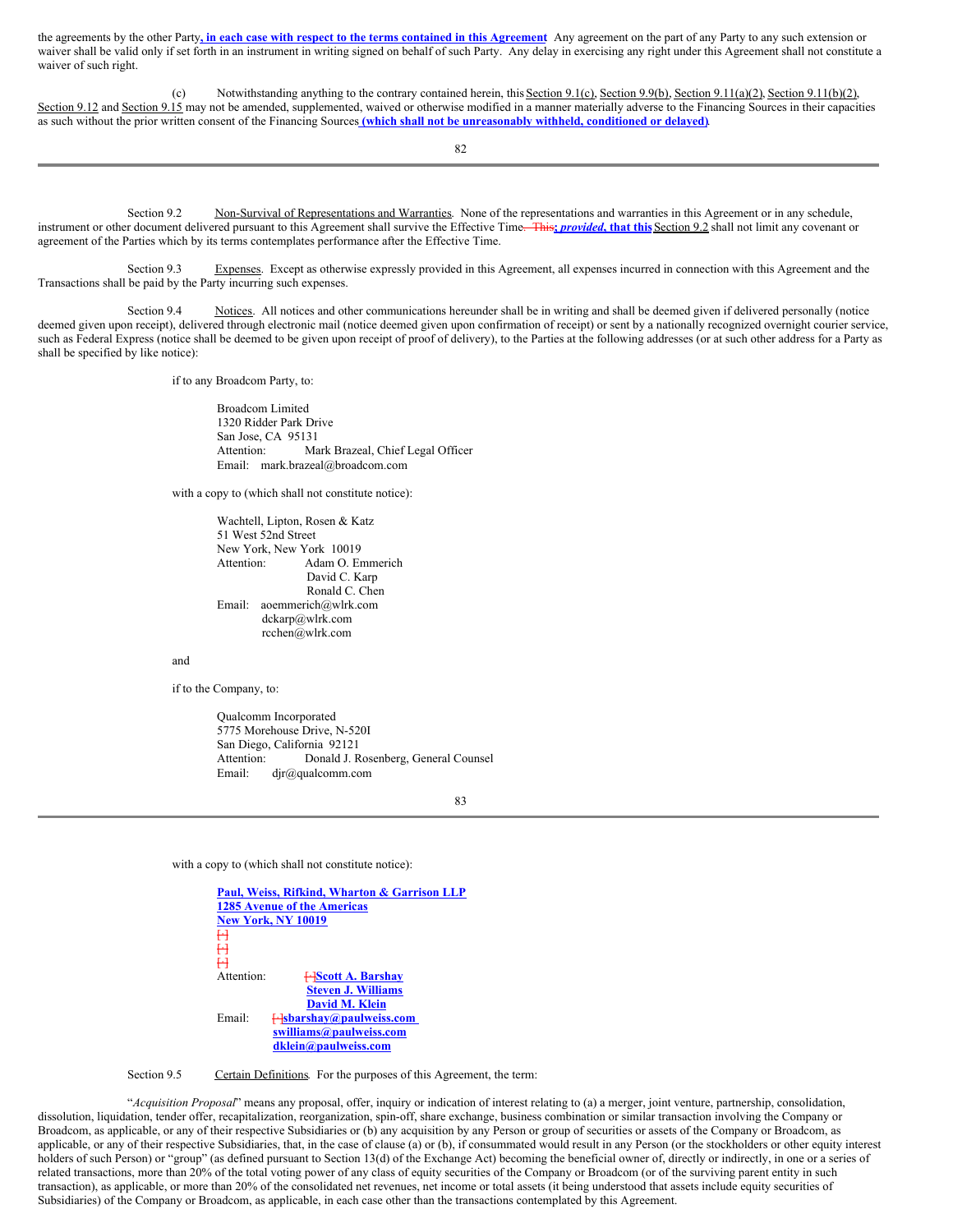the agreements by the other Party**, in each case with respect to the terms contained in this Agreement** Any agreement on the part of any Party to any such extension or waiver shall be valid only if set forth in an instrument in writing signed on behalf of such Party. Any delay in exercising any right under this Agreement shall not constitute a waiver of such right.

(c) Notwithstanding anything to the contrary contained herein, this Section 9.1(c), Section 9.9(b), Section 9.11(a)(2), Section 9.11(b)(2), Section 9.12 and Section 9.15 may not be amended, supplemented, waived or otherwise modified in a manner materially adverse to the Financing Sources in their capacities as such without the prior written consent of the Financing Sources **(which shall not be unreasonably withheld, conditioned or delayed)**.

Section 9.2 Non-Survival of Representations and Warranties. None of the representations and warranties in this Agreement or in any schedule, instrument or other document delivered pursuant to this Agreement shall survive the Effective Time~~. This~~**; *provided*, that this** Section 9.2 shall not limit any covenant or agreement of the Parties which by its terms contemplates performance after the Effective Time.

Section 9.3 Expenses. Except as otherwise expressly provided in this Agreement, all expenses incurred in connection with this Agreement and the Transactions shall be paid by the Party incurring such expenses.

Section 9.4 Notices. All notices and other communications hereunder shall be in writing and shall be deemed given if delivered personally (notice deemed given upon receipt), delivered through electronic mail (notice deemed given upon confirmation of receipt) or sent by a nationally recognized overnight courier service, such as Federal Express (notice shall be deemed to be given upon receipt of proof of delivery), to the Parties at the following addresses (or at such other address for a Party as shall be specified by like notice):

if to any Broadcom Party, to:

Broadcom Limited
1320 Ridder Park Drive
San Jose, CA 95131
Attention: Mark Brazeal, Chief Legal Officer
Email: mark.brazeal@broadcom.com

with a copy to (which shall not constitute notice):

Wachtell, Lipton, Rosen & Katz
51 West 52nd Street
New York, New York 10019
Attention: Adam O. Emmerich
David C. Karp
Ronald C. Chen
Email: aoemmerich@wlrk.com
dckarp@wlrk.com
rcchen@wlrk.com

and

if to the Company, to:

Qualcomm Incorporated
5775 Morehouse Drive, N-520I
San Diego, California 92121
Attention: Donald J. Rosenberg, General Counsel
Email: djr@qualcomm.com

with a copy to (which shall not constitute notice):

**Paul, Weiss, Rifkind, Wharton & Garrison LLP**
**1285 Avenue of the Americas**
**New York, NY 10019**
~~[•]~~
~~[•]~~
~~[•]~~
Attention: ~~[•]~~**Scott A. Barshay**
**Steven J. Williams**
**David M. Klein**
Email: ~~[•]~~**sbarshay@paulweiss.com**
**swilliams@paulweiss.com**
**dklein@paulweiss.com**

Section 9.5 Certain Definitions. For the purposes of this Agreement, the term:

"*Acquisition Proposal*" means any proposal, offer, inquiry or indication of interest relating to (a) a merger, joint venture, partnership, consolidation, dissolution, liquidation, tender offer, recapitalization, reorganization, spin-off, share exchange, business combination or similar transaction involving the Company or Broadcom, as applicable, or any of their respective Subsidiaries or (b) any acquisition by any Person or group of securities or assets of the Company or Broadcom, as applicable, or any of their respective Subsidiaries, that, in the case of clause (a) or (b), if consummated would result in any Person (or the stockholders or other equity interest holders of such Person) or "group" (as defined pursuant to Section 13(d) of the Exchange Act) becoming the beneficial owner of, directly or indirectly, in one or a series of related transactions, more than 20% of the total voting power of any class of equity securities of the Company or Broadcom (or of the surviving parent entity in such transaction), as applicable, or more than 20% of the consolidated net revenues, net income or total assets (it being understood that assets include equity securities of Subsidiaries) of the Company or Broadcom, as applicable, in each case other than the transactions contemplated by this Agreement.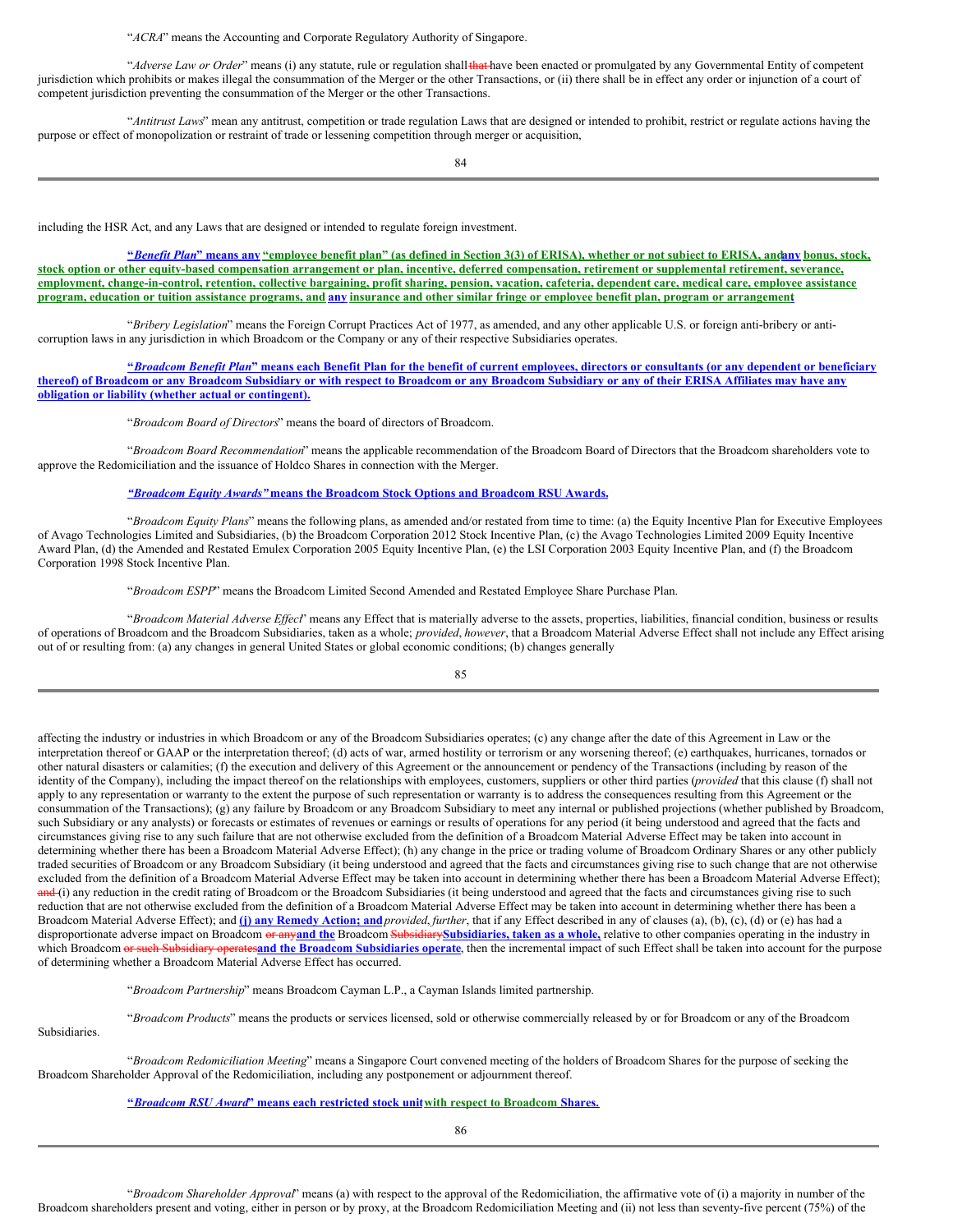"*ACRA*" means the Accounting and Corporate Regulatory Authority of Singapore.

"*Adverse Law or Order*" means (i) any statute, rule or regulation shall ~~that~~ have been enacted or promulgated by any Governmental Entity of competent jurisdiction which prohibits or makes illegal the consummation of the Merger or the other Transactions, or (ii) there shall be in effect any order or injunction of a court of competent jurisdiction preventing the consummation of the Merger or the other Transactions.

"*Antitrust Laws*" mean any antitrust, competition or trade regulation Laws that are designed or intended to prohibit, restrict or regulate actions having the purpose or effect of monopolization or restraint of trade or lessening competition through merger or acquisition, including the HSR Act, and any Laws that are designed or intended to regulate foreign investment.

**"*Benefit Plan*" means any "employee benefit plan" (as defined in Section 3(3) of ERISA), whether or not subject to ERISA, and any bonus, stock, stock option or other equity-based compensation arrangement or plan, incentive, deferred compensation, retirement or supplemental retirement, severance, employment, change-in-control, retention, collective bargaining, profit sharing, pension, vacation, cafeteria, dependent care, medical care, employee assistance program, education or tuition assistance programs, and any insurance and other similar fringe or employee benefit plan, program or arrangement**

"*Bribery Legislation*" means the Foreign Corrupt Practices Act of 1977, as amended, and any other applicable U.S. or foreign anti-bribery or anti-corruption laws in any jurisdiction in which Broadcom or the Company or any of their respective Subsidiaries operates.

**"*Broadcom Benefit Plan*" means each Benefit Plan for the benefit of current employees, directors or consultants (or any dependent or beneficiary thereof) of Broadcom or any Broadcom Subsidiary or with respect to Broadcom or any Broadcom Subsidiary or any of their ERISA Affiliates may have any obligation or liability (whether actual or contingent).**

"*Broadcom Board of Directors*" means the board of directors of Broadcom.

"*Broadcom Board Recommendation*" means the applicable recommendation of the Broadcom Board of Directors that the Broadcom shareholders vote to approve the Redomiciliation and the issuance of Holdco Shares in connection with the Merger.

***"Broadcom Equity Awards"* means the Broadcom Stock Options and Broadcom RSU Awards.**

"*Broadcom Equity Plans*" means the following plans, as amended and/or restated from time to time: (a) the Equity Incentive Plan for Executive Employees of Avago Technologies Limited and Subsidiaries, (b) the Broadcom Corporation 2012 Stock Incentive Plan, (c) the Avago Technologies Limited 2009 Equity Incentive Award Plan, (d) the Amended and Restated Emulex Corporation 2005 Equity Incentive Plan, (e) the LSI Corporation 2003 Equity Incentive Plan, and (f) the Broadcom Corporation 1998 Stock Incentive Plan.

"*Broadcom ESPP*" means the Broadcom Limited Second Amended and Restated Employee Share Purchase Plan.

"*Broadcom Material Adverse Effect*" means any Effect that is materially adverse to the assets, properties, liabilities, financial condition, business or results of operations of Broadcom and the Broadcom Subsidiaries, taken as a whole; *provided*, *however*, that a Broadcom Material Adverse Effect shall not include any Effect arising out of or resulting from: (a) any changes in general United States or global economic conditions; (b) changes generally affecting the industry or industries in which Broadcom or any of the Broadcom Subsidiaries operates; (c) any change after the date of this Agreement in Law or the interpretation thereof or GAAP or the interpretation thereof; (d) acts of war, armed hostility or terrorism or any worsening thereof; (e) earthquakes, hurricanes, tornados or other natural disasters or calamities; (f) the execution and delivery of this Agreement or the announcement or pendency of the Transactions (including by reason of the identity of the Company), including the impact thereof on the relationships with employees, customers, suppliers or other third parties (*provided* that this clause (f) shall not apply to any representation or warranty to the extent the purpose of such representation or warranty is to address the consequences resulting from this Agreement or the consummation of the Transactions); (g) any failure by Broadcom or any Broadcom Subsidiary to meet any internal or published projections (whether published by Broadcom, such Subsidiary or any analysts) or forecasts or estimates of revenues or earnings or results of operations for any period (it being understood and agreed that the facts and circumstances giving rise to any such failure that are not otherwise excluded from the definition of a Broadcom Material Adverse Effect may be taken into account in determining whether there has been a Broadcom Material Adverse Effect); (h) any change in the price or trading volume of Broadcom Ordinary Shares or any other publicly traded securities of Broadcom or any Broadcom Subsidiary (it being understood and agreed that the facts and circumstances giving rise to such change that are not otherwise excluded from the definition of a Broadcom Material Adverse Effect may be taken into account in determining whether there has been a Broadcom Material Adverse Effect); ~~and~~ (i) any reduction in the credit rating of Broadcom or the Broadcom Subsidiaries (it being understood and agreed that the facts and circumstances giving rise to such reduction that are not otherwise excluded from the definition of a Broadcom Material Adverse Effect may be taken into account in determining whether there has been a Broadcom Material Adverse Effect); and **(j) any Remedy Action; and** *provided*, *further*, that if any Effect described in any of clauses (a), (b), (c), (d) or (e) has had a disproportionate adverse impact on Broadcom ~~or any~~ **and the** Broadcom ~~Subsidiary~~ **Subsidiaries, taken as a whole,** relative to other companies operating in the industry in which Broadcom ~~or such Subsidiary operates~~ **and the Broadcom Subsidiaries operate**, then the incremental impact of such Effect shall be taken into account for the purpose of determining whether a Broadcom Material Adverse Effect has occurred.

"*Broadcom Partnership*" means Broadcom Cayman L.P., a Cayman Islands limited partnership.

"*Broadcom Products*" means the products or services licensed, sold or otherwise commercially released by or for Broadcom or any of the Broadcom Subsidiaries.

"*Broadcom Redomiciliation Meeting*" means a Singapore Court convened meeting of the holders of Broadcom Shares for the purpose of seeking the Broadcom Shareholder Approval of the Redomiciliation, including any postponement or adjournment thereof.

**"*Broadcom RSU Award*" means each restricted stock unit with respect to Broadcom Shares.**

"*Broadcom Shareholder Approval*" means (a) with respect to the approval of the Redomiciliation, the affirmative vote of (i) a majority in number of the Broadcom shareholders present and voting, either in person or by proxy, at the Broadcom Redomiciliation Meeting and (ii) not less than seventy-five percent (75%) of the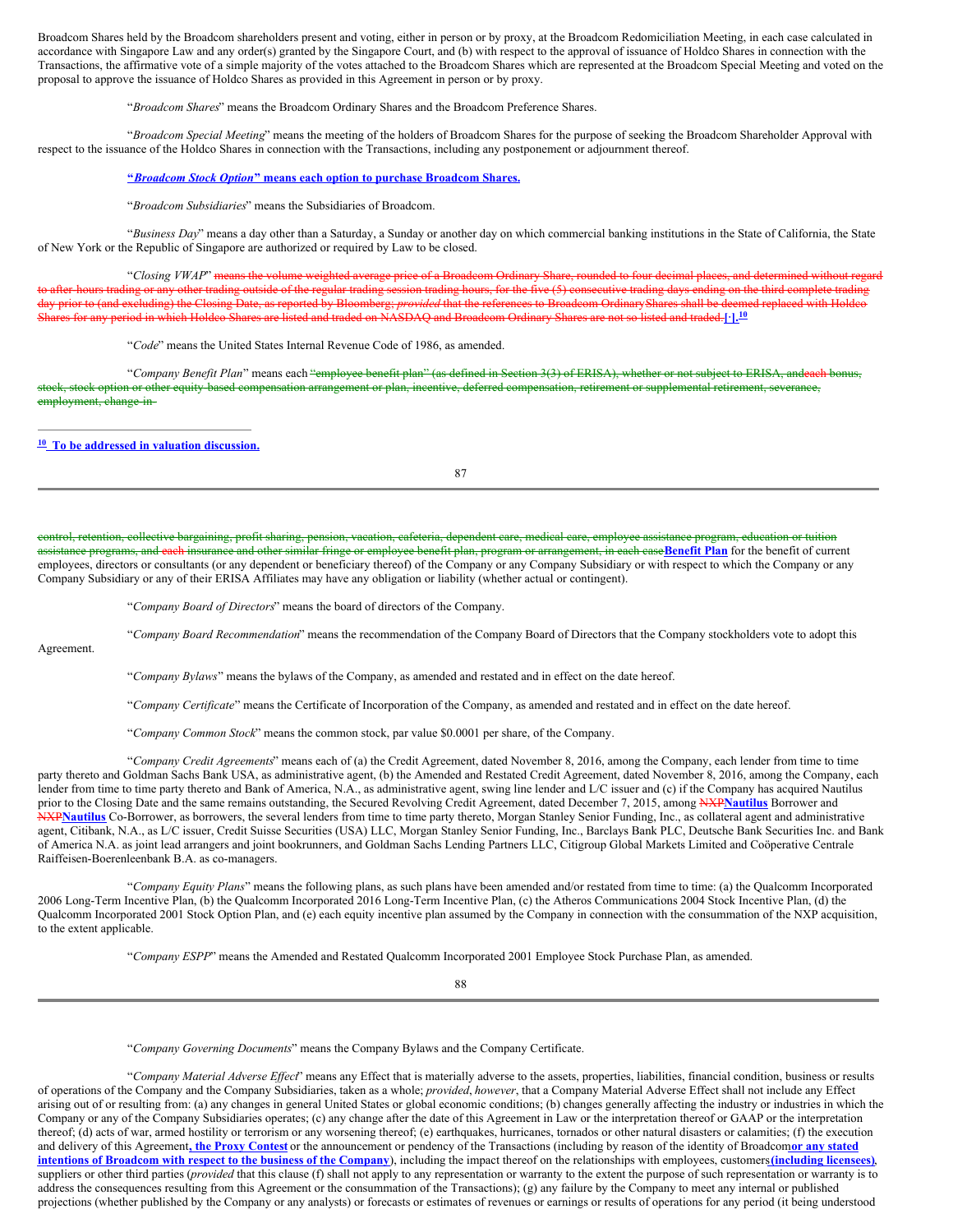Broadcom Shares held by the Broadcom shareholders present and voting, either in person or by proxy, at the Broadcom Redomiciliation Meeting, in each case calculated in accordance with Singapore Law and any order(s) granted by the Singapore Court, and (b) with respect to the approval of issuance of Holdco Shares in connection with the Transactions, the affirmative vote of a simple majority of the votes attached to the Broadcom Shares which are represented at the Broadcom Special Meeting and voted on the proposal to approve the issuance of Holdco Shares as provided in this Agreement in person or by proxy.

"*Broadcom Shares*" means the Broadcom Ordinary Shares and the Broadcom Preference Shares.

"*Broadcom Special Meeting*" means the meeting of the holders of Broadcom Shares for the purpose of seeking the Broadcom Shareholder Approval with respect to the issuance of the Holdco Shares in connection with the Transactions, including any postponement or adjournment thereof.

**"*Broadcom Stock Option*" means each option to purchase Broadcom Shares.**

"*Broadcom Subsidiaries*" means the Subsidiaries of Broadcom.

"*Business Day*" means a day other than a Saturday, a Sunday or another day on which commercial banking institutions in the State of California, the State of New York or the Republic of Singapore are authorized or required by Law to be closed.

"*Closing VWAP*" ~~means the volume weighted average price of a Broadcom Ordinary Share, rounded to four decimal places, and determined without regard to after-hours trading or any other trading outside of the regular trading session trading hours, for the five (5) consecutive trading days ending on the third complete trading day prior to (and excluding) the Closing Date, as reported by Bloomberg; *provided* that the references to Broadcom Ordinary Shares shall be deemed replaced with Holdco Shares for any period in which Holdco Shares are listed and traded on NASDAQ and Broadcom Ordinary Shares are not so listed and traded.~~**[·].**[10]

"*Code*" means the United States Internal Revenue Code of 1986, as amended.

"*Company Benefit Plan*" means each ~~"employee benefit plan" (as defined in Section 3(3) of ERISA), whether or not subject to ERISA, andeach bonus, stock, stock option or other equity-based compensation arrangement or plan, incentive, deferred compensation, retirement or supplemental retirement, severance, employment, change-in-control, retention, collective bargaining, profit sharing, pension, vacation, cafeteria, dependent care, medical care, employee assistance program, education or tuition assistance programs, and each insurance and other similar fringe or employee benefit plan, program or arrangement, in each case~~**Benefit Plan** for the benefit of current employees, directors or consultants (or any dependent or beneficiary thereof) of the Company or any Company Subsidiary or with respect to which the Company or any Company Subsidiary or any of their ERISA Affiliates may have any obligation or liability (whether actual or contingent).

[10] **To be addressed in valuation discussion.**

"*Company Board of Directors*" means the board of directors of the Company.

"*Company Board Recommendation*" means the recommendation of the Company Board of Directors that the Company stockholders vote to adopt this Agreement.

"*Company Bylaws*" means the bylaws of the Company, as amended and restated and in effect on the date hereof.

"*Company Certificate*" means the Certificate of Incorporation of the Company, as amended and restated and in effect on the date hereof.

"*Company Common Stock*" means the common stock, par value $0.0001 per share, of the Company.

"*Company Credit Agreements*" means each of (a) the Credit Agreement, dated November 8, 2016, among the Company, each lender from time to time party thereto and Goldman Sachs Bank USA, as administrative agent, (b) the Amended and Restated Credit Agreement, dated November 8, 2016, among the Company, each lender from time to time party thereto and Bank of America, N.A., as administrative agent, swing line lender and L/C issuer and (c) if the Company has acquired Nautilus prior to the Closing Date and the same remains outstanding, the Secured Revolving Credit Agreement, dated December 7, 2015, among ~~NXP~~**Nautilus** Borrower and ~~NXP~~**Nautilus** Co-Borrower, as borrowers, the several lenders from time to time party thereto, Morgan Stanley Senior Funding, Inc., as collateral agent and administrative agent, Citibank, N.A., as L/C issuer, Credit Suisse Securities (USA) LLC, Morgan Stanley Senior Funding, Inc., Barclays Bank PLC, Deutsche Bank Securities Inc. and Bank of America N.A. as joint lead arrangers and joint bookrunners, and Goldman Sachs Lending Partners LLC, Citigroup Global Markets Limited and Coöperative Centrale Raiffeisen-Boerenleenbank B.A. as co-managers.

"*Company Equity Plans*" means the following plans, as such plans have been amended and/or restated from time to time: (a) the Qualcomm Incorporated 2006 Long-Term Incentive Plan, (b) the Qualcomm Incorporated 2016 Long-Term Incentive Plan, (c) the Atheros Communications 2004 Stock Incentive Plan, (d) the Qualcomm Incorporated 2001 Stock Option Plan, and (e) each equity incentive plan assumed by the Company in connection with the consummation of the NXP acquisition, to the extent applicable.

"*Company ESPP*" means the Amended and Restated Qualcomm Incorporated 2001 Employee Stock Purchase Plan, as amended.

"*Company Governing Documents*" means the Company Bylaws and the Company Certificate.

"*Company Material Adverse Effect*" means any Effect that is materially adverse to the assets, properties, liabilities, financial condition, business or results of operations of the Company and the Company Subsidiaries, taken as a whole; *provided*, *however*, that a Company Material Adverse Effect shall not include any Effect arising out of or resulting from: (a) any changes in general United States or global economic conditions; (b) changes generally affecting the industry or industries in which the Company or any of the Company Subsidiaries operates; (c) any change after the date of this Agreement in Law or the interpretation thereof or GAAP or the interpretation thereof; (d) acts of war, armed hostility or terrorism or any worsening thereof; (e) earthquakes, hurricanes, tornados or other natural disasters or calamities; (f) the execution and delivery of this Agreement**, the Proxy Contest** or the announcement or pendency of the Transactions (including by reason of the identity of Broadcom**or any stated intentions of Broadcom with respect to the business of the Company**), including the impact thereof on the relationships with employees, customers**(including licensees)**, suppliers or other third parties (*provided* that this clause (f) shall not apply to any representation or warranty to the extent the purpose of such representation or warranty is to address the consequences resulting from this Agreement or the consummation of the Transactions); (g) any failure by the Company to meet any internal or published projections (whether published by the Company or any analysts) or forecasts or estimates of revenues or earnings or results of operations for any period (it being understood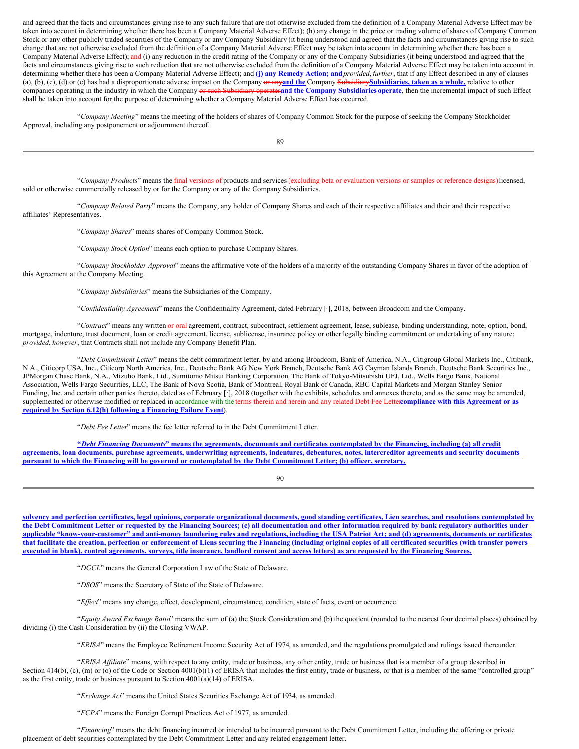and agreed that the facts and circumstances giving rise to any such failure that are not otherwise excluded from the definition of a Company Material Adverse Effect may be taken into account in determining whether there has been a Company Material Adverse Effect); (h) any change in the price or trading volume of shares of Company Common Stock or any other publicly traded securities of the Company or any Company Subsidiary (it being understood and agreed that the facts and circumstances giving rise to such change that are not otherwise excluded from the definition of a Company Material Adverse Effect may be taken into account in determining whether there has been a Company Material Adverse Effect); ~~and~~ (i) any reduction in the credit rating of the Company or any of the Company Subsidiaries (it being understood and agreed that the facts and circumstances giving rise to such reduction that are not otherwise excluded from the definition of a Company Material Adverse Effect may be taken into account in determining whether there has been a Company Material Adverse Effect); and **(j) any Remedy Action; and** *provided*, *further*, that if any Effect described in any of clauses (a), (b), (c), (d) or (e) has had a disproportionate adverse impact on the Company ~~or any~~**and the** Company ~~Subsidiary~~**Subsidiaries, taken as a whole,** relative to other companies operating in the industry in which the Company ~~or such Subsidiary operates~~**and the Company Subsidiaries operate**, then the incremental impact of such Effect shall be taken into account for the purpose of determining whether a Company Material Adverse Effect has occurred.

"*Company Meeting*" means the meeting of the holders of shares of Company Common Stock for the purpose of seeking the Company Stockholder Approval, including any postponement or adjournment thereof.

"*Company Products*" means the ~~final versions of~~ products and services ~~(excluding beta or evaluation versions or samples or reference designs)~~ licensed, sold or otherwise commercially released by or for the Company or any of the Company Subsidiaries.

"*Company Related Party*" means the Company, any holder of Company Shares and each of their respective affiliates and their and their respective affiliates' Representatives.

"*Company Shares*" means shares of Company Common Stock.

"*Company Stock Option*" means each option to purchase Company Shares.

"*Company Stockholder Approval*" means the affirmative vote of the holders of a majority of the outstanding Company Shares in favor of the adoption of this Agreement at the Company Meeting.

"*Company Subsidiaries*" means the Subsidiaries of the Company.

"*Confidentiality Agreement*" means the Confidentiality Agreement, dated February [·], 2018, between Broadcom and the Company.

"*Contract*" means any written ~~or oral~~ agreement, contract, subcontract, settlement agreement, lease, sublease, binding understanding, note, option, bond, mortgage, indenture, trust document, loan or credit agreement, license, sublicense, insurance policy or other legally binding commitment or undertaking of any nature; *provided*, *however*, that Contracts shall not include any Company Benefit Plan.

"*Debt Commitment Letter*" means the debt commitment letter, by and among Broadcom, Bank of America, N.A., Citigroup Global Markets Inc., Citibank, N.A., Citicorp USA, Inc., Citicorp North America, Inc., Deutsche Bank AG New York Branch, Deutsche Bank AG Cayman Islands Branch, Deutsche Bank Securities Inc., JPMorgan Chase Bank, N.A., Mizuho Bank, Ltd., Sumitomo Mitsui Banking Corporation, The Bank of Tokyo-Mitsubishi UFJ, Ltd., Wells Fargo Bank, National Association, Wells Fargo Securities, LLC, The Bank of Nova Scotia, Bank of Montreal, Royal Bank of Canada, RBC Capital Markets and Morgan Stanley Senior Funding, Inc. and certain other parties thereto, dated as of February [·], 2018 (together with the exhibits, schedules and annexes thereto, and as the same may be amended, supplemented or otherwise modified or replaced in ~~accordance with the terms therein and herein and any related Debt Fee Letter~~**compliance with this Agreement or as required by Section 6.12(h) following a Financing Failure Event**).

"*Debt Fee Letter*" means the fee letter referred to in the Debt Commitment Letter.

**"*Debt Financing Documents*" means the agreements, documents and certificates contemplated by the Financing, including (a) all credit agreements, loan documents, purchase agreements, underwriting agreements, indentures, debentures, notes, intercreditor agreements and security documents pursuant to which the Financing will be governed or contemplated by the Debt Commitment Letter; (b) officer, secretary, solvency and perfection certificates, legal opinions, corporate organizational documents, good standing certificates, Lien searches, and resolutions contemplated by the Debt Commitment Letter or requested by the Financing Sources; (c) all documentation and other information required by bank regulatory authorities under applicable "know-your-customer" and anti-money laundering rules and regulations, including the USA Patriot Act; and (d) agreements, documents or certificates that facilitate the creation, perfection or enforcement of Liens securing the Financing (including original copies of all certificated securities (with transfer powers executed in blank), control agreements, surveys, title insurance, landlord consent and access letters) as are requested by the Financing Sources.**

"*DGCL*" means the General Corporation Law of the State of Delaware.

"*DSOS*" means the Secretary of State of the State of Delaware.

"*Effect*" means any change, effect, development, circumstance, condition, state of facts, event or occurrence.

"*Equity Award Exchange Ratio*" means the sum of (a) the Stock Consideration and (b) the quotient (rounded to the nearest four decimal places) obtained by dividing (i) the Cash Consideration by (ii) the Closing VWAP.

"*ERISA*" means the Employee Retirement Income Security Act of 1974, as amended, and the regulations promulgated and rulings issued thereunder.

"*ERISA Affiliate*" means, with respect to any entity, trade or business, any other entity, trade or business that is a member of a group described in Section 414(b), (c), (m) or (o) of the Code or Section 4001(b)(1) of ERISA that includes the first entity, trade or business, or that is a member of the same "controlled group" as the first entity, trade or business pursuant to Section 4001(a)(14) of ERISA.

"*Exchange Act*" means the United States Securities Exchange Act of 1934, as amended.

"*FCPA*" means the Foreign Corrupt Practices Act of 1977, as amended.

"*Financing*" means the debt financing incurred or intended to be incurred pursuant to the Debt Commitment Letter, including the offering or private placement of debt securities contemplated by the Debt Commitment Letter and any related engagement letter.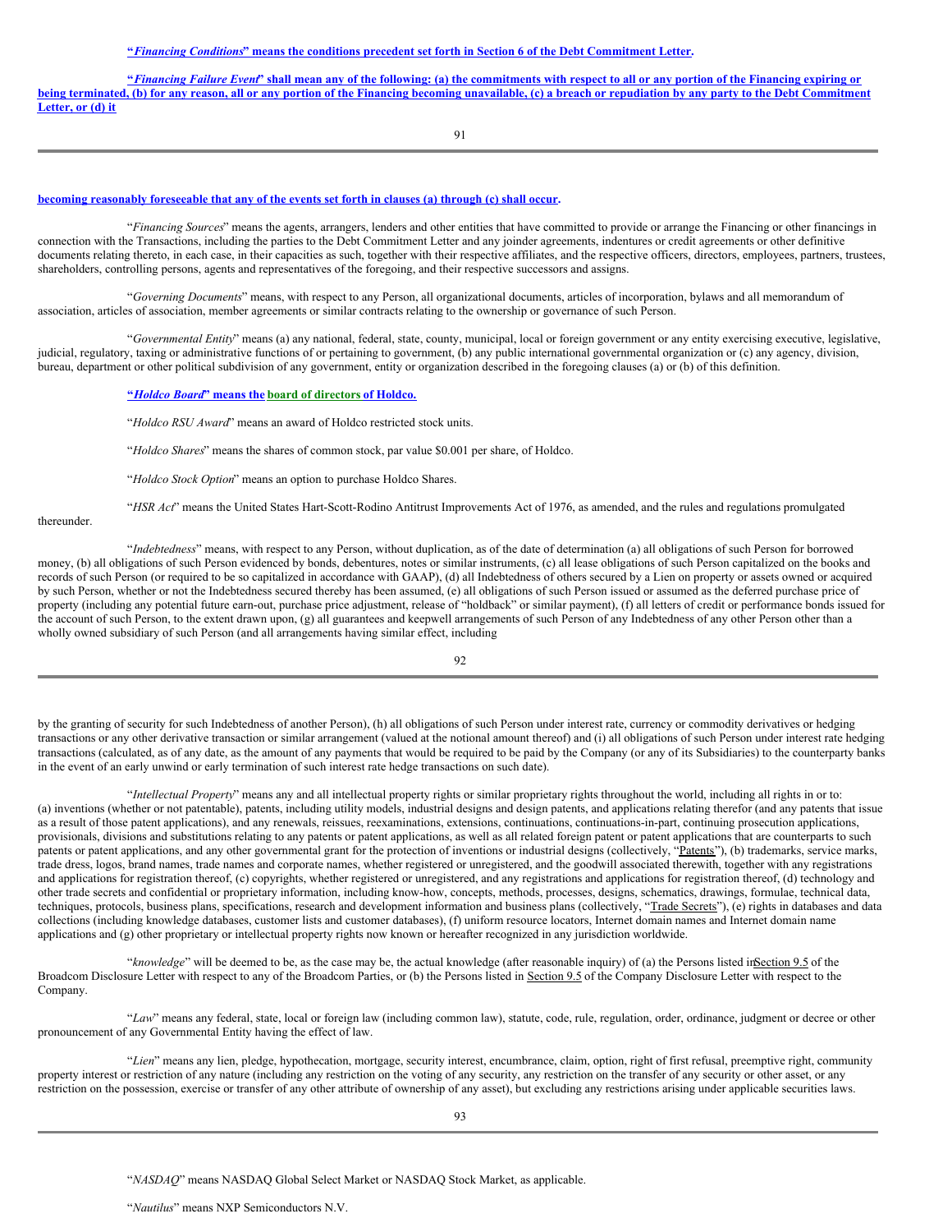**"*Financing Conditions*" means the conditions precedent set forth in Section 6 of the Debt Commitment Letter.**

**"*Financing Failure Event*" shall mean any of the following: (a) the commitments with respect to all or any portion of the Financing expiring or being terminated, (b) for any reason, all or any portion of the Financing becoming unavailable, (c) a breach or repudiation by any party to the Debt Commitment Letter, or (d) it becoming reasonably foreseeable that any of the events set forth in clauses (a) through (c) shall occur.**

"*Financing Sources*" means the agents, arrangers, lenders and other entities that have committed to provide or arrange the Financing or other financings in connection with the Transactions, including the parties to the Debt Commitment Letter and any joinder agreements, indentures or credit agreements or other definitive documents relating thereto, in each case, in their capacities as such, together with their respective affiliates, and the respective officers, directors, employees, partners, trustees, shareholders, controlling persons, agents and representatives of the foregoing, and their respective successors and assigns.

"*Governing Documents*" means, with respect to any Person, all organizational documents, articles of incorporation, bylaws and all memorandum of association, articles of association, member agreements or similar contracts relating to the ownership or governance of such Person.

"*Governmental Entity*" means (a) any national, federal, state, county, municipal, local or foreign government or any entity exercising executive, legislative, judicial, regulatory, taxing or administrative functions of or pertaining to government, (b) any public international governmental organization or (c) any agency, division, bureau, department or other political subdivision of any government, entity or organization described in the foregoing clauses (a) or (b) of this definition.

**"*Holdco Board*" means the board of directors of Holdco.**

"*Holdco RSU Award*" means an award of Holdco restricted stock units.

"*Holdco Shares*" means the shares of common stock, par value $0.001 per share, of Holdco.

"*Holdco Stock Option*" means an option to purchase Holdco Shares.

"*HSR Act*" means the United States Hart-Scott-Rodino Antitrust Improvements Act of 1976, as amended, and the rules and regulations promulgated thereunder.

"*Indebtedness*" means, with respect to any Person, without duplication, as of the date of determination (a) all obligations of such Person for borrowed money, (b) all obligations of such Person evidenced by bonds, debentures, notes or similar instruments, (c) all lease obligations of such Person capitalized on the books and records of such Person (or required to be so capitalized in accordance with GAAP), (d) all Indebtedness of others secured by a Lien on property or assets owned or acquired by such Person, whether or not the Indebtedness secured thereby has been assumed, (e) all obligations of such Person issued or assumed as the deferred purchase price of property (including any potential future earn-out, purchase price adjustment, release of "holdback" or similar payment), (f) all letters of credit or performance bonds issued for the account of such Person, to the extent drawn upon, (g) all guarantees and keepwell arrangements of such Person of any Indebtedness of any other Person other than a wholly owned subsidiary of such Person (and all arrangements having similar effect, including by the granting of security for such Indebtedness of another Person), (h) all obligations of such Person under interest rate, currency or commodity derivatives or hedging transactions or any other derivative transaction or similar arrangement (valued at the notional amount thereof) and (i) all obligations of such Person under interest rate hedging transactions (calculated, as of any date, as the amount of any payments that would be required to be paid by the Company (or any of its Subsidiaries) to the counterparty banks in the event of an early unwind or early termination of such interest rate hedge transactions on such date).

"*Intellectual Property*" means any and all intellectual property rights or similar proprietary rights throughout the world, including all rights in or to: (a) inventions (whether or not patentable), patents, including utility models, industrial designs and design patents, and applications relating therefor (and any patents that issue as a result of those patent applications), and any renewals, reissues, reexaminations, extensions, continuations, continuations-in-part, continuing prosecution applications, provisionals, divisions and substitutions relating to any patents or patent applications, as well as all related foreign patent or patent applications that are counterparts to such patents or patent applications, and any other governmental grant for the protection of inventions or industrial designs (collectively, "Patents"), (b) trademarks, service marks, trade dress, logos, brand names, trade names and corporate names, whether registered or unregistered, and the goodwill associated therewith, together with any registrations and applications for registration thereof, (c) copyrights, whether registered or unregistered, and any registrations and applications for registration thereof, (d) technology and other trade secrets and confidential or proprietary information, including know-how, concepts, methods, processes, designs, schematics, drawings, formulae, technical data, techniques, protocols, business plans, specifications, research and development information and business plans (collectively, "Trade Secrets"), (e) rights in databases and data collections (including knowledge databases, customer lists and customer databases), (f) uniform resource locators, Internet domain names and Internet domain name applications and (g) other proprietary or intellectual property rights now known or hereafter recognized in any jurisdiction worldwide.

"*knowledge*" will be deemed to be, as the case may be, the actual knowledge (after reasonable inquiry) of (a) the Persons listed in Section 9.5 of the Broadcom Disclosure Letter with respect to any of the Broadcom Parties, or (b) the Persons listed in Section 9.5 of the Company Disclosure Letter with respect to the Company.

"*Law*" means any federal, state, local or foreign law (including common law), statute, code, rule, regulation, order, ordinance, judgment or decree or other pronouncement of any Governmental Entity having the effect of law.

"*Lien*" means any lien, pledge, hypothecation, mortgage, security interest, encumbrance, claim, option, right of first refusal, preemptive right, community property interest or restriction of any nature (including any restriction on the voting of any security, any restriction on the transfer of any security or other asset, or any restriction on the possession, exercise or transfer of any other attribute of ownership of any asset), but excluding any restrictions arising under applicable securities laws.

"*NASDAQ*" means NASDAQ Global Select Market or NASDAQ Stock Market, as applicable.

"*Nautilus*" means NXP Semiconductors N.V.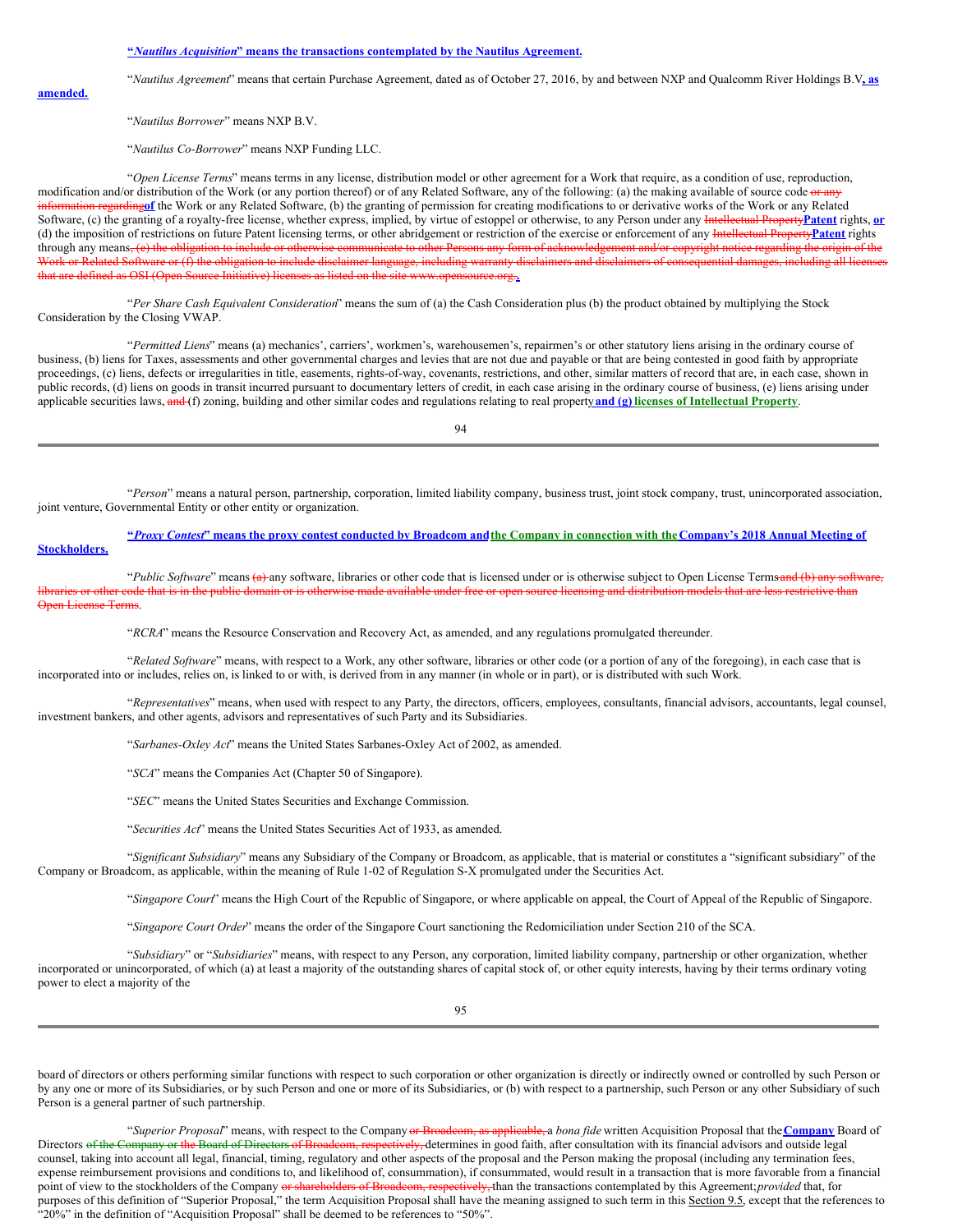**“*Nautilus Acquisition*” means the transactions contemplated by the Nautilus Agreement.**

“*Nautilus Agreement*” means that certain Purchase Agreement, dated as of October 27, 2016, by and between NXP and Qualcomm River Holdings B.V**, as amended.**

“*Nautilus Borrower*” means NXP B.V.

“*Nautilus Co-Borrower*” means NXP Funding LLC.

“*Open License Terms*” means terms in any license, distribution model or other agreement for a Work that require, as a condition of use, reproduction, modification and/or distribution of the Work (or any portion thereof) or of any Related Software, any of the following: (a) the making available of source code ~~or any information regarding~~**of** the Work or any Related Software, (b) the granting of permission for creating modifications to or derivative works of the Work or any Related Software, (c) the granting of a royalty-free license, whether express, implied, by virtue of estoppel or otherwise, to any Person under any ~~Intellectual Property~~**Patent** rights, **or** (d) the imposition of restrictions on future Patent licensing terms, or other abridgement or restriction of the exercise or enforcement of any ~~Intellectual Property~~**Patent** rights through any means~~, (e) the obligation to include or otherwise communicate to other Persons any form of acknowledgement and/or copyright notice regarding the origin of the Work or Related Software or (f) the obligation to include disclaimer language, including warranty disclaimers and disclaimers of consequential damages, including all licenses that are defined as OSI (Open Source Initiative) licenses as listed on the site www.opensource.org.~~**.**

“*Per Share Cash Equivalent Consideration*” means the sum of (a) the Cash Consideration plus (b) the product obtained by multiplying the Stock Consideration by the Closing VWAP.

“*Permitted Liens*” means (a) mechanics’, carriers’, workmen’s, warehousemen’s, repairmen’s or other statutory liens arising in the ordinary course of business, (b) liens for Taxes, assessments and other governmental charges and levies that are not due and payable or that are being contested in good faith by appropriate proceedings, (c) liens, defects or irregularities in title, easements, rights-of-way, covenants, restrictions, and other, similar matters of record that are, in each case, shown in public records, (d) liens on goods in transit incurred pursuant to documentary letters of credit, in each case arising in the ordinary course of business, (e) liens arising under applicable securities laws, ~~and~~ (f) zoning, building and other similar codes and regulations relating to real property **and (g) licenses of Intellectual Property**.

“*Person*” means a natural person, partnership, corporation, limited liability company, business trust, joint stock company, trust, unincorporated association, joint venture, Governmental Entity or other entity or organization.

**“*Proxy Contest*” means the proxy contest conducted by Broadcom and the Company in connection with the Company’s 2018 Annual Meeting of Stockholders.**

“*Public Software*” means ~~(a)~~ any software, libraries or other code that is licensed under or is otherwise subject to Open License Terms ~~and (b) any software, libraries or other code that is in the public domain or is otherwise made available under free or open source licensing and distribution models that are less restrictive than Open License Terms~~.

“*RCRA*” means the Resource Conservation and Recovery Act, as amended, and any regulations promulgated thereunder.

“*Related Software*” means, with respect to a Work, any other software, libraries or other code (or a portion of any of the foregoing), in each case that is incorporated into or includes, relies on, is linked to or with, is derived from in any manner (in whole or in part), or is distributed with such Work.

“*Representatives*” means, when used with respect to any Party, the directors, officers, employees, consultants, financial advisors, accountants, legal counsel, investment bankers, and other agents, advisors and representatives of such Party and its Subsidiaries.

“*Sarbanes-Oxley Act*” means the United States Sarbanes-Oxley Act of 2002, as amended.

“*SCA*” means the Companies Act (Chapter 50 of Singapore).

“*SEC*” means the United States Securities and Exchange Commission.

“*Securities Act*” means the United States Securities Act of 1933, as amended.

“*Significant Subsidiary*” means any Subsidiary of the Company or Broadcom, as applicable, that is material or constitutes a “significant subsidiary” of the Company or Broadcom, as applicable, within the meaning of Rule 1-02 of Regulation S-X promulgated under the Securities Act.

“*Singapore Court*” means the High Court of the Republic of Singapore, or where applicable on appeal, the Court of Appeal of the Republic of Singapore.

“*Singapore Court Order*” means the order of the Singapore Court sanctioning the Redomiciliation under Section 210 of the SCA.

“*Subsidiary*” or “*Subsidiaries*” means, with respect to any Person, any corporation, limited liability company, partnership or other organization, whether incorporated or unincorporated, of which (a) at least a majority of the outstanding shares of capital stock of, or other equity interests, having by their terms ordinary voting power to elect a majority of the board of directors or others performing similar functions with respect to such corporation or other organization is directly or indirectly owned or controlled by such Person or by any one or more of its Subsidiaries, or by such Person and one or more of its Subsidiaries, or (b) with respect to a partnership, such Person or any other Subsidiary of such Person is a general partner of such partnership.

“*Superior Proposal*” means, with respect to the Company ~~or Broadcom, as applicable,~~ a *bona fide* written Acquisition Proposal that the **Company** Board of Directors ~~of the Company or the Board of Directors of Broadcom, respectively,~~ determines in good faith, after consultation with its financial advisors and outside legal counsel, taking into account all legal, financial, timing, regulatory and other aspects of the proposal and the Person making the proposal (including any termination fees, expense reimbursement provisions and conditions to, and likelihood of, consummation), if consummated, would result in a transaction that is more favorable from a financial point of view to the stockholders of the Company ~~or shareholders of Broadcom, respectively,~~ than the transactions contemplated by this Agreement; *provided* that, for purposes of this definition of “Superior Proposal,” the term Acquisition Proposal shall have the meaning assigned to such term in this Section 9.5, except that the references to “20%” in the definition of “Acquisition Proposal” shall be deemed to be references to “50%”.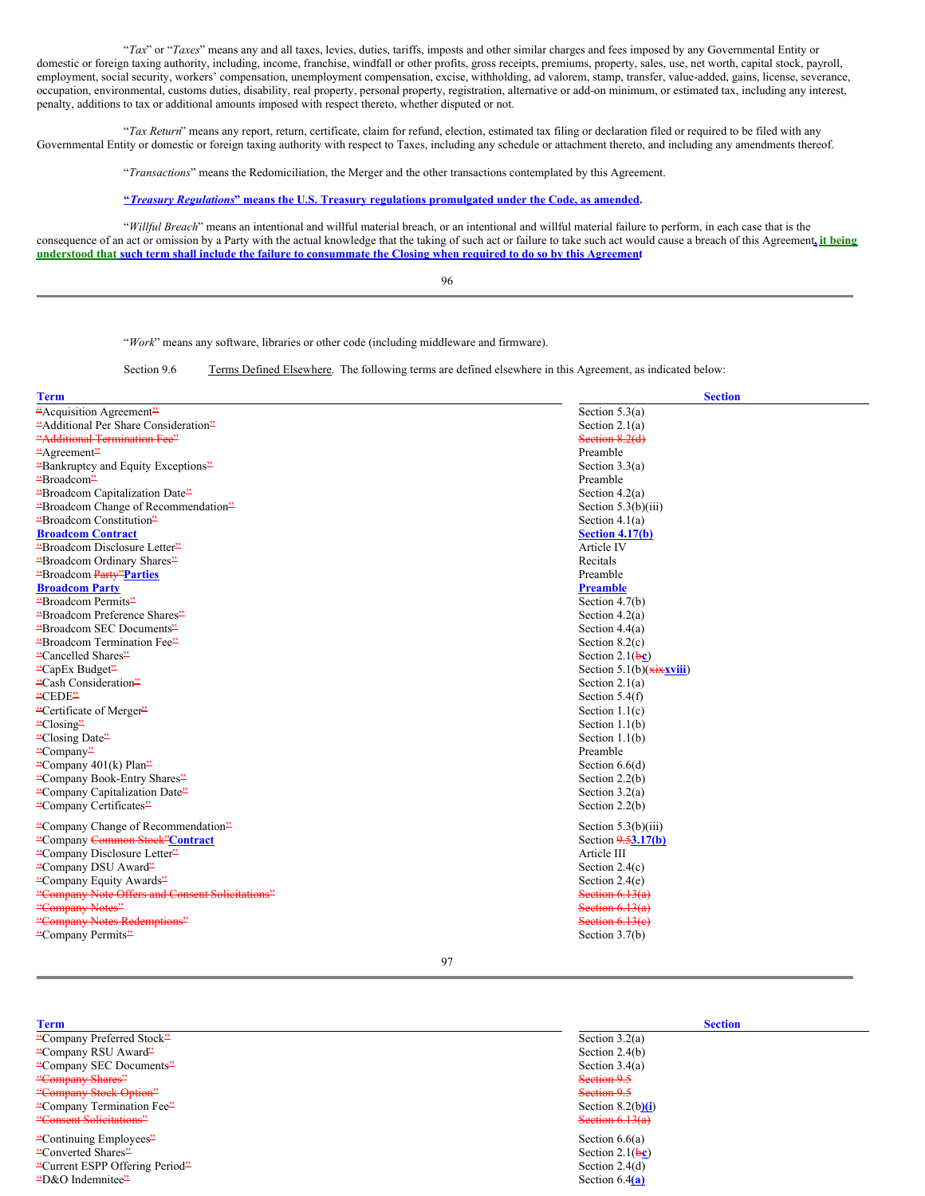"*Tax*" or "*Taxes*" means any and all taxes, levies, duties, tariffs, imposts and other similar charges and fees imposed by any Governmental Entity or domestic or foreign taxing authority, including, income, franchise, windfall or other profits, gross receipts, premiums, property, sales, use, net worth, capital stock, payroll, employment, social security, workers' compensation, unemployment compensation, excise, withholding, ad valorem, stamp, transfer, value-added, gains, license, severance, occupation, environmental, customs duties, disability, real property, personal property, registration, alternative or add-on minimum, or estimated tax, including any interest, penalty, additions to tax or additional amounts imposed with respect thereto, whether disputed or not.

"*Tax Return*" means any report, return, certificate, claim for refund, election, estimated tax filing or declaration filed or required to be filed with any Governmental Entity or domestic or foreign taxing authority with respect to Taxes, including any schedule or attachment thereto, and including any amendments thereof.

"*Transactions*" means the Redomiciliation, the Merger and the other transactions contemplated by this Agreement.

**"*Treasury Regulations*" means the U.S. Treasury regulations promulgated under the Code, as amended.**

"*Willful Breach*" means an intentional and willful material breach, or an intentional and willful material failure to perform, in each case that is the consequence of an act or omission by a Party with the actual knowledge that the taking of such act or failure to take such act would cause a breach of this Agreement**, it being understood that such term shall include the failure to consummate the Closing when required to do so by this Agreement**

"*Work*" means any software, libraries or other code (including middleware and firmware).

Section 9.6 Terms Defined Elsewhere. The following terms are defined elsewhere in this Agreement, as indicated below:

| Term | Section |
|---|---|
| "Acquisition Agreement" | Section 5.3(a) |
| "Additional Per Share Consideration" | Section 2.1(a) |
| ~~"Additional Termination Fee"~~ | ~~Section 8.2(d)~~ |
| "Agreement" | Preamble |
| "Bankruptcy and Equity Exceptions" | Section 3.3(a) |
| "Broadcom" | Preamble |
| "Broadcom Capitalization Date" | Section 4.2(a) |
| "Broadcom Change of Recommendation" | Section 5.3(b)(iii) |
| "Broadcom Constitution" | Section 4.1(a) |
| **Broadcom Contract** | **Section 4.17(b)** |
| "Broadcom Disclosure Letter" | Article IV |
| "Broadcom Ordinary Shares" | Recitals |
| "Broadcom ~~Party"~~**Parties** | Preamble |
| **Broadcom Party** | **Preamble** |
| "Broadcom Permits" | Section 4.7(b) |
| "Broadcom Preference Shares" | Section 4.2(a) |
| "Broadcom SEC Documents" | Section 4.4(a) |
| "Broadcom Termination Fee" | Section 8.2(c) |
| "Cancelled Shares" | Section 2.1(~~b~~**c**) |
| "CapEx Budget" | Section 5.1(b)(~~xix~~**xviii**) |
| "Cash Consideration" | Section 2.1(a) |
| "CEDE" | Section 5.4(f) |
| "Certificate of Merger" | Section 1.1(c) |
| "Closing" | Section 1.1(b) |
| "Closing Date" | Section 1.1(b) |
| "Company" | Preamble |
| "Company 401(k) Plan" | Section 6.6(d) |
| "Company Book-Entry Shares" | Section 2.2(b) |
| "Company Capitalization Date" | Section 3.2(a) |
| "Company Certificates" | Section 2.2(b) |
| "Company Change of Recommendation" | Section 5.3(b)(iii) |
| "Company ~~Common Stock"~~**Contract** | Section ~~9.5~~**3.17(b)** |
| "Company Disclosure Letter" | Article III |
| "Company DSU Award" | Section 2.4(c) |
| "Company Equity Awards" | Section 2.4(e) |
| ~~"Company Note Offers and Consent Solicitations"~~ | ~~Section 6.13(a)~~ |
| ~~"Company Notes"~~ | ~~Section 6.13(a)~~ |
| ~~"Company Notes Redemptions"~~ | ~~Section 6.13(c)~~ |
| "Company Permits" | Section 3.7(b) |
| "Company Preferred Stock" | Section 3.2(a) |
| "Company RSU Award" | Section 2.4(b) |
| "Company SEC Documents" | Section 3.4(a) |
| ~~"Company Shares"~~ | ~~Section 9.5~~ |
| ~~"Company Stock Option"~~ | ~~Section 9.5~~ |
| "Company Termination Fee" | Section 8.2(b**)(i**) |
| ~~"Consent Solicitations"~~ | ~~Section 6.13(a)~~ |
| "Continuing Employees" | Section 6.6(a) |
| "Converted Shares" | Section 2.1(~~b~~**c**) |
| "Current ESPP Offering Period" | Section 2.4(d) |
| "D&O Indemnitee" | Section 6.4**(a)** |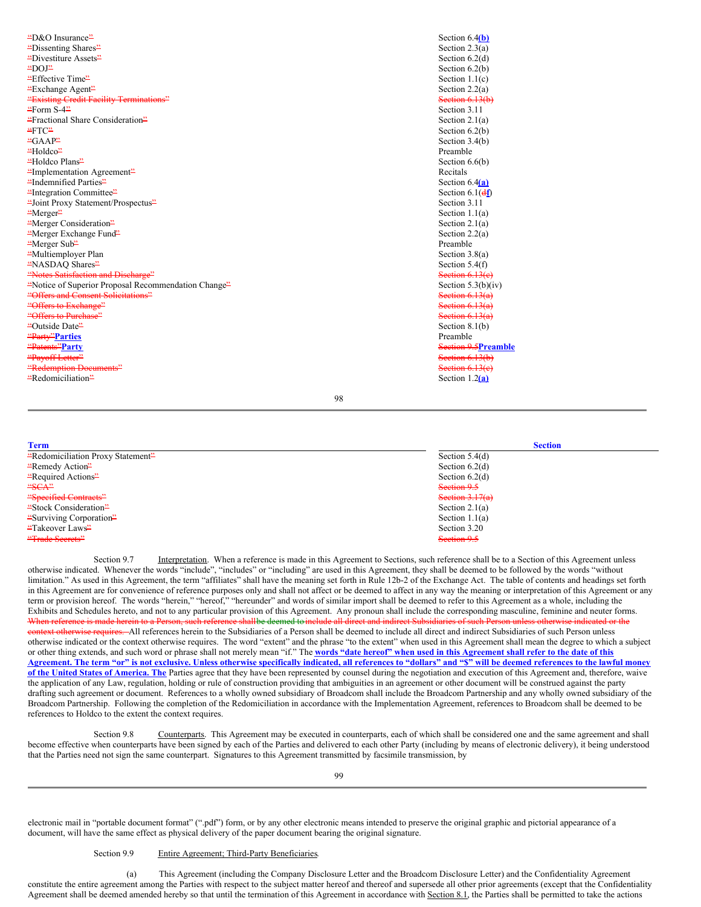| | |
|---|---|
| "D&O Insurance" | Section 6.4(b) |
| "Dissenting Shares" | Section 2.3(a) |
| "Divestiture Assets" | Section 6.2(d) |
| "DOJ" | Section 6.2(b) |
| "Effective Time" | Section 1.1(c) |
| "Exchange Agent" | Section 2.2(a) |
| ~~"Existing Credit Facility Terminations"~~ | ~~Section 6.13(b)~~ |
| "Form S-4" | Section 3.11 |
| "Fractional Share Consideration" | Section 2.1(a) |
| "FTC" | Section 6.2(b) |
| "GAAP" | Section 3.4(b) |
| "Holdco" | Preamble |
| "Holdco Plans" | Section 6.6(b) |
| "Implementation Agreement" | Recitals |
| "Indemnified Parties" | Section 6.4(a) |
| "Integration Committee" | Section 6.1(~~d~~f) |
| "Joint Proxy Statement/Prospectus" | Section 3.11 |
| "Merger" | Section 1.1(a) |
| "Merger Consideration" | Section 2.1(a) |
| "Merger Exchange Fund" | Section 2.2(a) |
| "Merger Sub" | Preamble |
| "Multiemployer Plan | Section 3.8(a) |
| "NASDAQ Shares" | Section 5.4(f) |
| ~~"Notes Satisfaction and Discharge"~~ | ~~Section 6.13(c)~~ |
| "Notice of Superior Proposal Recommendation Change" | Section 5.3(b)(iv) |
| ~~"Offers and Consent Solicitations"~~ | ~~Section 6.13(a)~~ |
| ~~"Offers to Exchange"~~ | ~~Section 6.13(a)~~ |
| ~~"Offers to Purchase"~~ | ~~Section 6.13(a)~~ |
| "Outside Date" | Section 8.1(b) |
| ~~"Party"~~**Parties** | Preamble |
| ~~"Patents"~~**Party** | ~~Section 9.5~~**Preamble** |
| ~~"Payoff Letter"~~ | ~~Section 6.13(b)~~ |
| ~~"Redemption Documents"~~ | ~~Section 6.13(c)~~ |
| "Redomiciliation" | Section 1.2(a) |

| **Term** | **Section** |
|---|---|
| "Redomiciliation Proxy Statement" | Section 5.4(d) |
| "Remedy Action" | Section 6.2(d) |
| "Required Actions" | Section 6.2(d) |
| ~~"SCA"~~ | ~~Section 9.5~~ |
| ~~"Specified Contracts"~~ | ~~Section 3.17(a)~~ |
| "Stock Consideration" | Section 2.1(a) |
| "Surviving Corporation" | Section 1.1(a) |
| "Takeover Laws" | Section 3.20 |
| ~~"Trade Secrets"~~ | ~~Section 9.5~~ |

Section 9.7 Interpretation. When a reference is made in this Agreement to Sections, such reference shall be to a Section of this Agreement unless otherwise indicated. Whenever the words "include", "includes" or "including" are used in this Agreement, they shall be deemed to be followed by the words "without limitation." As used in this Agreement, the term "affiliates" shall have the meaning set forth in Rule 12b-2 of the Exchange Act. The table of contents and headings set forth in this Agreement are for convenience of reference purposes only and shall not affect or be deemed to affect in any way the meaning or interpretation of this Agreement or any term or provision hereof. The words "herein," "hereof," "hereunder" and words of similar import shall be deemed to refer to this Agreement as a whole, including the Exhibits and Schedules hereto, and not to any particular provision of this Agreement. Any pronoun shall include the corresponding masculine, feminine and neuter forms. ~~When reference is made herein to a Person, such reference shallbe deemed to include all direct and indirect Subsidiaries of such Person unless otherwise indicated or the context otherwise requires.~~ All references herein to the Subsidiaries of a Person shall be deemed to include all direct and indirect Subsidiaries of such Person unless otherwise indicated or the context otherwise requires. The word "extent" and the phrase "to the extent" when used in this Agreement shall mean the degree to which a subject or other thing extends, and such word or phrase shall not merely mean "if." The **words "date hereof" when used in this Agreement shall refer to the date of this Agreement. The term "or" is not exclusive. Unless otherwise specifically indicated, all references to "dollars" and "$" will be deemed references to the lawful money of the United States of America. The** Parties agree that they have been represented by counsel during the negotiation and execution of this Agreement and, therefore, waive the application of any Law, regulation, holding or rule of construction providing that ambiguities in an agreement or other document will be construed against the party drafting such agreement or document. References to a wholly owned subsidiary of Broadcom shall include the Broadcom Partnership and any wholly owned subsidiary of the Broadcom Partnership. Following the completion of the Redomiciliation in accordance with the Implementation Agreement, references to Broadcom shall be deemed to be references to Holdco to the extent the context requires.

Section 9.8 Counterparts. This Agreement may be executed in counterparts, each of which shall be considered one and the same agreement and shall become effective when counterparts have been signed by each of the Parties and delivered to each other Party (including by means of electronic delivery), it being understood that the Parties need not sign the same counterpart. Signatures to this Agreement transmitted by facsimile transmission, by electronic mail in "portable document format" (".pdf") form, or by any other electronic means intended to preserve the original graphic and pictorial appearance of a document, will have the same effect as physical delivery of the paper document bearing the original signature.

Section 9.9 Entire Agreement; Third-Party Beneficiaries.

(a) This Agreement (including the Company Disclosure Letter and the Broadcom Disclosure Letter) and the Confidentiality Agreement constitute the entire agreement among the Parties with respect to the subject matter hereof and thereof and supersede all other prior agreements (except that the Confidentiality Agreement shall be deemed amended hereby so that until the termination of this Agreement in accordance with Section 8.1, the Parties shall be permitted to take the actions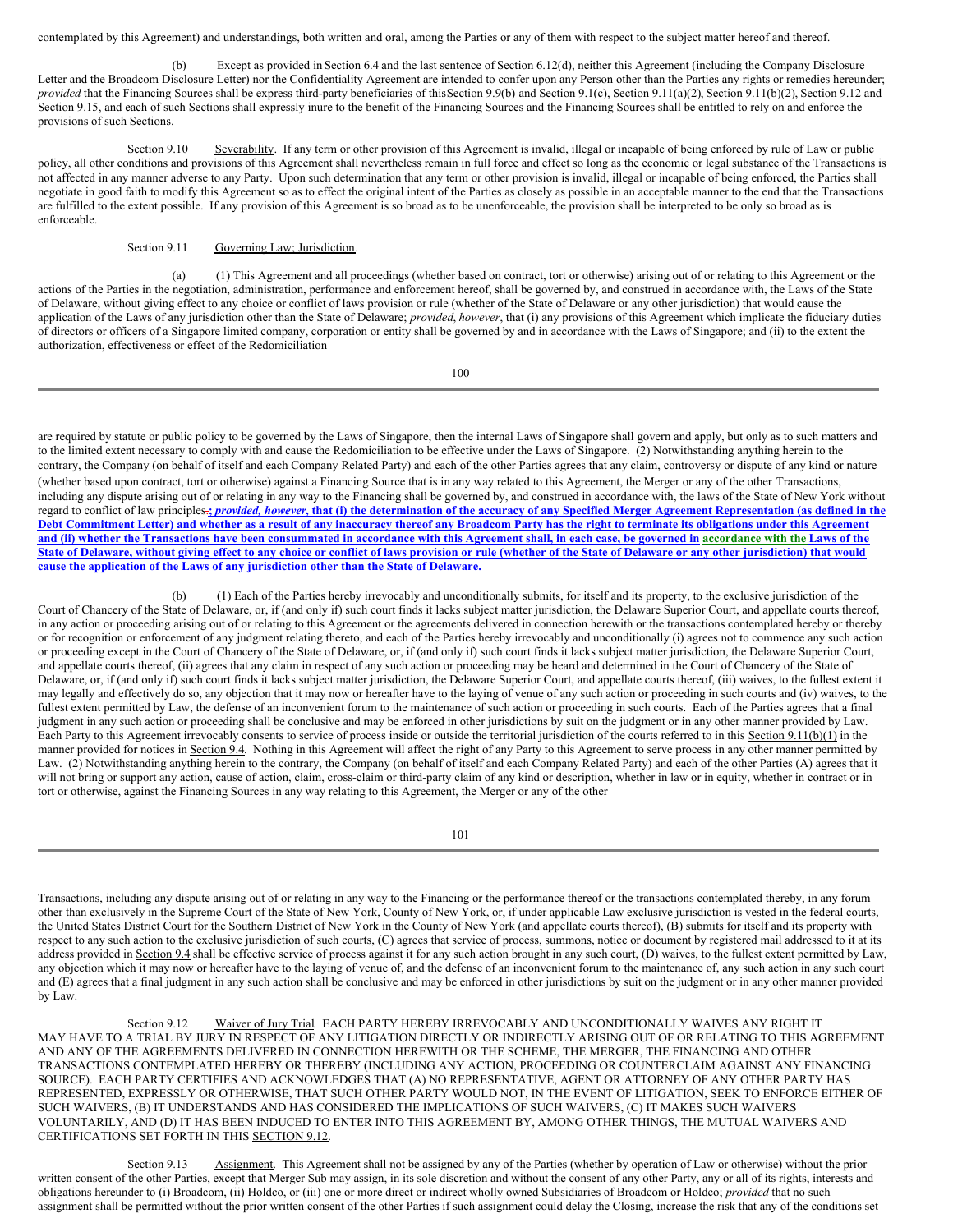contemplated by this Agreement) and understandings, both written and oral, among the Parties or any of them with respect to the subject matter hereof and thereof.

(b) Except as provided in Section 6.4 and the last sentence of Section 6.12(d), neither this Agreement (including the Company Disclosure Letter and the Broadcom Disclosure Letter) nor the Confidentiality Agreement are intended to confer upon any Person other than the Parties any rights or remedies hereunder; *provided* that the Financing Sources shall be express third-party beneficiaries of this Section 9.9(b) and Section 9.1(c), Section 9.11(a)(2), Section 9.11(b)(2), Section 9.12 and Section 9.15, and each of such Sections shall expressly inure to the benefit of the Financing Sources and the Financing Sources shall be entitled to rely on and enforce the provisions of such Sections.

Section 9.10 Severability. If any term or other provision of this Agreement is invalid, illegal or incapable of being enforced by rule of Law or public policy, all other conditions and provisions of this Agreement shall nevertheless remain in full force and effect so long as the economic or legal substance of the Transactions is not affected in any manner adverse to any Party. Upon such determination that any term or other provision is invalid, illegal or incapable of being enforced, the Parties shall negotiate in good faith to modify this Agreement so as to effect the original intent of the Parties as closely as possible in an acceptable manner to the end that the Transactions are fulfilled to the extent possible. If any provision of this Agreement is so broad as to be unenforceable, the provision shall be interpreted to be only so broad as is enforceable.

Section 9.11 Governing Law; Jurisdiction.

(a) (1) This Agreement and all proceedings (whether based on contract, tort or otherwise) arising out of or relating to this Agreement or the actions of the Parties in the negotiation, administration, performance and enforcement hereof, shall be governed by, and construed in accordance with, the Laws of the State of Delaware, without giving effect to any choice or conflict of laws provision or rule (whether of the State of Delaware or any other jurisdiction) that would cause the application of the Laws of any jurisdiction other than the State of Delaware; *provided*, *however*, that (i) any provisions of this Agreement which implicate the fiduciary duties of directors or officers of a Singapore limited company, corporation or entity shall be governed by and in accordance with the Laws of Singapore; and (ii) to the extent the authorization, effectiveness or effect of the Redomiciliation are required by statute or public policy to be governed by the Laws of Singapore, then the internal Laws of Singapore shall govern and apply, but only as to such matters and to the limited extent necessary to comply with and cause the Redomiciliation to be effective under the Laws of Singapore. (2) Notwithstanding anything herein to the contrary, the Company (on behalf of itself and each Company Related Party) and each of the other Parties agrees that any claim, controversy or dispute of any kind or nature (whether based upon contract, tort or otherwise) against a Financing Source that is in any way related to this Agreement, the Merger or any of the other Transactions, including any dispute arising out of or relating in any way to the Financing shall be governed by, and construed in accordance with, the laws of the State of New York without regard to conflict of law principles~~.~~; ***provided, however*, that (i) the determination of the accuracy of any Specified Merger Agreement Representation (as defined in the Debt Commitment Letter) and whether as a result of any inaccuracy thereof any Broadcom Party has the right to terminate its obligations under this Agreement and (ii) whether the Transactions have been consummated in accordance with this Agreement shall, in each case, be governed in accordance with the Laws of the State of Delaware, without giving effect to any choice or conflict of laws provision or rule (whether of the State of Delaware or any other jurisdiction) that would cause the application of the Laws of any jurisdiction other than the State of Delaware.**

(b) (1) Each of the Parties hereby irrevocably and unconditionally submits, for itself and its property, to the exclusive jurisdiction of the Court of Chancery of the State of Delaware, or, if (and only if) such court finds it lacks subject matter jurisdiction, the Delaware Superior Court, and appellate courts thereof, in any action or proceeding arising out of or relating to this Agreement or the agreements delivered in connection herewith or the transactions contemplated hereby or thereby or for recognition or enforcement of any judgment relating thereto, and each of the Parties hereby irrevocably and unconditionally (i) agrees not to commence any such action or proceeding except in the Court of Chancery of the State of Delaware, or, if (and only if) such court finds it lacks subject matter jurisdiction, the Delaware Superior Court, and appellate courts thereof, (ii) agrees that any claim in respect of any such action or proceeding may be heard and determined in the Court of Chancery of the State of Delaware, or, if (and only if) such court finds it lacks subject matter jurisdiction, the Delaware Superior Court, and appellate courts thereof, (iii) waives, to the fullest extent it may legally and effectively do so, any objection that it may now or hereafter have to the laying of venue of any such action or proceeding in such courts and (iv) waives, to the fullest extent permitted by Law, the defense of an inconvenient forum to the maintenance of such action or proceeding in such courts. Each of the Parties agrees that a final judgment in any such action or proceeding shall be conclusive and may be enforced in other jurisdictions by suit on the judgment or in any other manner provided by Law. Each Party to this Agreement irrevocably consents to service of process inside or outside the territorial jurisdiction of the courts referred to in this Section 9.11(b)(1) in the manner provided for notices in Section 9.4. Nothing in this Agreement will affect the right of any Party to this Agreement to serve process in any other manner permitted by Law. (2) Notwithstanding anything herein to the contrary, the Company (on behalf of itself and each Company Related Party) and each of the other Parties (A) agrees that it will not bring or support any action, cause of action, claim, cross-claim or third-party claim of any kind or description, whether in law or in equity, whether in contract or in tort or otherwise, against the Financing Sources in any way relating to this Agreement, the Merger or any of the other Transactions, including any dispute arising out of or relating in any way to the Financing or the performance thereof or the transactions contemplated thereby, in any forum other than exclusively in the Supreme Court of the State of New York, County of New York, or, if under applicable Law exclusive jurisdiction is vested in the federal courts, the United States District Court for the Southern District of New York in the County of New York (and appellate courts thereof), (B) submits for itself and its property with respect to any such action to the exclusive jurisdiction of such courts, (C) agrees that service of process, summons, notice or document by registered mail addressed to it at its address provided in Section 9.4 shall be effective service of process against it for any such action brought in any such court, (D) waives, to the fullest extent permitted by Law, any objection which it may now or hereafter have to the laying of venue of, and the defense of an inconvenient forum to the maintenance of, any such action in any such court and (E) agrees that a final judgment in any such action shall be conclusive and may be enforced in other jurisdictions by suit on the judgment or in any other manner provided by Law.

Section 9.12 Waiver of Jury Trial. EACH PARTY HEREBY IRREVOCABLY AND UNCONDITIONALLY WAIVES ANY RIGHT IT MAY HAVE TO A TRIAL BY JURY IN RESPECT OF ANY LITIGATION DIRECTLY OR INDIRECTLY ARISING OUT OF OR RELATING TO THIS AGREEMENT AND ANY OF THE AGREEMENTS DELIVERED IN CONNECTION HEREWITH OR THE SCHEME, THE MERGER, THE FINANCING AND OTHER TRANSACTIONS CONTEMPLATED HEREBY OR THEREBY (INCLUDING ANY ACTION, PROCEEDING OR COUNTERCLAIM AGAINST ANY FINANCING SOURCE). EACH PARTY CERTIFIES AND ACKNOWLEDGES THAT (A) NO REPRESENTATIVE, AGENT OR ATTORNEY OF ANY OTHER PARTY HAS REPRESENTED, EXPRESSLY OR OTHERWISE, THAT SUCH OTHER PARTY WOULD NOT, IN THE EVENT OF LITIGATION, SEEK TO ENFORCE EITHER OF SUCH WAIVERS, (B) IT UNDERSTANDS AND HAS CONSIDERED THE IMPLICATIONS OF SUCH WAIVERS, (C) IT MAKES SUCH WAIVERS VOLUNTARILY, AND (D) IT HAS BEEN INDUCED TO ENTER INTO THIS AGREEMENT BY, AMONG OTHER THINGS, THE MUTUAL WAIVERS AND CERTIFICATIONS SET FORTH IN THIS SECTION 9.12.

Section 9.13 Assignment. This Agreement shall not be assigned by any of the Parties (whether by operation of Law or otherwise) without the prior written consent of the other Parties, except that Merger Sub may assign, in its sole discretion and without the consent of any other Party, any or all of its rights, interests and obligations hereunder to (i) Broadcom, (ii) Holdco, or (iii) one or more direct or indirect wholly owned Subsidiaries of Broadcom or Holdco; *provided* that no such assignment shall be permitted without the prior written consent of the other Parties if such assignment could delay the Closing, increase the risk that any of the conditions set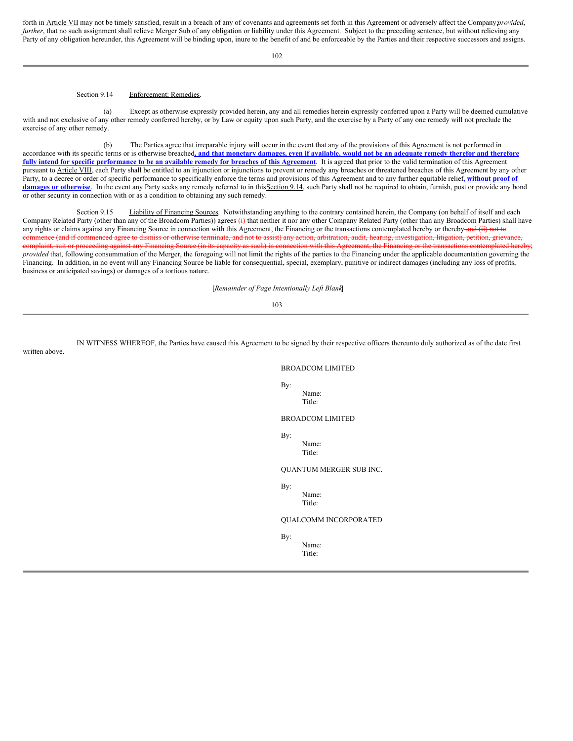forth in Article VII may not be timely satisfied, result in a breach of any of covenants and agreements set forth in this Agreement or adversely affect the Company; *provided*, *further*, that no such assignment shall relieve Merger Sub of any obligation or liability under this Agreement. Subject to the preceding sentence, but without relieving any Party of any obligation hereunder, this Agreement will be binding upon, inure to the benefit of and be enforceable by the Parties and their respective successors and assigns.

Section 9.14 Enforcement; Remedies.

(a) Except as otherwise expressly provided herein, any and all remedies herein expressly conferred upon a Party will be deemed cumulative with and not exclusive of any other remedy conferred hereby, or by Law or equity upon such Party, and the exercise by a Party of any one remedy will not preclude the exercise of any other remedy.

(b) The Parties agree that irreparable injury will occur in the event that any of the provisions of this Agreement is not performed in accordance with its specific terms or is otherwise breached**, and that monetary damages, even if available, would not be an adequate remedy therefor and therefore fully intend for specific performance to be an available remedy for breaches of this Agreement**. It is agreed that prior to the valid termination of this Agreement pursuant to Article VIII, each Party shall be entitled to an injunction or injunctions to prevent or remedy any breaches or threatened breaches of this Agreement by any other Party, to a decree or order of specific performance to specifically enforce the terms and provisions of this Agreement and to any further equitable relief**, without proof of damages or otherwise**. In the event any Party seeks any remedy referred to in this Section 9.14, such Party shall not be required to obtain, furnish, post or provide any bond or other security in connection with or as a condition to obtaining any such remedy.

Section 9.15 Liability of Financing Sources. Notwithstanding anything to the contrary contained herein, the Company (on behalf of itself and each Company Related Party (other than any of the Broadcom Parties)) agrees ~~(i)~~ that neither it nor any other Company Related Party (other than any Broadcom Parties) shall have any rights or claims against any Financing Source in connection with this Agreement, the Financing or the transactions contemplated hereby or thereby ~~and (ii) not to commence (and if commenced agree to dismiss or otherwise terminate, and not to assist) any action, arbitration, audit, hearing, investigation, litigation, petition, grievance, complaint, suit or proceeding against any Financing Source (in its capacity as such) in connection with this Agreement, the Financing or the transactions contemplated hereby~~; *provided* that, following consummation of the Merger, the foregoing will not limit the rights of the parties to the Financing under the applicable documentation governing the Financing. In addition, in no event will any Financing Source be liable for consequential, special, exemplary, punitive or indirect damages (including any loss of profits, business or anticipated savings) or damages of a tortious nature.

[*Remainder of Page Intentionally Left Blank*]

IN WITNESS WHEREOF, the Parties have caused this Agreement to be signed by their respective officers thereunto duly authorized as of the date first written above.

BROADCOM LIMITED

By:
Name:
Title:

BROADCOM LIMITED

By:
Name:
Title:

QUANTUM MERGER SUB INC.

By:
Name:
Title:

QUALCOMM INCORPORATED

By:
Name:
Title: